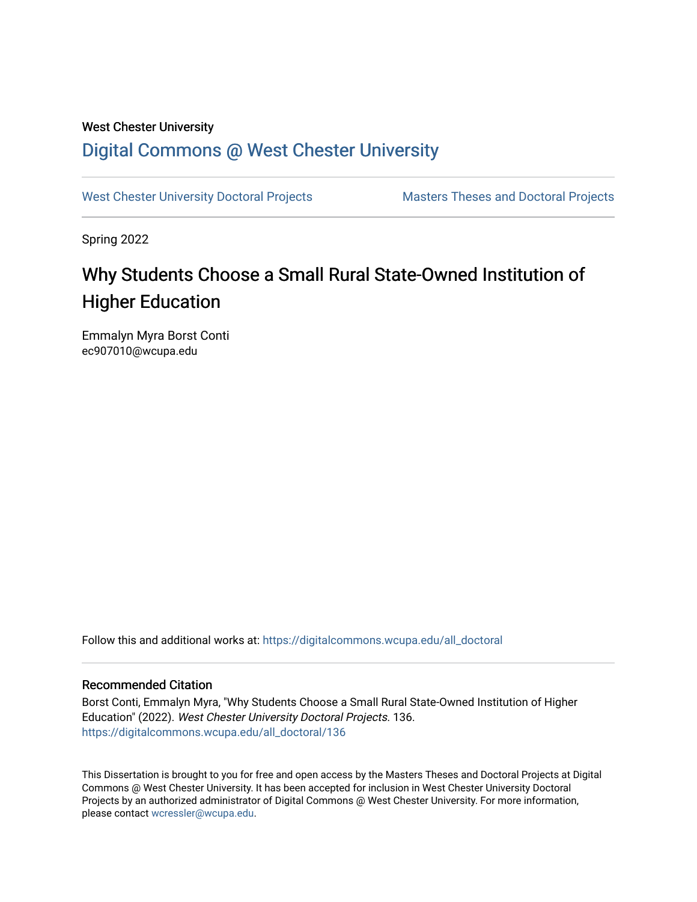West Chester University

# Digital Commons @ West Chester University

West Chester University Doctoral Projects | Masters Theses and Doctoral Projects

Spring 2022

## Why Students Choose a Small Rural State-Owned Institution of Higher Education

Emmalyn Myra Borst Conti
ec907010@wcupa.edu

Follow this and additional works at: https://digitalcommons.wcupa.edu/all_doctoral

### Recommended Citation

Borst Conti, Emmalyn Myra, "Why Students Choose a Small Rural State-Owned Institution of Higher Education" (2022). *West Chester University Doctoral Projects*. 136.
https://digitalcommons.wcupa.edu/all_doctoral/136

This Dissertation is brought to you for free and open access by the Masters Theses and Doctoral Projects at Digital Commons @ West Chester University. It has been accepted for inclusion in West Chester University Doctoral Projects by an authorized administrator of Digital Commons @ West Chester University. For more information, please contact wcressler@wcupa.edu.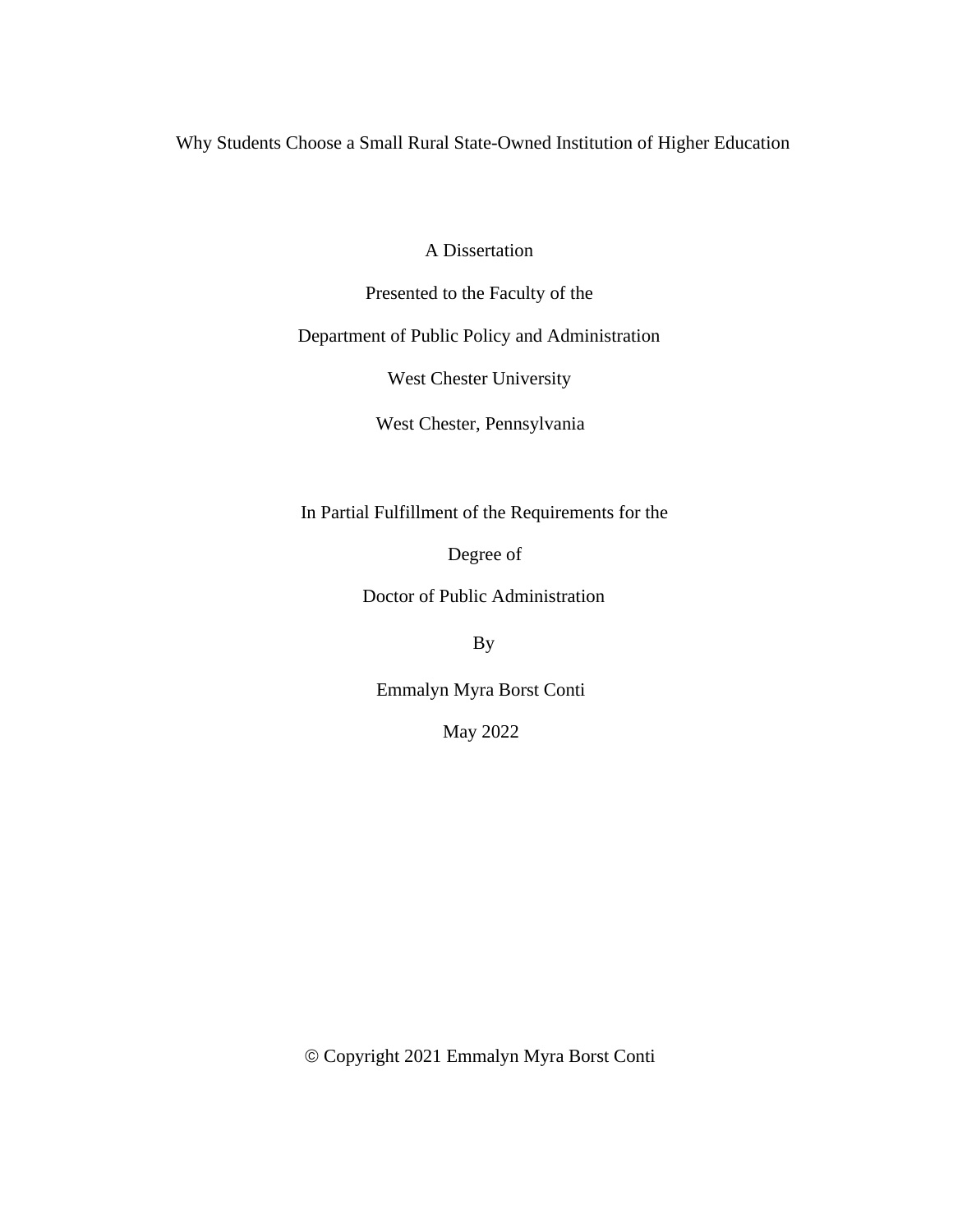# Why Students Choose a Small Rural State-Owned Institution of Higher Education

A Dissertation

Presented to the Faculty of the

Department of Public Policy and Administration

West Chester University

West Chester, Pennsylvania

In Partial Fulfillment of the Requirements for the

Degree of

Doctor of Public Administration

By

Emmalyn Myra Borst Conti

May 2022

© Copyright 2021 Emmalyn Myra Borst Conti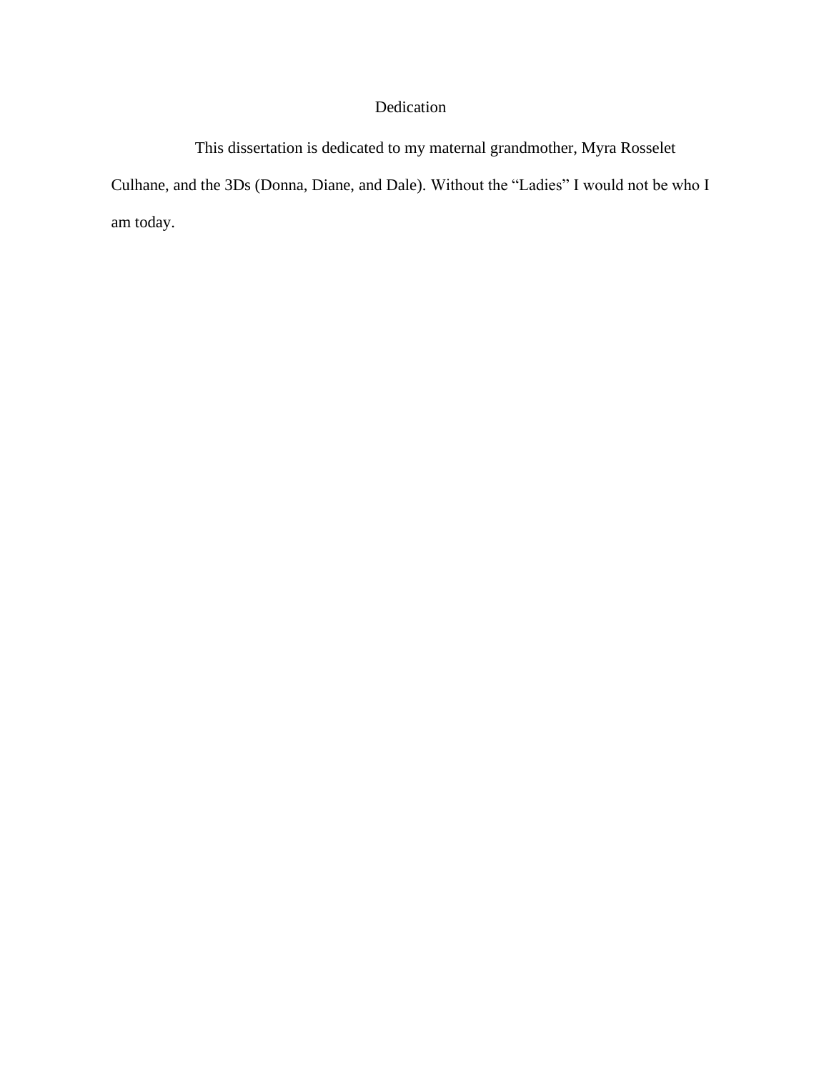# Dedication

This dissertation is dedicated to my maternal grandmother, Myra Rosselet Culhane, and the 3Ds (Donna, Diane, and Dale). Without the "Ladies" I would not be who I am today.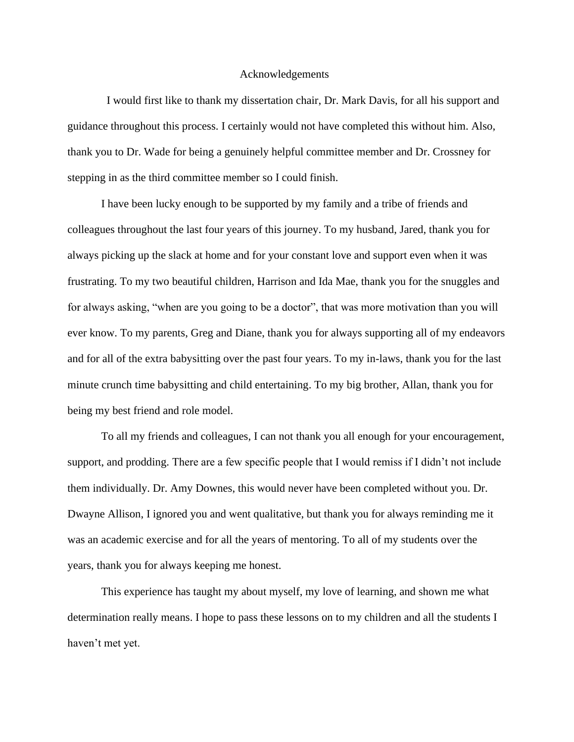# Acknowledgements

I would first like to thank my dissertation chair, Dr. Mark Davis, for all his support and guidance throughout this process. I certainly would not have completed this without him. Also, thank you to Dr. Wade for being a genuinely helpful committee member and Dr. Crossney for stepping in as the third committee member so I could finish.

I have been lucky enough to be supported by my family and a tribe of friends and colleagues throughout the last four years of this journey. To my husband, Jared, thank you for always picking up the slack at home and for your constant love and support even when it was frustrating. To my two beautiful children, Harrison and Ida Mae, thank you for the snuggles and for always asking, "when are you going to be a doctor", that was more motivation than you will ever know. To my parents, Greg and Diane, thank you for always supporting all of my endeavors and for all of the extra babysitting over the past four years. To my in-laws, thank you for the last minute crunch time babysitting and child entertaining. To my big brother, Allan, thank you for being my best friend and role model.

To all my friends and colleagues, I can not thank you all enough for your encouragement, support, and prodding. There are a few specific people that I would remiss if I didn't not include them individually. Dr. Amy Downes, this would never have been completed without you. Dr. Dwayne Allison, I ignored you and went qualitative, but thank you for always reminding me it was an academic exercise and for all the years of mentoring. To all of my students over the years, thank you for always keeping me honest.

This experience has taught my about myself, my love of learning, and shown me what determination really means. I hope to pass these lessons on to my children and all the students I haven't met yet.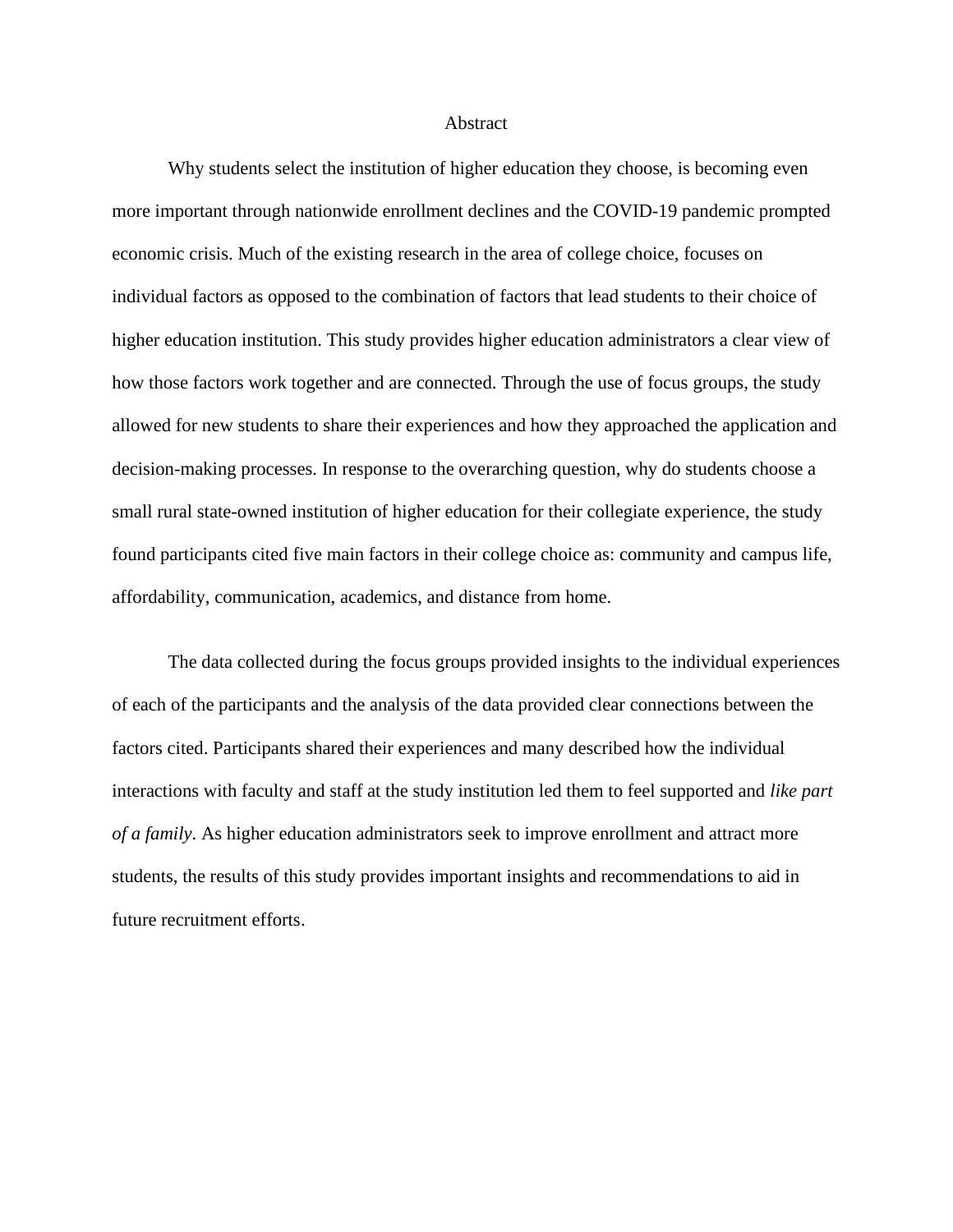# Abstract

Why students select the institution of higher education they choose, is becoming even more important through nationwide enrollment declines and the COVID-19 pandemic prompted economic crisis. Much of the existing research in the area of college choice, focuses on individual factors as opposed to the combination of factors that lead students to their choice of higher education institution. This study provides higher education administrators a clear view of how those factors work together and are connected. Through the use of focus groups, the study allowed for new students to share their experiences and how they approached the application and decision-making processes. In response to the overarching question, why do students choose a small rural state-owned institution of higher education for their collegiate experience, the study found participants cited five main factors in their college choice as: community and campus life, affordability, communication, academics, and distance from home.

The data collected during the focus groups provided insights to the individual experiences of each of the participants and the analysis of the data provided clear connections between the factors cited. Participants shared their experiences and many described how the individual interactions with faculty and staff at the study institution led them to feel supported and *like part of a family*. As higher education administrators seek to improve enrollment and attract more students, the results of this study provides important insights and recommendations to aid in future recruitment efforts.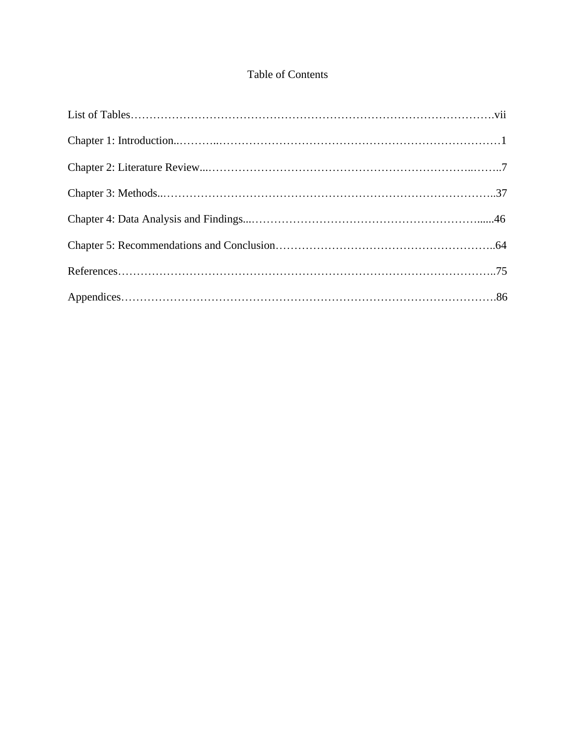# Table of Contents

List of Tables……………………………………………………………………………………….vii

Chapter 1: Introduction..………..……………………………………………………………………1

Chapter 2: Literature Review...…………………………………………………………..……..7

Chapter 3: Methods..……………………………………………………………………………..37

Chapter 4: Data Analysis and Findings...…………………………………………………….....46

Chapter 5: Recommendations and Conclusion…………………………………………………..64

References………………………………………………………………………………………..75

Appendices……………………………………………………………………………………….86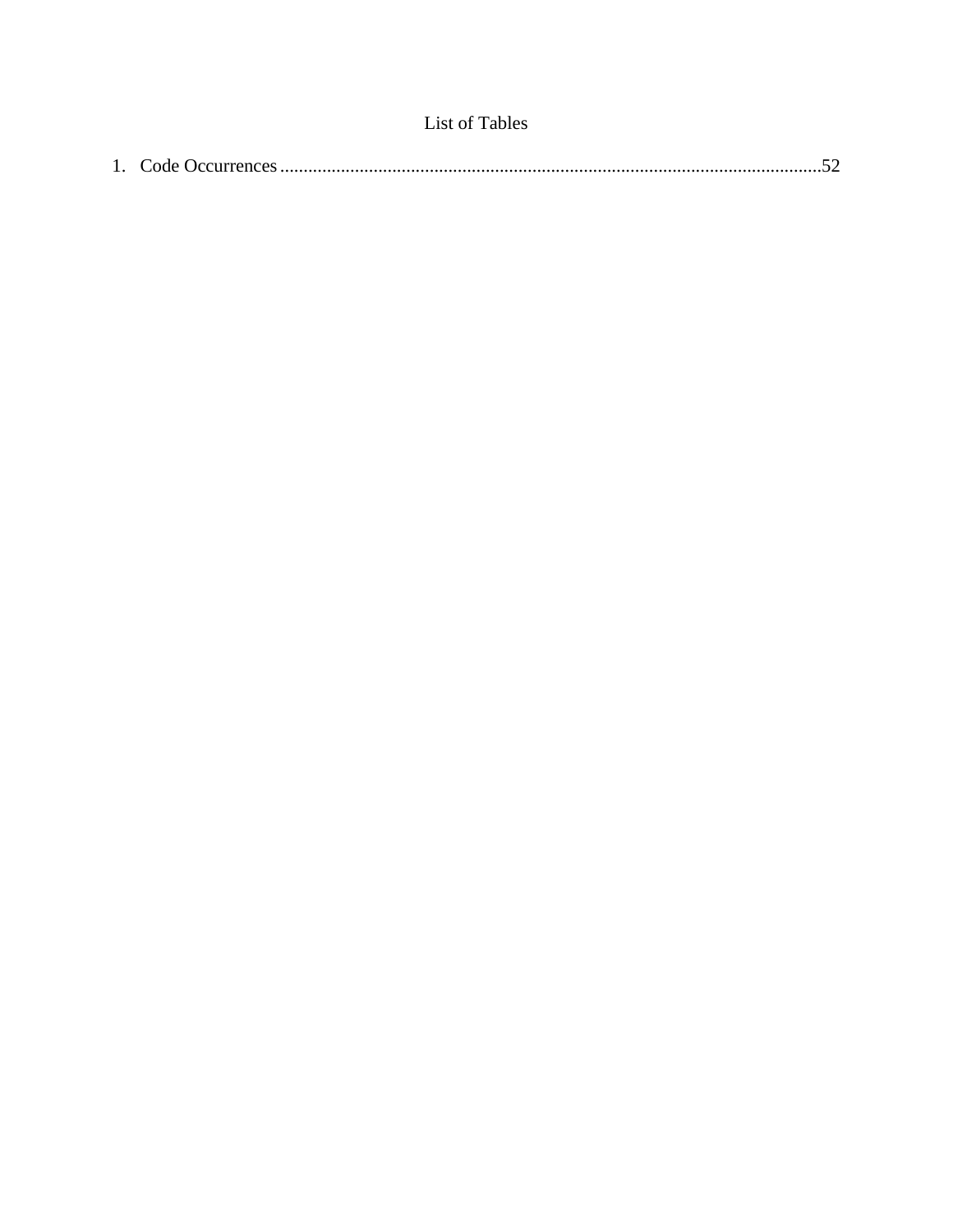# List of Tables

1. Code Occurrences ........................................................................................................................52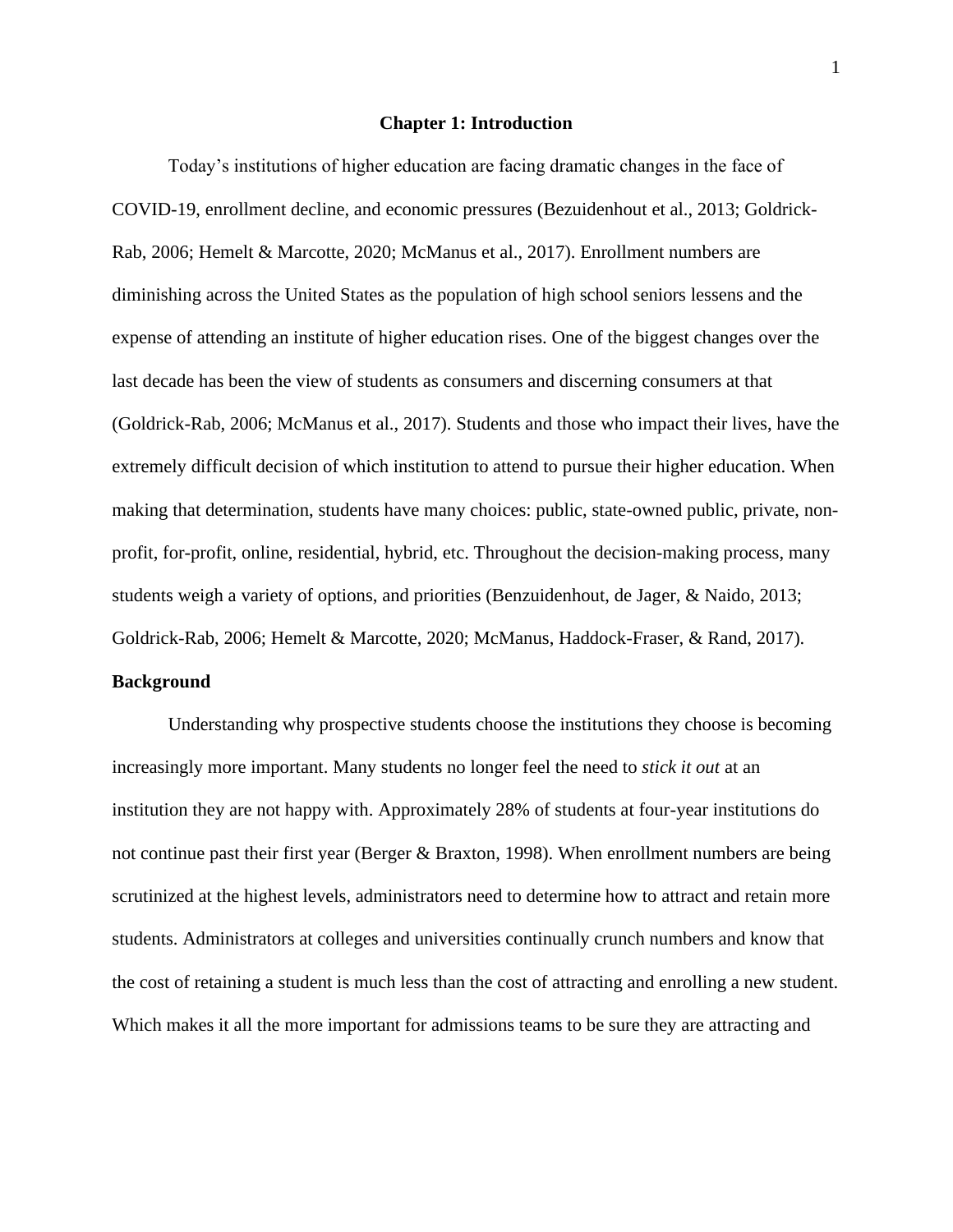# Chapter 1: Introduction

Today's institutions of higher education are facing dramatic changes in the face of COVID-19, enrollment decline, and economic pressures (Bezuidenhout et al., 2013; Goldrick-Rab, 2006; Hemelt & Marcotte, 2020; McManus et al., 2017). Enrollment numbers are diminishing across the United States as the population of high school seniors lessens and the expense of attending an institute of higher education rises. One of the biggest changes over the last decade has been the view of students as consumers and discerning consumers at that (Goldrick-Rab, 2006; McManus et al., 2017). Students and those who impact their lives, have the extremely difficult decision of which institution to attend to pursue their higher education. When making that determination, students have many choices: public, state-owned public, private, non-profit, for-profit, online, residential, hybrid, etc. Throughout the decision-making process, many students weigh a variety of options, and priorities (Benzuidenhout, de Jager, & Naido, 2013; Goldrick-Rab, 2006; Hemelt & Marcotte, 2020; McManus, Haddock-Fraser, & Rand, 2017).

## Background

Understanding why prospective students choose the institutions they choose is becoming increasingly more important. Many students no longer feel the need to *stick it out* at an institution they are not happy with. Approximately 28% of students at four-year institutions do not continue past their first year (Berger & Braxton, 1998). When enrollment numbers are being scrutinized at the highest levels, administrators need to determine how to attract and retain more students. Administrators at colleges and universities continually crunch numbers and know that the cost of retaining a student is much less than the cost of attracting and enrolling a new student. Which makes it all the more important for admissions teams to be sure they are attracting and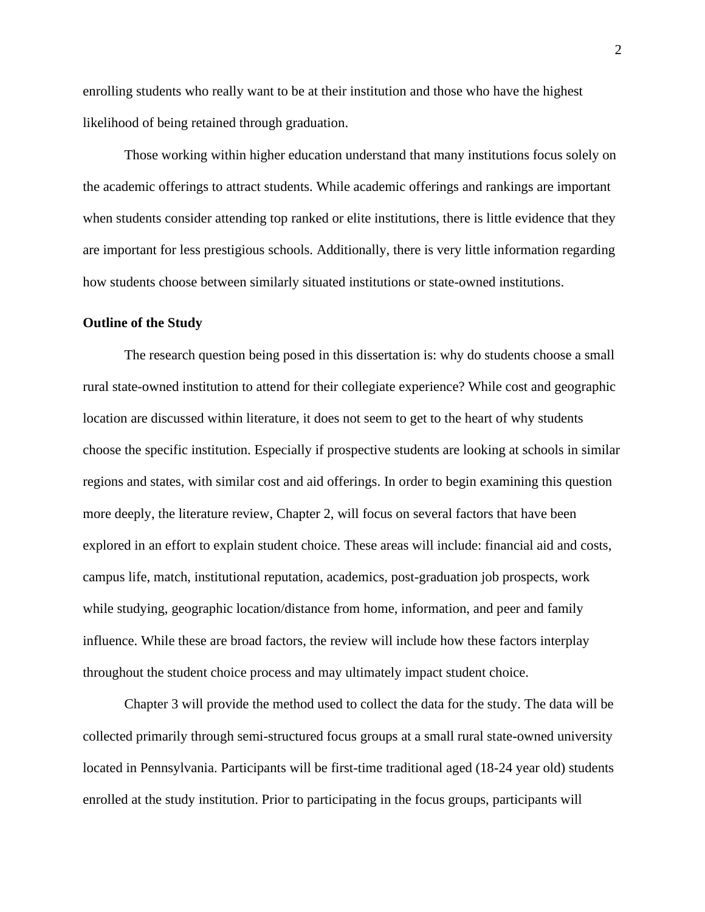enrolling students who really want to be at their institution and those who have the highest likelihood of being retained through graduation.

Those working within higher education understand that many institutions focus solely on the academic offerings to attract students. While academic offerings and rankings are important when students consider attending top ranked or elite institutions, there is little evidence that they are important for less prestigious schools. Additionally, there is very little information regarding how students choose between similarly situated institutions or state-owned institutions.

**Outline of the Study**

The research question being posed in this dissertation is: why do students choose a small rural state-owned institution to attend for their collegiate experience? While cost and geographic location are discussed within literature, it does not seem to get to the heart of why students choose the specific institution. Especially if prospective students are looking at schools in similar regions and states, with similar cost and aid offerings. In order to begin examining this question more deeply, the literature review, Chapter 2, will focus on several factors that have been explored in an effort to explain student choice. These areas will include: financial aid and costs, campus life, match, institutional reputation, academics, post-graduation job prospects, work while studying, geographic location/distance from home, information, and peer and family influence. While these are broad factors, the review will include how these factors interplay throughout the student choice process and may ultimately impact student choice.

Chapter 3 will provide the method used to collect the data for the study. The data will be collected primarily through semi-structured focus groups at a small rural state-owned university located in Pennsylvania. Participants will be first-time traditional aged (18-24 year old) students enrolled at the study institution. Prior to participating in the focus groups, participants will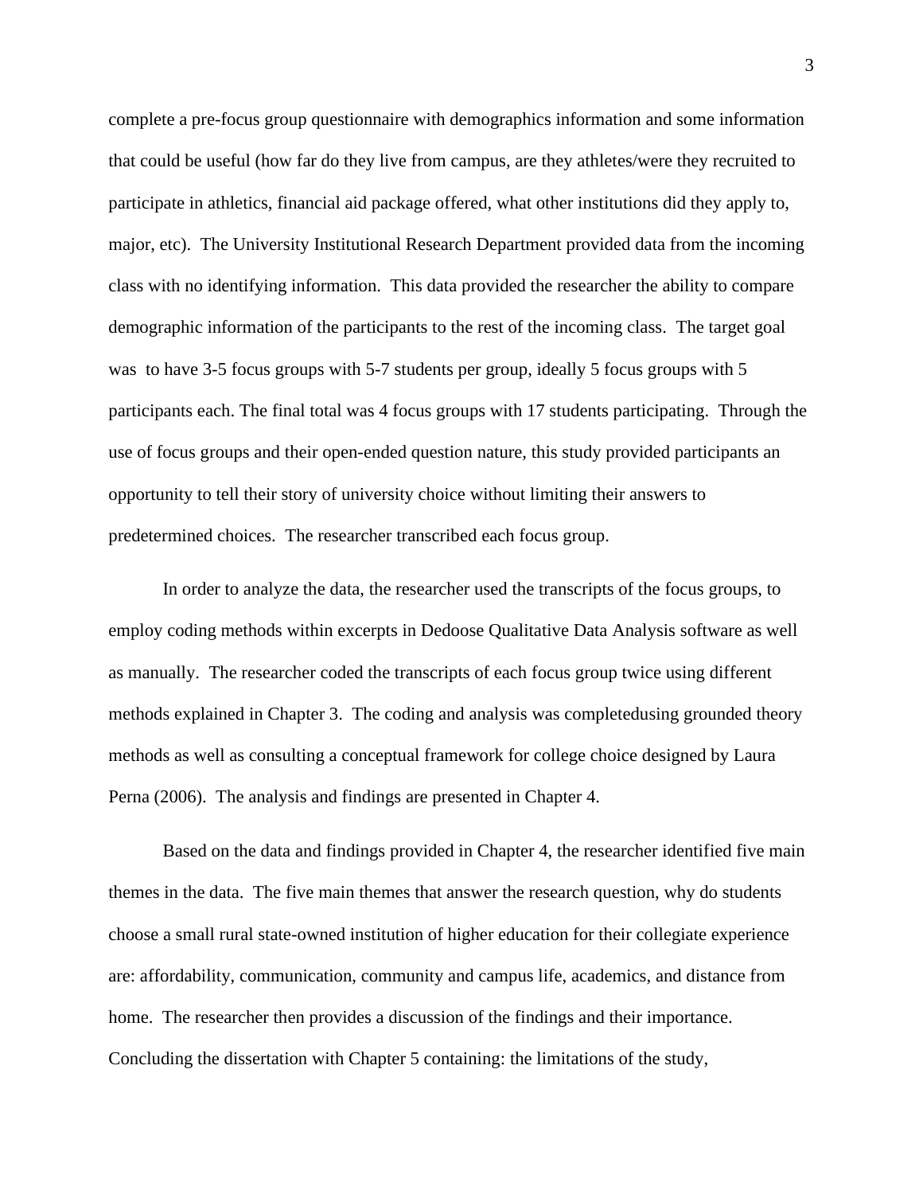complete a pre-focus group questionnaire with demographics information and some information that could be useful (how far do they live from campus, are they athletes/were they recruited to participate in athletics, financial aid package offered, what other institutions did they apply to, major, etc). The University Institutional Research Department provided data from the incoming class with no identifying information. This data provided the researcher the ability to compare demographic information of the participants to the rest of the incoming class. The target goal was to have 3-5 focus groups with 5-7 students per group, ideally 5 focus groups with 5 participants each. The final total was 4 focus groups with 17 students participating. Through the use of focus groups and their open-ended question nature, this study provided participants an opportunity to tell their story of university choice without limiting their answers to predetermined choices. The researcher transcribed each focus group.

In order to analyze the data, the researcher used the transcripts of the focus groups, to employ coding methods within excerpts in Dedoose Qualitative Data Analysis software as well as manually. The researcher coded the transcripts of each focus group twice using different methods explained in Chapter 3. The coding and analysis was completedusing grounded theory methods as well as consulting a conceptual framework for college choice designed by Laura Perna (2006). The analysis and findings are presented in Chapter 4.

Based on the data and findings provided in Chapter 4, the researcher identified five main themes in the data. The five main themes that answer the research question, why do students choose a small rural state-owned institution of higher education for their collegiate experience are: affordability, communication, community and campus life, academics, and distance from home. The researcher then provides a discussion of the findings and their importance. Concluding the dissertation with Chapter 5 containing: the limitations of the study,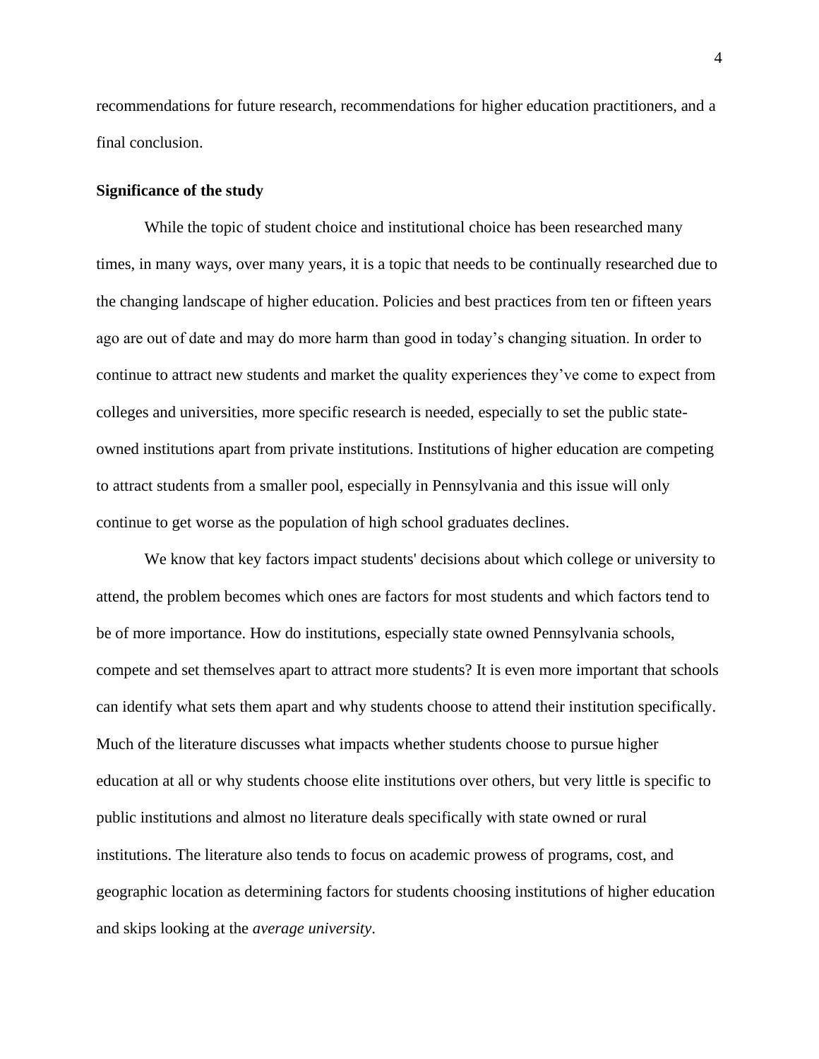recommendations for future research, recommendations for higher education practitioners, and a final conclusion.

**Significance of the study**

While the topic of student choice and institutional choice has been researched many times, in many ways, over many years, it is a topic that needs to be continually researched due to the changing landscape of higher education. Policies and best practices from ten or fifteen years ago are out of date and may do more harm than good in today's changing situation. In order to continue to attract new students and market the quality experiences they've come to expect from colleges and universities, more specific research is needed, especially to set the public state-owned institutions apart from private institutions. Institutions of higher education are competing to attract students from a smaller pool, especially in Pennsylvania and this issue will only continue to get worse as the population of high school graduates declines.

We know that key factors impact students' decisions about which college or university to attend, the problem becomes which ones are factors for most students and which factors tend to be of more importance. How do institutions, especially state owned Pennsylvania schools, compete and set themselves apart to attract more students? It is even more important that schools can identify what sets them apart and why students choose to attend their institution specifically. Much of the literature discusses what impacts whether students choose to pursue higher education at all or why students choose elite institutions over others, but very little is specific to public institutions and almost no literature deals specifically with state owned or rural institutions. The literature also tends to focus on academic prowess of programs, cost, and geographic location as determining factors for students choosing institutions of higher education and skips looking at the *average university*.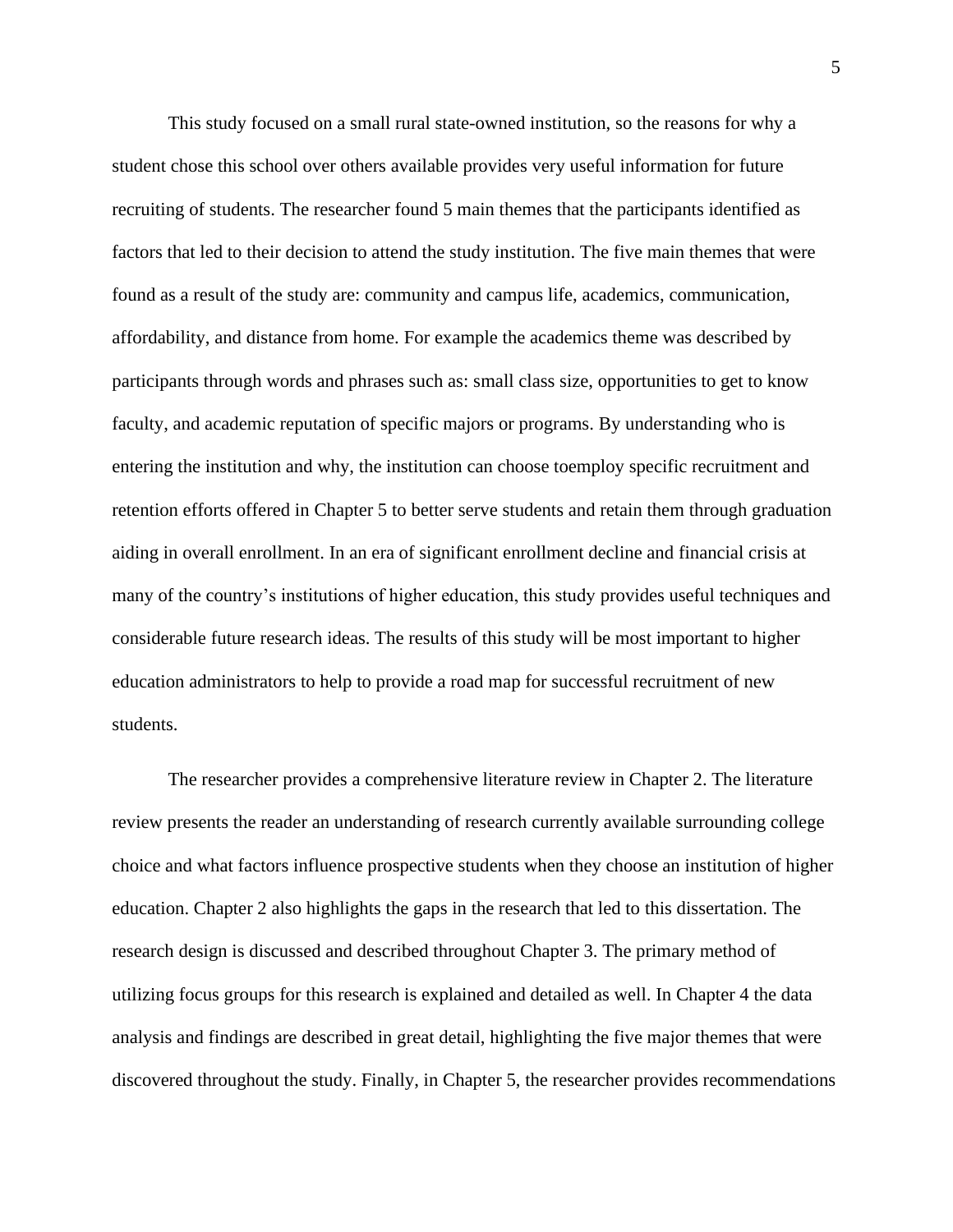This study focused on a small rural state-owned institution, so the reasons for why a student chose this school over others available provides very useful information for future recruiting of students. The researcher found 5 main themes that the participants identified as factors that led to their decision to attend the study institution. The five main themes that were found as a result of the study are: community and campus life, academics, communication, affordability, and distance from home. For example the academics theme was described by participants through words and phrases such as: small class size, opportunities to get to know faculty, and academic reputation of specific majors or programs. By understanding who is entering the institution and why, the institution can choose toemploy specific recruitment and retention efforts offered in Chapter 5 to better serve students and retain them through graduation aiding in overall enrollment. In an era of significant enrollment decline and financial crisis at many of the country's institutions of higher education, this study provides useful techniques and considerable future research ideas. The results of this study will be most important to higher education administrators to help to provide a road map for successful recruitment of new students.

The researcher provides a comprehensive literature review in Chapter 2. The literature review presents the reader an understanding of research currently available surrounding college choice and what factors influence prospective students when they choose an institution of higher education. Chapter 2 also highlights the gaps in the research that led to this dissertation. The research design is discussed and described throughout Chapter 3. The primary method of utilizing focus groups for this research is explained and detailed as well. In Chapter 4 the data analysis and findings are described in great detail, highlighting the five major themes that were discovered throughout the study. Finally, in Chapter 5, the researcher provides recommendations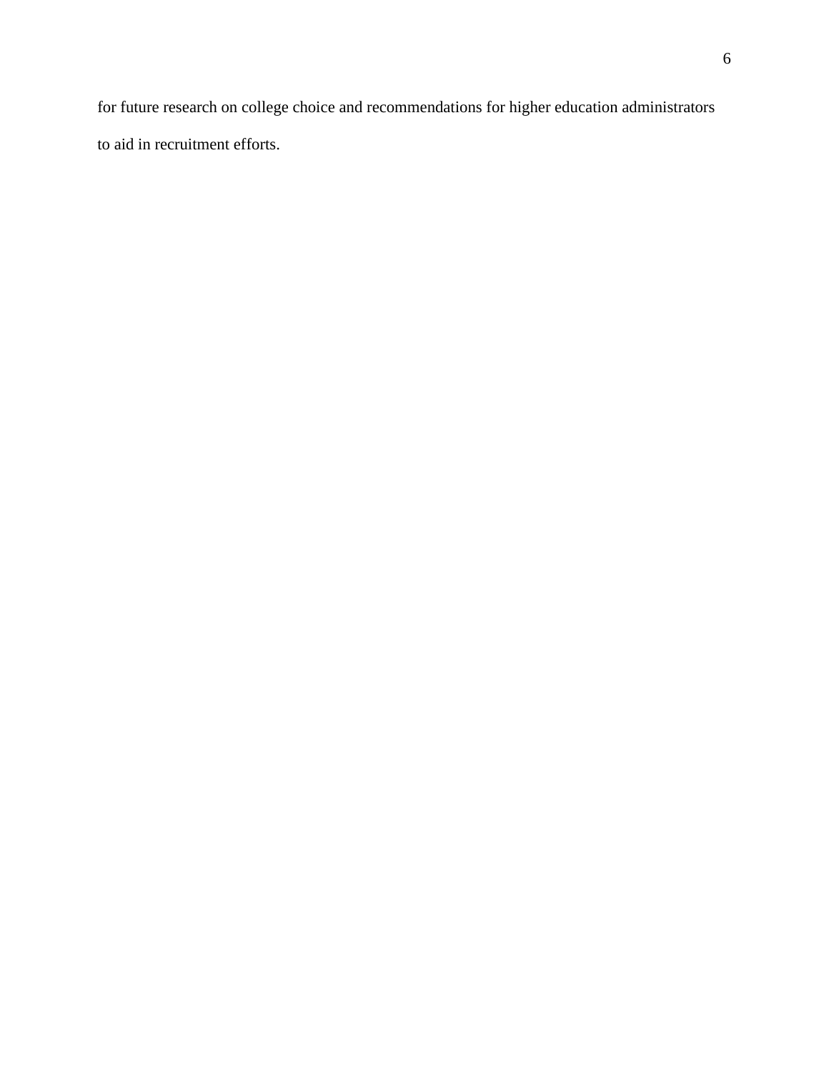for future research on college choice and recommendations for higher education administrators to aid in recruitment efforts.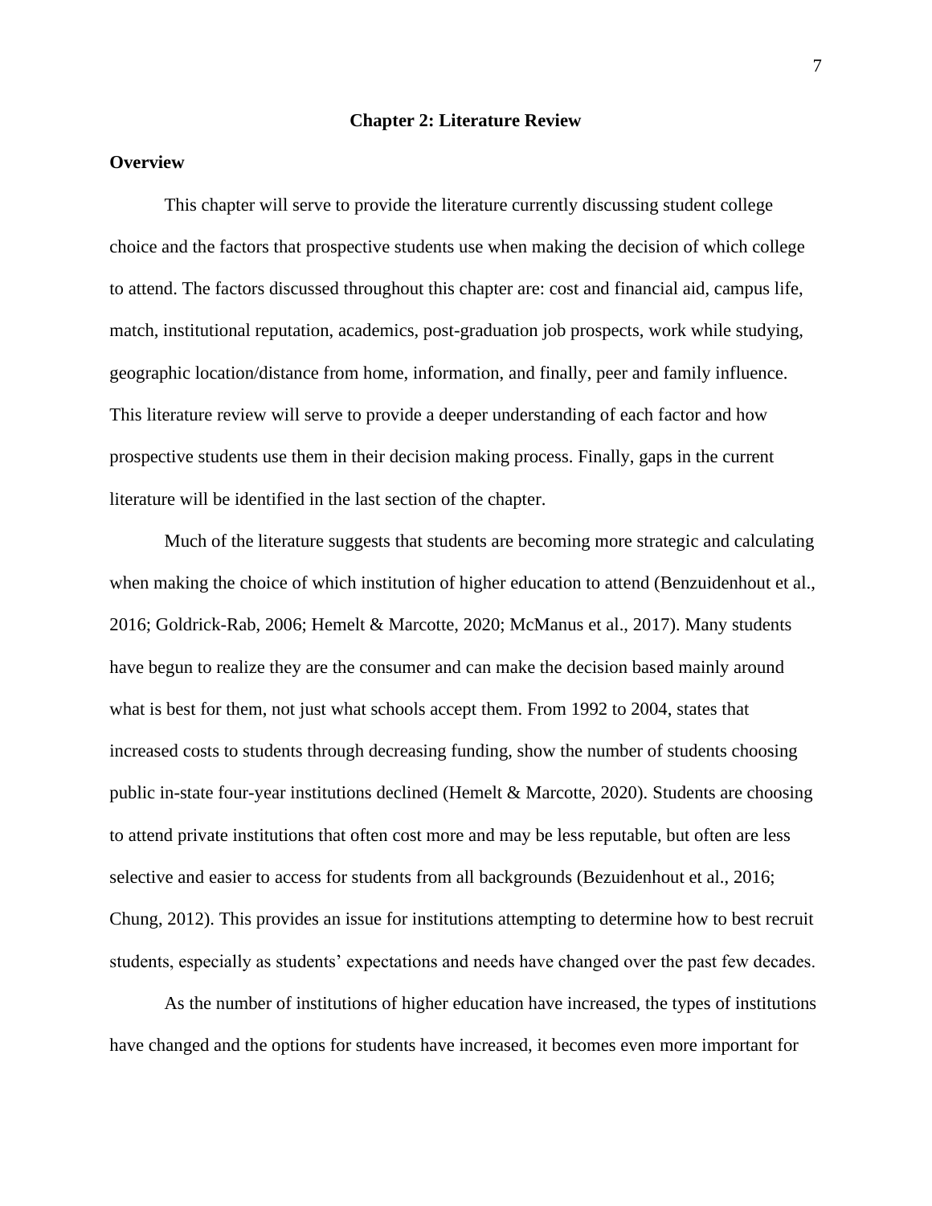# Chapter 2: Literature Review

## Overview

This chapter will serve to provide the literature currently discussing student college choice and the factors that prospective students use when making the decision of which college to attend. The factors discussed throughout this chapter are: cost and financial aid, campus life, match, institutional reputation, academics, post-graduation job prospects, work while studying, geographic location/distance from home, information, and finally, peer and family influence. This literature review will serve to provide a deeper understanding of each factor and how prospective students use them in their decision making process. Finally, gaps in the current literature will be identified in the last section of the chapter.

Much of the literature suggests that students are becoming more strategic and calculating when making the choice of which institution of higher education to attend (Benzuidenhout et al., 2016; Goldrick-Rab, 2006; Hemelt & Marcotte, 2020; McManus et al., 2017). Many students have begun to realize they are the consumer and can make the decision based mainly around what is best for them, not just what schools accept them. From 1992 to 2004, states that increased costs to students through decreasing funding, show the number of students choosing public in-state four-year institutions declined (Hemelt & Marcotte, 2020). Students are choosing to attend private institutions that often cost more and may be less reputable, but often are less selective and easier to access for students from all backgrounds (Bezuidenhout et al., 2016; Chung, 2012). This provides an issue for institutions attempting to determine how to best recruit students, especially as students' expectations and needs have changed over the past few decades.

As the number of institutions of higher education have increased, the types of institutions have changed and the options for students have increased, it becomes even more important for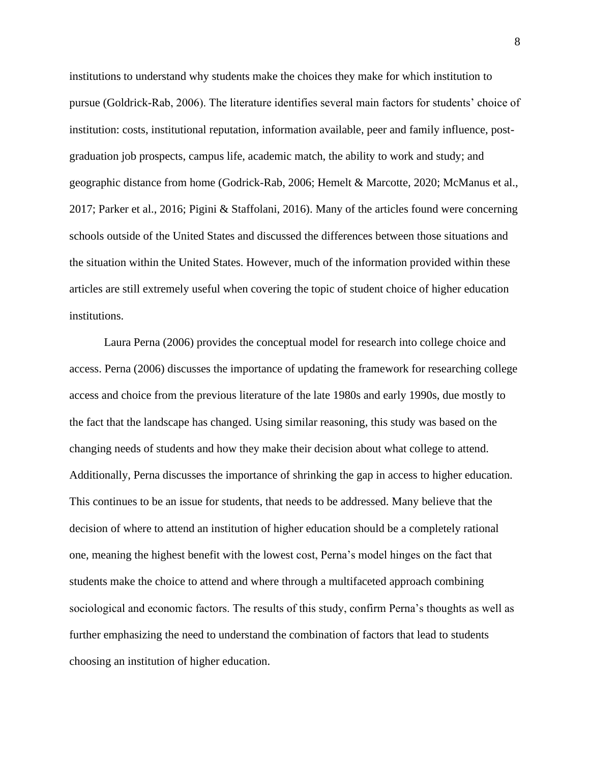institutions to understand why students make the choices they make for which institution to pursue (Goldrick-Rab, 2006). The literature identifies several main factors for students' choice of institution: costs, institutional reputation, information available, peer and family influence, post-graduation job prospects, campus life, academic match, the ability to work and study; and geographic distance from home (Godrick-Rab, 2006; Hemelt & Marcotte, 2020; McManus et al., 2017; Parker et al., 2016; Pigini & Staffolani, 2016). Many of the articles found were concerning schools outside of the United States and discussed the differences between those situations and the situation within the United States. However, much of the information provided within these articles are still extremely useful when covering the topic of student choice of higher education institutions.

Laura Perna (2006) provides the conceptual model for research into college choice and access. Perna (2006) discusses the importance of updating the framework for researching college access and choice from the previous literature of the late 1980s and early 1990s, due mostly to the fact that the landscape has changed. Using similar reasoning, this study was based on the changing needs of students and how they make their decision about what college to attend. Additionally, Perna discusses the importance of shrinking the gap in access to higher education. This continues to be an issue for students, that needs to be addressed. Many believe that the decision of where to attend an institution of higher education should be a completely rational one, meaning the highest benefit with the lowest cost, Perna's model hinges on the fact that students make the choice to attend and where through a multifaceted approach combining sociological and economic factors. The results of this study, confirm Perna's thoughts as well as further emphasizing the need to understand the combination of factors that lead to students choosing an institution of higher education.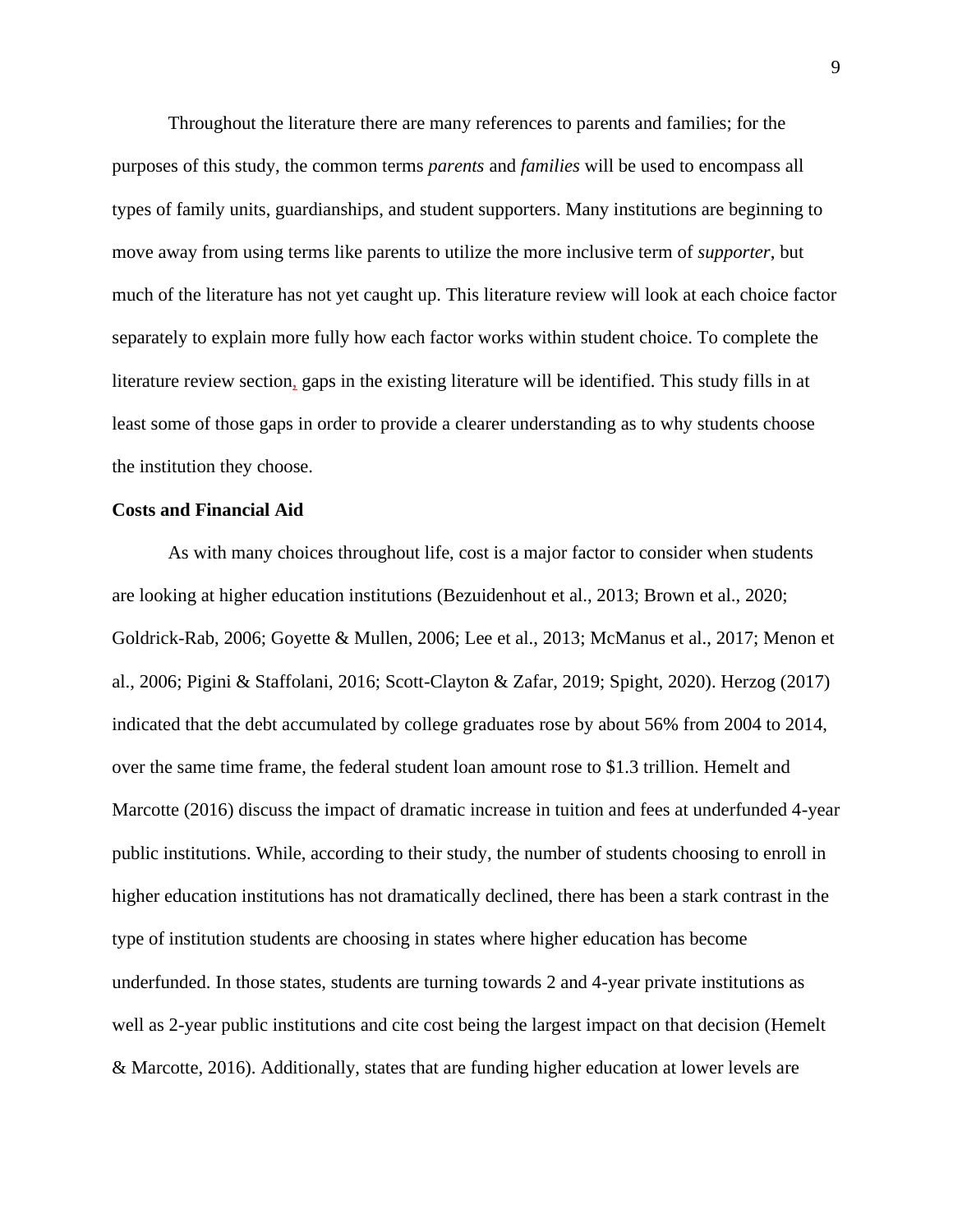Throughout the literature there are many references to parents and families; for the purposes of this study, the common terms *parents* and *families* will be used to encompass all types of family units, guardianships, and student supporters. Many institutions are beginning to move away from using terms like parents to utilize the more inclusive term of *supporter*, but much of the literature has not yet caught up. This literature review will look at each choice factor separately to explain more fully how each factor works within student choice. To complete the literature review section, gaps in the existing literature will be identified. This study fills in at least some of those gaps in order to provide a clearer understanding as to why students choose the institution they choose.

**Costs and Financial Aid**

As with many choices throughout life, cost is a major factor to consider when students are looking at higher education institutions (Bezuidenhout et al., 2013; Brown et al., 2020; Goldrick-Rab, 2006; Goyette & Mullen, 2006; Lee et al., 2013; McManus et al., 2017; Menon et al., 2006; Pigini & Staffolani, 2016; Scott-Clayton & Zafar, 2019; Spight, 2020). Herzog (2017) indicated that the debt accumulated by college graduates rose by about 56% from 2004 to 2014, over the same time frame, the federal student loan amount rose to $1.3 trillion. Hemelt and Marcotte (2016) discuss the impact of dramatic increase in tuition and fees at underfunded 4-year public institutions. While, according to their study, the number of students choosing to enroll in higher education institutions has not dramatically declined, there has been a stark contrast in the type of institution students are choosing in states where higher education has become underfunded. In those states, students are turning towards 2 and 4-year private institutions as well as 2-year public institutions and cite cost being the largest impact on that decision (Hemelt & Marcotte, 2016). Additionally, states that are funding higher education at lower levels are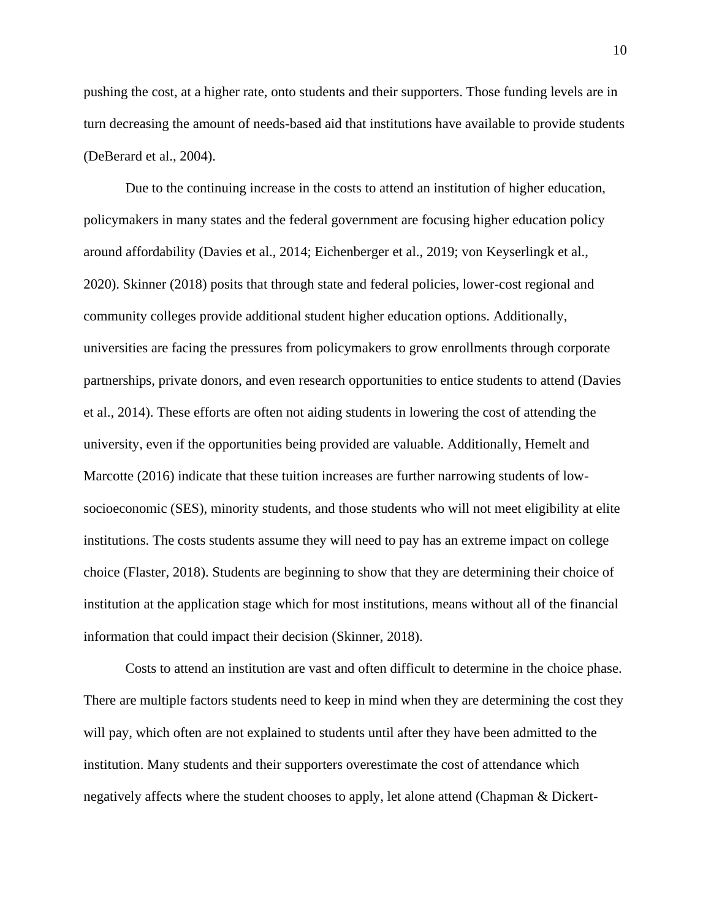pushing the cost, at a higher rate, onto students and their supporters. Those funding levels are in turn decreasing the amount of needs-based aid that institutions have available to provide students (DeBerard et al., 2004).

Due to the continuing increase in the costs to attend an institution of higher education, policymakers in many states and the federal government are focusing higher education policy around affordability (Davies et al., 2014; Eichenberger et al., 2019; von Keyserlingk et al., 2020). Skinner (2018) posits that through state and federal policies, lower-cost regional and community colleges provide additional student higher education options. Additionally, universities are facing the pressures from policymakers to grow enrollments through corporate partnerships, private donors, and even research opportunities to entice students to attend (Davies et al., 2014). These efforts are often not aiding students in lowering the cost of attending the university, even if the opportunities being provided are valuable. Additionally, Hemelt and Marcotte (2016) indicate that these tuition increases are further narrowing students of low-socioeconomic (SES), minority students, and those students who will not meet eligibility at elite institutions. The costs students assume they will need to pay has an extreme impact on college choice (Flaster, 2018). Students are beginning to show that they are determining their choice of institution at the application stage which for most institutions, means without all of the financial information that could impact their decision (Skinner, 2018).

Costs to attend an institution are vast and often difficult to determine in the choice phase. There are multiple factors students need to keep in mind when they are determining the cost they will pay, which often are not explained to students until after they have been admitted to the institution. Many students and their supporters overestimate the cost of attendance which negatively affects where the student chooses to apply, let alone attend (Chapman & Dickert-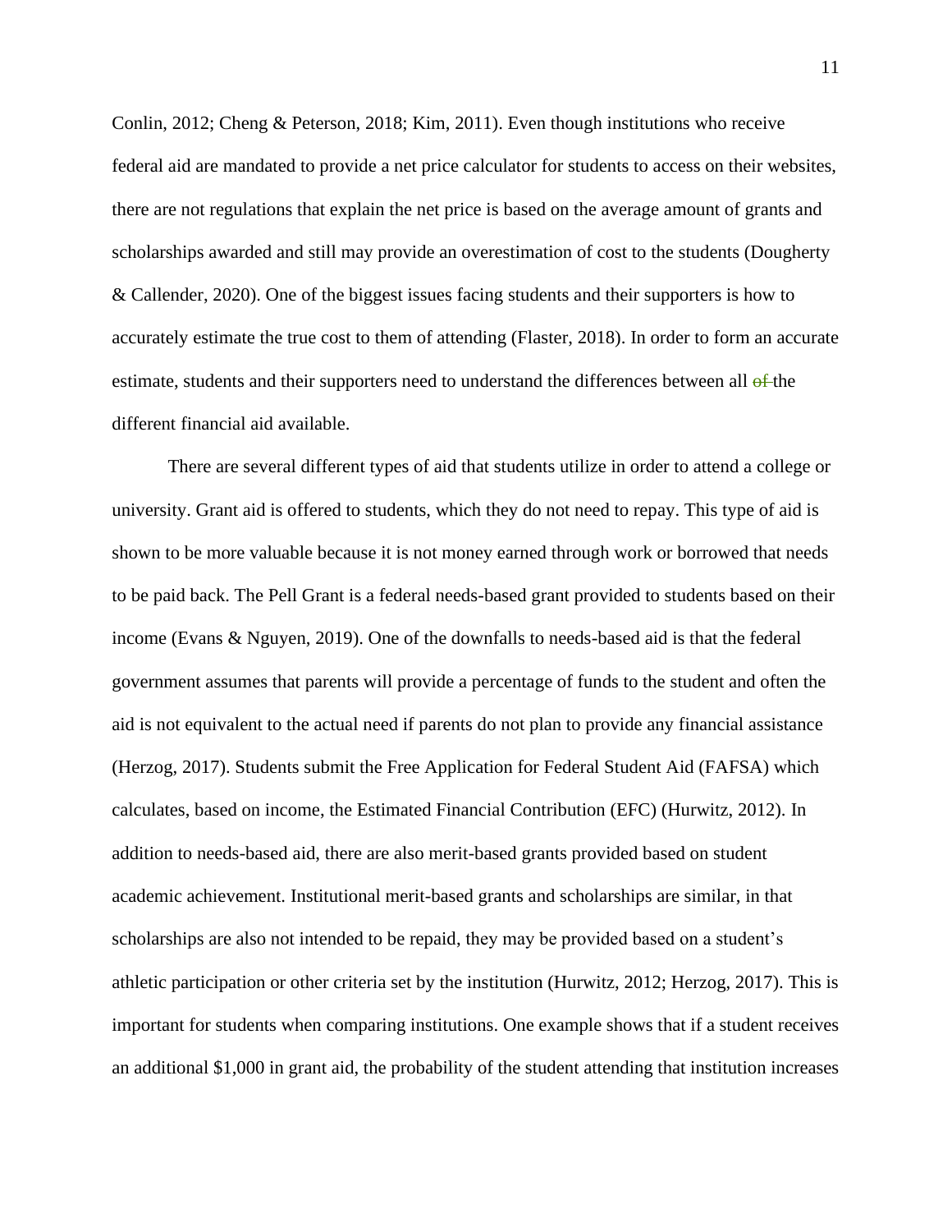Conlin, 2012; Cheng & Peterson, 2018; Kim, 2011). Even though institutions who receive federal aid are mandated to provide a net price calculator for students to access on their websites, there are not regulations that explain the net price is based on the average amount of grants and scholarships awarded and still may provide an overestimation of cost to the students (Dougherty & Callender, 2020). One of the biggest issues facing students and their supporters is how to accurately estimate the true cost to them of attending (Flaster, 2018). In order to form an accurate estimate, students and their supporters need to understand the differences between all ~~of~~ the different financial aid available.

There are several different types of aid that students utilize in order to attend a college or university. Grant aid is offered to students, which they do not need to repay. This type of aid is shown to be more valuable because it is not money earned through work or borrowed that needs to be paid back. The Pell Grant is a federal needs-based grant provided to students based on their income (Evans & Nguyen, 2019). One of the downfalls to needs-based aid is that the federal government assumes that parents will provide a percentage of funds to the student and often the aid is not equivalent to the actual need if parents do not plan to provide any financial assistance (Herzog, 2017). Students submit the Free Application for Federal Student Aid (FAFSA) which calculates, based on income, the Estimated Financial Contribution (EFC) (Hurwitz, 2012). In addition to needs-based aid, there are also merit-based grants provided based on student academic achievement. Institutional merit-based grants and scholarships are similar, in that scholarships are also not intended to be repaid, they may be provided based on a student's athletic participation or other criteria set by the institution (Hurwitz, 2012; Herzog, 2017). This is important for students when comparing institutions. One example shows that if a student receives an additional $1,000 in grant aid, the probability of the student attending that institution increases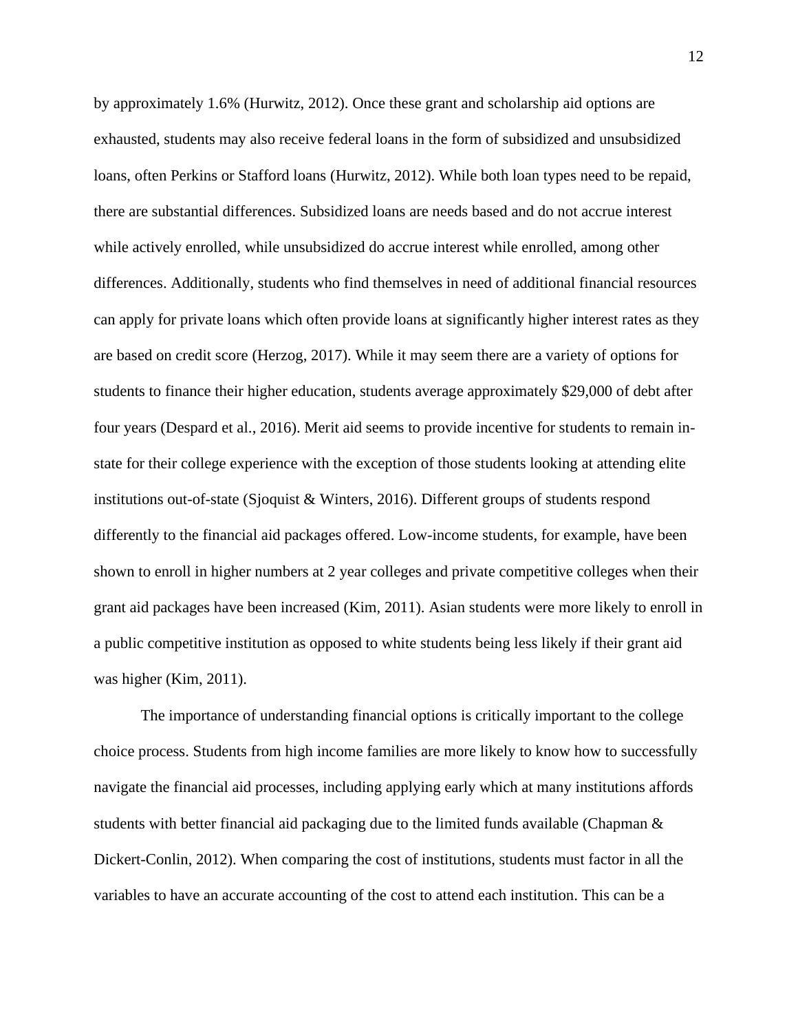by approximately 1.6% (Hurwitz, 2012). Once these grant and scholarship aid options are exhausted, students may also receive federal loans in the form of subsidized and unsubsidized loans, often Perkins or Stafford loans (Hurwitz, 2012). While both loan types need to be repaid, there are substantial differences. Subsidized loans are needs based and do not accrue interest while actively enrolled, while unsubsidized do accrue interest while enrolled, among other differences. Additionally, students who find themselves in need of additional financial resources can apply for private loans which often provide loans at significantly higher interest rates as they are based on credit score (Herzog, 2017). While it may seem there are a variety of options for students to finance their higher education, students average approximately $29,000 of debt after four years (Despard et al., 2016). Merit aid seems to provide incentive for students to remain in-state for their college experience with the exception of those students looking at attending elite institutions out-of-state (Sjoquist & Winters, 2016). Different groups of students respond differently to the financial aid packages offered. Low-income students, for example, have been shown to enroll in higher numbers at 2 year colleges and private competitive colleges when their grant aid packages have been increased (Kim, 2011). Asian students were more likely to enroll in a public competitive institution as opposed to white students being less likely if their grant aid was higher (Kim, 2011).

The importance of understanding financial options is critically important to the college choice process. Students from high income families are more likely to know how to successfully navigate the financial aid processes, including applying early which at many institutions affords students with better financial aid packaging due to the limited funds available (Chapman & Dickert-Conlin, 2012). When comparing the cost of institutions, students must factor in all the variables to have an accurate accounting of the cost to attend each institution. This can be a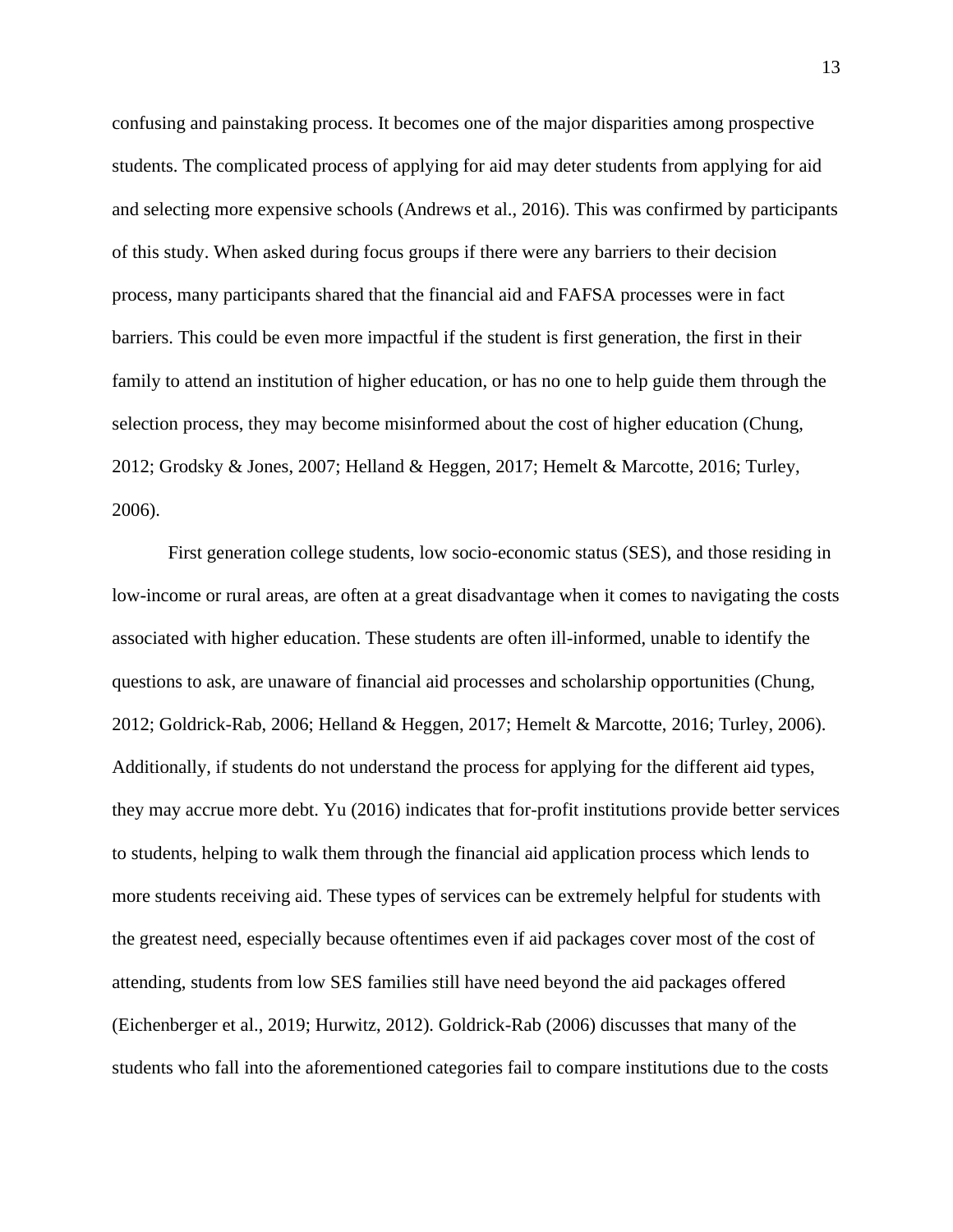confusing and painstaking process. It becomes one of the major disparities among prospective students. The complicated process of applying for aid may deter students from applying for aid and selecting more expensive schools (Andrews et al., 2016). This was confirmed by participants of this study. When asked during focus groups if there were any barriers to their decision process, many participants shared that the financial aid and FAFSA processes were in fact barriers. This could be even more impactful if the student is first generation, the first in their family to attend an institution of higher education, or has no one to help guide them through the selection process, they may become misinformed about the cost of higher education (Chung, 2012; Grodsky & Jones, 2007; Helland & Heggen, 2017; Hemelt & Marcotte, 2016; Turley, 2006).

First generation college students, low socio-economic status (SES), and those residing in low-income or rural areas, are often at a great disadvantage when it comes to navigating the costs associated with higher education. These students are often ill-informed, unable to identify the questions to ask, are unaware of financial aid processes and scholarship opportunities (Chung, 2012; Goldrick-Rab, 2006; Helland & Heggen, 2017; Hemelt & Marcotte, 2016; Turley, 2006). Additionally, if students do not understand the process for applying for the different aid types, they may accrue more debt. Yu (2016) indicates that for-profit institutions provide better services to students, helping to walk them through the financial aid application process which lends to more students receiving aid. These types of services can be extremely helpful for students with the greatest need, especially because oftentimes even if aid packages cover most of the cost of attending, students from low SES families still have need beyond the aid packages offered (Eichenberger et al., 2019; Hurwitz, 2012). Goldrick-Rab (2006) discusses that many of the students who fall into the aforementioned categories fail to compare institutions due to the costs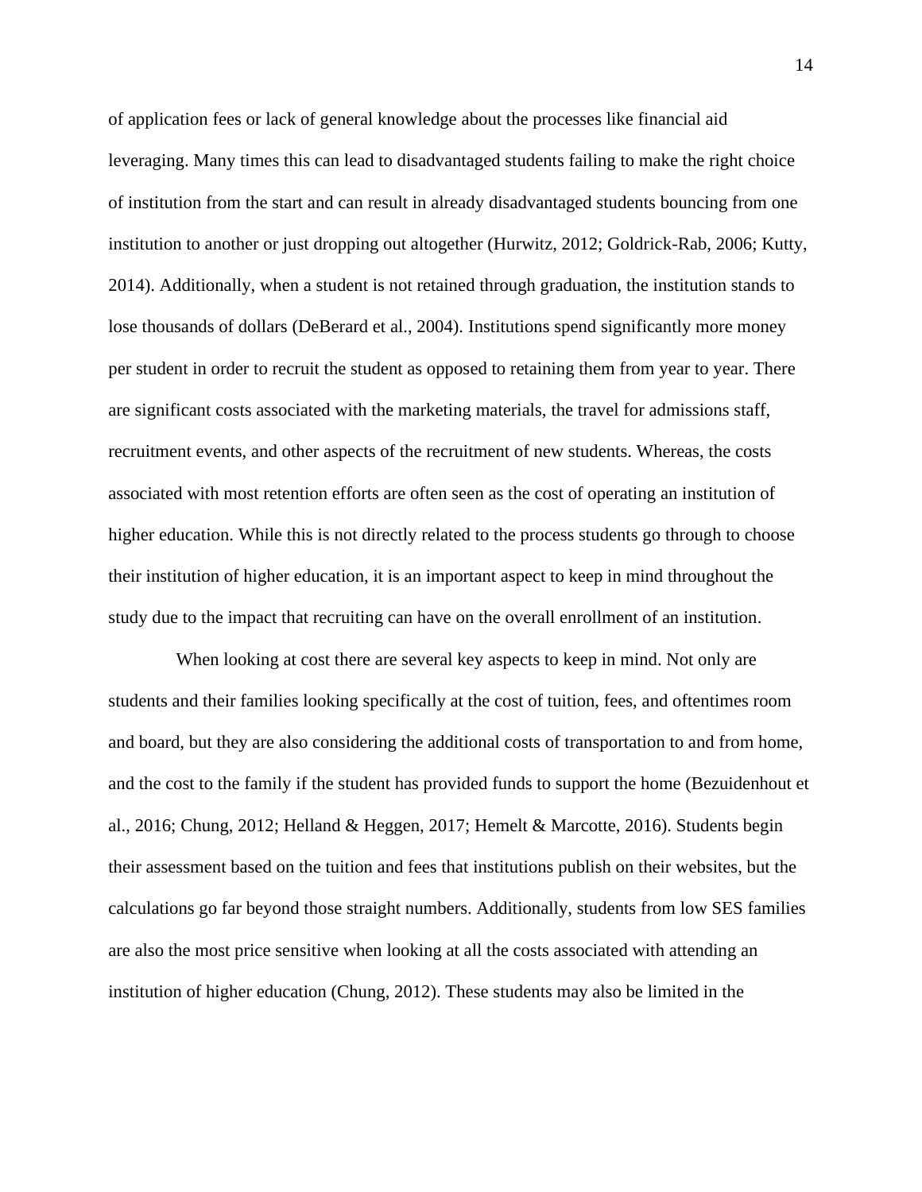of application fees or lack of general knowledge about the processes like financial aid leveraging. Many times this can lead to disadvantaged students failing to make the right choice of institution from the start and can result in already disadvantaged students bouncing from one institution to another or just dropping out altogether (Hurwitz, 2012; Goldrick-Rab, 2006; Kutty, 2014). Additionally, when a student is not retained through graduation, the institution stands to lose thousands of dollars (DeBerard et al., 2004). Institutions spend significantly more money per student in order to recruit the student as opposed to retaining them from year to year. There are significant costs associated with the marketing materials, the travel for admissions staff, recruitment events, and other aspects of the recruitment of new students. Whereas, the costs associated with most retention efforts are often seen as the cost of operating an institution of higher education. While this is not directly related to the process students go through to choose their institution of higher education, it is an important aspect to keep in mind throughout the study due to the impact that recruiting can have on the overall enrollment of an institution.

When looking at cost there are several key aspects to keep in mind. Not only are students and their families looking specifically at the cost of tuition, fees, and oftentimes room and board, but they are also considering the additional costs of transportation to and from home, and the cost to the family if the student has provided funds to support the home (Bezuidenhout et al., 2016; Chung, 2012; Helland & Heggen, 2017; Hemelt & Marcotte, 2016). Students begin their assessment based on the tuition and fees that institutions publish on their websites, but the calculations go far beyond those straight numbers. Additionally, students from low SES families are also the most price sensitive when looking at all the costs associated with attending an institution of higher education (Chung, 2012). These students may also be limited in the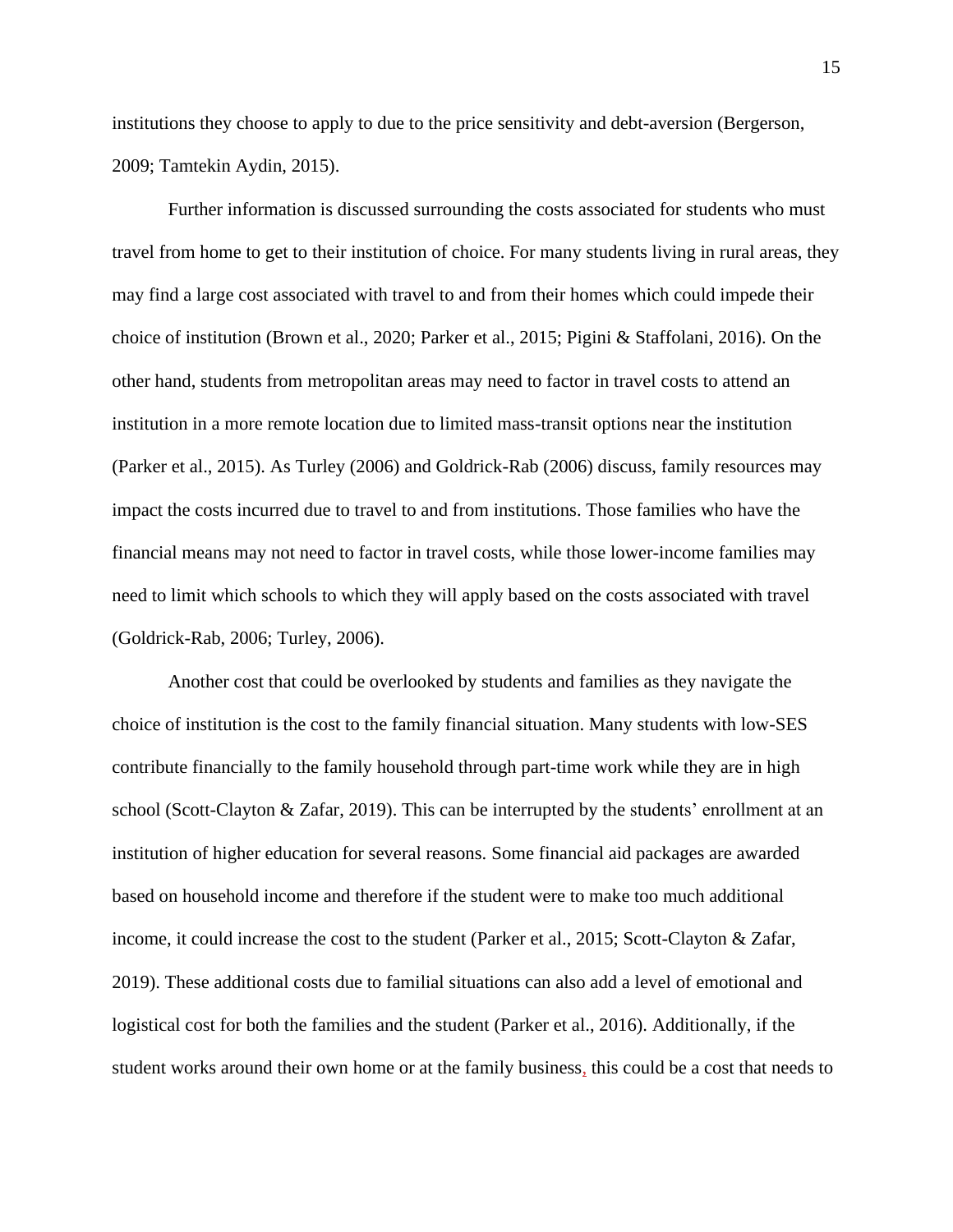institutions they choose to apply to due to the price sensitivity and debt-aversion (Bergerson, 2009; Tamtekin Aydin, 2015).

Further information is discussed surrounding the costs associated for students who must travel from home to get to their institution of choice. For many students living in rural areas, they may find a large cost associated with travel to and from their homes which could impede their choice of institution (Brown et al., 2020; Parker et al., 2015; Pigini & Staffolani, 2016). On the other hand, students from metropolitan areas may need to factor in travel costs to attend an institution in a more remote location due to limited mass-transit options near the institution (Parker et al., 2015). As Turley (2006) and Goldrick-Rab (2006) discuss, family resources may impact the costs incurred due to travel to and from institutions. Those families who have the financial means may not need to factor in travel costs, while those lower-income families may need to limit which schools to which they will apply based on the costs associated with travel (Goldrick-Rab, 2006; Turley, 2006).

Another cost that could be overlooked by students and families as they navigate the choice of institution is the cost to the family financial situation. Many students with low-SES contribute financially to the family household through part-time work while they are in high school (Scott-Clayton & Zafar, 2019). This can be interrupted by the students' enrollment at an institution of higher education for several reasons. Some financial aid packages are awarded based on household income and therefore if the student were to make too much additional income, it could increase the cost to the student (Parker et al., 2015; Scott-Clayton & Zafar, 2019). These additional costs due to familial situations can also add a level of emotional and logistical cost for both the families and the student (Parker et al., 2016). Additionally, if the student works around their own home or at the family business, this could be a cost that needs to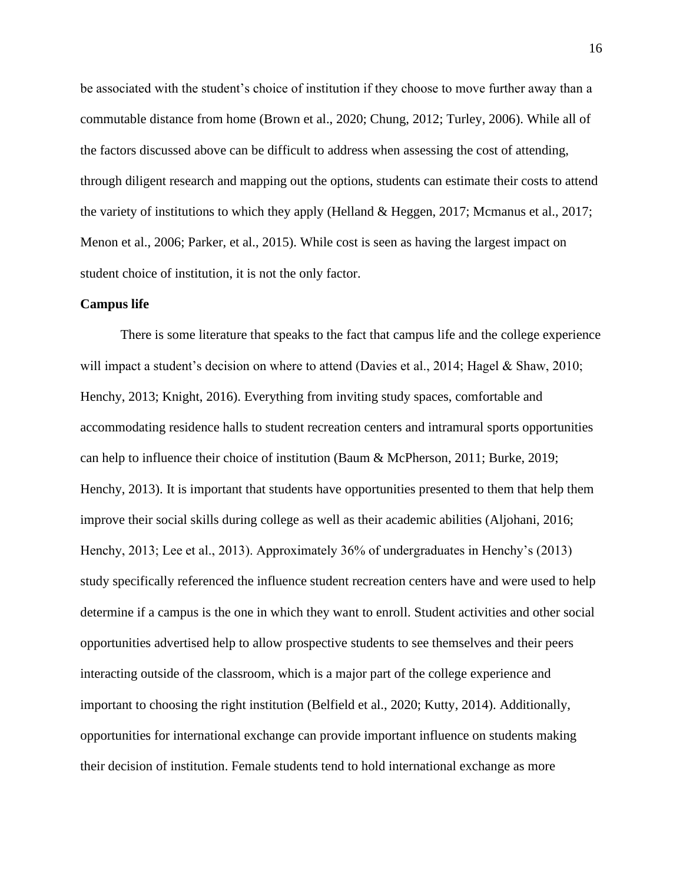be associated with the student's choice of institution if they choose to move further away than a commutable distance from home (Brown et al., 2020; Chung, 2012; Turley, 2006). While all of the factors discussed above can be difficult to address when assessing the cost of attending, through diligent research and mapping out the options, students can estimate their costs to attend the variety of institutions to which they apply (Helland & Heggen, 2017; Mcmanus et al., 2017; Menon et al., 2006; Parker, et al., 2015). While cost is seen as having the largest impact on student choice of institution, it is not the only factor.

**Campus life**

There is some literature that speaks to the fact that campus life and the college experience will impact a student's decision on where to attend (Davies et al., 2014; Hagel & Shaw, 2010; Henchy, 2013; Knight, 2016). Everything from inviting study spaces, comfortable and accommodating residence halls to student recreation centers and intramural sports opportunities can help to influence their choice of institution (Baum & McPherson, 2011; Burke, 2019; Henchy, 2013). It is important that students have opportunities presented to them that help them improve their social skills during college as well as their academic abilities (Aljohani, 2016; Henchy, 2013; Lee et al., 2013). Approximately 36% of undergraduates in Henchy's (2013) study specifically referenced the influence student recreation centers have and were used to help determine if a campus is the one in which they want to enroll. Student activities and other social opportunities advertised help to allow prospective students to see themselves and their peers interacting outside of the classroom, which is a major part of the college experience and important to choosing the right institution (Belfield et al., 2020; Kutty, 2014). Additionally, opportunities for international exchange can provide important influence on students making their decision of institution. Female students tend to hold international exchange as more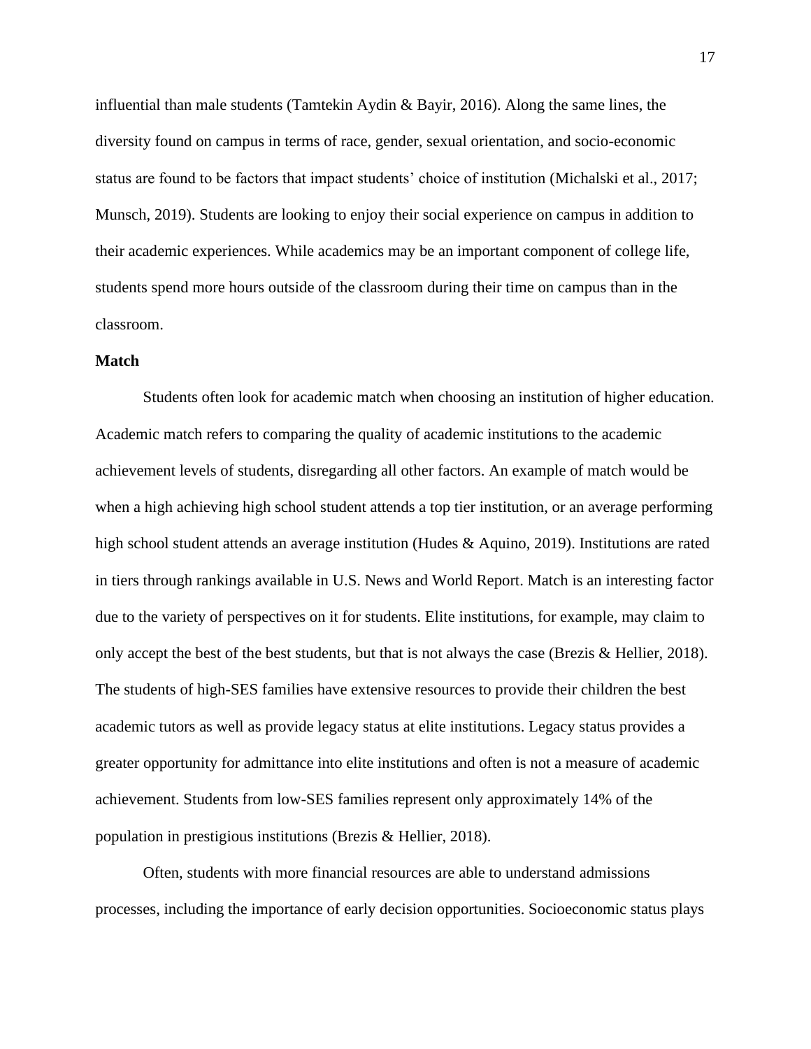influential than male students (Tamtekin Aydin & Bayir, 2016). Along the same lines, the diversity found on campus in terms of race, gender, sexual orientation, and socio-economic status are found to be factors that impact students' choice of institution (Michalski et al., 2017; Munsch, 2019). Students are looking to enjoy their social experience on campus in addition to their academic experiences. While academics may be an important component of college life, students spend more hours outside of the classroom during their time on campus than in the classroom.

**Match**

Students often look for academic match when choosing an institution of higher education. Academic match refers to comparing the quality of academic institutions to the academic achievement levels of students, disregarding all other factors. An example of match would be when a high achieving high school student attends a top tier institution, or an average performing high school student attends an average institution (Hudes & Aquino, 2019). Institutions are rated in tiers through rankings available in U.S. News and World Report. Match is an interesting factor due to the variety of perspectives on it for students. Elite institutions, for example, may claim to only accept the best of the best students, but that is not always the case (Brezis & Hellier, 2018). The students of high-SES families have extensive resources to provide their children the best academic tutors as well as provide legacy status at elite institutions. Legacy status provides a greater opportunity for admittance into elite institutions and often is not a measure of academic achievement. Students from low-SES families represent only approximately 14% of the population in prestigious institutions (Brezis & Hellier, 2018).

Often, students with more financial resources are able to understand admissions processes, including the importance of early decision opportunities. Socioeconomic status plays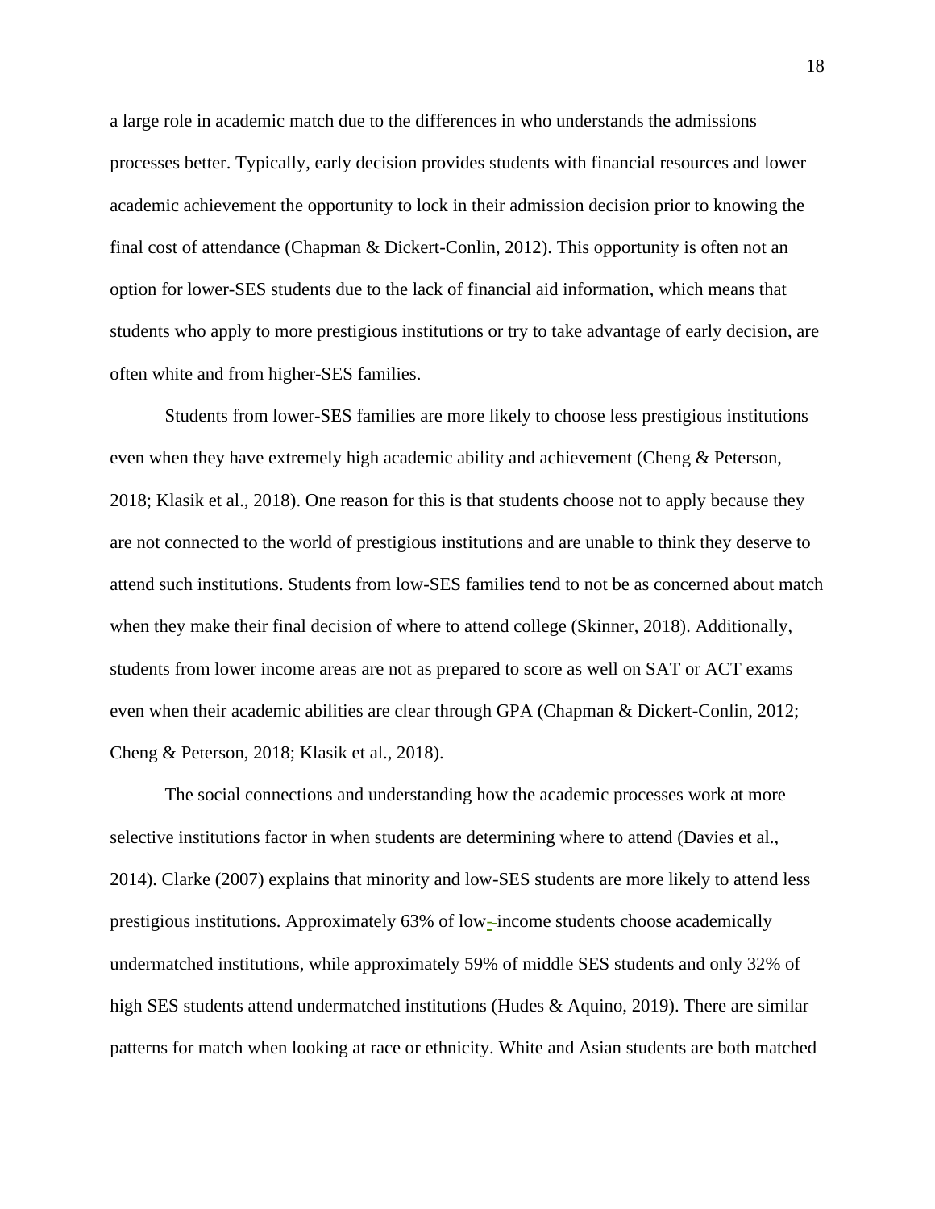a large role in academic match due to the differences in who understands the admissions processes better. Typically, early decision provides students with financial resources and lower academic achievement the opportunity to lock in their admission decision prior to knowing the final cost of attendance (Chapman & Dickert-Conlin, 2012). This opportunity is often not an option for lower-SES students due to the lack of financial aid information, which means that students who apply to more prestigious institutions or try to take advantage of early decision, are often white and from higher-SES families.

Students from lower-SES families are more likely to choose less prestigious institutions even when they have extremely high academic ability and achievement (Cheng & Peterson, 2018; Klasik et al., 2018). One reason for this is that students choose not to apply because they are not connected to the world of prestigious institutions and are unable to think they deserve to attend such institutions. Students from low-SES families tend to not be as concerned about match when they make their final decision of where to attend college (Skinner, 2018). Additionally, students from lower income areas are not as prepared to score as well on SAT or ACT exams even when their academic abilities are clear through GPA (Chapman & Dickert-Conlin, 2012; Cheng & Peterson, 2018; Klasik et al., 2018).

The social connections and understanding how the academic processes work at more selective institutions factor in when students are determining where to attend (Davies et al., 2014). Clarke (2007) explains that minority and low-SES students are more likely to attend less prestigious institutions. Approximately 63% of low-income students choose academically undermatched institutions, while approximately 59% of middle SES students and only 32% of high SES students attend undermatched institutions (Hudes & Aquino, 2019). There are similar patterns for match when looking at race or ethnicity. White and Asian students are both matched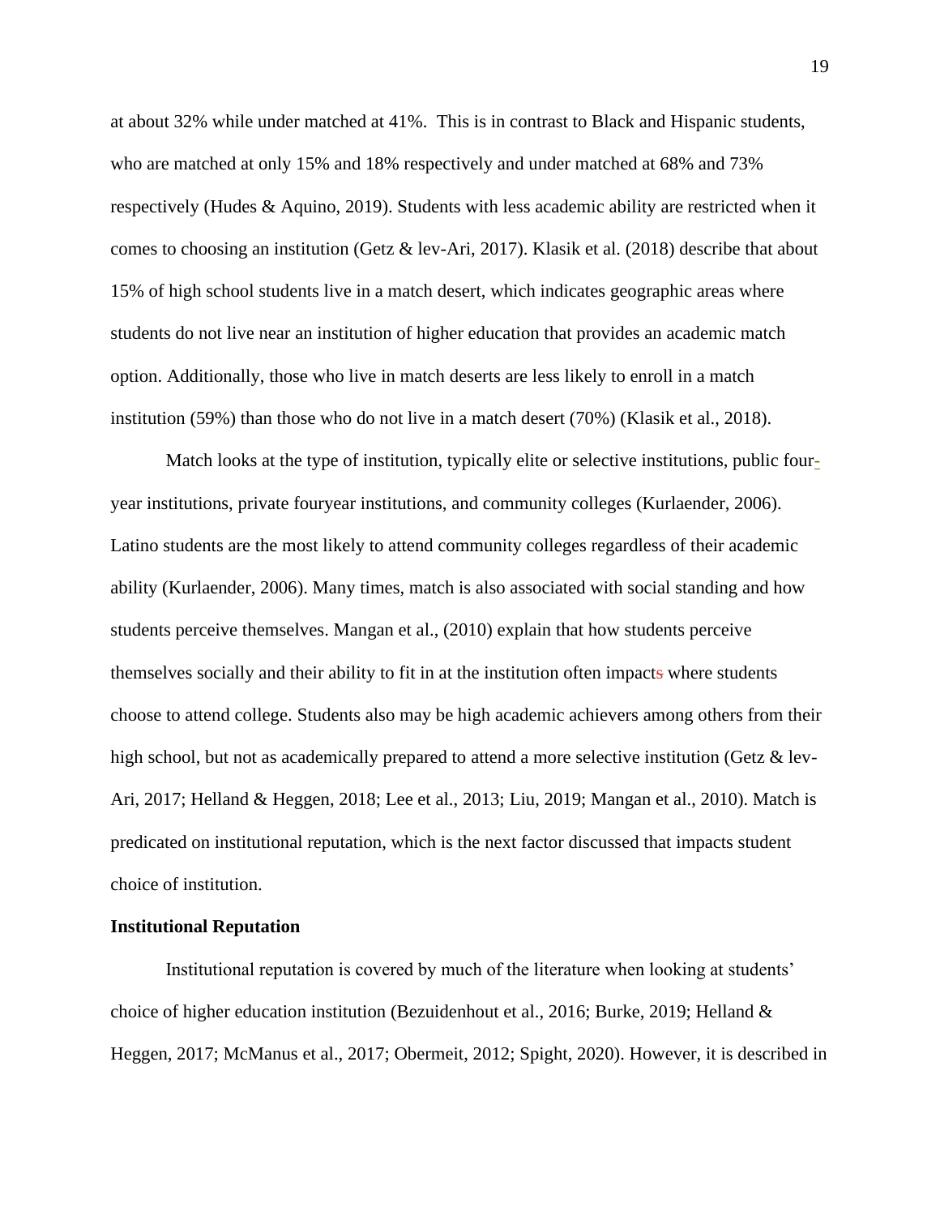at about 32% while under matched at 41%. This is in contrast to Black and Hispanic students, who are matched at only 15% and 18% respectively and under matched at 68% and 73% respectively (Hudes & Aquino, 2019). Students with less academic ability are restricted when it comes to choosing an institution (Getz & lev-Ari, 2017). Klasik et al. (2018) describe that about 15% of high school students live in a match desert, which indicates geographic areas where students do not live near an institution of higher education that provides an academic match option. Additionally, those who live in match deserts are less likely to enroll in a match institution (59%) than those who do not live in a match desert (70%) (Klasik et al., 2018).

Match looks at the type of institution, typically elite or selective institutions, public four-year institutions, private fouryear institutions, and community colleges (Kurlaender, 2006). Latino students are the most likely to attend community colleges regardless of their academic ability (Kurlaender, 2006). Many times, match is also associated with social standing and how students perceive themselves. Mangan et al., (2010) explain that how students perceive themselves socially and their ability to fit in at the institution often impacts where students choose to attend college. Students also may be high academic achievers among others from their high school, but not as academically prepared to attend a more selective institution (Getz & lev-Ari, 2017; Helland & Heggen, 2018; Lee et al., 2013; Liu, 2019; Mangan et al., 2010). Match is predicated on institutional reputation, which is the next factor discussed that impacts student choice of institution.

**Institutional Reputation**

Institutional reputation is covered by much of the literature when looking at students' choice of higher education institution (Bezuidenhout et al., 2016; Burke, 2019; Helland & Heggen, 2017; McManus et al., 2017; Obermeit, 2012; Spight, 2020). However, it is described in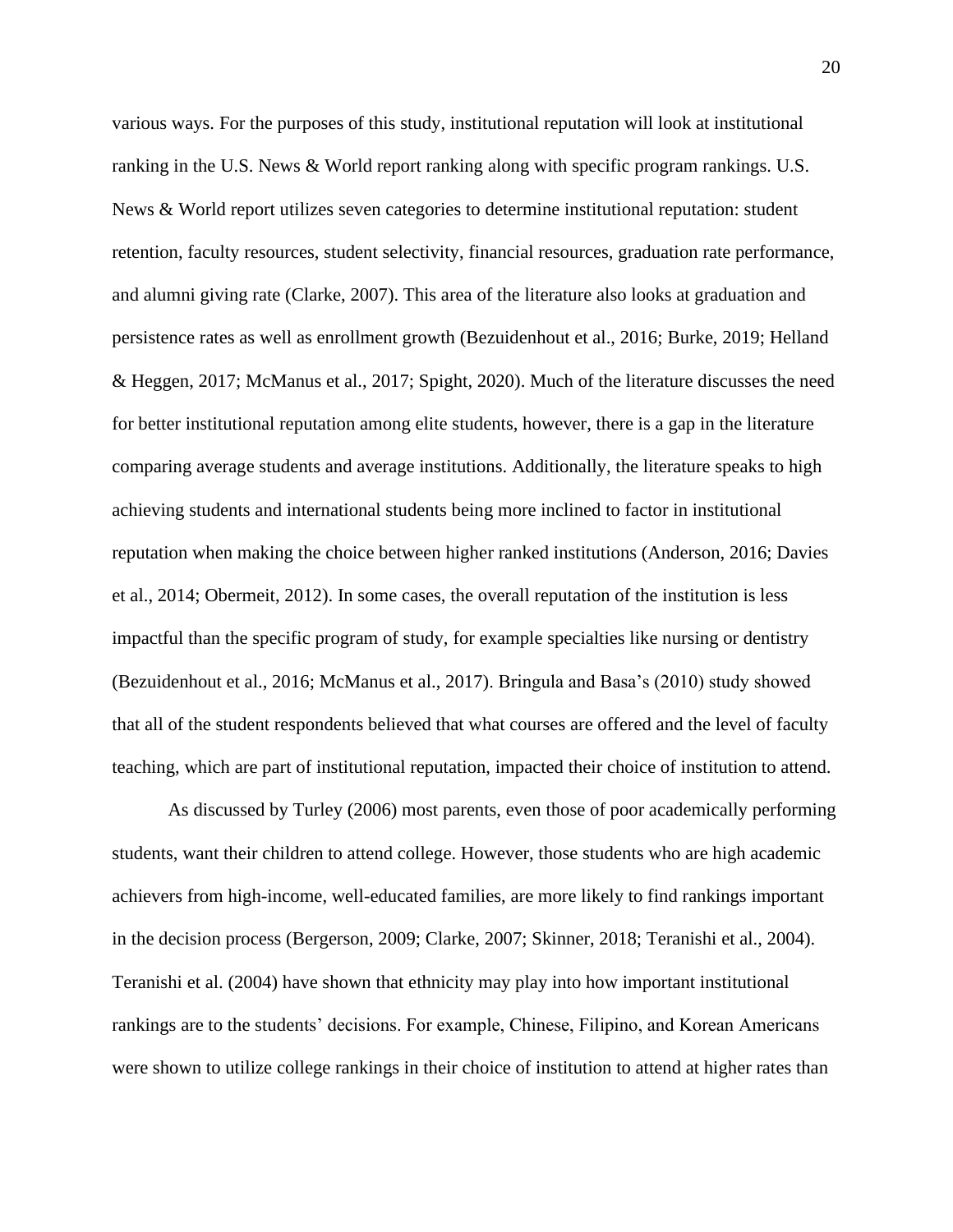various ways. For the purposes of this study, institutional reputation will look at institutional ranking in the U.S. News & World report ranking along with specific program rankings. U.S. News & World report utilizes seven categories to determine institutional reputation: student retention, faculty resources, student selectivity, financial resources, graduation rate performance, and alumni giving rate (Clarke, 2007). This area of the literature also looks at graduation and persistence rates as well as enrollment growth (Bezuidenhout et al., 2016; Burke, 2019; Helland & Heggen, 2017; McManus et al., 2017; Spight, 2020). Much of the literature discusses the need for better institutional reputation among elite students, however, there is a gap in the literature comparing average students and average institutions. Additionally, the literature speaks to high achieving students and international students being more inclined to factor in institutional reputation when making the choice between higher ranked institutions (Anderson, 2016; Davies et al., 2014; Obermeit, 2012). In some cases, the overall reputation of the institution is less impactful than the specific program of study, for example specialties like nursing or dentistry (Bezuidenhout et al., 2016; McManus et al., 2017). Bringula and Basa's (2010) study showed that all of the student respondents believed that what courses are offered and the level of faculty teaching, which are part of institutional reputation, impacted their choice of institution to attend.

As discussed by Turley (2006) most parents, even those of poor academically performing students, want their children to attend college. However, those students who are high academic achievers from high-income, well-educated families, are more likely to find rankings important in the decision process (Bergerson, 2009; Clarke, 2007; Skinner, 2018; Teranishi et al., 2004). Teranishi et al. (2004) have shown that ethnicity may play into how important institutional rankings are to the students' decisions. For example, Chinese, Filipino, and Korean Americans were shown to utilize college rankings in their choice of institution to attend at higher rates than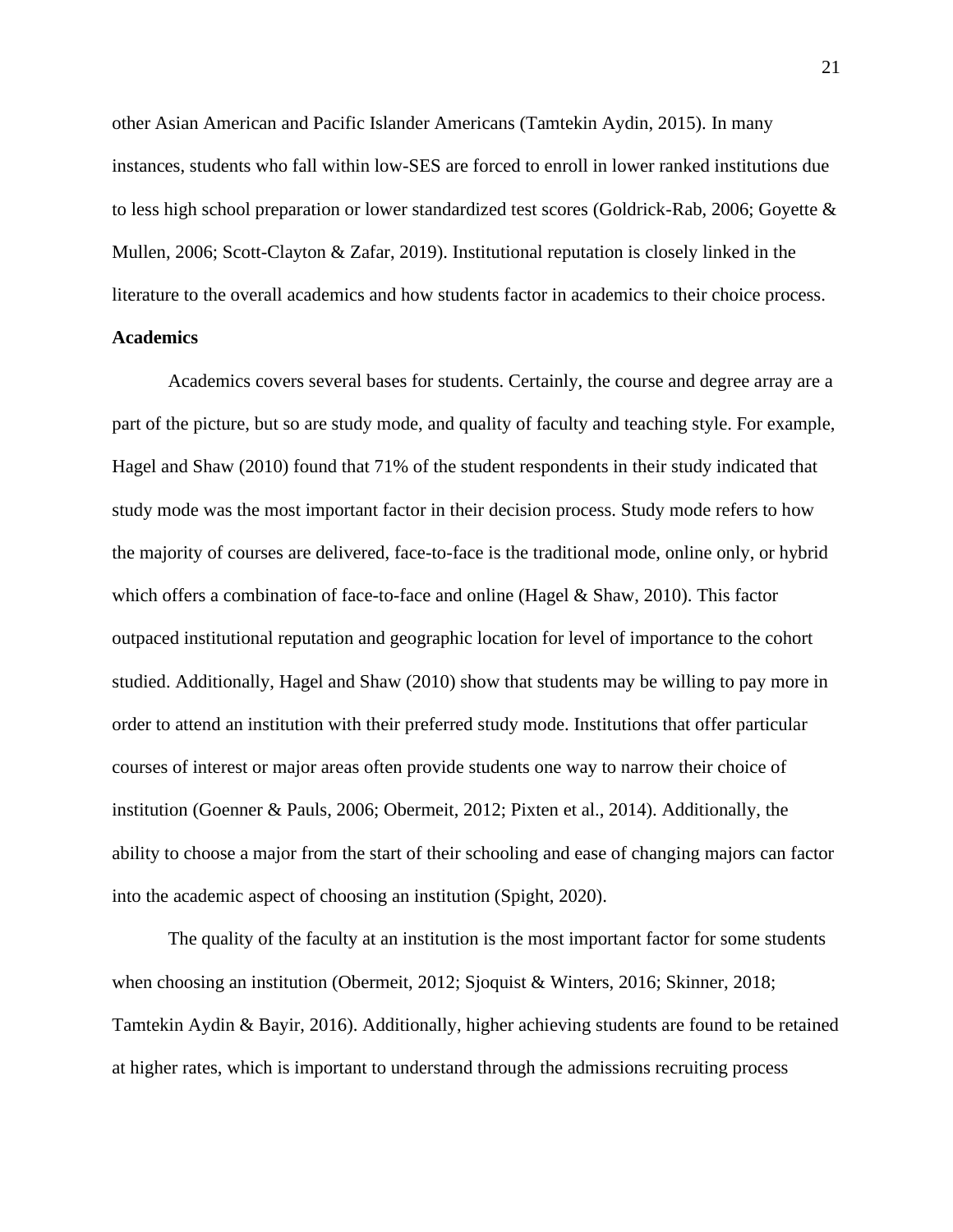other Asian American and Pacific Islander Americans (Tamtekin Aydin, 2015). In many instances, students who fall within low-SES are forced to enroll in lower ranked institutions due to less high school preparation or lower standardized test scores (Goldrick-Rab, 2006; Goyette & Mullen, 2006; Scott-Clayton & Zafar, 2019). Institutional reputation is closely linked in the literature to the overall academics and how students factor in academics to their choice process.

**Academics**

Academics covers several bases for students. Certainly, the course and degree array are a part of the picture, but so are study mode, and quality of faculty and teaching style. For example, Hagel and Shaw (2010) found that 71% of the student respondents in their study indicated that study mode was the most important factor in their decision process. Study mode refers to how the majority of courses are delivered, face-to-face is the traditional mode, online only, or hybrid which offers a combination of face-to-face and online (Hagel & Shaw, 2010). This factor outpaced institutional reputation and geographic location for level of importance to the cohort studied. Additionally, Hagel and Shaw (2010) show that students may be willing to pay more in order to attend an institution with their preferred study mode. Institutions that offer particular courses of interest or major areas often provide students one way to narrow their choice of institution (Goenner & Pauls, 2006; Obermeit, 2012; Pixten et al., 2014). Additionally, the ability to choose a major from the start of their schooling and ease of changing majors can factor into the academic aspect of choosing an institution (Spight, 2020).

The quality of the faculty at an institution is the most important factor for some students when choosing an institution (Obermeit, 2012; Sjoquist & Winters, 2016; Skinner, 2018; Tamtekin Aydin & Bayir, 2016). Additionally, higher achieving students are found to be retained at higher rates, which is important to understand through the admissions recruiting process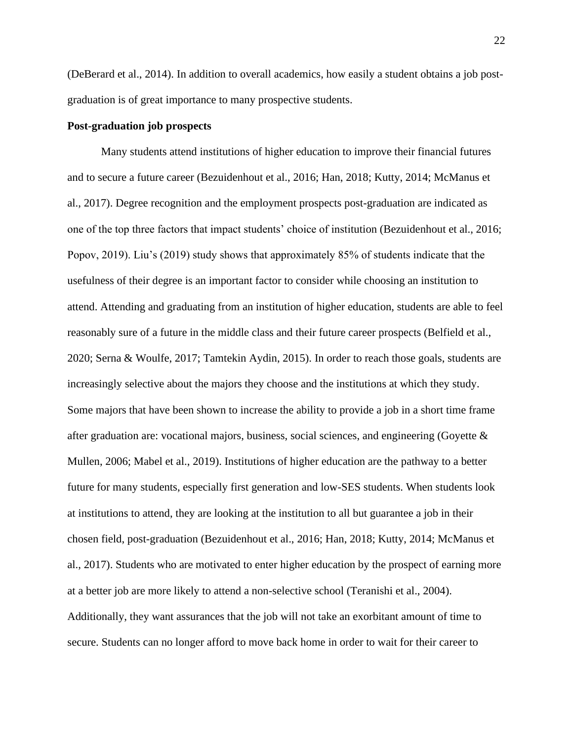(DeBerard et al., 2014). In addition to overall academics, how easily a student obtains a job post-graduation is of great importance to many prospective students.

**Post-graduation job prospects**

Many students attend institutions of higher education to improve their financial futures and to secure a future career (Bezuidenhout et al., 2016; Han, 2018; Kutty, 2014; McManus et al., 2017). Degree recognition and the employment prospects post-graduation are indicated as one of the top three factors that impact students' choice of institution (Bezuidenhout et al., 2016; Popov, 2019). Liu's (2019) study shows that approximately 85% of students indicate that the usefulness of their degree is an important factor to consider while choosing an institution to attend. Attending and graduating from an institution of higher education, students are able to feel reasonably sure of a future in the middle class and their future career prospects (Belfield et al., 2020; Serna & Woulfe, 2017; Tamtekin Aydin, 2015). In order to reach those goals, students are increasingly selective about the majors they choose and the institutions at which they study. Some majors that have been shown to increase the ability to provide a job in a short time frame after graduation are: vocational majors, business, social sciences, and engineering (Goyette & Mullen, 2006; Mabel et al., 2019). Institutions of higher education are the pathway to a better future for many students, especially first generation and low-SES students. When students look at institutions to attend, they are looking at the institution to all but guarantee a job in their chosen field, post-graduation (Bezuidenhout et al., 2016; Han, 2018; Kutty, 2014; McManus et al., 2017). Students who are motivated to enter higher education by the prospect of earning more at a better job are more likely to attend a non-selective school (Teranishi et al., 2004). Additionally, they want assurances that the job will not take an exorbitant amount of time to secure. Students can no longer afford to move back home in order to wait for their career to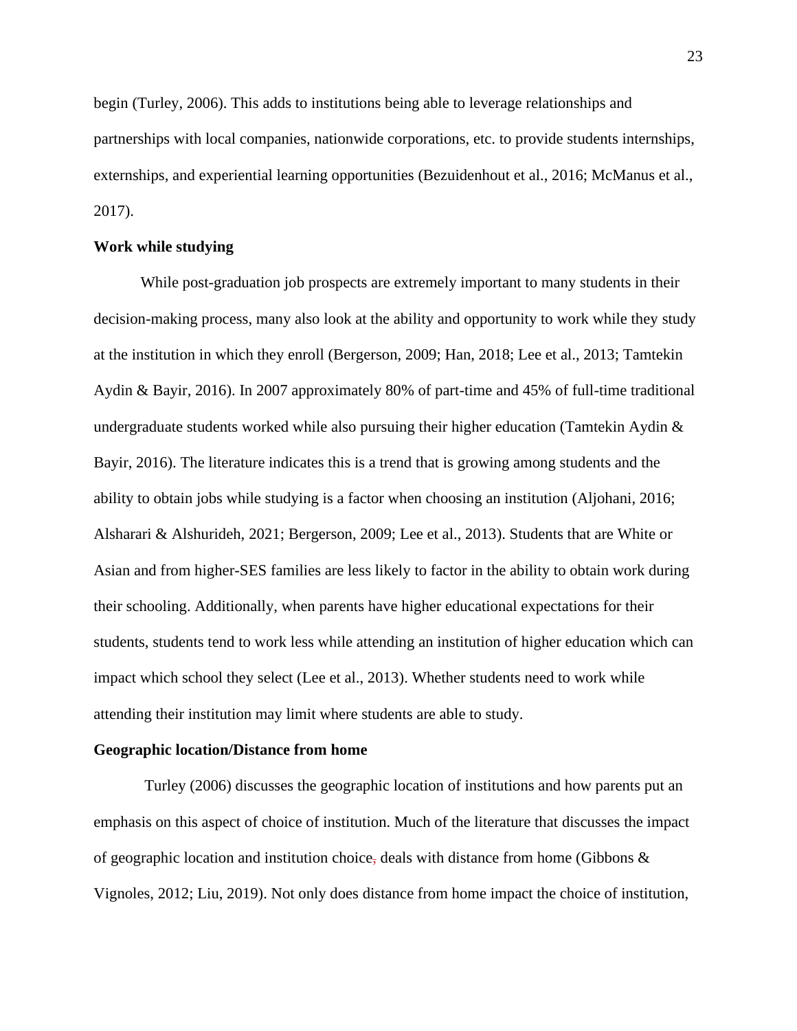begin (Turley, 2006). This adds to institutions being able to leverage relationships and partnerships with local companies, nationwide corporations, etc. to provide students internships, externships, and experiential learning opportunities (Bezuidenhout et al., 2016; McManus et al., 2017).

**Work while studying**

While post-graduation job prospects are extremely important to many students in their decision-making process, many also look at the ability and opportunity to work while they study at the institution in which they enroll (Bergerson, 2009; Han, 2018; Lee et al., 2013; Tamtekin Aydin & Bayir, 2016). In 2007 approximately 80% of part-time and 45% of full-time traditional undergraduate students worked while also pursuing their higher education (Tamtekin Aydin & Bayir, 2016). The literature indicates this is a trend that is growing among students and the ability to obtain jobs while studying is a factor when choosing an institution (Aljohani, 2016; Alsharari & Alshurideh, 2021; Bergerson, 2009; Lee et al., 2013). Students that are White or Asian and from higher-SES families are less likely to factor in the ability to obtain work during their schooling. Additionally, when parents have higher educational expectations for their students, students tend to work less while attending an institution of higher education which can impact which school they select (Lee et al., 2013). Whether students need to work while attending their institution may limit where students are able to study.

**Geographic location/Distance from home**

Turley (2006) discusses the geographic location of institutions and how parents put an emphasis on this aspect of choice of institution. Much of the literature that discusses the impact of geographic location and institution choice, deals with distance from home (Gibbons & Vignoles, 2012; Liu, 2019). Not only does distance from home impact the choice of institution,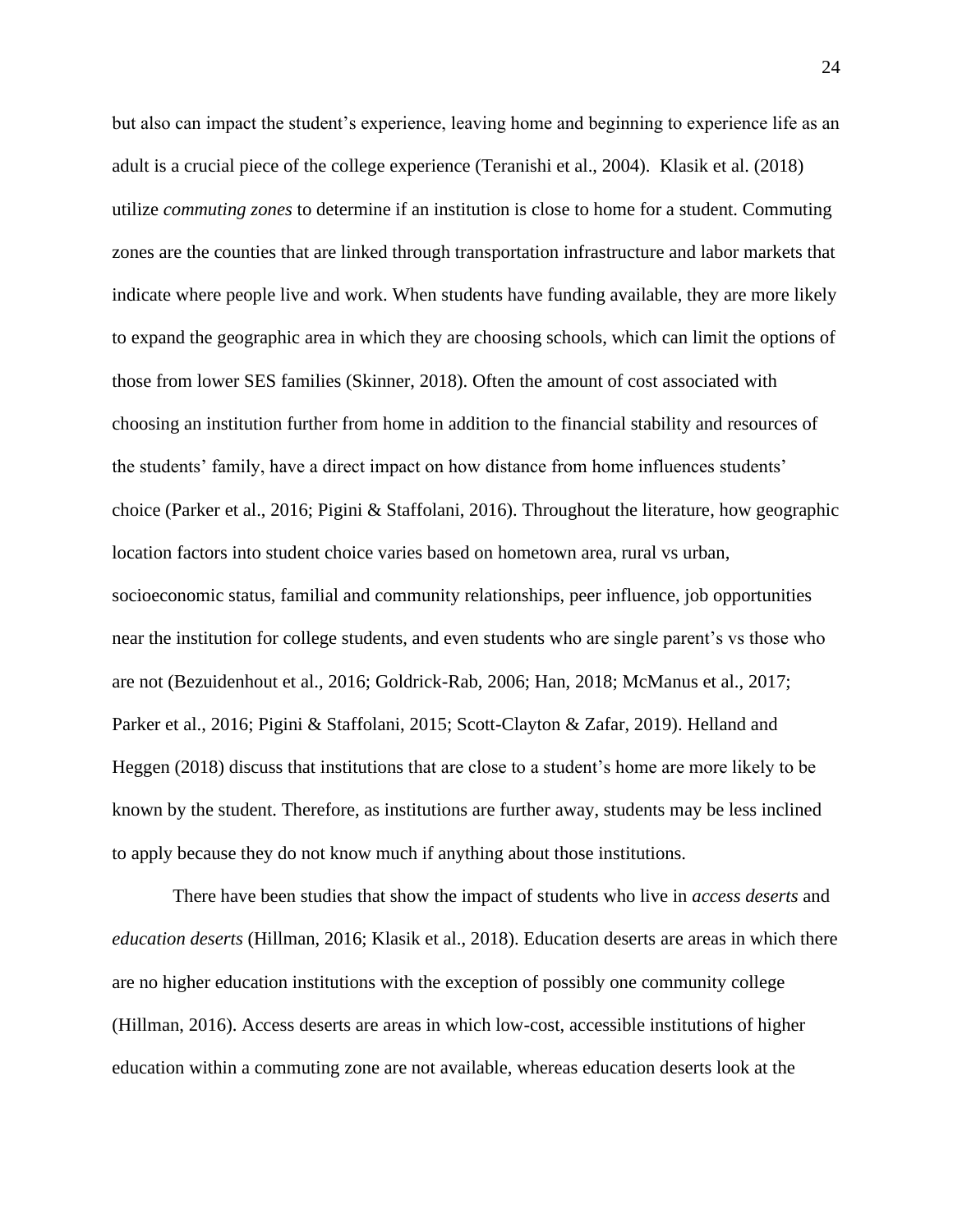but also can impact the student's experience, leaving home and beginning to experience life as an adult is a crucial piece of the college experience (Teranishi et al., 2004). Klasik et al. (2018) utilize *commuting zones* to determine if an institution is close to home for a student. Commuting zones are the counties that are linked through transportation infrastructure and labor markets that indicate where people live and work. When students have funding available, they are more likely to expand the geographic area in which they are choosing schools, which can limit the options of those from lower SES families (Skinner, 2018). Often the amount of cost associated with choosing an institution further from home in addition to the financial stability and resources of the students' family, have a direct impact on how distance from home influences students' choice (Parker et al., 2016; Pigini & Staffolani, 2016). Throughout the literature, how geographic location factors into student choice varies based on hometown area, rural vs urban, socioeconomic status, familial and community relationships, peer influence, job opportunities near the institution for college students, and even students who are single parent's vs those who are not (Bezuidenhout et al., 2016; Goldrick-Rab, 2006; Han, 2018; McManus et al., 2017; Parker et al., 2016; Pigini & Staffolani, 2015; Scott-Clayton & Zafar, 2019). Helland and Heggen (2018) discuss that institutions that are close to a student's home are more likely to be known by the student. Therefore, as institutions are further away, students may be less inclined to apply because they do not know much if anything about those institutions.

There have been studies that show the impact of students who live in *access deserts* and *education deserts* (Hillman, 2016; Klasik et al., 2018). Education deserts are areas in which there are no higher education institutions with the exception of possibly one community college (Hillman, 2016). Access deserts are areas in which low-cost, accessible institutions of higher education within a commuting zone are not available, whereas education deserts look at the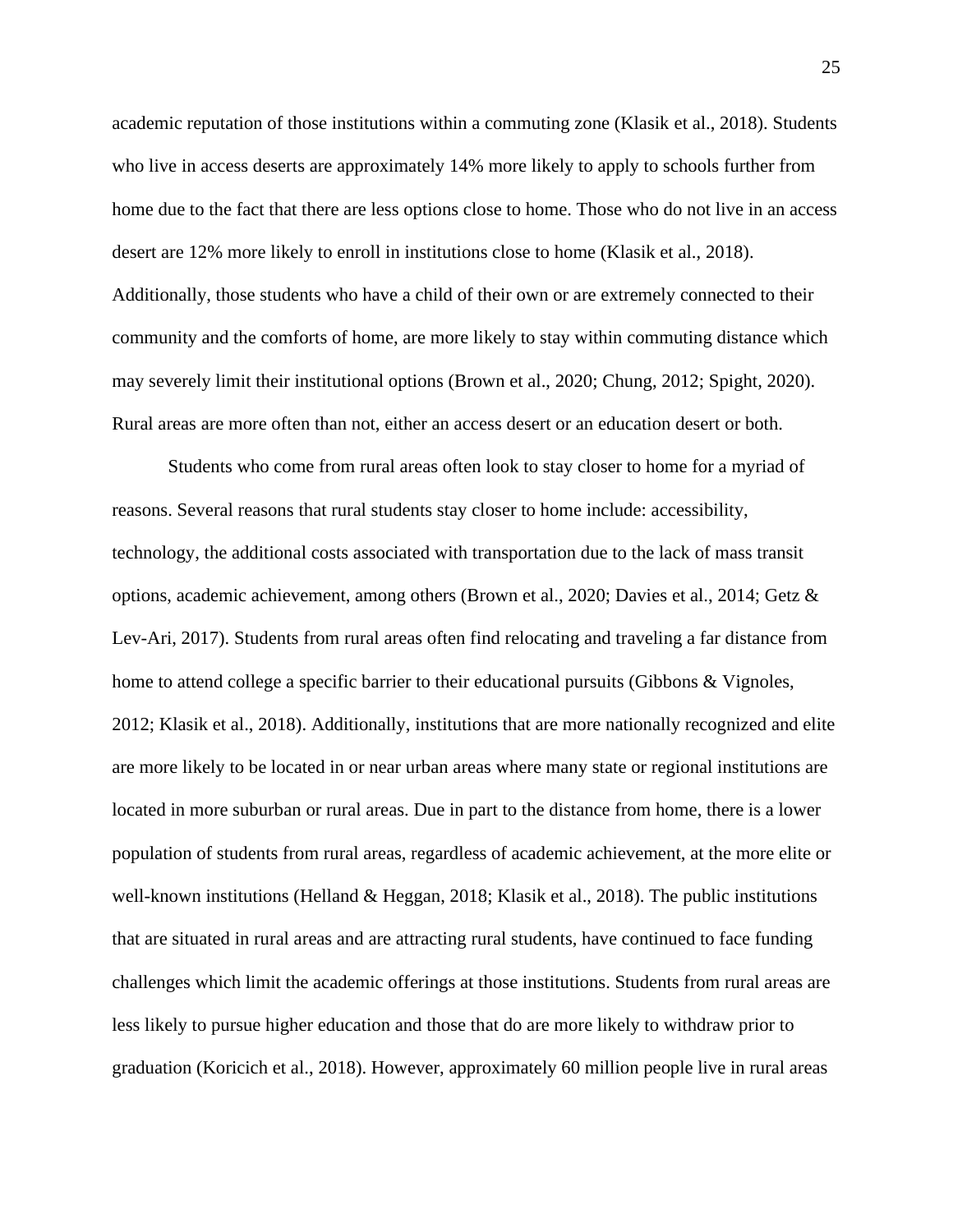academic reputation of those institutions within a commuting zone (Klasik et al., 2018). Students who live in access deserts are approximately 14% more likely to apply to schools further from home due to the fact that there are less options close to home. Those who do not live in an access desert are 12% more likely to enroll in institutions close to home (Klasik et al., 2018). Additionally, those students who have a child of their own or are extremely connected to their community and the comforts of home, are more likely to stay within commuting distance which may severely limit their institutional options (Brown et al., 2020; Chung, 2012; Spight, 2020). Rural areas are more often than not, either an access desert or an education desert or both.

Students who come from rural areas often look to stay closer to home for a myriad of reasons. Several reasons that rural students stay closer to home include: accessibility, technology, the additional costs associated with transportation due to the lack of mass transit options, academic achievement, among others (Brown et al., 2020; Davies et al., 2014; Getz & Lev-Ari, 2017). Students from rural areas often find relocating and traveling a far distance from home to attend college a specific barrier to their educational pursuits (Gibbons & Vignoles, 2012; Klasik et al., 2018). Additionally, institutions that are more nationally recognized and elite are more likely to be located in or near urban areas where many state or regional institutions are located in more suburban or rural areas. Due in part to the distance from home, there is a lower population of students from rural areas, regardless of academic achievement, at the more elite or well-known institutions (Helland & Heggan, 2018; Klasik et al., 2018). The public institutions that are situated in rural areas and are attracting rural students, have continued to face funding challenges which limit the academic offerings at those institutions. Students from rural areas are less likely to pursue higher education and those that do are more likely to withdraw prior to graduation (Koricich et al., 2018). However, approximately 60 million people live in rural areas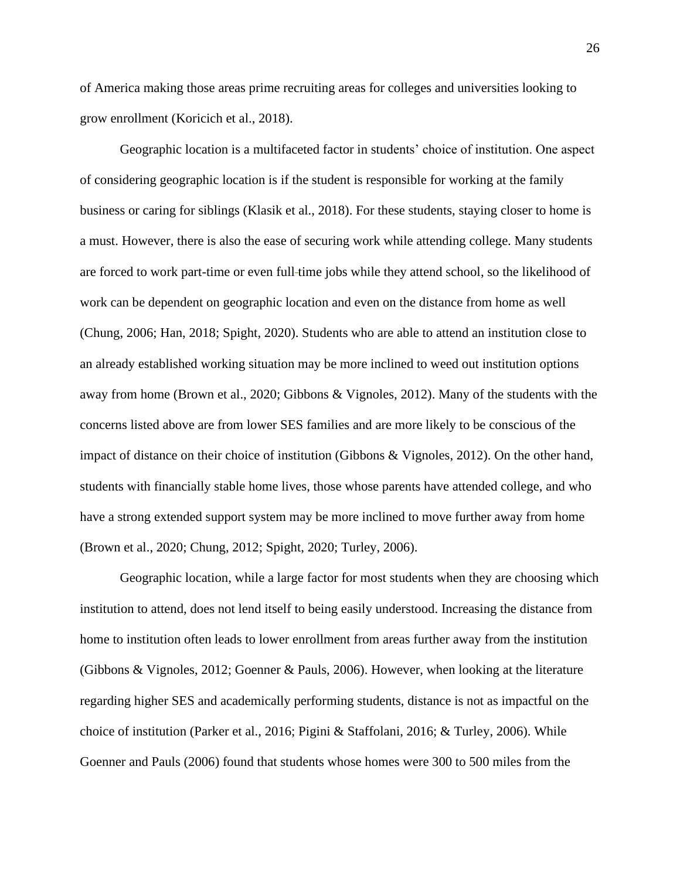of America making those areas prime recruiting areas for colleges and universities looking to grow enrollment (Koricich et al., 2018).

Geographic location is a multifaceted factor in students' choice of institution. One aspect of considering geographic location is if the student is responsible for working at the family business or caring for siblings (Klasik et al., 2018). For these students, staying closer to home is a must. However, there is also the ease of securing work while attending college. Many students are forced to work part-time or even full-time jobs while they attend school, so the likelihood of work can be dependent on geographic location and even on the distance from home as well (Chung, 2006; Han, 2018; Spight, 2020). Students who are able to attend an institution close to an already established working situation may be more inclined to weed out institution options away from home (Brown et al., 2020; Gibbons & Vignoles, 2012). Many of the students with the concerns listed above are from lower SES families and are more likely to be conscious of the impact of distance on their choice of institution (Gibbons & Vignoles, 2012). On the other hand, students with financially stable home lives, those whose parents have attended college, and who have a strong extended support system may be more inclined to move further away from home (Brown et al., 2020; Chung, 2012; Spight, 2020; Turley, 2006).

Geographic location, while a large factor for most students when they are choosing which institution to attend, does not lend itself to being easily understood. Increasing the distance from home to institution often leads to lower enrollment from areas further away from the institution (Gibbons & Vignoles, 2012; Goenner & Pauls, 2006). However, when looking at the literature regarding higher SES and academically performing students, distance is not as impactful on the choice of institution (Parker et al., 2016; Pigini & Staffolani, 2016; & Turley, 2006). While Goenner and Pauls (2006) found that students whose homes were 300 to 500 miles from the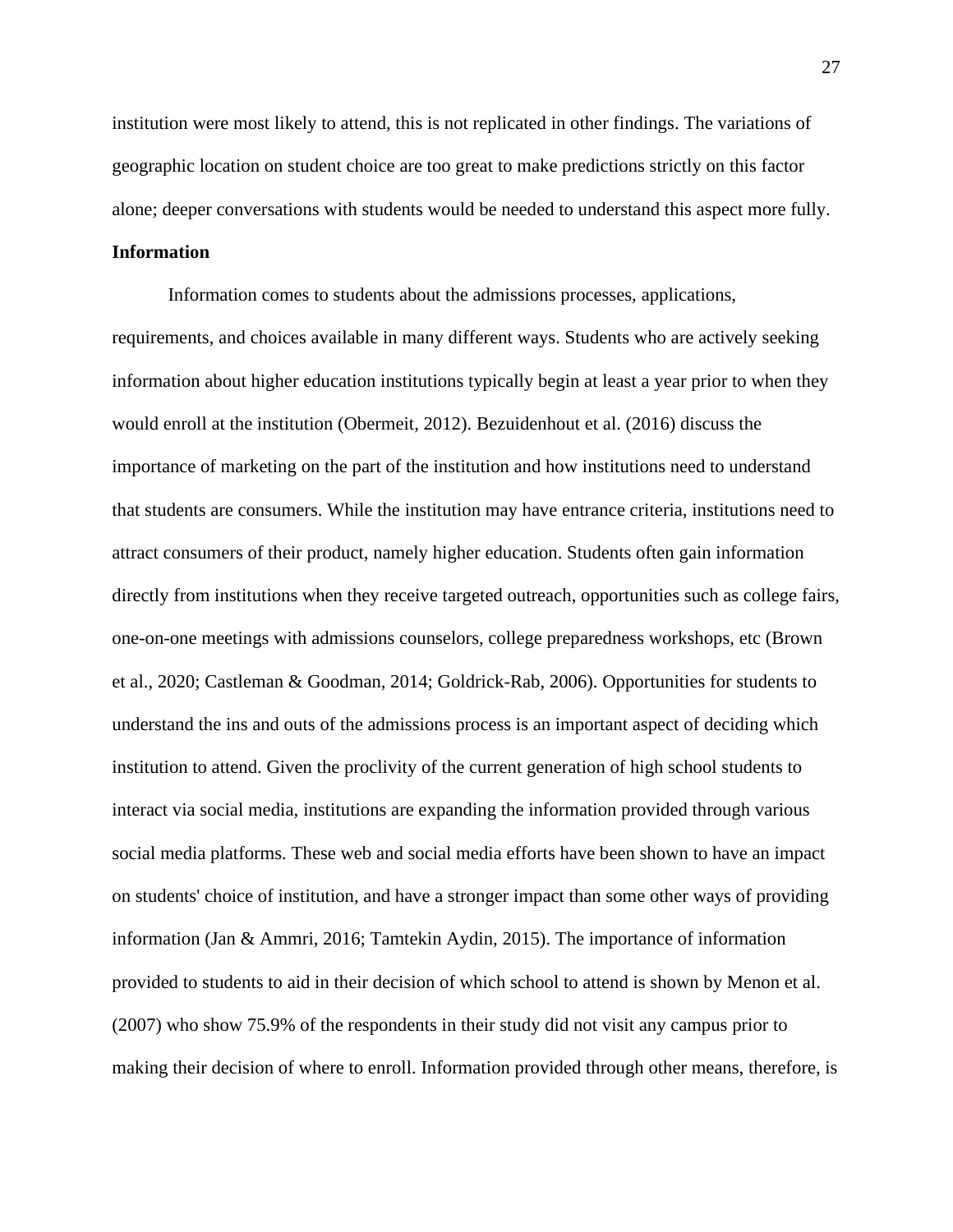institution were most likely to attend, this is not replicated in other findings. The variations of geographic location on student choice are too great to make predictions strictly on this factor alone; deeper conversations with students would be needed to understand this aspect more fully.

**Information**

Information comes to students about the admissions processes, applications, requirements, and choices available in many different ways. Students who are actively seeking information about higher education institutions typically begin at least a year prior to when they would enroll at the institution (Obermeit, 2012). Bezuidenhout et al. (2016) discuss the importance of marketing on the part of the institution and how institutions need to understand that students are consumers. While the institution may have entrance criteria, institutions need to attract consumers of their product, namely higher education. Students often gain information directly from institutions when they receive targeted outreach, opportunities such as college fairs, one-on-one meetings with admissions counselors, college preparedness workshops, etc (Brown et al., 2020; Castleman & Goodman, 2014; Goldrick-Rab, 2006). Opportunities for students to understand the ins and outs of the admissions process is an important aspect of deciding which institution to attend. Given the proclivity of the current generation of high school students to interact via social media, institutions are expanding the information provided through various social media platforms. These web and social media efforts have been shown to have an impact on students' choice of institution, and have a stronger impact than some other ways of providing information (Jan & Ammri, 2016; Tamtekin Aydin, 2015). The importance of information provided to students to aid in their decision of which school to attend is shown by Menon et al. (2007) who show 75.9% of the respondents in their study did not visit any campus prior to making their decision of where to enroll. Information provided through other means, therefore, is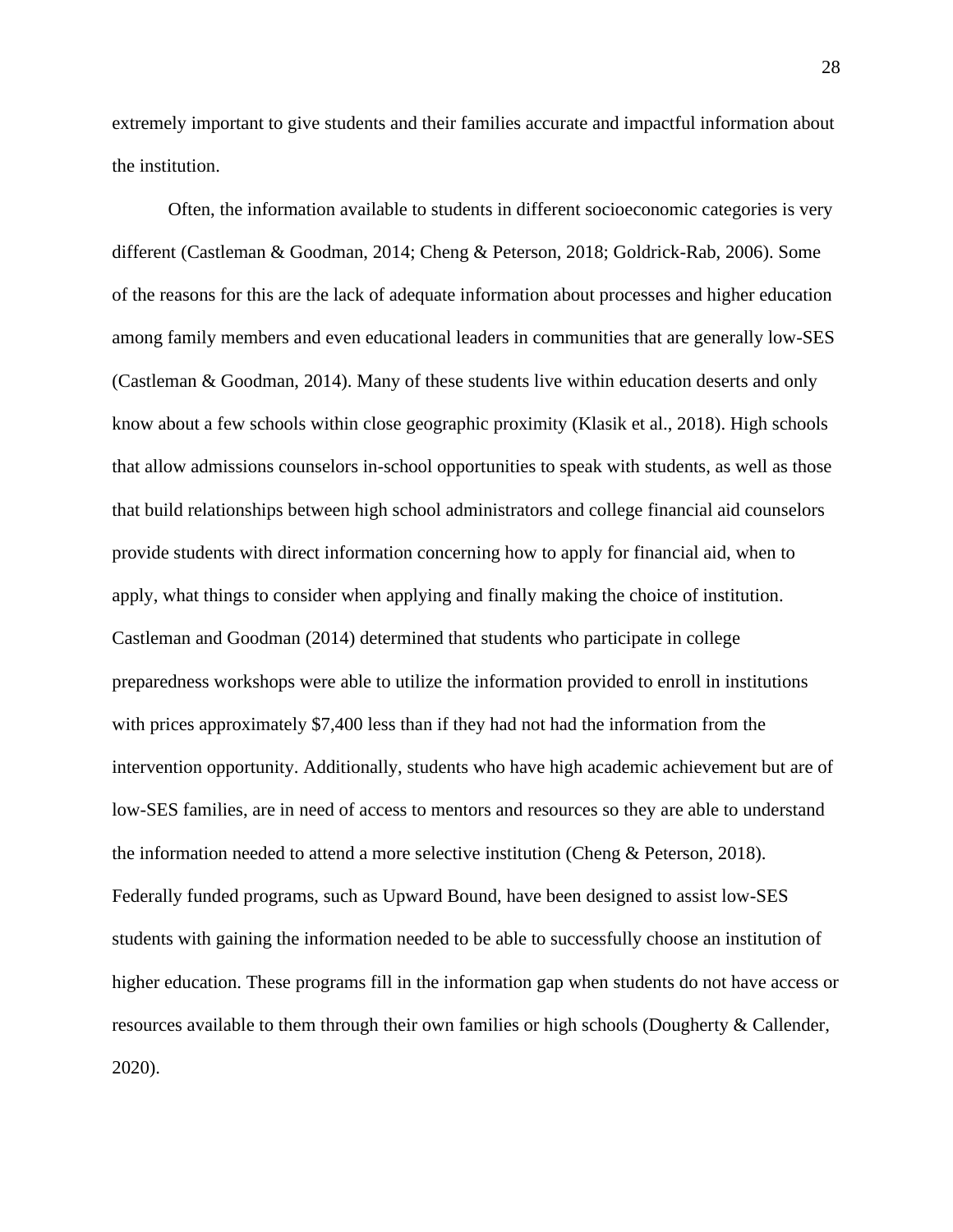extremely important to give students and their families accurate and impactful information about the institution.

Often, the information available to students in different socioeconomic categories is very different (Castleman & Goodman, 2014; Cheng & Peterson, 2018; Goldrick-Rab, 2006). Some of the reasons for this are the lack of adequate information about processes and higher education among family members and even educational leaders in communities that are generally low-SES (Castleman & Goodman, 2014). Many of these students live within education deserts and only know about a few schools within close geographic proximity (Klasik et al., 2018). High schools that allow admissions counselors in-school opportunities to speak with students, as well as those that build relationships between high school administrators and college financial aid counselors provide students with direct information concerning how to apply for financial aid, when to apply, what things to consider when applying and finally making the choice of institution. Castleman and Goodman (2014) determined that students who participate in college preparedness workshops were able to utilize the information provided to enroll in institutions with prices approximately $7,400 less than if they had not had the information from the intervention opportunity. Additionally, students who have high academic achievement but are of low-SES families, are in need of access to mentors and resources so they are able to understand the information needed to attend a more selective institution (Cheng & Peterson, 2018). Federally funded programs, such as Upward Bound, have been designed to assist low-SES students with gaining the information needed to be able to successfully choose an institution of higher education. These programs fill in the information gap when students do not have access or resources available to them through their own families or high schools (Dougherty & Callender, 2020).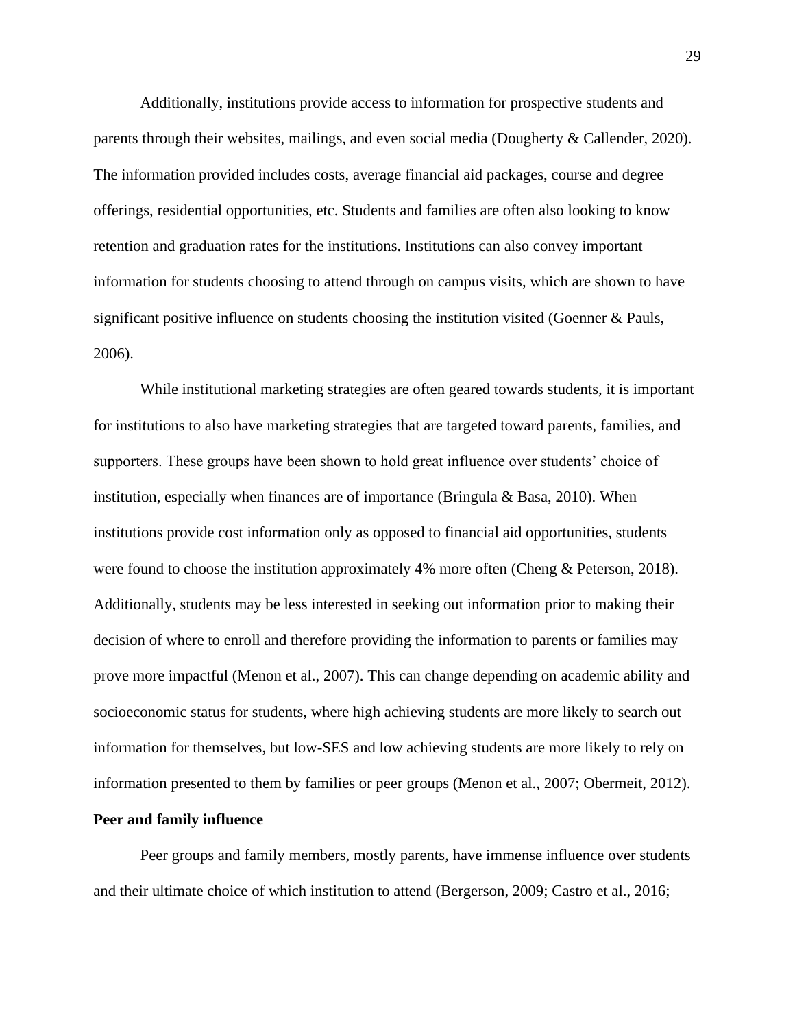Additionally, institutions provide access to information for prospective students and parents through their websites, mailings, and even social media (Dougherty & Callender, 2020). The information provided includes costs, average financial aid packages, course and degree offerings, residential opportunities, etc. Students and families are often also looking to know retention and graduation rates for the institutions. Institutions can also convey important information for students choosing to attend through on campus visits, which are shown to have significant positive influence on students choosing the institution visited (Goenner & Pauls, 2006).

While institutional marketing strategies are often geared towards students, it is important for institutions to also have marketing strategies that are targeted toward parents, families, and supporters. These groups have been shown to hold great influence over students' choice of institution, especially when finances are of importance (Bringula & Basa, 2010). When institutions provide cost information only as opposed to financial aid opportunities, students were found to choose the institution approximately 4% more often (Cheng & Peterson, 2018). Additionally, students may be less interested in seeking out information prior to making their decision of where to enroll and therefore providing the information to parents or families may prove more impactful (Menon et al., 2007). This can change depending on academic ability and socioeconomic status for students, where high achieving students are more likely to search out information for themselves, but low-SES and low achieving students are more likely to rely on information presented to them by families or peer groups (Menon et al., 2007; Obermeit, 2012).

**Peer and family influence**

Peer groups and family members, mostly parents, have immense influence over students and their ultimate choice of which institution to attend (Bergerson, 2009; Castro et al., 2016;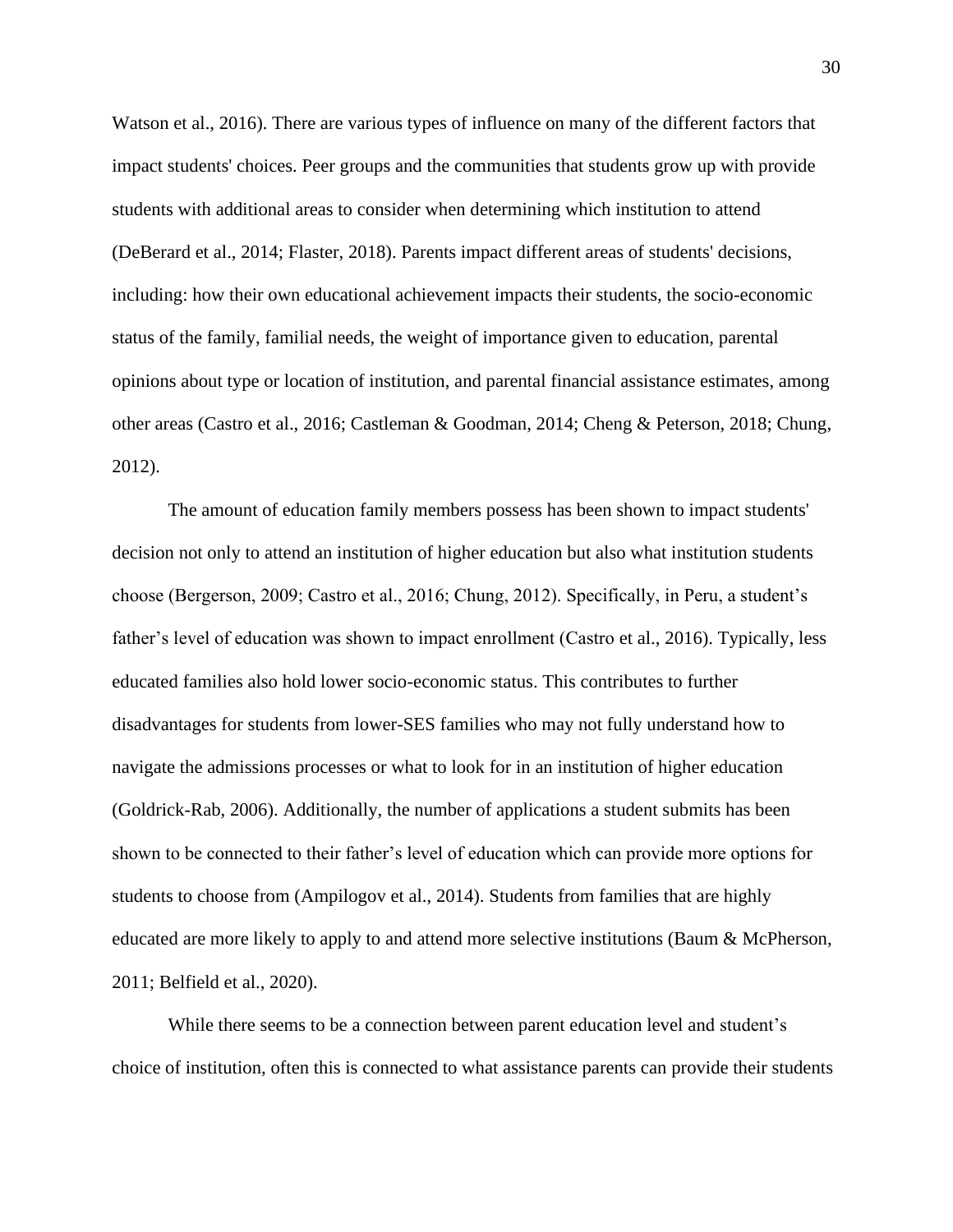Watson et al., 2016). There are various types of influence on many of the different factors that impact students' choices. Peer groups and the communities that students grow up with provide students with additional areas to consider when determining which institution to attend (DeBerard et al., 2014; Flaster, 2018). Parents impact different areas of students' decisions, including: how their own educational achievement impacts their students, the socio-economic status of the family, familial needs, the weight of importance given to education, parental opinions about type or location of institution, and parental financial assistance estimates, among other areas (Castro et al., 2016; Castleman & Goodman, 2014; Cheng & Peterson, 2018; Chung, 2012).

The amount of education family members possess has been shown to impact students' decision not only to attend an institution of higher education but also what institution students choose (Bergerson, 2009; Castro et al., 2016; Chung, 2012). Specifically, in Peru, a student's father's level of education was shown to impact enrollment (Castro et al., 2016). Typically, less educated families also hold lower socio-economic status. This contributes to further disadvantages for students from lower-SES families who may not fully understand how to navigate the admissions processes or what to look for in an institution of higher education (Goldrick-Rab, 2006). Additionally, the number of applications a student submits has been shown to be connected to their father's level of education which can provide more options for students to choose from (Ampilogov et al., 2014). Students from families that are highly educated are more likely to apply to and attend more selective institutions (Baum & McPherson, 2011; Belfield et al., 2020).

While there seems to be a connection between parent education level and student's choice of institution, often this is connected to what assistance parents can provide their students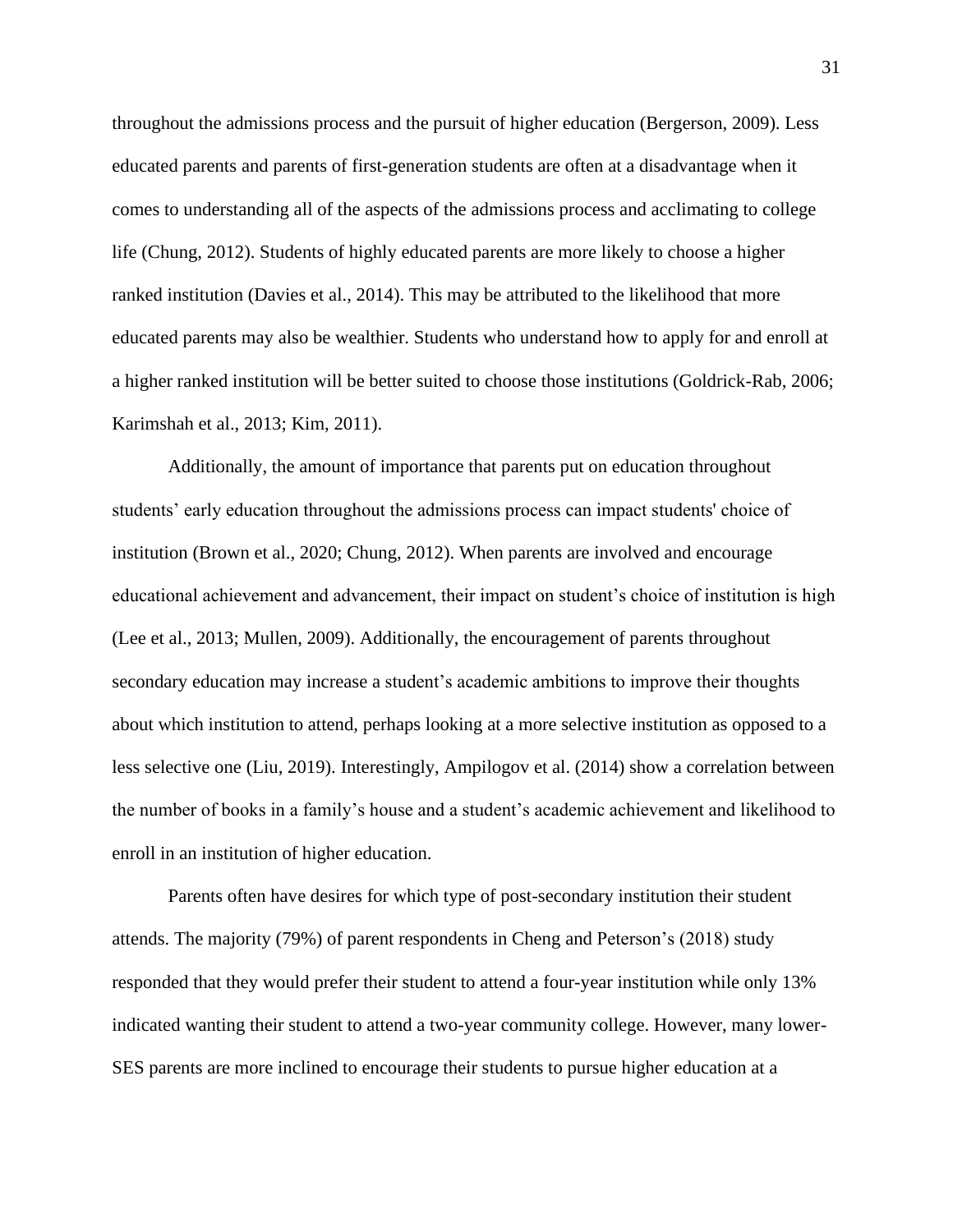throughout the admissions process and the pursuit of higher education (Bergerson, 2009). Less educated parents and parents of first-generation students are often at a disadvantage when it comes to understanding all of the aspects of the admissions process and acclimating to college life (Chung, 2012). Students of highly educated parents are more likely to choose a higher ranked institution (Davies et al., 2014). This may be attributed to the likelihood that more educated parents may also be wealthier. Students who understand how to apply for and enroll at a higher ranked institution will be better suited to choose those institutions (Goldrick-Rab, 2006; Karimshah et al., 2013; Kim, 2011).

Additionally, the amount of importance that parents put on education throughout students' early education throughout the admissions process can impact students' choice of institution (Brown et al., 2020; Chung, 2012). When parents are involved and encourage educational achievement and advancement, their impact on student's choice of institution is high (Lee et al., 2013; Mullen, 2009). Additionally, the encouragement of parents throughout secondary education may increase a student's academic ambitions to improve their thoughts about which institution to attend, perhaps looking at a more selective institution as opposed to a less selective one (Liu, 2019). Interestingly, Ampilogov et al. (2014) show a correlation between the number of books in a family's house and a student's academic achievement and likelihood to enroll in an institution of higher education.

Parents often have desires for which type of post-secondary institution their student attends. The majority (79%) of parent respondents in Cheng and Peterson's (2018) study responded that they would prefer their student to attend a four-year institution while only 13% indicated wanting their student to attend a two-year community college. However, many lower-SES parents are more inclined to encourage their students to pursue higher education at a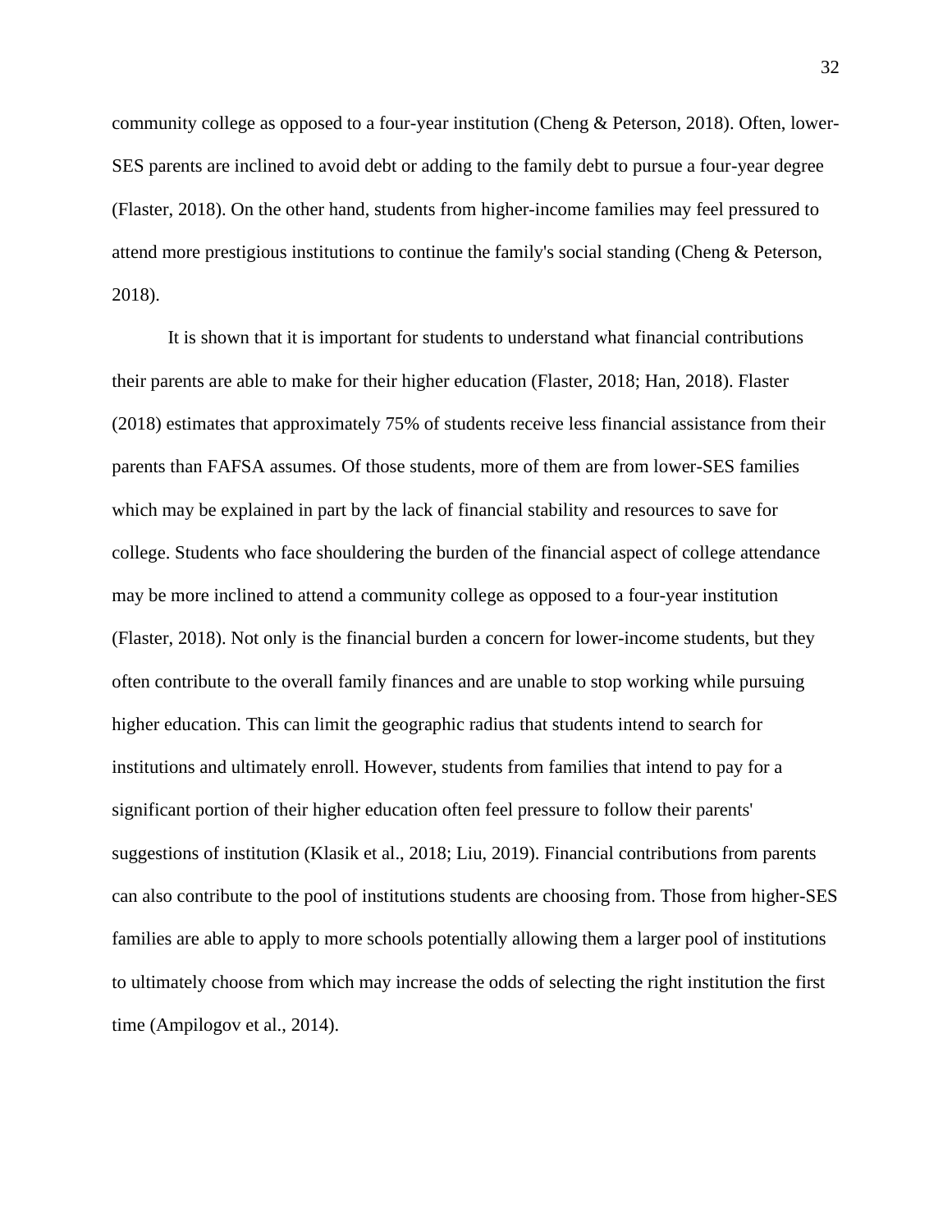community college as opposed to a four-year institution (Cheng & Peterson, 2018). Often, lower-SES parents are inclined to avoid debt or adding to the family debt to pursue a four-year degree (Flaster, 2018). On the other hand, students from higher-income families may feel pressured to attend more prestigious institutions to continue the family's social standing (Cheng & Peterson, 2018).

It is shown that it is important for students to understand what financial contributions their parents are able to make for their higher education (Flaster, 2018; Han, 2018). Flaster (2018) estimates that approximately 75% of students receive less financial assistance from their parents than FAFSA assumes. Of those students, more of them are from lower-SES families which may be explained in part by the lack of financial stability and resources to save for college. Students who face shouldering the burden of the financial aspect of college attendance may be more inclined to attend a community college as opposed to a four-year institution (Flaster, 2018). Not only is the financial burden a concern for lower-income students, but they often contribute to the overall family finances and are unable to stop working while pursuing higher education. This can limit the geographic radius that students intend to search for institutions and ultimately enroll. However, students from families that intend to pay for a significant portion of their higher education often feel pressure to follow their parents' suggestions of institution (Klasik et al., 2018; Liu, 2019). Financial contributions from parents can also contribute to the pool of institutions students are choosing from. Those from higher-SES families are able to apply to more schools potentially allowing them a larger pool of institutions to ultimately choose from which may increase the odds of selecting the right institution the first time (Ampilogov et al., 2014).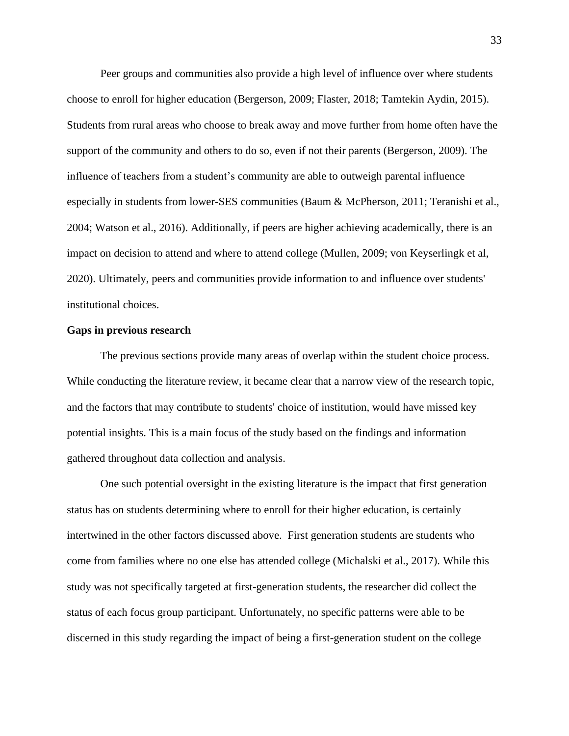Peer groups and communities also provide a high level of influence over where students choose to enroll for higher education (Bergerson, 2009; Flaster, 2018; Tamtekin Aydin, 2015). Students from rural areas who choose to break away and move further from home often have the support of the community and others to do so, even if not their parents (Bergerson, 2009). The influence of teachers from a student's community are able to outweigh parental influence especially in students from lower-SES communities (Baum & McPherson, 2011; Teranishi et al., 2004; Watson et al., 2016). Additionally, if peers are higher achieving academically, there is an impact on decision to attend and where to attend college (Mullen, 2009; von Keyserlingk et al, 2020). Ultimately, peers and communities provide information to and influence over students' institutional choices.

**Gaps in previous research**

The previous sections provide many areas of overlap within the student choice process. While conducting the literature review, it became clear that a narrow view of the research topic, and the factors that may contribute to students' choice of institution, would have missed key potential insights. This is a main focus of the study based on the findings and information gathered throughout data collection and analysis.

One such potential oversight in the existing literature is the impact that first generation status has on students determining where to enroll for their higher education, is certainly intertwined in the other factors discussed above. First generation students are students who come from families where no one else has attended college (Michalski et al., 2017). While this study was not specifically targeted at first-generation students, the researcher did collect the status of each focus group participant. Unfortunately, no specific patterns were able to be discerned in this study regarding the impact of being a first-generation student on the college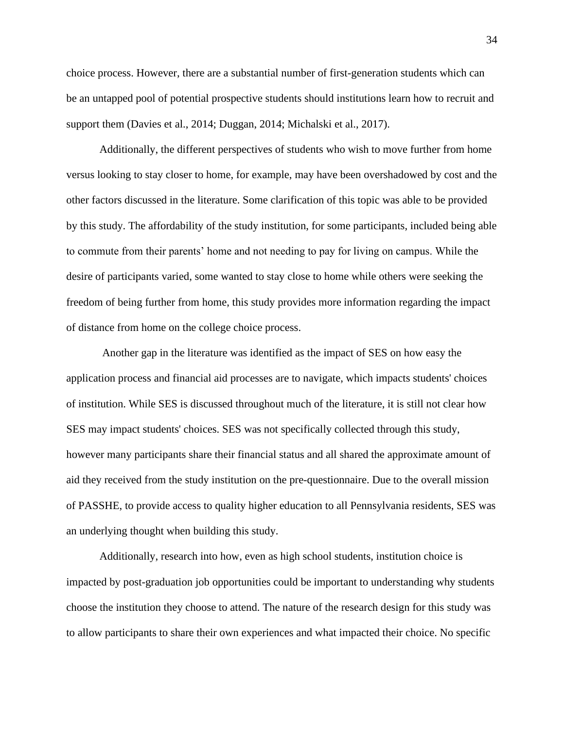choice process. However, there are a substantial number of first-generation students which can be an untapped pool of potential prospective students should institutions learn how to recruit and support them (Davies et al., 2014; Duggan, 2014; Michalski et al., 2017).

Additionally, the different perspectives of students who wish to move further from home versus looking to stay closer to home, for example, may have been overshadowed by cost and the other factors discussed in the literature. Some clarification of this topic was able to be provided by this study. The affordability of the study institution, for some participants, included being able to commute from their parents' home and not needing to pay for living on campus. While the desire of participants varied, some wanted to stay close to home while others were seeking the freedom of being further from home, this study provides more information regarding the impact of distance from home on the college choice process.

Another gap in the literature was identified as the impact of SES on how easy the application process and financial aid processes are to navigate, which impacts students' choices of institution. While SES is discussed throughout much of the literature, it is still not clear how SES may impact students' choices. SES was not specifically collected through this study, however many participants share their financial status and all shared the approximate amount of aid they received from the study institution on the pre-questionnaire. Due to the overall mission of PASSHE, to provide access to quality higher education to all Pennsylvania residents, SES was an underlying thought when building this study.

Additionally, research into how, even as high school students, institution choice is impacted by post-graduation job opportunities could be important to understanding why students choose the institution they choose to attend. The nature of the research design for this study was to allow participants to share their own experiences and what impacted their choice. No specific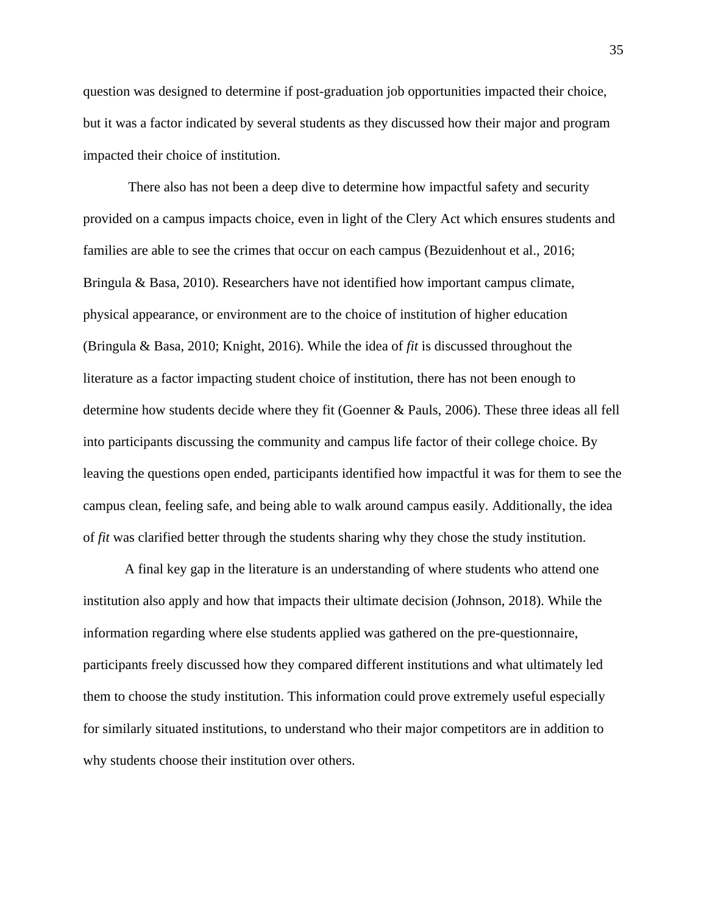question was designed to determine if post-graduation job opportunities impacted their choice, but it was a factor indicated by several students as they discussed how their major and program impacted their choice of institution.

There also has not been a deep dive to determine how impactful safety and security provided on a campus impacts choice, even in light of the Clery Act which ensures students and families are able to see the crimes that occur on each campus (Bezuidenhout et al., 2016; Bringula & Basa, 2010). Researchers have not identified how important campus climate, physical appearance, or environment are to the choice of institution of higher education (Bringula & Basa, 2010; Knight, 2016). While the idea of *fit* is discussed throughout the literature as a factor impacting student choice of institution, there has not been enough to determine how students decide where they fit (Goenner & Pauls, 2006). These three ideas all fell into participants discussing the community and campus life factor of their college choice. By leaving the questions open ended, participants identified how impactful it was for them to see the campus clean, feeling safe, and being able to walk around campus easily. Additionally, the idea of *fit* was clarified better through the students sharing why they chose the study institution.

A final key gap in the literature is an understanding of where students who attend one institution also apply and how that impacts their ultimate decision (Johnson, 2018). While the information regarding where else students applied was gathered on the pre-questionnaire, participants freely discussed how they compared different institutions and what ultimately led them to choose the study institution. This information could prove extremely useful especially for similarly situated institutions, to understand who their major competitors are in addition to why students choose their institution over others.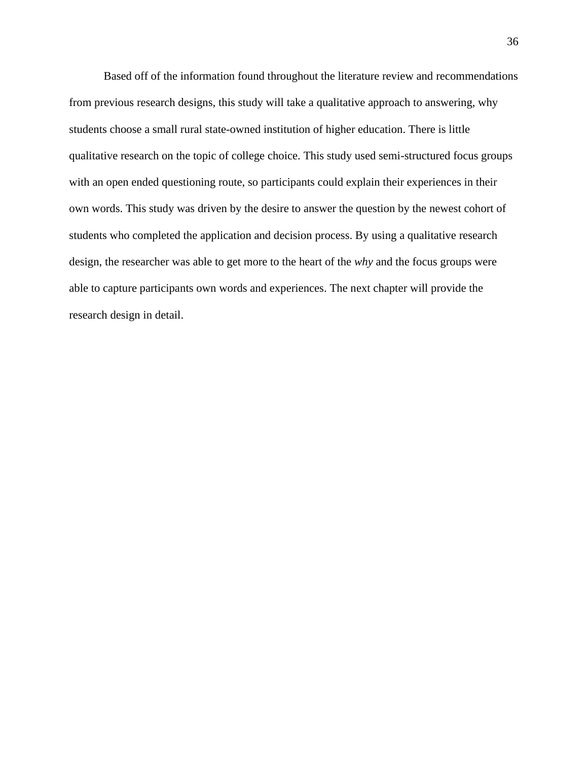Based off of the information found throughout the literature review and recommendations from previous research designs, this study will take a qualitative approach to answering, why students choose a small rural state-owned institution of higher education. There is little qualitative research on the topic of college choice. This study used semi-structured focus groups with an open ended questioning route, so participants could explain their experiences in their own words. This study was driven by the desire to answer the question by the newest cohort of students who completed the application and decision process. By using a qualitative research design, the researcher was able to get more to the heart of the *why* and the focus groups were able to capture participants own words and experiences. The next chapter will provide the research design in detail.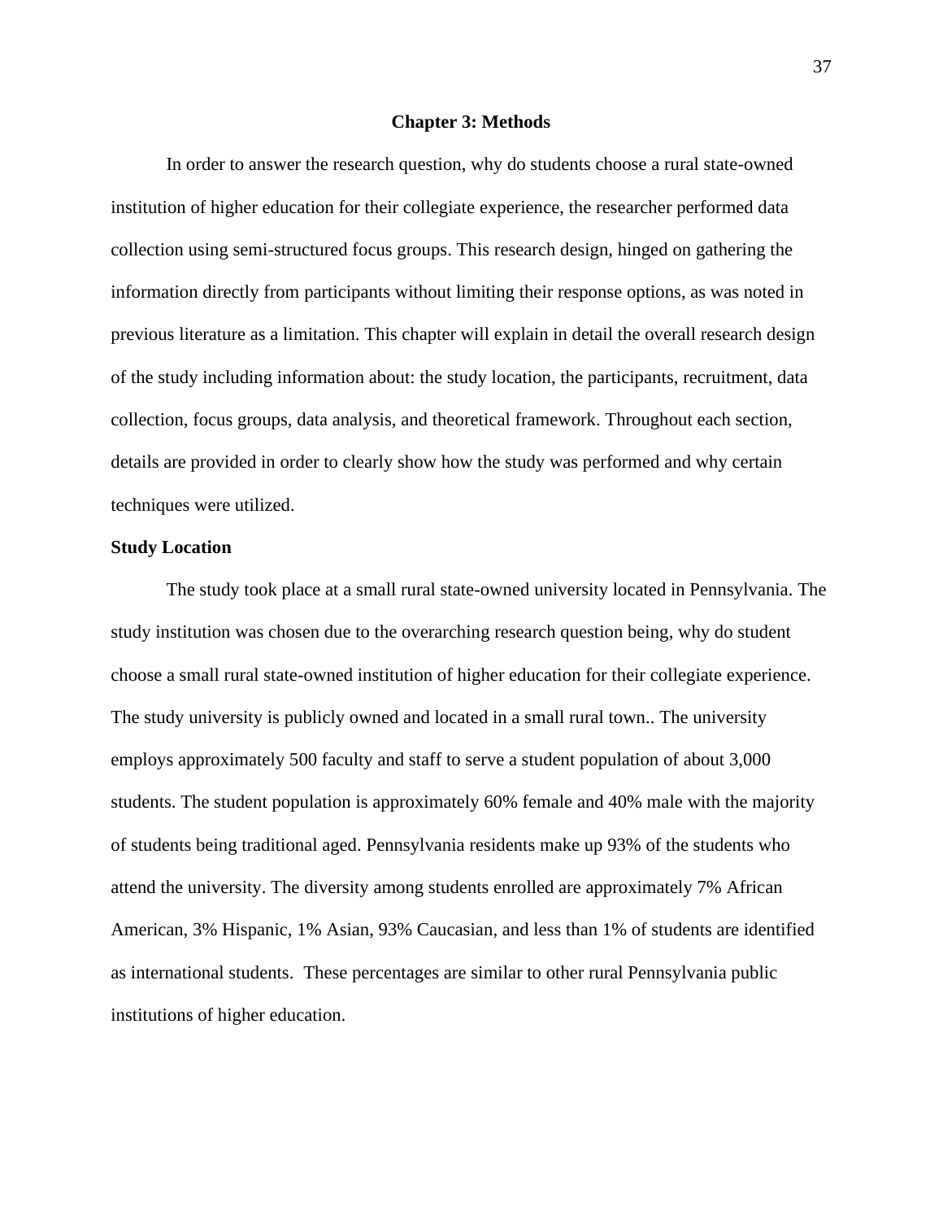# Chapter 3: Methods

In order to answer the research question, why do students choose a rural state-owned institution of higher education for their collegiate experience, the researcher performed data collection using semi-structured focus groups. This research design, hinged on gathering the information directly from participants without limiting their response options, as was noted in previous literature as a limitation. This chapter will explain in detail the overall research design of the study including information about: the study location, the participants, recruitment, data collection, focus groups, data analysis, and theoretical framework. Throughout each section, details are provided in order to clearly show how the study was performed and why certain techniques were utilized.

## Study Location

The study took place at a small rural state-owned university located in Pennsylvania. The study institution was chosen due to the overarching research question being, why do student choose a small rural state-owned institution of higher education for their collegiate experience. The study university is publicly owned and located in a small rural town.. The university employs approximately 500 faculty and staff to serve a student population of about 3,000 students. The student population is approximately 60% female and 40% male with the majority of students being traditional aged. Pennsylvania residents make up 93% of the students who attend the university. The diversity among students enrolled are approximately 7% African American, 3% Hispanic, 1% Asian, 93% Caucasian, and less than 1% of students are identified as international students.  These percentages are similar to other rural Pennsylvania public institutions of higher education.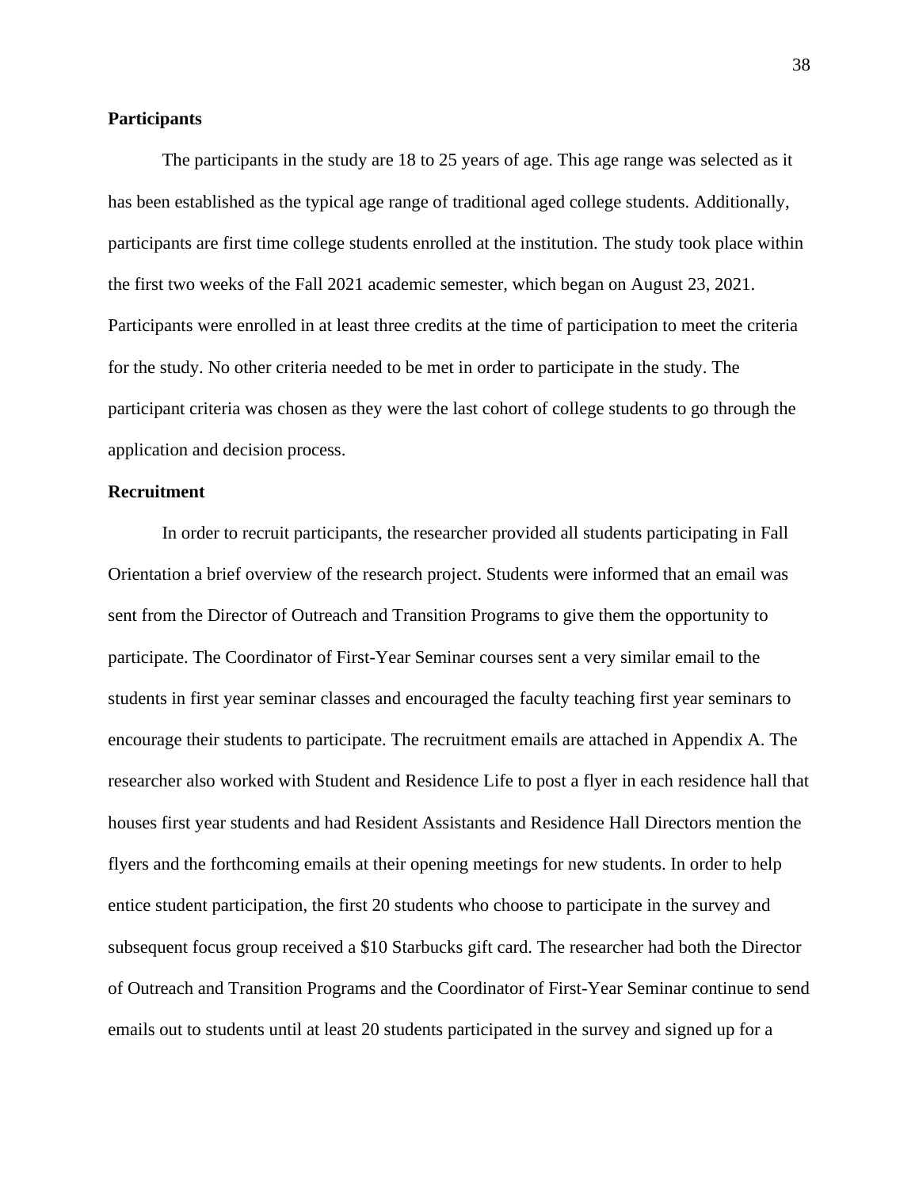**Participants**

The participants in the study are 18 to 25 years of age. This age range was selected as it has been established as the typical age range of traditional aged college students. Additionally, participants are first time college students enrolled at the institution. The study took place within the first two weeks of the Fall 2021 academic semester, which began on August 23, 2021. Participants were enrolled in at least three credits at the time of participation to meet the criteria for the study. No other criteria needed to be met in order to participate in the study. The participant criteria was chosen as they were the last cohort of college students to go through the application and decision process.

**Recruitment**

In order to recruit participants, the researcher provided all students participating in Fall Orientation a brief overview of the research project. Students were informed that an email was sent from the Director of Outreach and Transition Programs to give them the opportunity to participate. The Coordinator of First-Year Seminar courses sent a very similar email to the students in first year seminar classes and encouraged the faculty teaching first year seminars to encourage their students to participate. The recruitment emails are attached in Appendix A. The researcher also worked with Student and Residence Life to post a flyer in each residence hall that houses first year students and had Resident Assistants and Residence Hall Directors mention the flyers and the forthcoming emails at their opening meetings for new students. In order to help entice student participation, the first 20 students who choose to participate in the survey and subsequent focus group received a $10 Starbucks gift card. The researcher had both the Director of Outreach and Transition Programs and the Coordinator of First-Year Seminar continue to send emails out to students until at least 20 students participated in the survey and signed up for a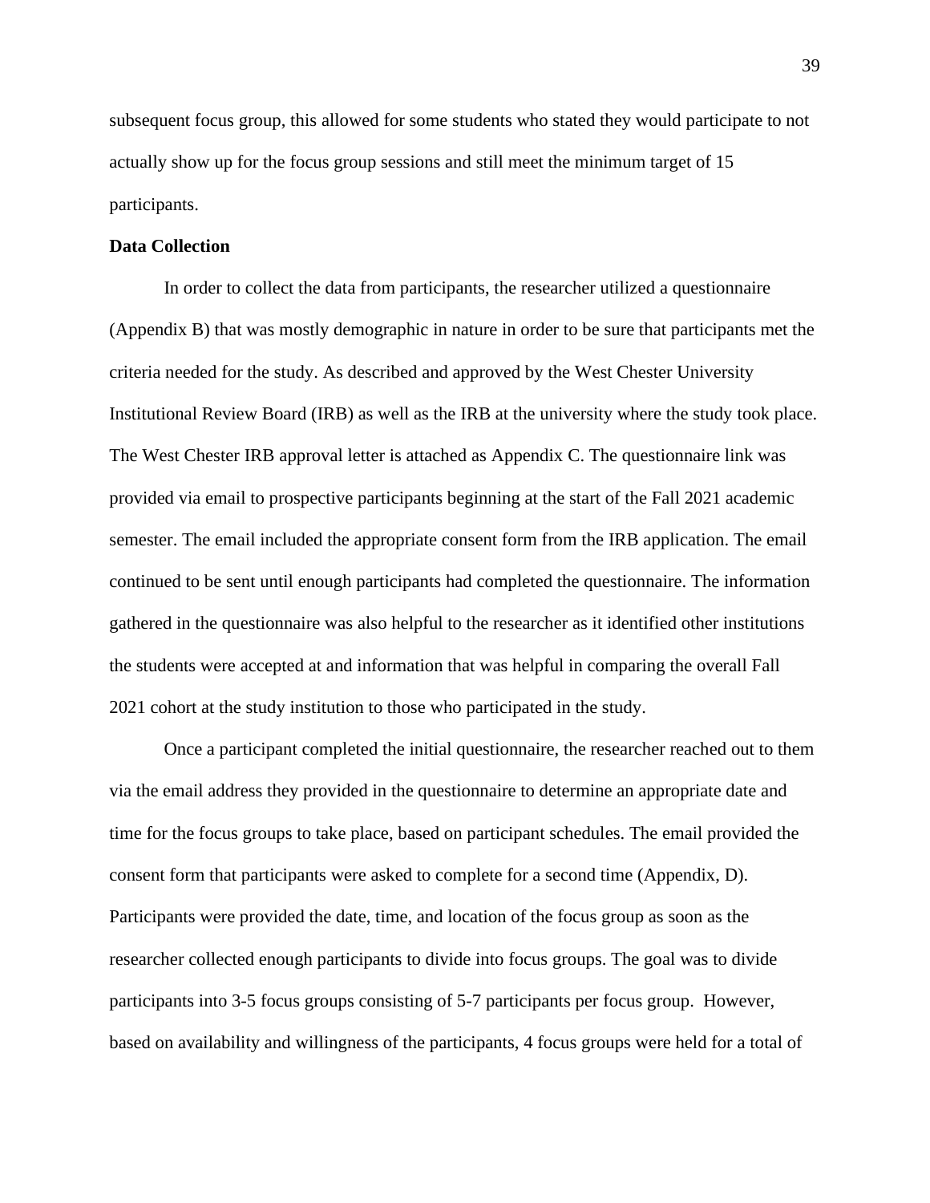subsequent focus group, this allowed for some students who stated they would participate to not actually show up for the focus group sessions and still meet the minimum target of 15 participants.

**Data Collection**

In order to collect the data from participants, the researcher utilized a questionnaire (Appendix B) that was mostly demographic in nature in order to be sure that participants met the criteria needed for the study. As described and approved by the West Chester University Institutional Review Board (IRB) as well as the IRB at the university where the study took place. The West Chester IRB approval letter is attached as Appendix C. The questionnaire link was provided via email to prospective participants beginning at the start of the Fall 2021 academic semester. The email included the appropriate consent form from the IRB application. The email continued to be sent until enough participants had completed the questionnaire. The information gathered in the questionnaire was also helpful to the researcher as it identified other institutions the students were accepted at and information that was helpful in comparing the overall Fall 2021 cohort at the study institution to those who participated in the study.

Once a participant completed the initial questionnaire, the researcher reached out to them via the email address they provided in the questionnaire to determine an appropriate date and time for the focus groups to take place, based on participant schedules. The email provided the consent form that participants were asked to complete for a second time (Appendix, D). Participants were provided the date, time, and location of the focus group as soon as the researcher collected enough participants to divide into focus groups. The goal was to divide participants into 3-5 focus groups consisting of 5-7 participants per focus group. However, based on availability and willingness of the participants, 4 focus groups were held for a total of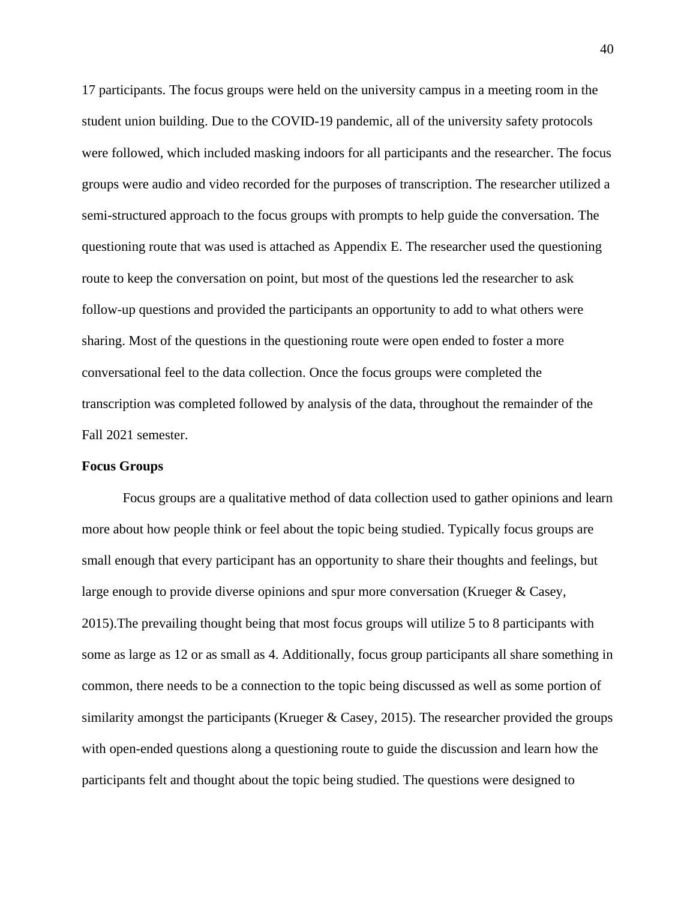17 participants. The focus groups were held on the university campus in a meeting room in the student union building. Due to the COVID-19 pandemic, all of the university safety protocols were followed, which included masking indoors for all participants and the researcher. The focus groups were audio and video recorded for the purposes of transcription. The researcher utilized a semi-structured approach to the focus groups with prompts to help guide the conversation. The questioning route that was used is attached as Appendix E. The researcher used the questioning route to keep the conversation on point, but most of the questions led the researcher to ask follow-up questions and provided the participants an opportunity to add to what others were sharing. Most of the questions in the questioning route were open ended to foster a more conversational feel to the data collection. Once the focus groups were completed the transcription was completed followed by analysis of the data, throughout the remainder of the Fall 2021 semester.

**Focus Groups**

Focus groups are a qualitative method of data collection used to gather opinions and learn more about how people think or feel about the topic being studied. Typically focus groups are small enough that every participant has an opportunity to share their thoughts and feelings, but large enough to provide diverse opinions and spur more conversation (Krueger & Casey, 2015).The prevailing thought being that most focus groups will utilize 5 to 8 participants with some as large as 12 or as small as 4. Additionally, focus group participants all share something in common, there needs to be a connection to the topic being discussed as well as some portion of similarity amongst the participants (Krueger & Casey, 2015). The researcher provided the groups with open-ended questions along a questioning route to guide the discussion and learn how the participants felt and thought about the topic being studied. The questions were designed to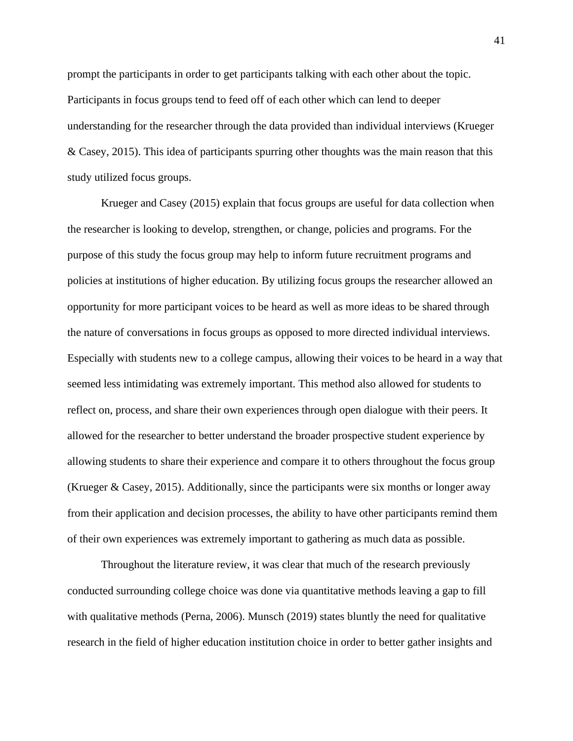prompt the participants in order to get participants talking with each other about the topic. Participants in focus groups tend to feed off of each other which can lend to deeper understanding for the researcher through the data provided than individual interviews (Krueger & Casey, 2015). This idea of participants spurring other thoughts was the main reason that this study utilized focus groups.

Krueger and Casey (2015) explain that focus groups are useful for data collection when the researcher is looking to develop, strengthen, or change, policies and programs. For the purpose of this study the focus group may help to inform future recruitment programs and policies at institutions of higher education. By utilizing focus groups the researcher allowed an opportunity for more participant voices to be heard as well as more ideas to be shared through the nature of conversations in focus groups as opposed to more directed individual interviews. Especially with students new to a college campus, allowing their voices to be heard in a way that seemed less intimidating was extremely important. This method also allowed for students to reflect on, process, and share their own experiences through open dialogue with their peers. It allowed for the researcher to better understand the broader prospective student experience by allowing students to share their experience and compare it to others throughout the focus group (Krueger & Casey, 2015). Additionally, since the participants were six months or longer away from their application and decision processes, the ability to have other participants remind them of their own experiences was extremely important to gathering as much data as possible.

Throughout the literature review, it was clear that much of the research previously conducted surrounding college choice was done via quantitative methods leaving a gap to fill with qualitative methods (Perna, 2006). Munsch (2019) states bluntly the need for qualitative research in the field of higher education institution choice in order to better gather insights and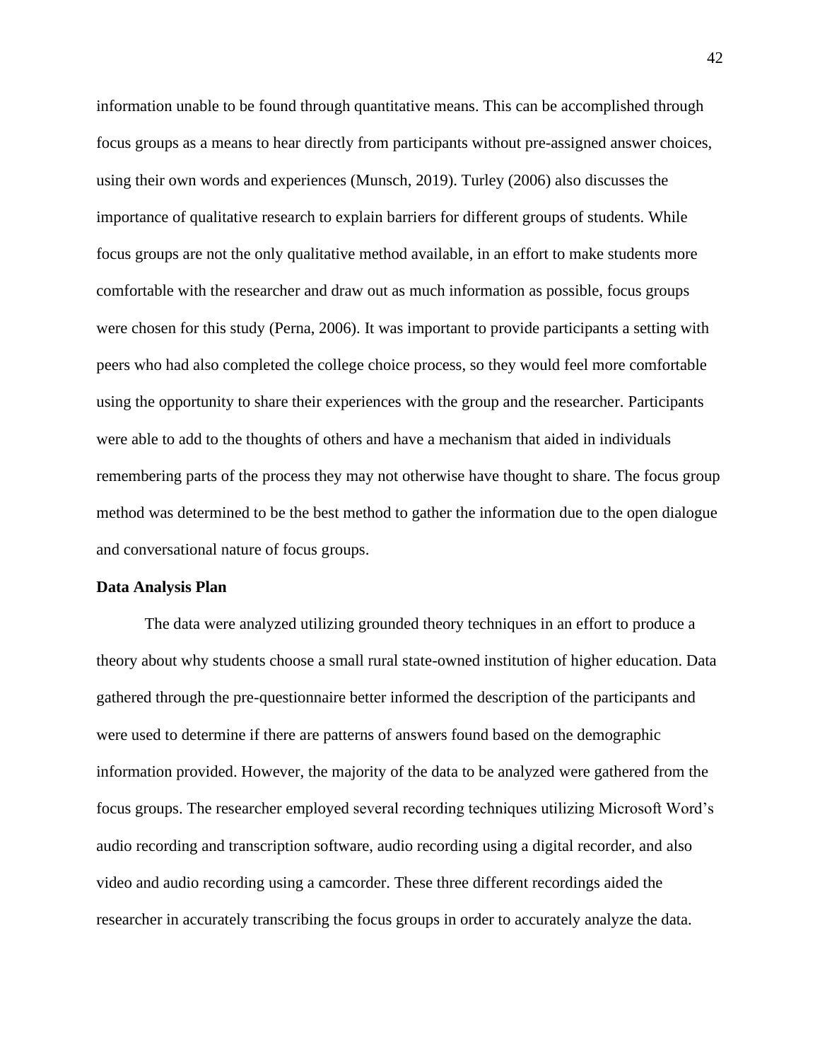information unable to be found through quantitative means. This can be accomplished through focus groups as a means to hear directly from participants without pre-assigned answer choices, using their own words and experiences (Munsch, 2019). Turley (2006) also discusses the importance of qualitative research to explain barriers for different groups of students. While focus groups are not the only qualitative method available, in an effort to make students more comfortable with the researcher and draw out as much information as possible, focus groups were chosen for this study (Perna, 2006). It was important to provide participants a setting with peers who had also completed the college choice process, so they would feel more comfortable using the opportunity to share their experiences with the group and the researcher. Participants were able to add to the thoughts of others and have a mechanism that aided in individuals remembering parts of the process they may not otherwise have thought to share. The focus group method was determined to be the best method to gather the information due to the open dialogue and conversational nature of focus groups.

**Data Analysis Plan**

The data were analyzed utilizing grounded theory techniques in an effort to produce a theory about why students choose a small rural state-owned institution of higher education. Data gathered through the pre-questionnaire better informed the description of the participants and were used to determine if there are patterns of answers found based on the demographic information provided. However, the majority of the data to be analyzed were gathered from the focus groups. The researcher employed several recording techniques utilizing Microsoft Word's audio recording and transcription software, audio recording using a digital recorder, and also video and audio recording using a camcorder. These three different recordings aided the researcher in accurately transcribing the focus groups in order to accurately analyze the data.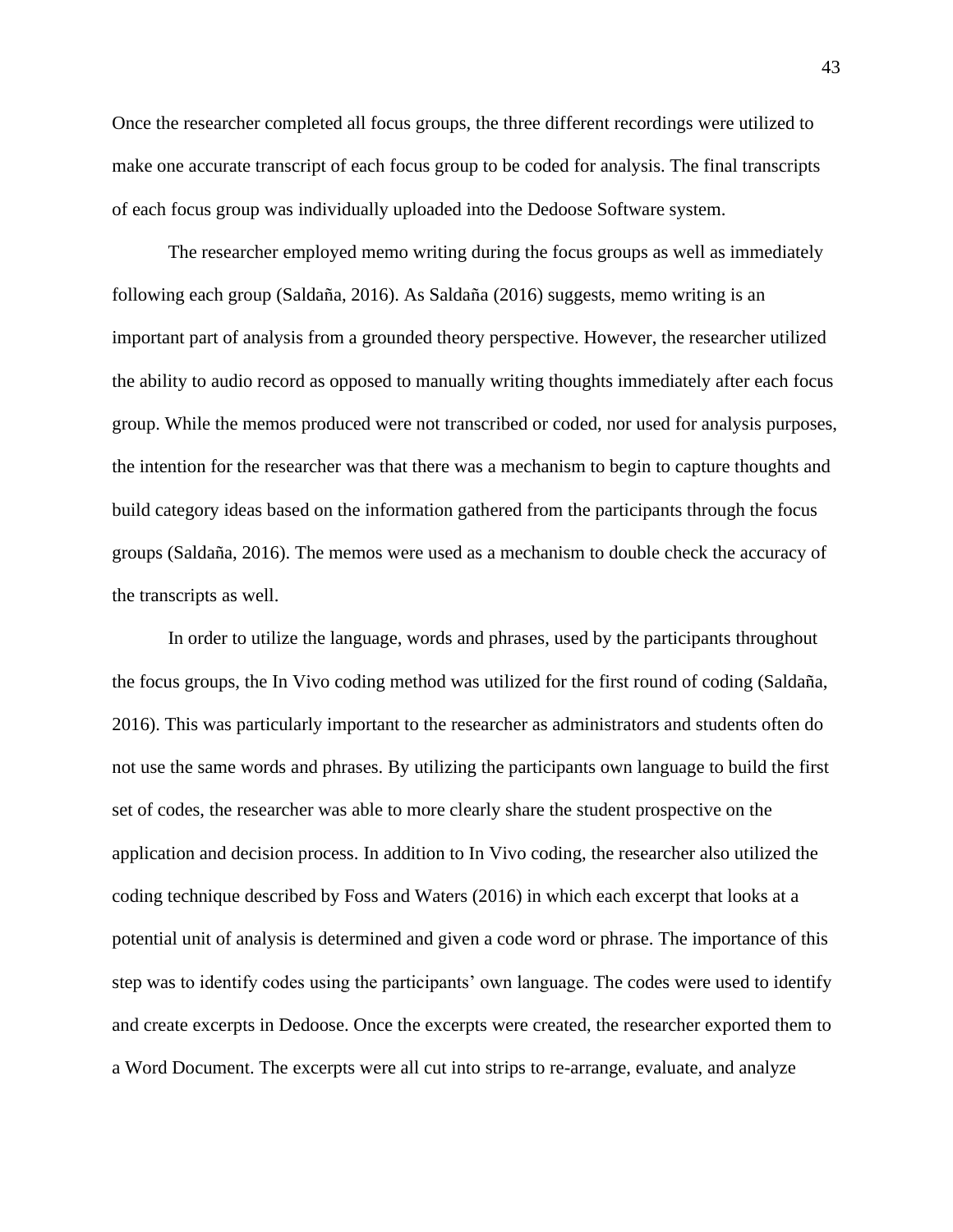Once the researcher completed all focus groups, the three different recordings were utilized to make one accurate transcript of each focus group to be coded for analysis. The final transcripts of each focus group was individually uploaded into the Dedoose Software system.

The researcher employed memo writing during the focus groups as well as immediately following each group (Saldaña, 2016). As Saldaña (2016) suggests, memo writing is an important part of analysis from a grounded theory perspective. However, the researcher utilized the ability to audio record as opposed to manually writing thoughts immediately after each focus group. While the memos produced were not transcribed or coded, nor used for analysis purposes, the intention for the researcher was that there was a mechanism to begin to capture thoughts and build category ideas based on the information gathered from the participants through the focus groups (Saldaña, 2016). The memos were used as a mechanism to double check the accuracy of the transcripts as well.

In order to utilize the language, words and phrases, used by the participants throughout the focus groups, the In Vivo coding method was utilized for the first round of coding (Saldaña, 2016). This was particularly important to the researcher as administrators and students often do not use the same words and phrases. By utilizing the participants own language to build the first set of codes, the researcher was able to more clearly share the student prospective on the application and decision process. In addition to In Vivo coding, the researcher also utilized the coding technique described by Foss and Waters (2016) in which each excerpt that looks at a potential unit of analysis is determined and given a code word or phrase. The importance of this step was to identify codes using the participants' own language. The codes were used to identify and create excerpts in Dedoose. Once the excerpts were created, the researcher exported them to a Word Document. The excerpts were all cut into strips to re-arrange, evaluate, and analyze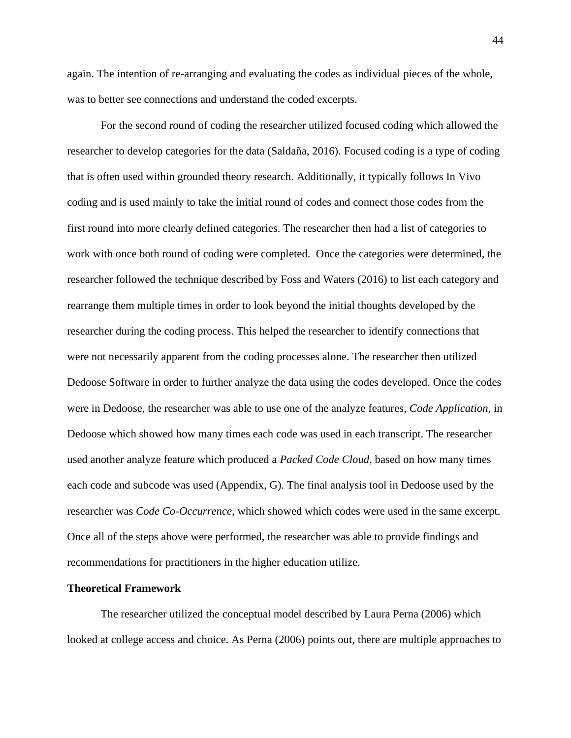again. The intention of re-arranging and evaluating the codes as individual pieces of the whole, was to better see connections and understand the coded excerpts.

For the second round of coding the researcher utilized focused coding which allowed the researcher to develop categories for the data (Saldaña, 2016). Focused coding is a type of coding that is often used within grounded theory research. Additionally, it typically follows In Vivo coding and is used mainly to take the initial round of codes and connect those codes from the first round into more clearly defined categories. The researcher then had a list of categories to work with once both round of coding were completed. Once the categories were determined, the researcher followed the technique described by Foss and Waters (2016) to list each category and rearrange them multiple times in order to look beyond the initial thoughts developed by the researcher during the coding process. This helped the researcher to identify connections that were not necessarily apparent from the coding processes alone. The researcher then utilized Dedoose Software in order to further analyze the data using the codes developed. Once the codes were in Dedoose, the researcher was able to use one of the analyze features, *Code Application,* in Dedoose which showed how many times each code was used in each transcript. The researcher used another analyze feature which produced a *Packed Code Cloud*, based on how many times each code and subcode was used (Appendix, G). The final analysis tool in Dedoose used by the researcher was *Code Co-Occurrence*, which showed which codes were used in the same excerpt. Once all of the steps above were performed, the researcher was able to provide findings and recommendations for practitioners in the higher education utilize.

**Theoretical Framework**

The researcher utilized the conceptual model described by Laura Perna (2006) which looked at college access and choice. As Perna (2006) points out, there are multiple approaches to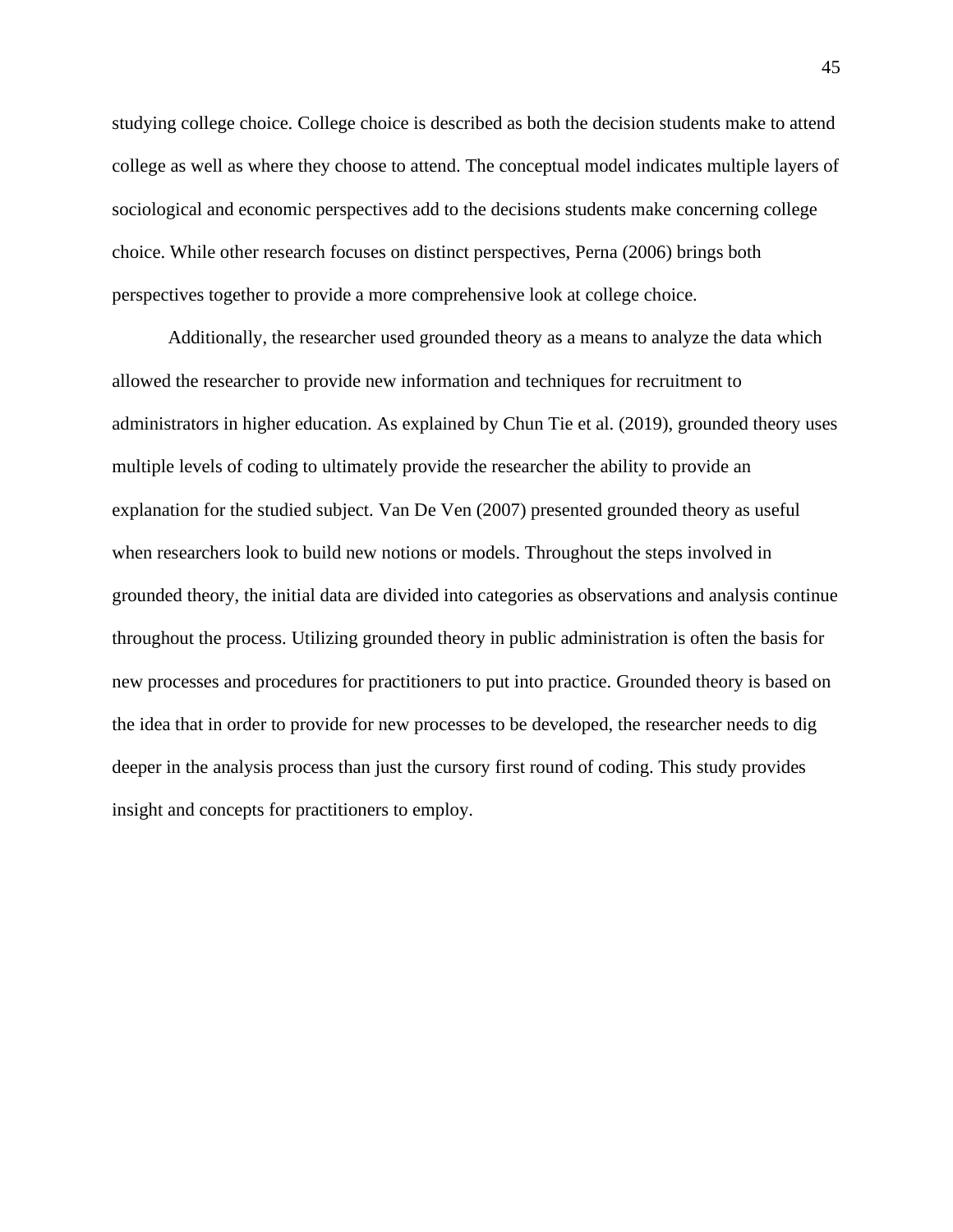studying college choice. College choice is described as both the decision students make to attend college as well as where they choose to attend. The conceptual model indicates multiple layers of sociological and economic perspectives add to the decisions students make concerning college choice. While other research focuses on distinct perspectives, Perna (2006) brings both perspectives together to provide a more comprehensive look at college choice.

Additionally, the researcher used grounded theory as a means to analyze the data which allowed the researcher to provide new information and techniques for recruitment to administrators in higher education. As explained by Chun Tie et al. (2019), grounded theory uses multiple levels of coding to ultimately provide the researcher the ability to provide an explanation for the studied subject. Van De Ven (2007) presented grounded theory as useful when researchers look to build new notions or models. Throughout the steps involved in grounded theory, the initial data are divided into categories as observations and analysis continue throughout the process. Utilizing grounded theory in public administration is often the basis for new processes and procedures for practitioners to put into practice. Grounded theory is based on the idea that in order to provide for new processes to be developed, the researcher needs to dig deeper in the analysis process than just the cursory first round of coding. This study provides insight and concepts for practitioners to employ.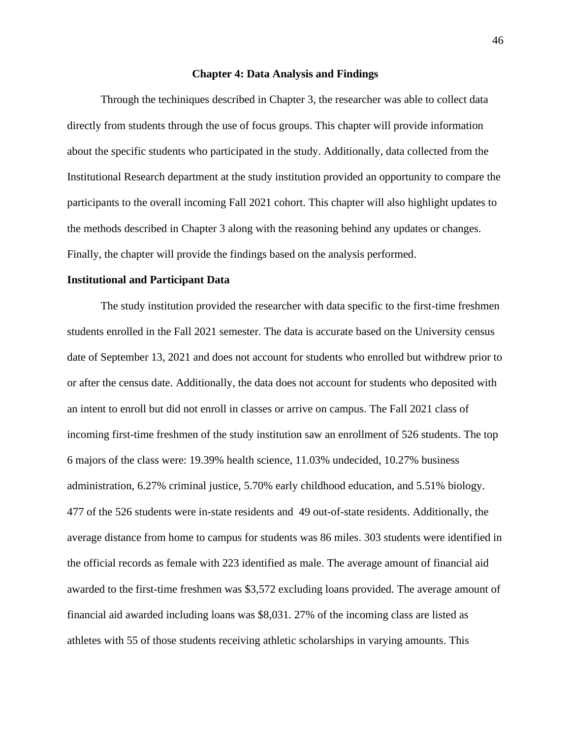# Chapter 4: Data Analysis and Findings

Through the techiniques described in Chapter 3, the researcher was able to collect data directly from students through the use of focus groups. This chapter will provide information about the specific students who participated in the study. Additionally, data collected from the Institutional Research department at the study institution provided an opportunity to compare the participants to the overall incoming Fall 2021 cohort. This chapter will also highlight updates to the methods described in Chapter 3 along with the reasoning behind any updates or changes. Finally, the chapter will provide the findings based on the analysis performed.

## Institutional and Participant Data

The study institution provided the researcher with data specific to the first-time freshmen students enrolled in the Fall 2021 semester. The data is accurate based on the University census date of September 13, 2021 and does not account for students who enrolled but withdrew prior to or after the census date. Additionally, the data does not account for students who deposited with an intent to enroll but did not enroll in classes or arrive on campus. The Fall 2021 class of incoming first-time freshmen of the study institution saw an enrollment of 526 students. The top 6 majors of the class were: 19.39% health science, 11.03% undecided, 10.27% business administration, 6.27% criminal justice, 5.70% early childhood education, and 5.51% biology. 477 of the 526 students were in-state residents and 49 out-of-state residents. Additionally, the average distance from home to campus for students was 86 miles. 303 students were identified in the official records as female with 223 identified as male. The average amount of financial aid awarded to the first-time freshmen was $3,572 excluding loans provided. The average amount of financial aid awarded including loans was $8,031. 27% of the incoming class are listed as athletes with 55 of those students receiving athletic scholarships in varying amounts. This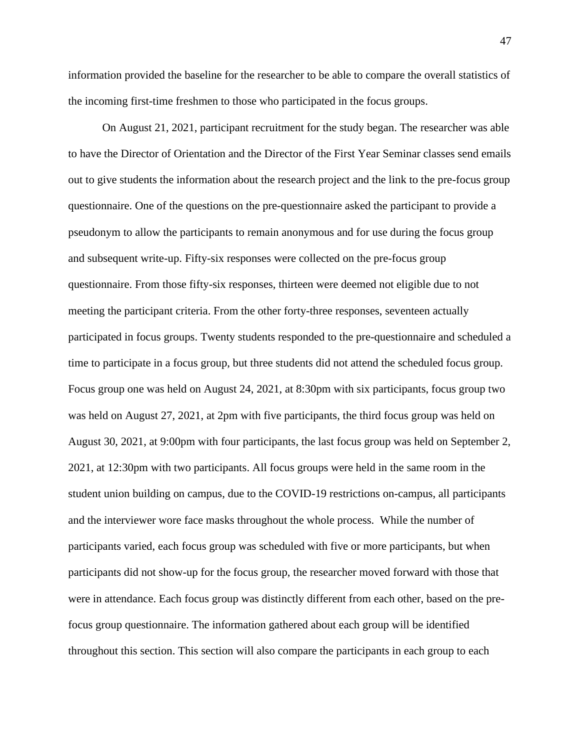information provided the baseline for the researcher to be able to compare the overall statistics of the incoming first-time freshmen to those who participated in the focus groups.

On August 21, 2021, participant recruitment for the study began. The researcher was able to have the Director of Orientation and the Director of the First Year Seminar classes send emails out to give students the information about the research project and the link to the pre-focus group questionnaire. One of the questions on the pre-questionnaire asked the participant to provide a pseudonym to allow the participants to remain anonymous and for use during the focus group and subsequent write-up. Fifty-six responses were collected on the pre-focus group questionnaire. From those fifty-six responses, thirteen were deemed not eligible due to not meeting the participant criteria. From the other forty-three responses, seventeen actually participated in focus groups. Twenty students responded to the pre-questionnaire and scheduled a time to participate in a focus group, but three students did not attend the scheduled focus group. Focus group one was held on August 24, 2021, at 8:30pm with six participants, focus group two was held on August 27, 2021, at 2pm with five participants, the third focus group was held on August 30, 2021, at 9:00pm with four participants, the last focus group was held on September 2, 2021, at 12:30pm with two participants. All focus groups were held in the same room in the student union building on campus, due to the COVID-19 restrictions on-campus, all participants and the interviewer wore face masks throughout the whole process. While the number of participants varied, each focus group was scheduled with five or more participants, but when participants did not show-up for the focus group, the researcher moved forward with those that were in attendance. Each focus group was distinctly different from each other, based on the pre-focus group questionnaire. The information gathered about each group will be identified throughout this section. This section will also compare the participants in each group to each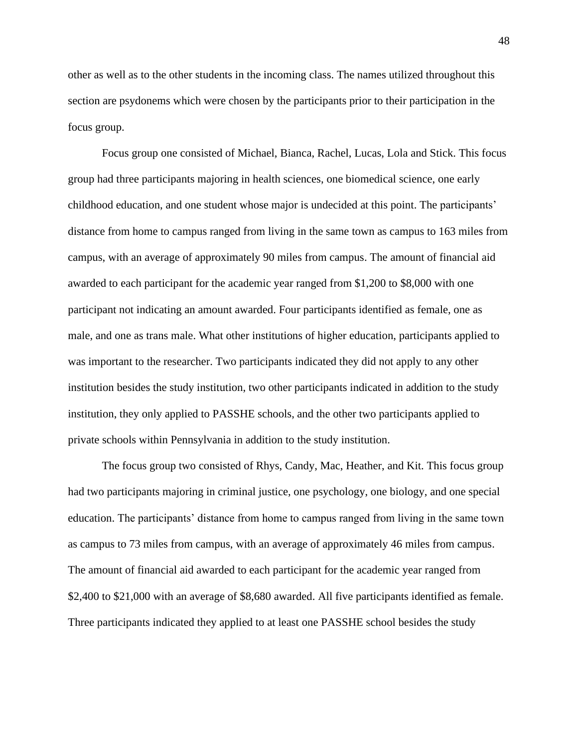other as well as to the other students in the incoming class. The names utilized throughout this section are psydonems which were chosen by the participants prior to their participation in the focus group.

Focus group one consisted of Michael, Bianca, Rachel, Lucas, Lola and Stick. This focus group had three participants majoring in health sciences, one biomedical science, one early childhood education, and one student whose major is undecided at this point. The participants' distance from home to campus ranged from living in the same town as campus to 163 miles from campus, with an average of approximately 90 miles from campus. The amount of financial aid awarded to each participant for the academic year ranged from \$1,200 to \$8,000 with one participant not indicating an amount awarded. Four participants identified as female, one as male, and one as trans male. What other institutions of higher education, participants applied to was important to the researcher. Two participants indicated they did not apply to any other institution besides the study institution, two other participants indicated in addition to the study institution, they only applied to PASSHE schools, and the other two participants applied to private schools within Pennsylvania in addition to the study institution.

The focus group two consisted of Rhys, Candy, Mac, Heather, and Kit. This focus group had two participants majoring in criminal justice, one psychology, one biology, and one special education. The participants' distance from home to campus ranged from living in the same town as campus to 73 miles from campus, with an average of approximately 46 miles from campus. The amount of financial aid awarded to each participant for the academic year ranged from \$2,400 to \$21,000 with an average of \$8,680 awarded. All five participants identified as female. Three participants indicated they applied to at least one PASSHE school besides the study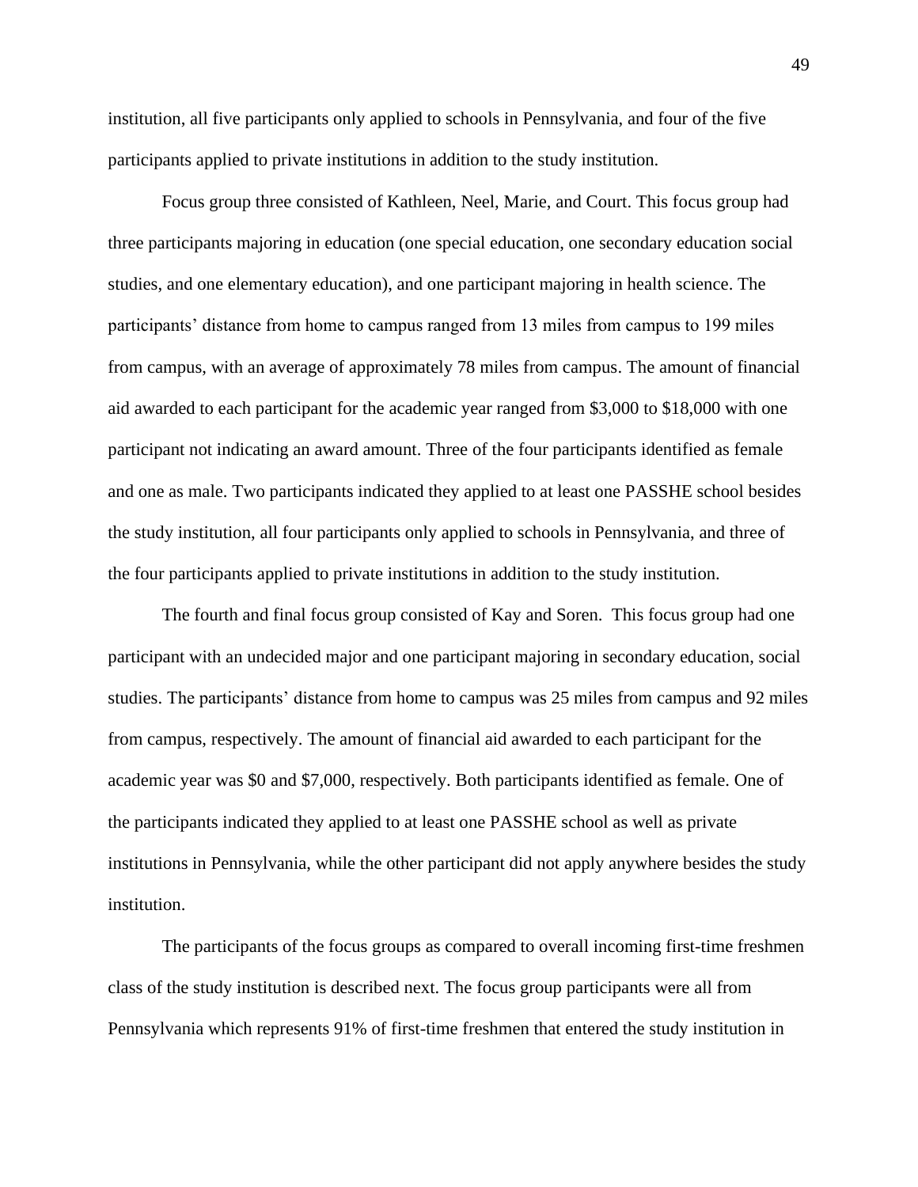institution, all five participants only applied to schools in Pennsylvania, and four of the five participants applied to private institutions in addition to the study institution.

Focus group three consisted of Kathleen, Neel, Marie, and Court. This focus group had three participants majoring in education (one special education, one secondary education social studies, and one elementary education), and one participant majoring in health science. The participants' distance from home to campus ranged from 13 miles from campus to 199 miles from campus, with an average of approximately 78 miles from campus. The amount of financial aid awarded to each participant for the academic year ranged from $3,000 to $18,000 with one participant not indicating an award amount. Three of the four participants identified as female and one as male. Two participants indicated they applied to at least one PASSHE school besides the study institution, all four participants only applied to schools in Pennsylvania, and three of the four participants applied to private institutions in addition to the study institution.

The fourth and final focus group consisted of Kay and Soren. This focus group had one participant with an undecided major and one participant majoring in secondary education, social studies. The participants' distance from home to campus was 25 miles from campus and 92 miles from campus, respectively. The amount of financial aid awarded to each participant for the academic year was $0 and $7,000, respectively. Both participants identified as female. One of the participants indicated they applied to at least one PASSHE school as well as private institutions in Pennsylvania, while the other participant did not apply anywhere besides the study institution.

The participants of the focus groups as compared to overall incoming first-time freshmen class of the study institution is described next. The focus group participants were all from Pennsylvania which represents 91% of first-time freshmen that entered the study institution in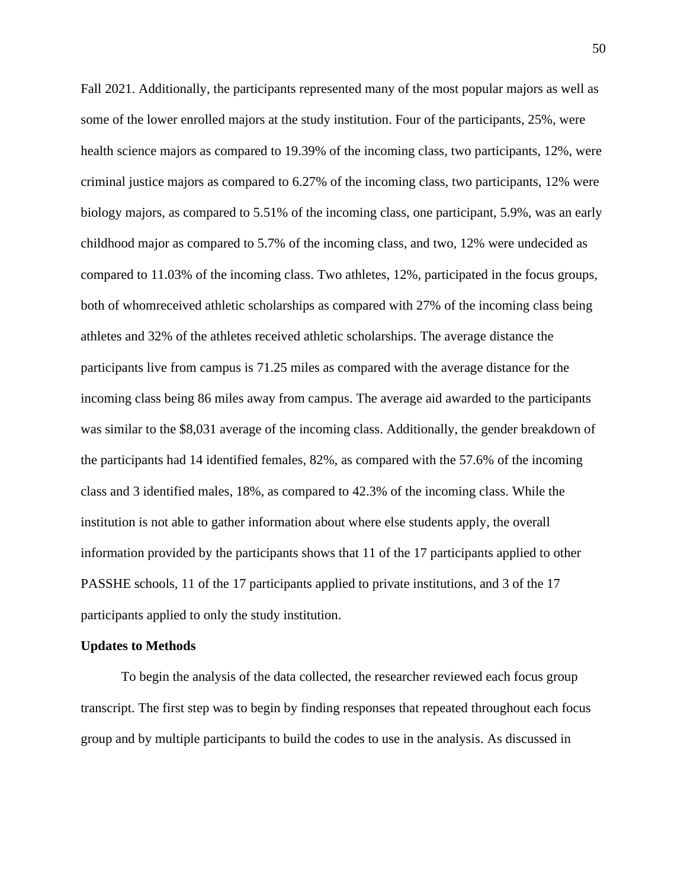Fall 2021. Additionally, the participants represented many of the most popular majors as well as some of the lower enrolled majors at the study institution. Four of the participants, 25%, were health science majors as compared to 19.39% of the incoming class, two participants, 12%, were criminal justice majors as compared to 6.27% of the incoming class, two participants, 12% were biology majors, as compared to 5.51% of the incoming class, one participant, 5.9%, was an early childhood major as compared to 5.7% of the incoming class, and two, 12% were undecided as compared to 11.03% of the incoming class. Two athletes, 12%, participated in the focus groups, both of whomreceived athletic scholarships as compared with 27% of the incoming class being athletes and 32% of the athletes received athletic scholarships. The average distance the participants live from campus is 71.25 miles as compared with the average distance for the incoming class being 86 miles away from campus. The average aid awarded to the participants was similar to the $8,031 average of the incoming class. Additionally, the gender breakdown of the participants had 14 identified females, 82%, as compared with the 57.6% of the incoming class and 3 identified males, 18%, as compared to 42.3% of the incoming class. While the institution is not able to gather information about where else students apply, the overall information provided by the participants shows that 11 of the 17 participants applied to other PASSHE schools, 11 of the 17 participants applied to private institutions, and 3 of the 17 participants applied to only the study institution.

**Updates to Methods**

To begin the analysis of the data collected, the researcher reviewed each focus group transcript. The first step was to begin by finding responses that repeated throughout each focus group and by multiple participants to build the codes to use in the analysis. As discussed in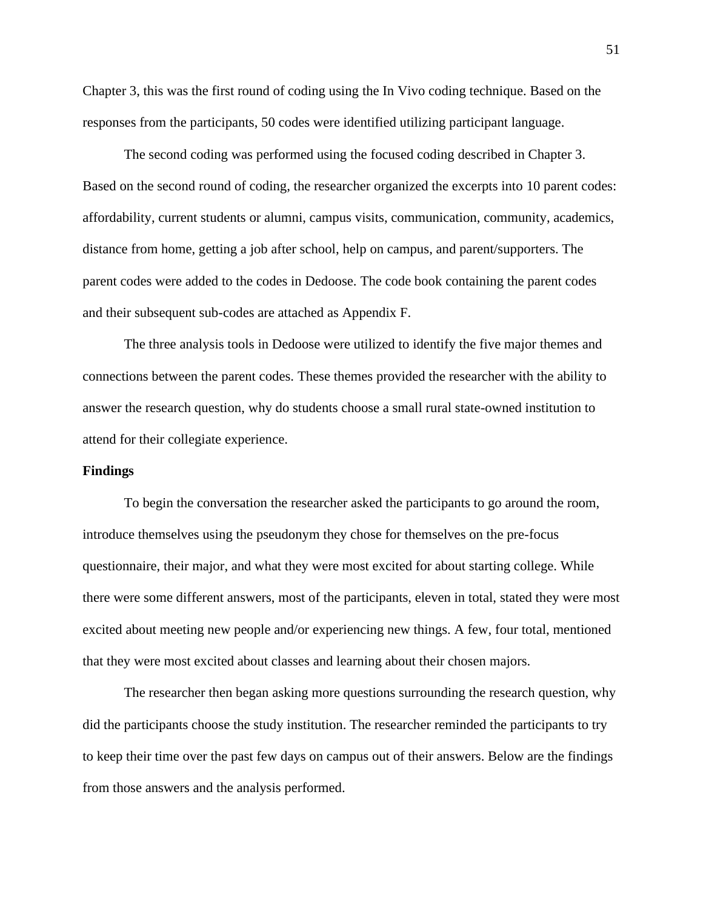Chapter 3, this was the first round of coding using the In Vivo coding technique. Based on the responses from the participants, 50 codes were identified utilizing participant language.

The second coding was performed using the focused coding described in Chapter 3. Based on the second round of coding, the researcher organized the excerpts into 10 parent codes: affordability, current students or alumni, campus visits, communication, community, academics, distance from home, getting a job after school, help on campus, and parent/supporters. The parent codes were added to the codes in Dedoose. The code book containing the parent codes and their subsequent sub-codes are attached as Appendix F.

The three analysis tools in Dedoose were utilized to identify the five major themes and connections between the parent codes. These themes provided the researcher with the ability to answer the research question, why do students choose a small rural state-owned institution to attend for their collegiate experience.

**Findings**

To begin the conversation the researcher asked the participants to go around the room, introduce themselves using the pseudonym they chose for themselves on the pre-focus questionnaire, their major, and what they were most excited for about starting college. While there were some different answers, most of the participants, eleven in total, stated they were most excited about meeting new people and/or experiencing new things. A few, four total, mentioned that they were most excited about classes and learning about their chosen majors.

The researcher then began asking more questions surrounding the research question, why did the participants choose the study institution. The researcher reminded the participants to try to keep their time over the past few days on campus out of their answers. Below are the findings from those answers and the analysis performed.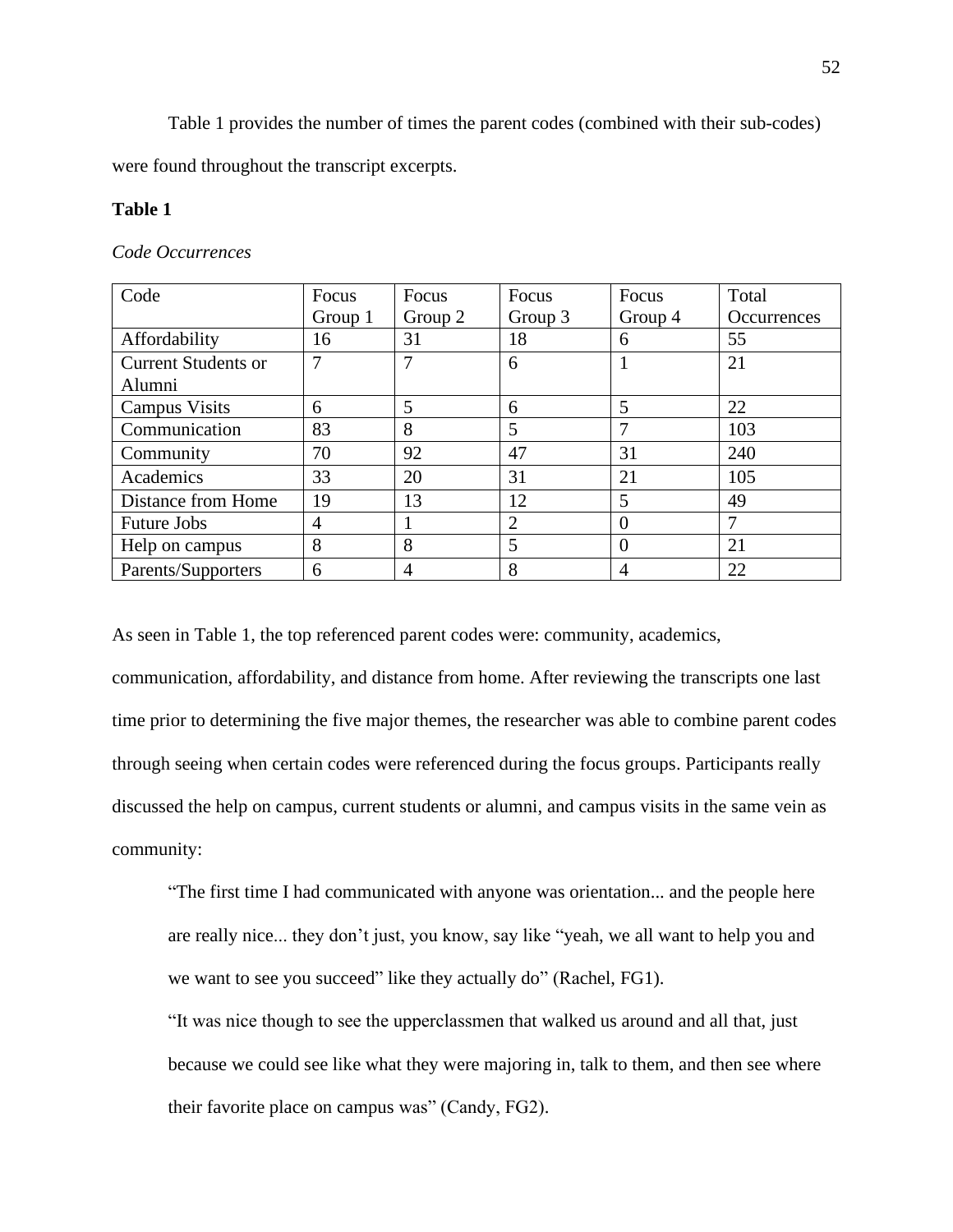Table 1 provides the number of times the parent codes (combined with their sub-codes) were found throughout the transcript excerpts.

**Table 1**

*Code Occurrences*

| Code | Focus Group 1 | Focus Group 2 | Focus Group 3 | Focus Group 4 | Total Occurrences |
|---|---|---|---|---|---|
| Affordability | 16 | 31 | 18 | 6 | 55 |
| Current Students or Alumni | 7 | 7 | 6 | 1 | 21 |
| Campus Visits | 6 | 5 | 6 | 5 | 22 |
| Communication | 83 | 8 | 5 | 7 | 103 |
| Community | 70 | 92 | 47 | 31 | 240 |
| Academics | 33 | 20 | 31 | 21 | 105 |
| Distance from Home | 19 | 13 | 12 | 5 | 49 |
| Future Jobs | 4 | 1 | 2 | 0 | 7 |
| Help on campus | 8 | 8 | 5 | 0 | 21 |
| Parents/Supporters | 6 | 4 | 8 | 4 | 22 |

As seen in Table 1, the top referenced parent codes were: community, academics, communication, affordability, and distance from home. After reviewing the transcripts one last time prior to determining the five major themes, the researcher was able to combine parent codes through seeing when certain codes were referenced during the focus groups. Participants really discussed the help on campus, current students or alumni, and campus visits in the same vein as community:

> "The first time I had communicated with anyone was orientation... and the people here are really nice... they don't just, you know, say like "yeah, we all want to help you and we want to see you succeed" like they actually do" (Rachel, FG1).
>
> "It was nice though to see the upperclassmen that walked us around and all that, just because we could see like what they were majoring in, talk to them, and then see where their favorite place on campus was" (Candy, FG2).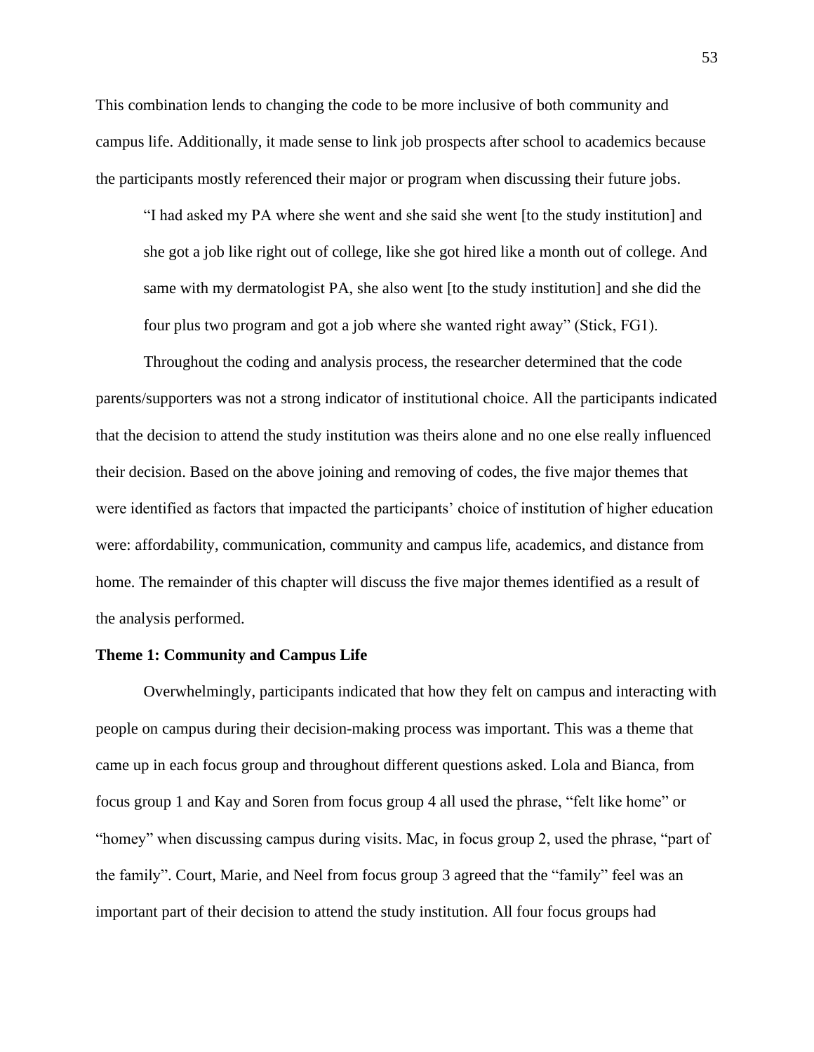This combination lends to changing the code to be more inclusive of both community and campus life. Additionally, it made sense to link job prospects after school to academics because the participants mostly referenced their major or program when discussing their future jobs.

> "I had asked my PA where she went and she said she went [to the study institution] and she got a job like right out of college, like she got hired like a month out of college. And same with my dermatologist PA, she also went [to the study institution] and she did the four plus two program and got a job where she wanted right away" (Stick, FG1).

Throughout the coding and analysis process, the researcher determined that the code parents/supporters was not a strong indicator of institutional choice. All the participants indicated that the decision to attend the study institution was theirs alone and no one else really influenced their decision. Based on the above joining and removing of codes, the five major themes that were identified as factors that impacted the participants' choice of institution of higher education were: affordability, communication, community and campus life, academics, and distance from home. The remainder of this chapter will discuss the five major themes identified as a result of the analysis performed.

**Theme 1: Community and Campus Life**

Overwhelmingly, participants indicated that how they felt on campus and interacting with people on campus during their decision-making process was important. This was a theme that came up in each focus group and throughout different questions asked. Lola and Bianca, from focus group 1 and Kay and Soren from focus group 4 all used the phrase, "felt like home" or "homey" when discussing campus during visits. Mac, in focus group 2, used the phrase, "part of the family". Court, Marie, and Neel from focus group 3 agreed that the "family" feel was an important part of their decision to attend the study institution. All four focus groups had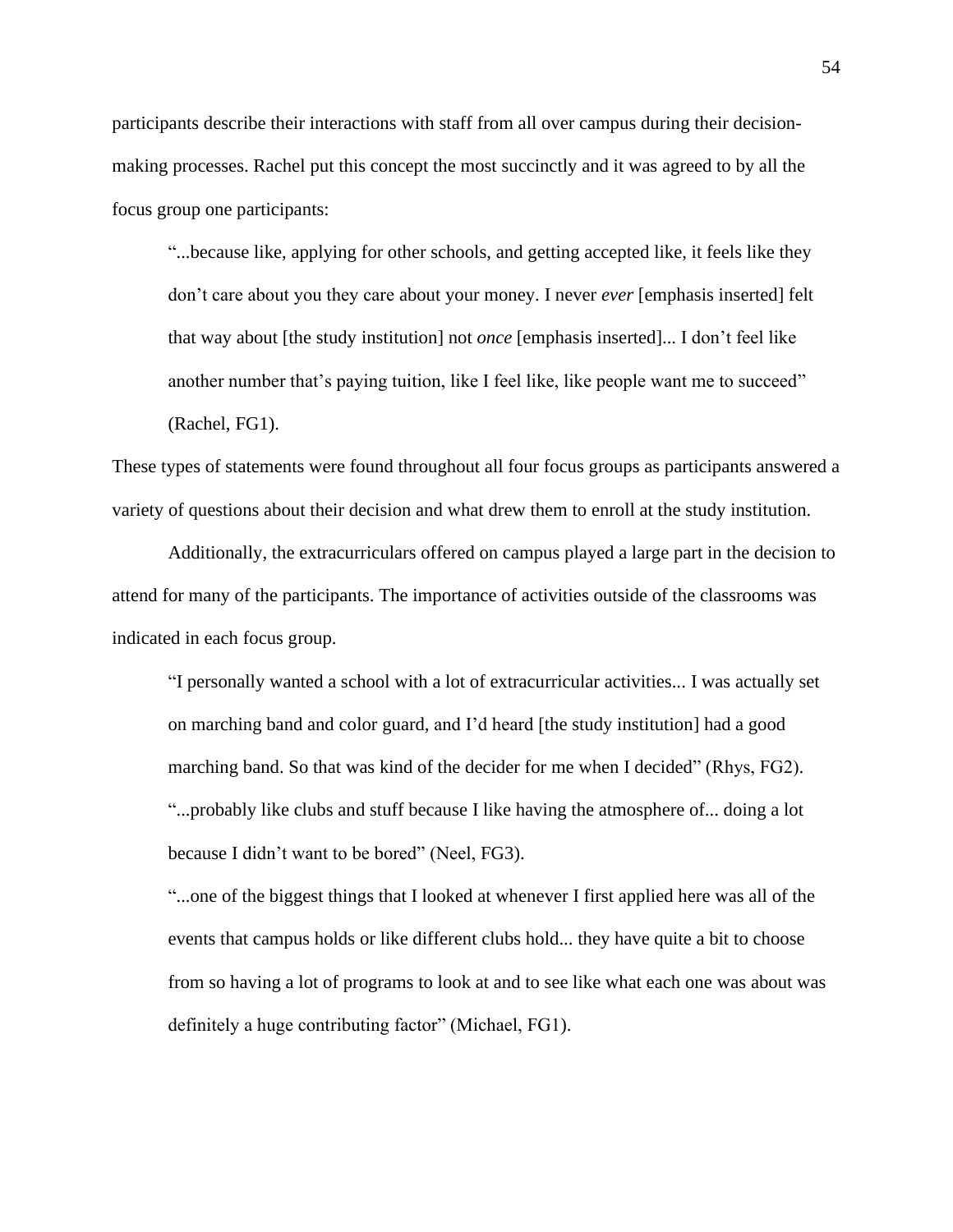participants describe their interactions with staff from all over campus during their decision-making processes. Rachel put this concept the most succinctly and it was agreed to by all the focus group one participants:

> "...because like, applying for other schools, and getting accepted like, it feels like they don't care about you they care about your money. I never *ever* [emphasis inserted] felt that way about [the study institution] not *once* [emphasis inserted]... I don't feel like another number that's paying tuition, like I feel like, like people want me to succeed" (Rachel, FG1).

These types of statements were found throughout all four focus groups as participants answered a variety of questions about their decision and what drew them to enroll at the study institution.

Additionally, the extracurriculars offered on campus played a large part in the decision to attend for many of the participants. The importance of activities outside of the classrooms was indicated in each focus group.

> "I personally wanted a school with a lot of extracurricular activities... I was actually set on marching band and color guard, and I'd heard [the study institution] had a good marching band. So that was kind of the decider for me when I decided" (Rhys, FG2).
>
> "...probably like clubs and stuff because I like having the atmosphere of... doing a lot because I didn't want to be bored" (Neel, FG3).
>
> "...one of the biggest things that I looked at whenever I first applied here was all of the events that campus holds or like different clubs hold... they have quite a bit to choose from so having a lot of programs to look at and to see like what each one was about was definitely a huge contributing factor" (Michael, FG1).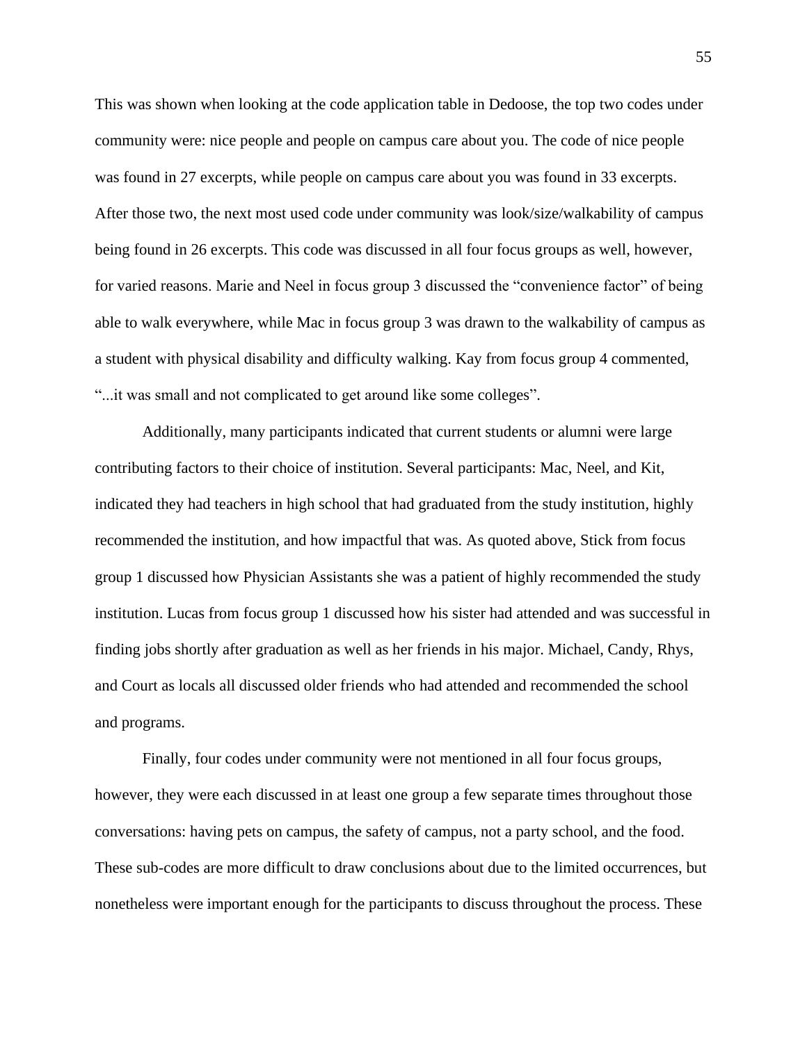This was shown when looking at the code application table in Dedoose, the top two codes under community were: nice people and people on campus care about you. The code of nice people was found in 27 excerpts, while people on campus care about you was found in 33 excerpts. After those two, the next most used code under community was look/size/walkability of campus being found in 26 excerpts. This code was discussed in all four focus groups as well, however, for varied reasons. Marie and Neel in focus group 3 discussed the "convenience factor" of being able to walk everywhere, while Mac in focus group 3 was drawn to the walkability of campus as a student with physical disability and difficulty walking. Kay from focus group 4 commented, "...it was small and not complicated to get around like some colleges".

Additionally, many participants indicated that current students or alumni were large contributing factors to their choice of institution. Several participants: Mac, Neel, and Kit, indicated they had teachers in high school that had graduated from the study institution, highly recommended the institution, and how impactful that was. As quoted above, Stick from focus group 1 discussed how Physician Assistants she was a patient of highly recommended the study institution. Lucas from focus group 1 discussed how his sister had attended and was successful in finding jobs shortly after graduation as well as her friends in his major. Michael, Candy, Rhys, and Court as locals all discussed older friends who had attended and recommended the school and programs.

Finally, four codes under community were not mentioned in all four focus groups, however, they were each discussed in at least one group a few separate times throughout those conversations: having pets on campus, the safety of campus, not a party school, and the food. These sub-codes are more difficult to draw conclusions about due to the limited occurrences, but nonetheless were important enough for the participants to discuss throughout the process. These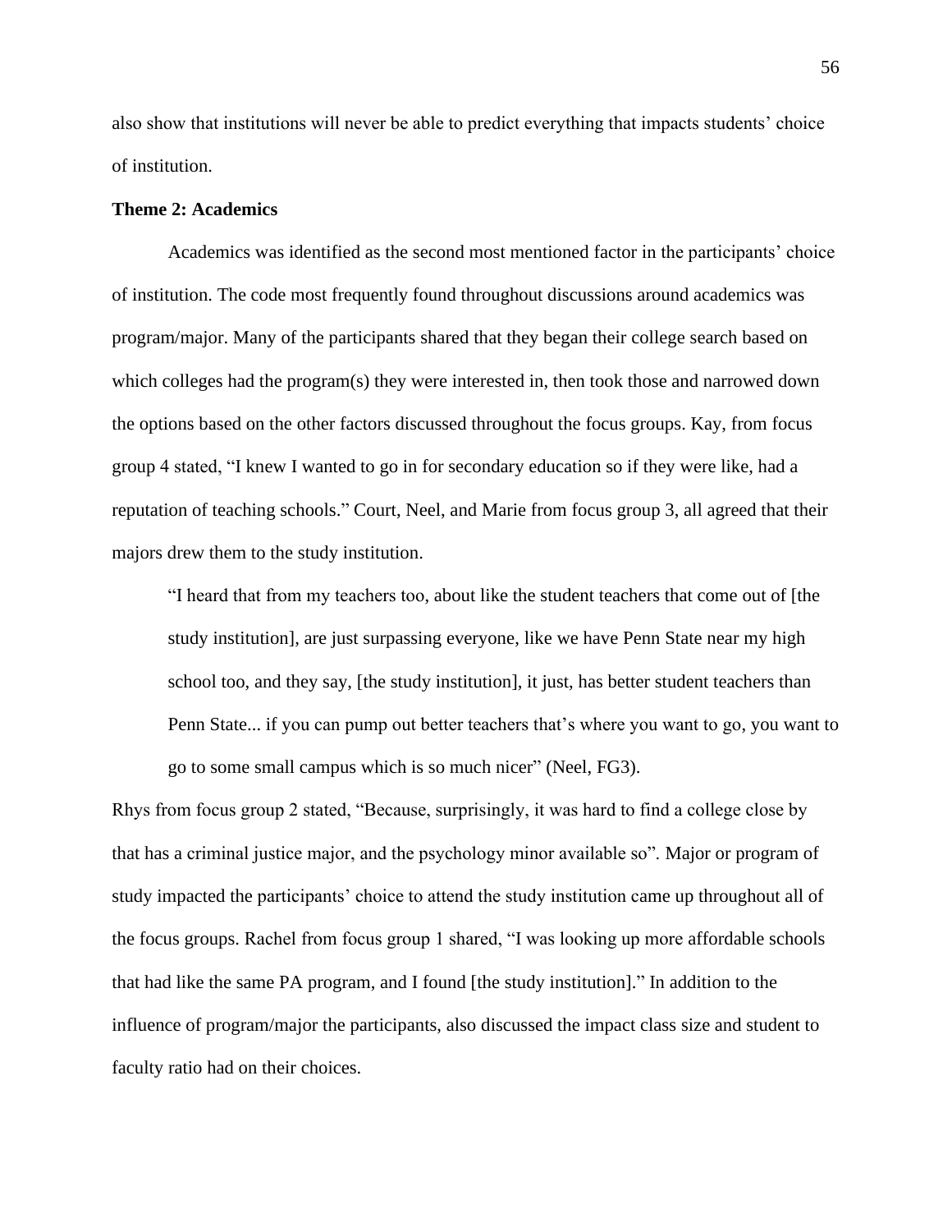also show that institutions will never be able to predict everything that impacts students' choice of institution.

**Theme 2: Academics**

Academics was identified as the second most mentioned factor in the participants' choice of institution. The code most frequently found throughout discussions around academics was program/major. Many of the participants shared that they began their college search based on which colleges had the program(s) they were interested in, then took those and narrowed down the options based on the other factors discussed throughout the focus groups. Kay, from focus group 4 stated, "I knew I wanted to go in for secondary education so if they were like, had a reputation of teaching schools." Court, Neel, and Marie from focus group 3, all agreed that their majors drew them to the study institution.

> "I heard that from my teachers too, about like the student teachers that come out of [the study institution], are just surpassing everyone, like we have Penn State near my high school too, and they say, [the study institution], it just, has better student teachers than Penn State... if you can pump out better teachers that's where you want to go, you want to go to some small campus which is so much nicer" (Neel, FG3).

Rhys from focus group 2 stated, "Because, surprisingly, it was hard to find a college close by that has a criminal justice major, and the psychology minor available so". Major or program of study impacted the participants' choice to attend the study institution came up throughout all of the focus groups. Rachel from focus group 1 shared, "I was looking up more affordable schools that had like the same PA program, and I found [the study institution]." In addition to the influence of program/major the participants, also discussed the impact class size and student to faculty ratio had on their choices.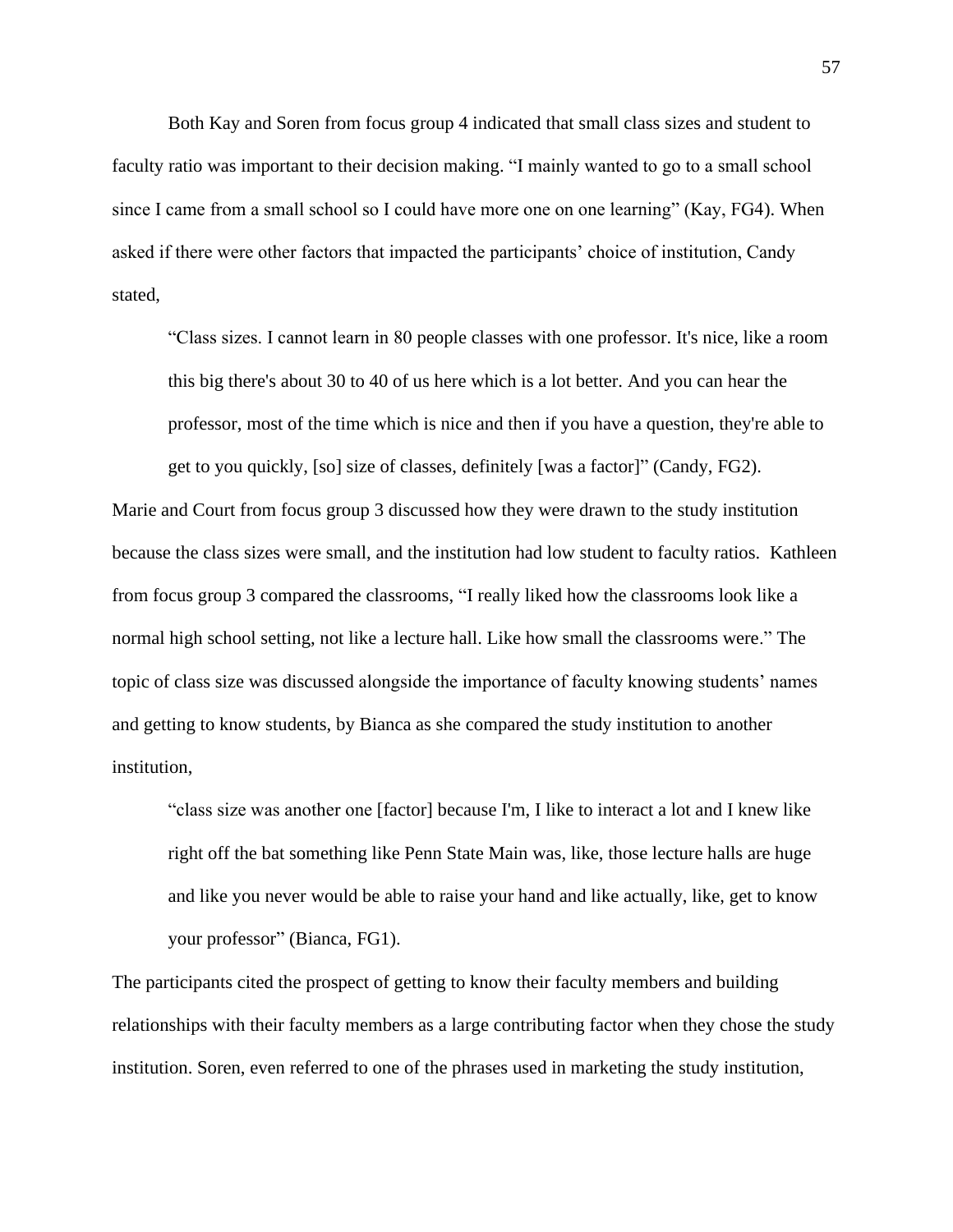Both Kay and Soren from focus group 4 indicated that small class sizes and student to faculty ratio was important to their decision making. "I mainly wanted to go to a small school since I came from a small school so I could have more one on one learning" (Kay, FG4). When asked if there were other factors that impacted the participants' choice of institution, Candy stated,

> "Class sizes. I cannot learn in 80 people classes with one professor. It's nice, like a room this big there's about 30 to 40 of us here which is a lot better. And you can hear the professor, most of the time which is nice and then if you have a question, they're able to get to you quickly, [so] size of classes, definitely [was a factor]" (Candy, FG2).

Marie and Court from focus group 3 discussed how they were drawn to the study institution because the class sizes were small, and the institution had low student to faculty ratios. Kathleen from focus group 3 compared the classrooms, "I really liked how the classrooms look like a normal high school setting, not like a lecture hall. Like how small the classrooms were." The topic of class size was discussed alongside the importance of faculty knowing students' names and getting to know students, by Bianca as she compared the study institution to another institution,

> "class size was another one [factor] because I'm, I like to interact a lot and I knew like right off the bat something like Penn State Main was, like, those lecture halls are huge and like you never would be able to raise your hand and like actually, like, get to know your professor" (Bianca, FG1).

The participants cited the prospect of getting to know their faculty members and building relationships with their faculty members as a large contributing factor when they chose the study institution. Soren, even referred to one of the phrases used in marketing the study institution,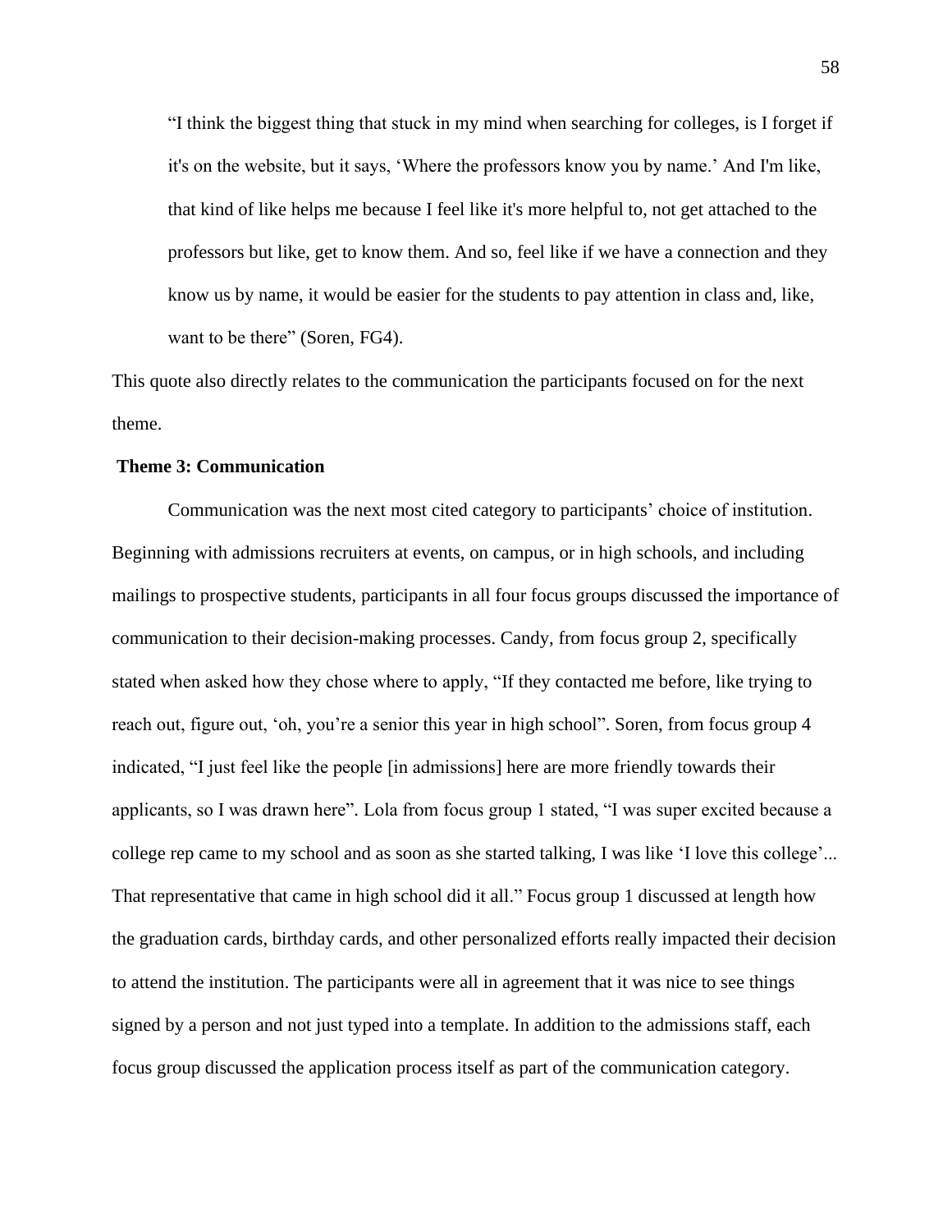> "I think the biggest thing that stuck in my mind when searching for colleges, is I forget if it's on the website, but it says, 'Where the professors know you by name.' And I'm like, that kind of like helps me because I feel like it's more helpful to, not get attached to the professors but like, get to know them. And so, feel like if we have a connection and they know us by name, it would be easier for the students to pay attention in class and, like, want to be there" (Soren, FG4).

This quote also directly relates to the communication the participants focused on for the next theme.

### Theme 3: Communication

Communication was the next most cited category to participants' choice of institution. Beginning with admissions recruiters at events, on campus, or in high schools, and including mailings to prospective students, participants in all four focus groups discussed the importance of communication to their decision-making processes. Candy, from focus group 2, specifically stated when asked how they chose where to apply, "If they contacted me before, like trying to reach out, figure out, 'oh, you're a senior this year in high school". Soren, from focus group 4 indicated, "I just feel like the people [in admissions] here are more friendly towards their applicants, so I was drawn here". Lola from focus group 1 stated, "I was super excited because a college rep came to my school and as soon as she started talking, I was like 'I love this college'... That representative that came in high school did it all." Focus group 1 discussed at length how the graduation cards, birthday cards, and other personalized efforts really impacted their decision to attend the institution. The participants were all in agreement that it was nice to see things signed by a person and not just typed into a template. In addition to the admissions staff, each focus group discussed the application process itself as part of the communication category.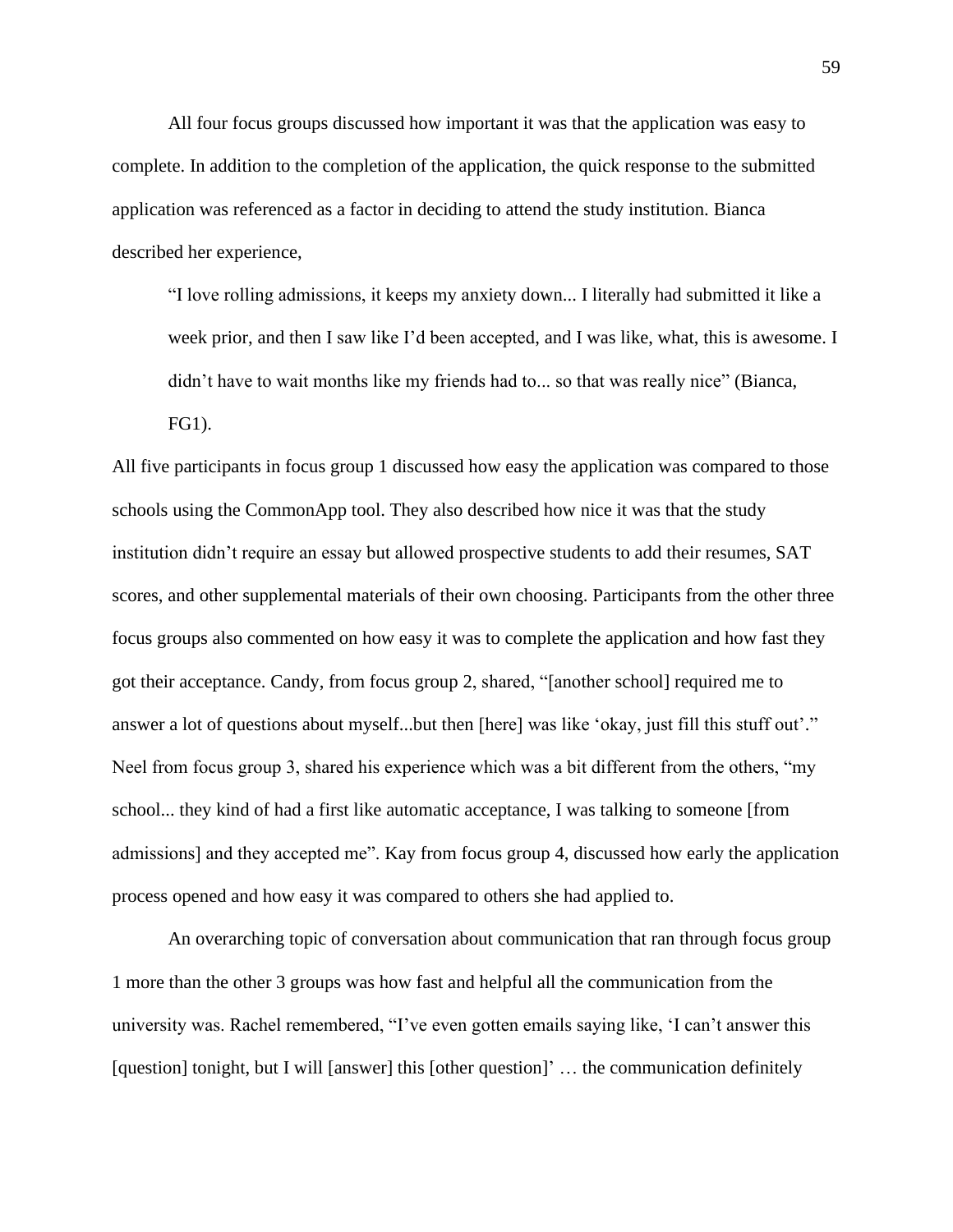All four focus groups discussed how important it was that the application was easy to complete. In addition to the completion of the application, the quick response to the submitted application was referenced as a factor in deciding to attend the study institution. Bianca described her experience,

> "I love rolling admissions, it keeps my anxiety down... I literally had submitted it like a week prior, and then I saw like I'd been accepted, and I was like, what, this is awesome. I didn't have to wait months like my friends had to... so that was really nice" (Bianca, FG1).

All five participants in focus group 1 discussed how easy the application was compared to those schools using the CommonApp tool. They also described how nice it was that the study institution didn't require an essay but allowed prospective students to add their resumes, SAT scores, and other supplemental materials of their own choosing. Participants from the other three focus groups also commented on how easy it was to complete the application and how fast they got their acceptance. Candy, from focus group 2, shared, "[another school] required me to answer a lot of questions about myself...but then [here] was like 'okay, just fill this stuff out'." Neel from focus group 3, shared his experience which was a bit different from the others, "my school... they kind of had a first like automatic acceptance, I was talking to someone [from admissions] and they accepted me". Kay from focus group 4, discussed how early the application process opened and how easy it was compared to others she had applied to.

An overarching topic of conversation about communication that ran through focus group 1 more than the other 3 groups was how fast and helpful all the communication from the university was. Rachel remembered, "I've even gotten emails saying like, 'I can't answer this [question] tonight, but I will [answer] this [other question]' … the communication definitely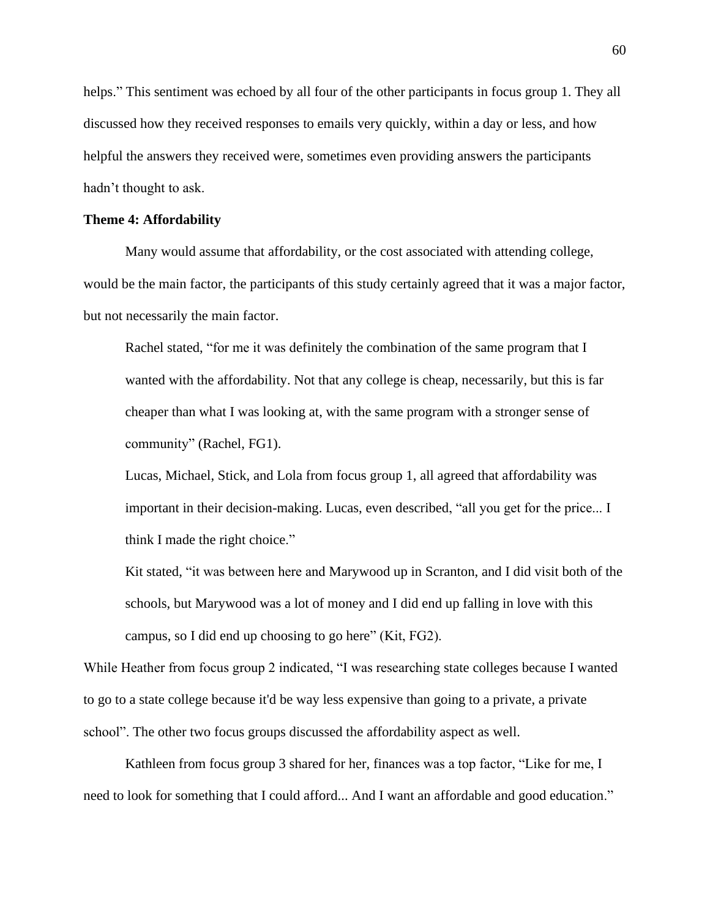helps." This sentiment was echoed by all four of the other participants in focus group 1. They all discussed how they received responses to emails very quickly, within a day or less, and how helpful the answers they received were, sometimes even providing answers the participants hadn't thought to ask.

**Theme 4: Affordability**

Many would assume that affordability, or the cost associated with attending college, would be the main factor, the participants of this study certainly agreed that it was a major factor, but not necessarily the main factor.

> Rachel stated, "for me it was definitely the combination of the same program that I wanted with the affordability. Not that any college is cheap, necessarily, but this is far cheaper than what I was looking at, with the same program with a stronger sense of community" (Rachel, FG1).
>
> Lucas, Michael, Stick, and Lola from focus group 1, all agreed that affordability was important in their decision-making. Lucas, even described, "all you get for the price... I think I made the right choice."
>
> Kit stated, "it was between here and Marywood up in Scranton, and I did visit both of the schools, but Marywood was a lot of money and I did end up falling in love with this campus, so I did end up choosing to go here" (Kit, FG2).

While Heather from focus group 2 indicated, "I was researching state colleges because I wanted to go to a state college because it'd be way less expensive than going to a private, a private school". The other two focus groups discussed the affordability aspect as well.

Kathleen from focus group 3 shared for her, finances was a top factor, "Like for me, I need to look for something that I could afford... And I want an affordable and good education."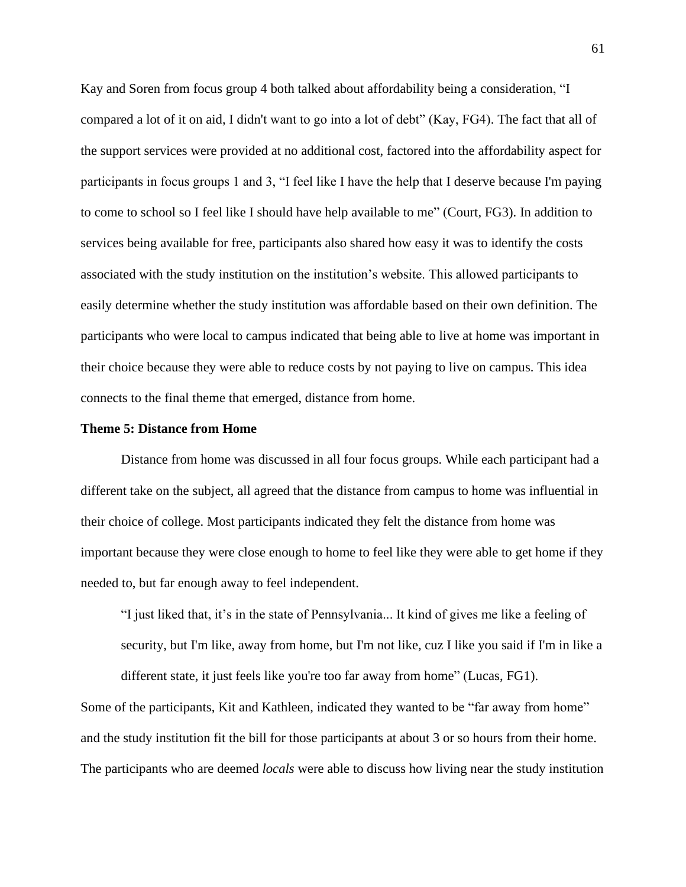Kay and Soren from focus group 4 both talked about affordability being a consideration, "I compared a lot of it on aid, I didn't want to go into a lot of debt" (Kay, FG4). The fact that all of the support services were provided at no additional cost, factored into the affordability aspect for participants in focus groups 1 and 3, "I feel like I have the help that I deserve because I'm paying to come to school so I feel like I should have help available to me" (Court, FG3). In addition to services being available for free, participants also shared how easy it was to identify the costs associated with the study institution on the institution's website. This allowed participants to easily determine whether the study institution was affordable based on their own definition. The participants who were local to campus indicated that being able to live at home was important in their choice because they were able to reduce costs by not paying to live on campus. This idea connects to the final theme that emerged, distance from home.

**Theme 5: Distance from Home**

Distance from home was discussed in all four focus groups. While each participant had a different take on the subject, all agreed that the distance from campus to home was influential in their choice of college. Most participants indicated they felt the distance from home was important because they were close enough to home to feel like they were able to get home if they needed to, but far enough away to feel independent.

> "I just liked that, it's in the state of Pennsylvania... It kind of gives me like a feeling of security, but I'm like, away from home, but I'm not like, cuz I like you said if I'm in like a different state, it just feels like you're too far away from home" (Lucas, FG1).

Some of the participants, Kit and Kathleen, indicated they wanted to be "far away from home" and the study institution fit the bill for those participants at about 3 or so hours from their home. The participants who are deemed *locals* were able to discuss how living near the study institution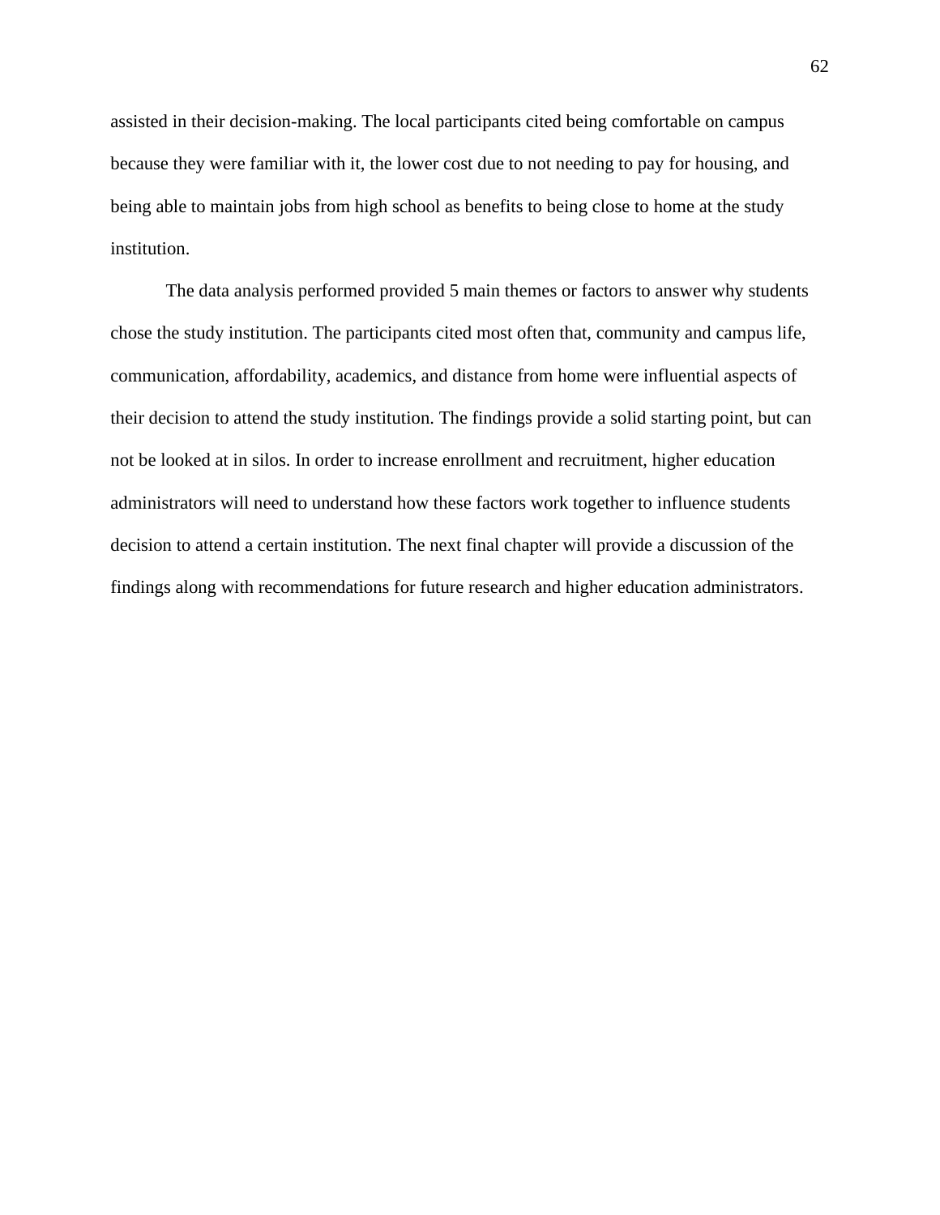assisted in their decision-making. The local participants cited being comfortable on campus because they were familiar with it, the lower cost due to not needing to pay for housing, and being able to maintain jobs from high school as benefits to being close to home at the study institution.

The data analysis performed provided 5 main themes or factors to answer why students chose the study institution. The participants cited most often that, community and campus life, communication, affordability, academics, and distance from home were influential aspects of their decision to attend the study institution. The findings provide a solid starting point, but can not be looked at in silos. In order to increase enrollment and recruitment, higher education administrators will need to understand how these factors work together to influence students decision to attend a certain institution. The next final chapter will provide a discussion of the findings along with recommendations for future research and higher education administrators.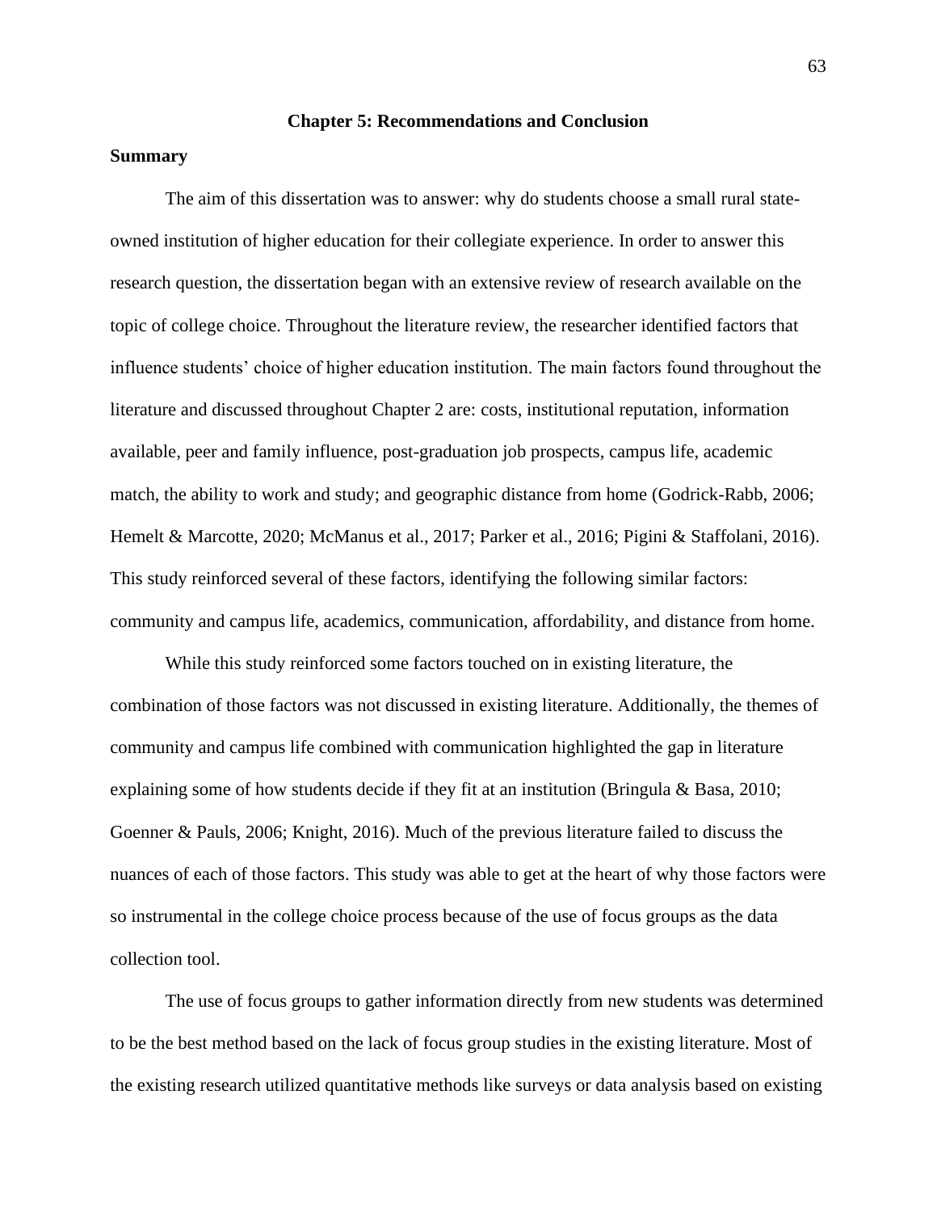# Chapter 5: Recommendations and Conclusion

## Summary

The aim of this dissertation was to answer: why do students choose a small rural state-owned institution of higher education for their collegiate experience. In order to answer this research question, the dissertation began with an extensive review of research available on the topic of college choice. Throughout the literature review, the researcher identified factors that influence students' choice of higher education institution. The main factors found throughout the literature and discussed throughout Chapter 2 are: costs, institutional reputation, information available, peer and family influence, post-graduation job prospects, campus life, academic match, the ability to work and study; and geographic distance from home (Godrick-Rabb, 2006; Hemelt & Marcotte, 2020; McManus et al., 2017; Parker et al., 2016; Pigini & Staffolani, 2016). This study reinforced several of these factors, identifying the following similar factors: community and campus life, academics, communication, affordability, and distance from home.

While this study reinforced some factors touched on in existing literature, the combination of those factors was not discussed in existing literature. Additionally, the themes of community and campus life combined with communication highlighted the gap in literature explaining some of how students decide if they fit at an institution (Bringula & Basa, 2010; Goenner & Pauls, 2006; Knight, 2016). Much of the previous literature failed to discuss the nuances of each of those factors. This study was able to get at the heart of why those factors were so instrumental in the college choice process because of the use of focus groups as the data collection tool.

The use of focus groups to gather information directly from new students was determined to be the best method based on the lack of focus group studies in the existing literature. Most of the existing research utilized quantitative methods like surveys or data analysis based on existing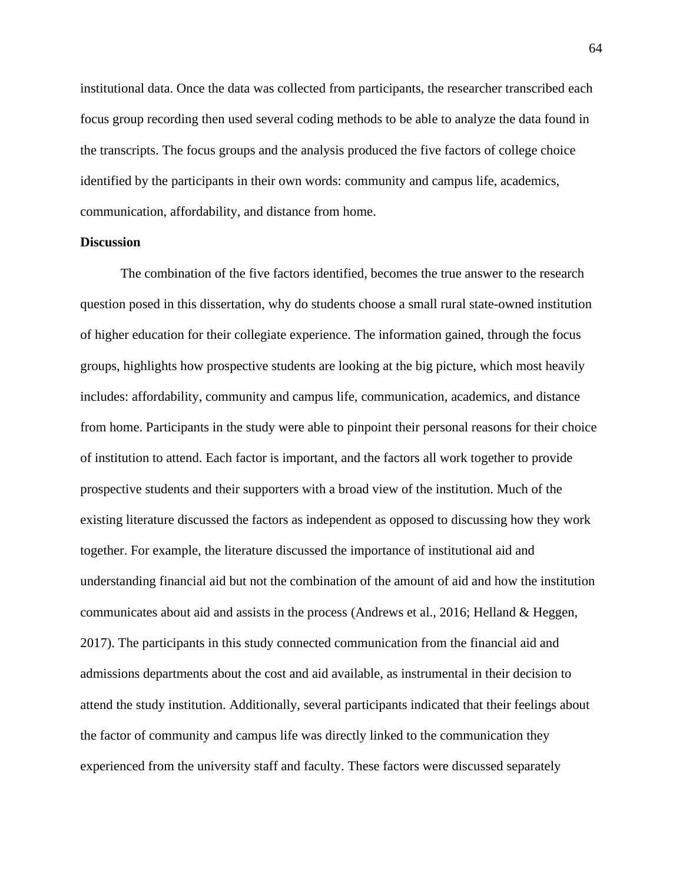institutional data. Once the data was collected from participants, the researcher transcribed each focus group recording then used several coding methods to be able to analyze the data found in the transcripts. The focus groups and the analysis produced the five factors of college choice identified by the participants in their own words: community and campus life, academics, communication, affordability, and distance from home.

**Discussion**

The combination of the five factors identified, becomes the true answer to the research question posed in this dissertation, why do students choose a small rural state-owned institution of higher education for their collegiate experience. The information gained, through the focus groups, highlights how prospective students are looking at the big picture, which most heavily includes: affordability, community and campus life, communication, academics, and distance from home. Participants in the study were able to pinpoint their personal reasons for their choice of institution to attend. Each factor is important, and the factors all work together to provide prospective students and their supporters with a broad view of the institution. Much of the existing literature discussed the factors as independent as opposed to discussing how they work together. For example, the literature discussed the importance of institutional aid and understanding financial aid but not the combination of the amount of aid and how the institution communicates about aid and assists in the process (Andrews et al., 2016; Helland & Heggen, 2017). The participants in this study connected communication from the financial aid and admissions departments about the cost and aid available, as instrumental in their decision to attend the study institution. Additionally, several participants indicated that their feelings about the factor of community and campus life was directly linked to the communication they experienced from the university staff and faculty. These factors were discussed separately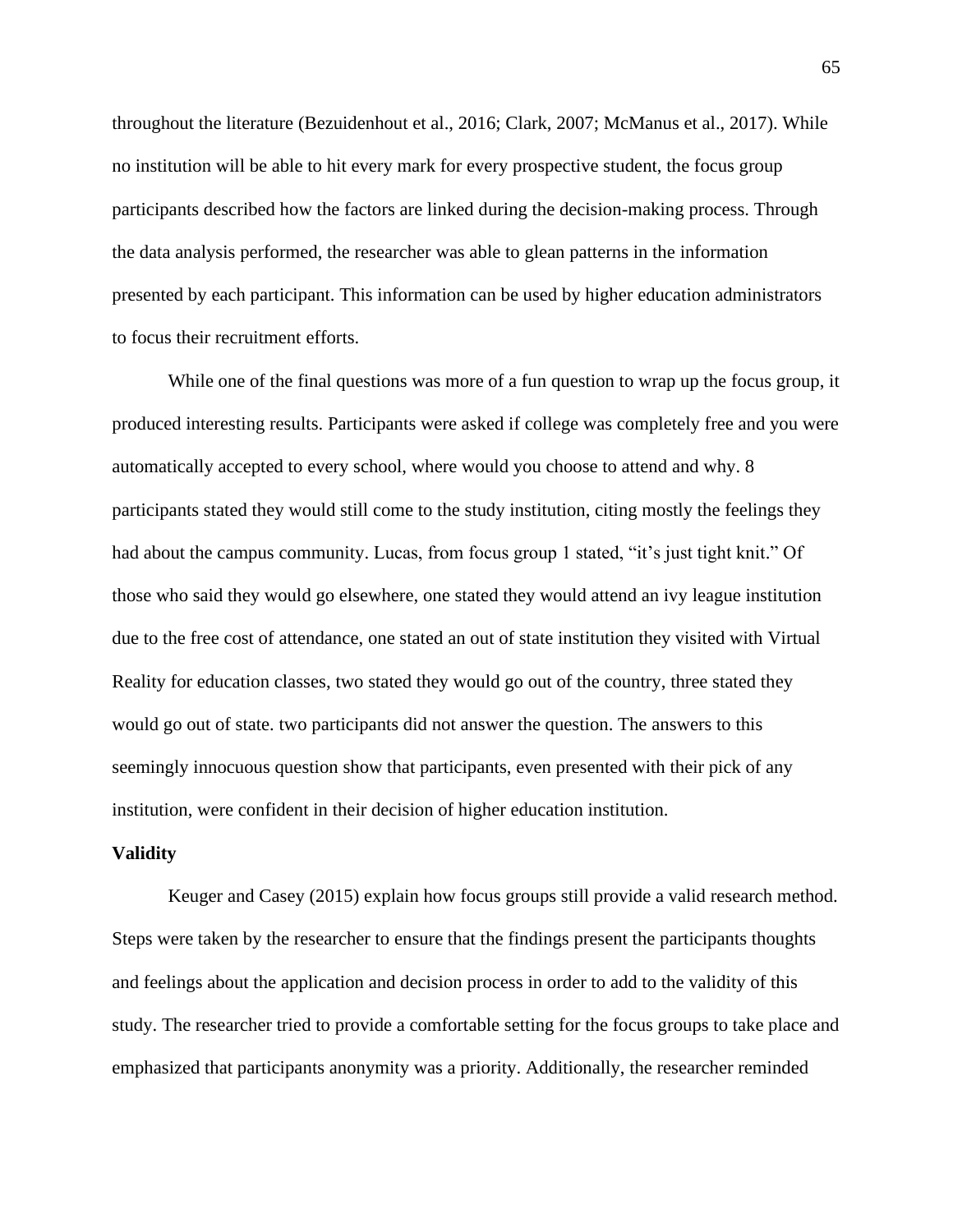throughout the literature (Bezuidenhout et al., 2016; Clark, 2007; McManus et al., 2017). While no institution will be able to hit every mark for every prospective student, the focus group participants described how the factors are linked during the decision-making process. Through the data analysis performed, the researcher was able to glean patterns in the information presented by each participant. This information can be used by higher education administrators to focus their recruitment efforts.

While one of the final questions was more of a fun question to wrap up the focus group, it produced interesting results. Participants were asked if college was completely free and you were automatically accepted to every school, where would you choose to attend and why. 8 participants stated they would still come to the study institution, citing mostly the feelings they had about the campus community. Lucas, from focus group 1 stated, “it’s just tight knit.” Of those who said they would go elsewhere, one stated they would attend an ivy league institution due to the free cost of attendance, one stated an out of state institution they visited with Virtual Reality for education classes, two stated they would go out of the country, three stated they would go out of state. two participants did not answer the question. The answers to this seemingly innocuous question show that participants, even presented with their pick of any institution, were confident in their decision of higher education institution.

**Validity**

Keuger and Casey (2015) explain how focus groups still provide a valid research method. Steps were taken by the researcher to ensure that the findings present the participants thoughts and feelings about the application and decision process in order to add to the validity of this study. The researcher tried to provide a comfortable setting for the focus groups to take place and emphasized that participants anonymity was a priority. Additionally, the researcher reminded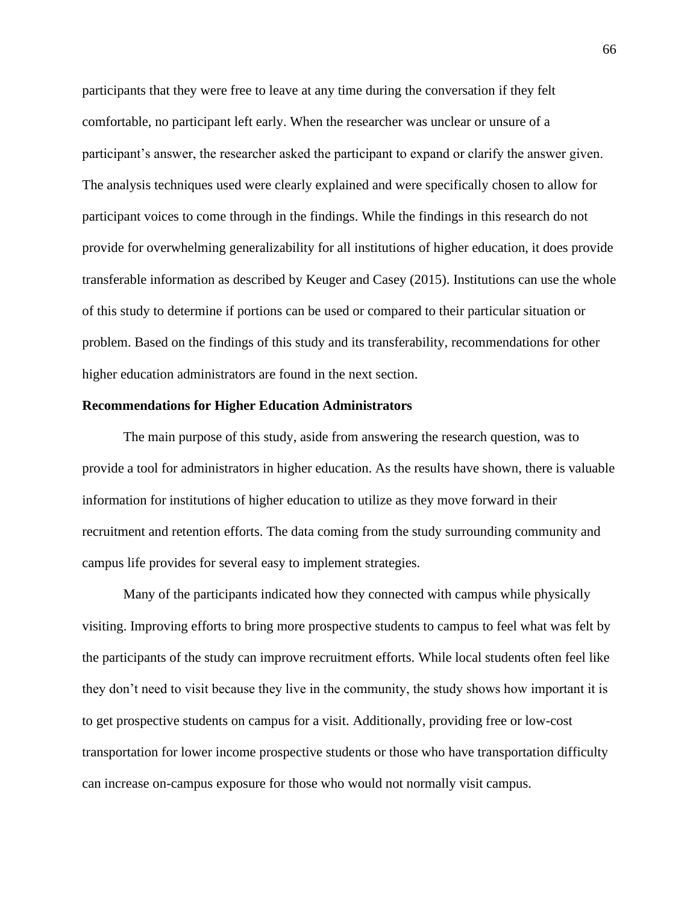participants that they were free to leave at any time during the conversation if they felt comfortable, no participant left early. When the researcher was unclear or unsure of a participant's answer, the researcher asked the participant to expand or clarify the answer given. The analysis techniques used were clearly explained and were specifically chosen to allow for participant voices to come through in the findings. While the findings in this research do not provide for overwhelming generalizability for all institutions of higher education, it does provide transferable information as described by Keuger and Casey (2015). Institutions can use the whole of this study to determine if portions can be used or compared to their particular situation or problem. Based on the findings of this study and its transferability, recommendations for other higher education administrators are found in the next section.

**Recommendations for Higher Education Administrators**

The main purpose of this study, aside from answering the research question, was to provide a tool for administrators in higher education. As the results have shown, there is valuable information for institutions of higher education to utilize as they move forward in their recruitment and retention efforts. The data coming from the study surrounding community and campus life provides for several easy to implement strategies.

Many of the participants indicated how they connected with campus while physically visiting. Improving efforts to bring more prospective students to campus to feel what was felt by the participants of the study can improve recruitment efforts. While local students often feel like they don't need to visit because they live in the community, the study shows how important it is to get prospective students on campus for a visit. Additionally, providing free or low-cost transportation for lower income prospective students or those who have transportation difficulty can increase on-campus exposure for those who would not normally visit campus.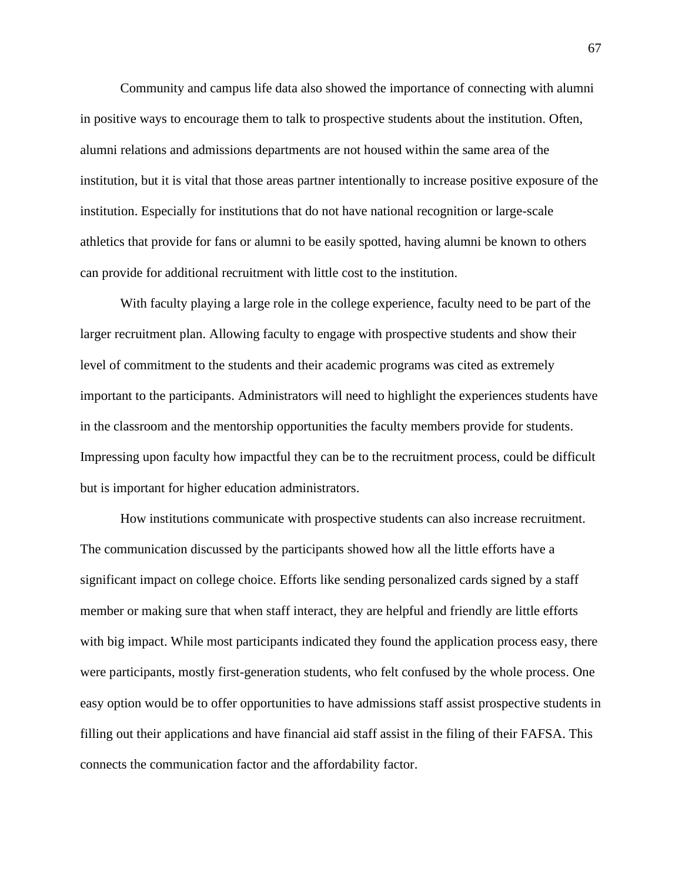Community and campus life data also showed the importance of connecting with alumni in positive ways to encourage them to talk to prospective students about the institution. Often, alumni relations and admissions departments are not housed within the same area of the institution, but it is vital that those areas partner intentionally to increase positive exposure of the institution. Especially for institutions that do not have national recognition or large-scale athletics that provide for fans or alumni to be easily spotted, having alumni be known to others can provide for additional recruitment with little cost to the institution.

With faculty playing a large role in the college experience, faculty need to be part of the larger recruitment plan. Allowing faculty to engage with prospective students and show their level of commitment to the students and their academic programs was cited as extremely important to the participants. Administrators will need to highlight the experiences students have in the classroom and the mentorship opportunities the faculty members provide for students. Impressing upon faculty how impactful they can be to the recruitment process, could be difficult but is important for higher education administrators.

How institutions communicate with prospective students can also increase recruitment. The communication discussed by the participants showed how all the little efforts have a significant impact on college choice. Efforts like sending personalized cards signed by a staff member or making sure that when staff interact, they are helpful and friendly are little efforts with big impact. While most participants indicated they found the application process easy, there were participants, mostly first-generation students, who felt confused by the whole process. One easy option would be to offer opportunities to have admissions staff assist prospective students in filling out their applications and have financial aid staff assist in the filing of their FAFSA. This connects the communication factor and the affordability factor.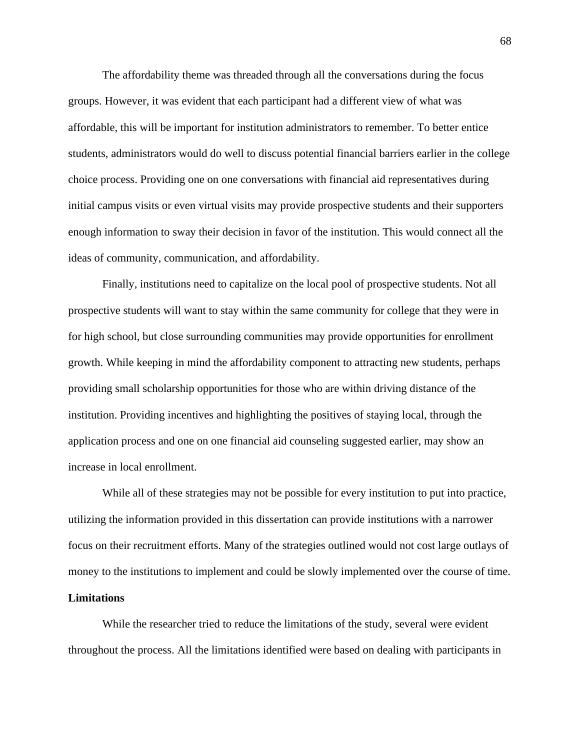The affordability theme was threaded through all the conversations during the focus groups. However, it was evident that each participant had a different view of what was affordable, this will be important for institution administrators to remember. To better entice students, administrators would do well to discuss potential financial barriers earlier in the college choice process. Providing one on one conversations with financial aid representatives during initial campus visits or even virtual visits may provide prospective students and their supporters enough information to sway their decision in favor of the institution. This would connect all the ideas of community, communication, and affordability.

Finally, institutions need to capitalize on the local pool of prospective students. Not all prospective students will want to stay within the same community for college that they were in for high school, but close surrounding communities may provide opportunities for enrollment growth. While keeping in mind the affordability component to attracting new students, perhaps providing small scholarship opportunities for those who are within driving distance of the institution. Providing incentives and highlighting the positives of staying local, through the application process and one on one financial aid counseling suggested earlier, may show an increase in local enrollment.

While all of these strategies may not be possible for every institution to put into practice, utilizing the information provided in this dissertation can provide institutions with a narrower focus on their recruitment efforts. Many of the strategies outlined would not cost large outlays of money to the institutions to implement and could be slowly implemented over the course of time.

**Limitations**

While the researcher tried to reduce the limitations of the study, several were evident throughout the process. All the limitations identified were based on dealing with participants in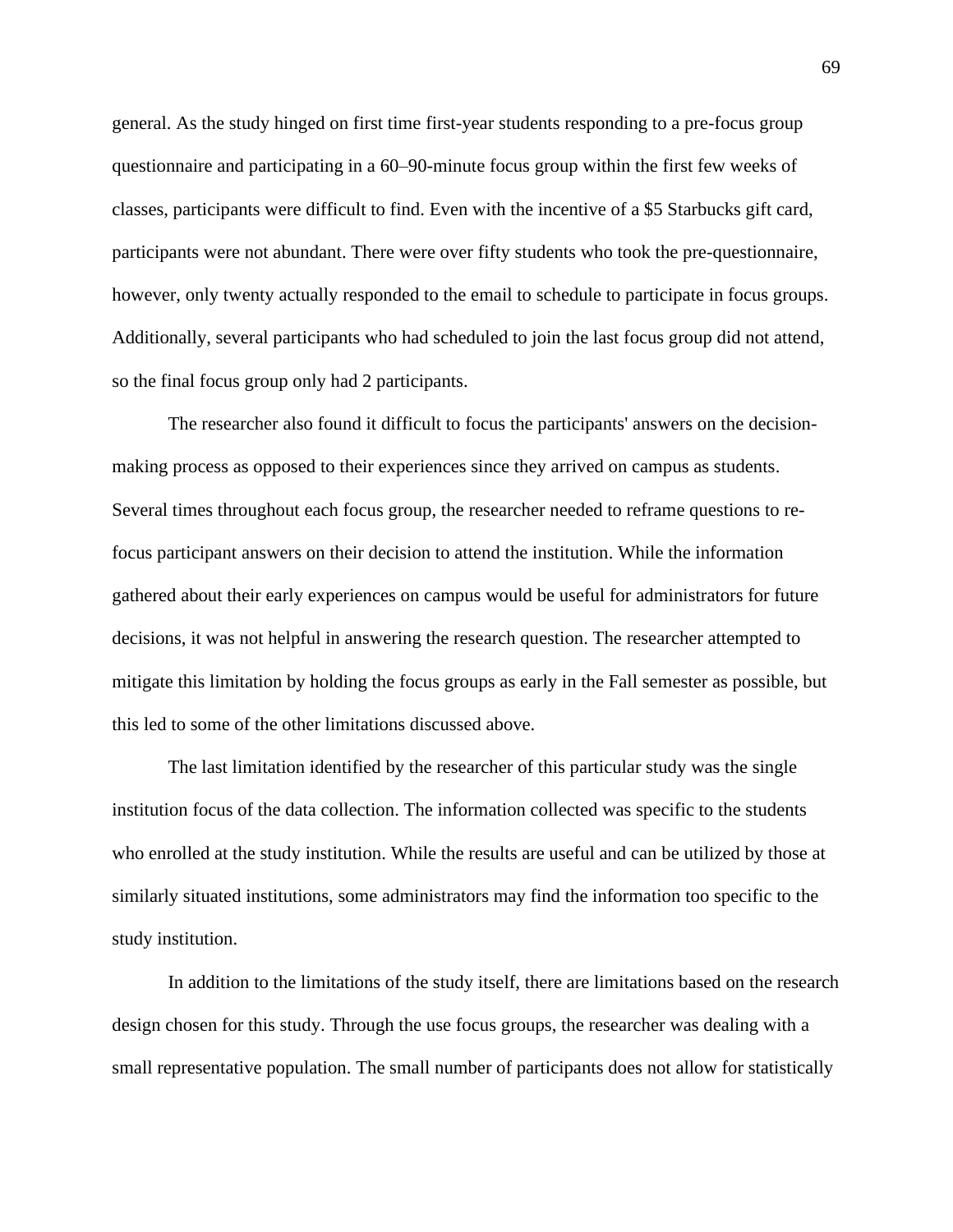general. As the study hinged on first time first-year students responding to a pre-focus group questionnaire and participating in a 60–90-minute focus group within the first few weeks of classes, participants were difficult to find. Even with the incentive of a $5 Starbucks gift card, participants were not abundant. There were over fifty students who took the pre-questionnaire, however, only twenty actually responded to the email to schedule to participate in focus groups. Additionally, several participants who had scheduled to join the last focus group did not attend, so the final focus group only had 2 participants.

The researcher also found it difficult to focus the participants' answers on the decision-making process as opposed to their experiences since they arrived on campus as students. Several times throughout each focus group, the researcher needed to reframe questions to re-focus participant answers on their decision to attend the institution. While the information gathered about their early experiences on campus would be useful for administrators for future decisions, it was not helpful in answering the research question. The researcher attempted to mitigate this limitation by holding the focus groups as early in the Fall semester as possible, but this led to some of the other limitations discussed above.

The last limitation identified by the researcher of this particular study was the single institution focus of the data collection. The information collected was specific to the students who enrolled at the study institution. While the results are useful and can be utilized by those at similarly situated institutions, some administrators may find the information too specific to the study institution.

In addition to the limitations of the study itself, there are limitations based on the research design chosen for this study. Through the use focus groups, the researcher was dealing with a small representative population. The small number of participants does not allow for statistically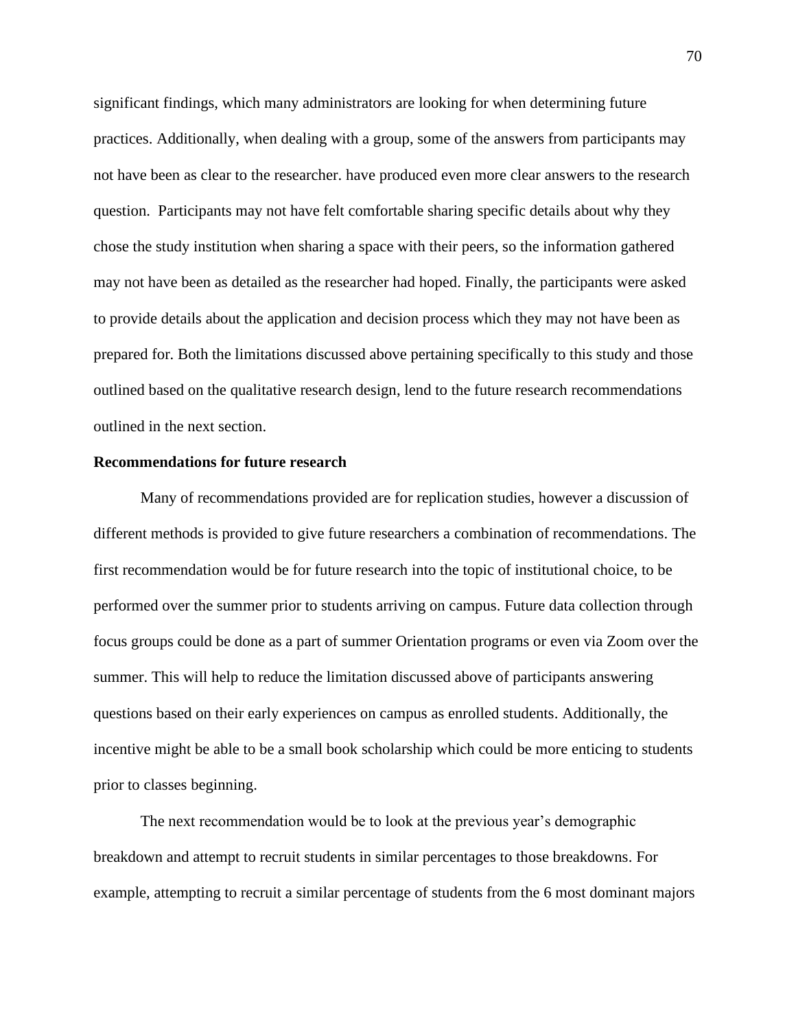significant findings, which many administrators are looking for when determining future practices. Additionally, when dealing with a group, some of the answers from participants may not have been as clear to the researcher. have produced even more clear answers to the research question.  Participants may not have felt comfortable sharing specific details about why they chose the study institution when sharing a space with their peers, so the information gathered may not have been as detailed as the researcher had hoped. Finally, the participants were asked to provide details about the application and decision process which they may not have been as prepared for. Both the limitations discussed above pertaining specifically to this study and those outlined based on the qualitative research design, lend to the future research recommendations outlined in the next section.

**Recommendations for future research**

Many of recommendations provided are for replication studies, however a discussion of different methods is provided to give future researchers a combination of recommendations. The first recommendation would be for future research into the topic of institutional choice, to be performed over the summer prior to students arriving on campus. Future data collection through focus groups could be done as a part of summer Orientation programs or even via Zoom over the summer. This will help to reduce the limitation discussed above of participants answering questions based on their early experiences on campus as enrolled students. Additionally, the incentive might be able to be a small book scholarship which could be more enticing to students prior to classes beginning.

The next recommendation would be to look at the previous year's demographic breakdown and attempt to recruit students in similar percentages to those breakdowns. For example, attempting to recruit a similar percentage of students from the 6 most dominant majors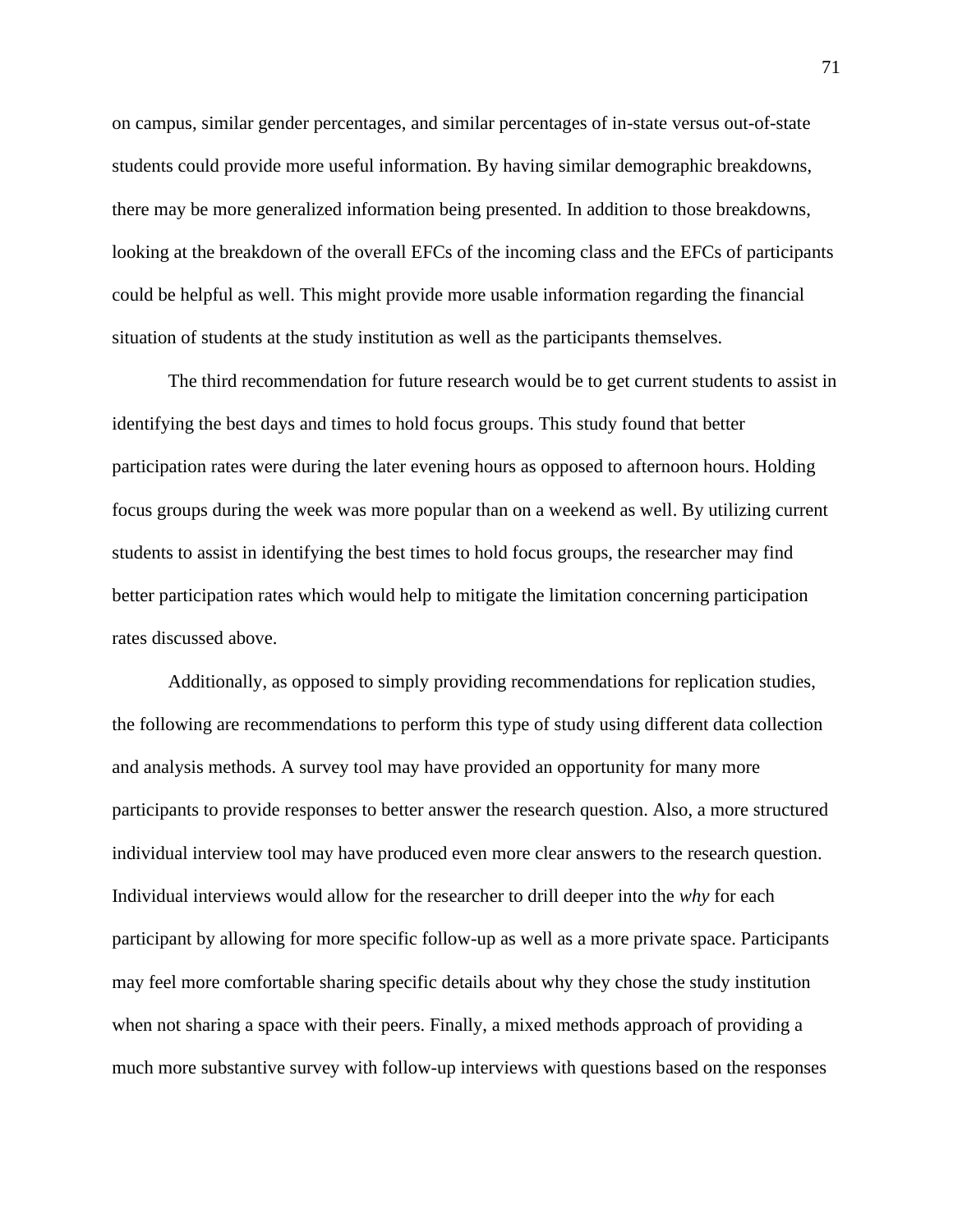on campus, similar gender percentages, and similar percentages of in-state versus out-of-state students could provide more useful information. By having similar demographic breakdowns, there may be more generalized information being presented. In addition to those breakdowns, looking at the breakdown of the overall EFCs of the incoming class and the EFCs of participants could be helpful as well. This might provide more usable information regarding the financial situation of students at the study institution as well as the participants themselves.

The third recommendation for future research would be to get current students to assist in identifying the best days and times to hold focus groups. This study found that better participation rates were during the later evening hours as opposed to afternoon hours. Holding focus groups during the week was more popular than on a weekend as well. By utilizing current students to assist in identifying the best times to hold focus groups, the researcher may find better participation rates which would help to mitigate the limitation concerning participation rates discussed above.

Additionally, as opposed to simply providing recommendations for replication studies, the following are recommendations to perform this type of study using different data collection and analysis methods. A survey tool may have provided an opportunity for many more participants to provide responses to better answer the research question. Also, a more structured individual interview tool may have produced even more clear answers to the research question. Individual interviews would allow for the researcher to drill deeper into the *why* for each participant by allowing for more specific follow-up as well as a more private space. Participants may feel more comfortable sharing specific details about why they chose the study institution when not sharing a space with their peers. Finally, a mixed methods approach of providing a much more substantive survey with follow-up interviews with questions based on the responses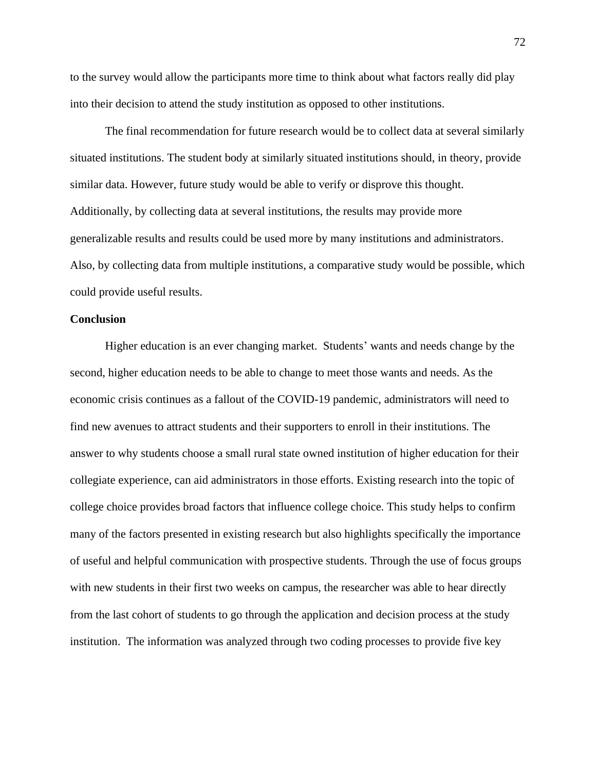to the survey would allow the participants more time to think about what factors really did play into their decision to attend the study institution as opposed to other institutions.

The final recommendation for future research would be to collect data at several similarly situated institutions. The student body at similarly situated institutions should, in theory, provide similar data. However, future study would be able to verify or disprove this thought. Additionally, by collecting data at several institutions, the results may provide more generalizable results and results could be used more by many institutions and administrators. Also, by collecting data from multiple institutions, a comparative study would be possible, which could provide useful results.

**Conclusion**

Higher education is an ever changing market. Students' wants and needs change by the second, higher education needs to be able to change to meet those wants and needs. As the economic crisis continues as a fallout of the COVID-19 pandemic, administrators will need to find new avenues to attract students and their supporters to enroll in their institutions. The answer to why students choose a small rural state owned institution of higher education for their collegiate experience, can aid administrators in those efforts. Existing research into the topic of college choice provides broad factors that influence college choice. This study helps to confirm many of the factors presented in existing research but also highlights specifically the importance of useful and helpful communication with prospective students. Through the use of focus groups with new students in their first two weeks on campus, the researcher was able to hear directly from the last cohort of students to go through the application and decision process at the study institution. The information was analyzed through two coding processes to provide five key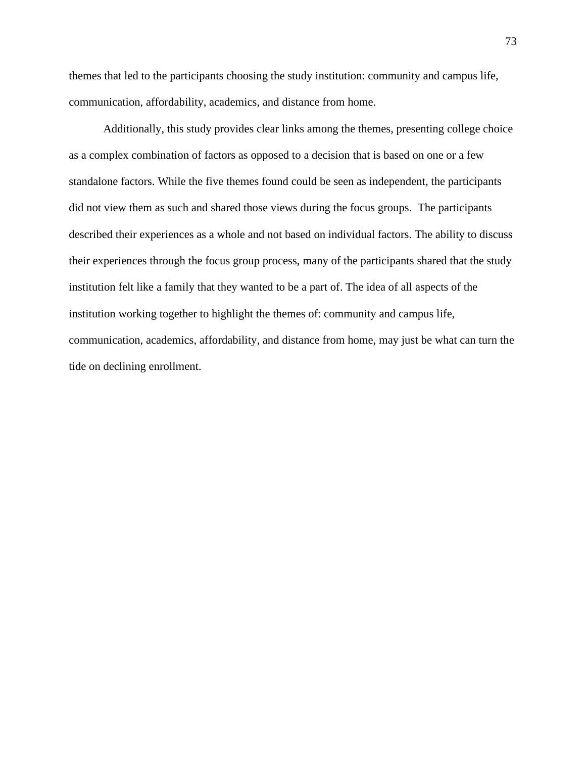themes that led to the participants choosing the study institution: community and campus life, communication, affordability, academics, and distance from home.

Additionally, this study provides clear links among the themes, presenting college choice as a complex combination of factors as opposed to a decision that is based on one or a few standalone factors. While the five themes found could be seen as independent, the participants did not view them as such and shared those views during the focus groups.  The participants described their experiences as a whole and not based on individual factors. The ability to discuss their experiences through the focus group process, many of the participants shared that the study institution felt like a family that they wanted to be a part of. The idea of all aspects of the institution working together to highlight the themes of: community and campus life, communication, academics, affordability, and distance from home, may just be what can turn the tide on declining enrollment.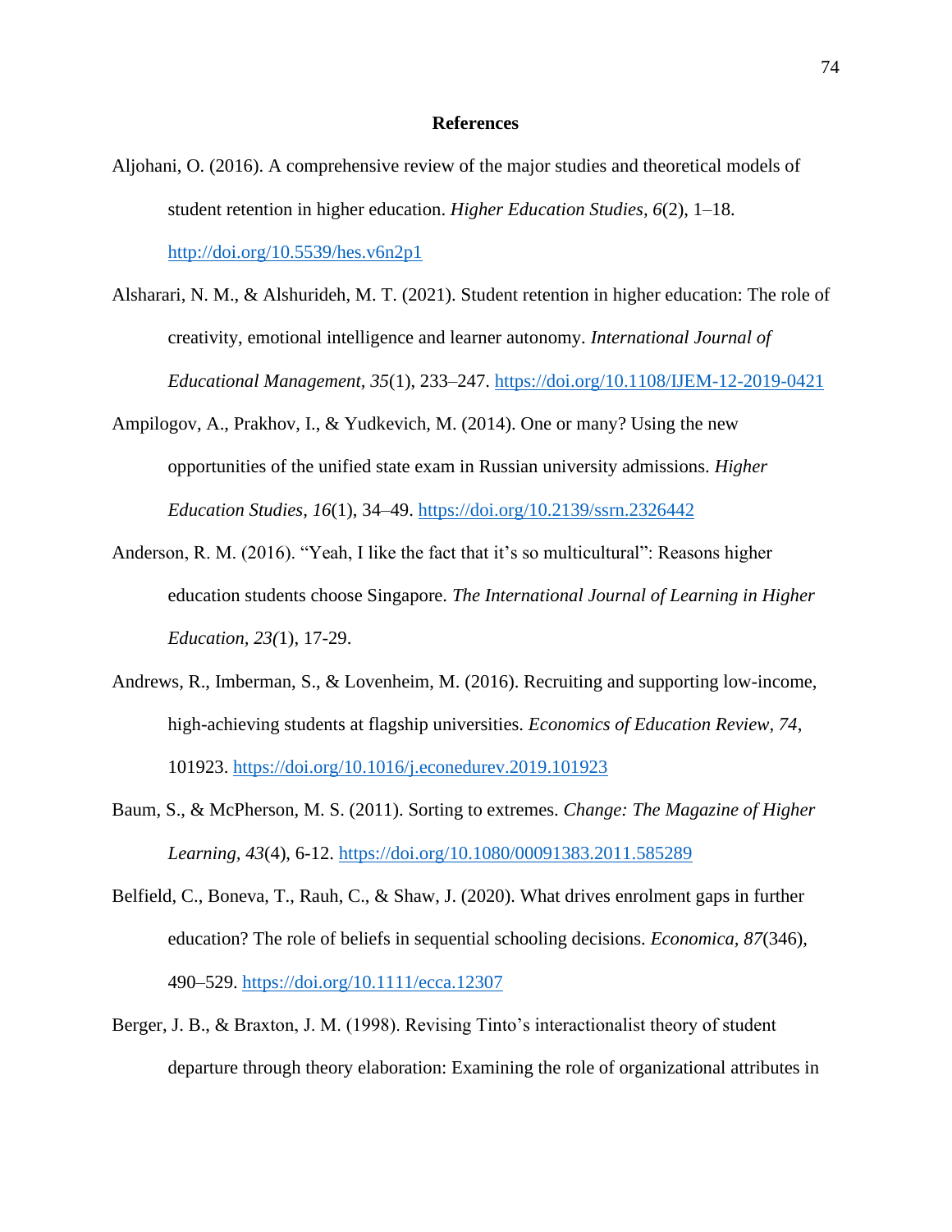# References

Aljohani, O. (2016). A comprehensive review of the major studies and theoretical models of student retention in higher education. *Higher Education Studies*, *6*(2), 1–18. http://doi.org/10.5539/hes.v6n2p1

Alsharari, N. M., & Alshurideh, M. T. (2021). Student retention in higher education: The role of creativity, emotional intelligence and learner autonomy. *International Journal of Educational Management*, *35*(1), 233–247. https://doi.org/10.1108/IJEM-12-2019-0421

Ampilogov, A., Prakhov, I., & Yudkevich, M. (2014). One or many? Using the new opportunities of the unified state exam in Russian university admissions. *Higher Education Studies*, *16*(1), 34–49. https://doi.org/10.2139/ssrn.2326442

Anderson, R. M. (2016). "Yeah, I like the fact that it's so multicultural": Reasons higher education students choose Singapore. *The International Journal of Learning in Higher Education, 23(*1), 17-29.

Andrews, R., Imberman, S., & Lovenheim, M. (2016). Recruiting and supporting low-income, high-achieving students at flagship universities. *Economics of Education Review*, *74*, 101923. https://doi.org/10.1016/j.econedurev.2019.101923

Baum, S., & McPherson, M. S. (2011). Sorting to extremes. *Change: The Magazine of Higher Learning*, *43*(4), 6-12. https://doi.org/10.1080/00091383.2011.585289

Belfield, C., Boneva, T., Rauh, C., & Shaw, J. (2020). What drives enrolment gaps in further education? The role of beliefs in sequential schooling decisions. *Economica, 87*(346), 490–529. https://doi.org/10.1111/ecca.12307

Berger, J. B., & Braxton, J. M. (1998). Revising Tinto's interactionalist theory of student departure through theory elaboration: Examining the role of organizational attributes in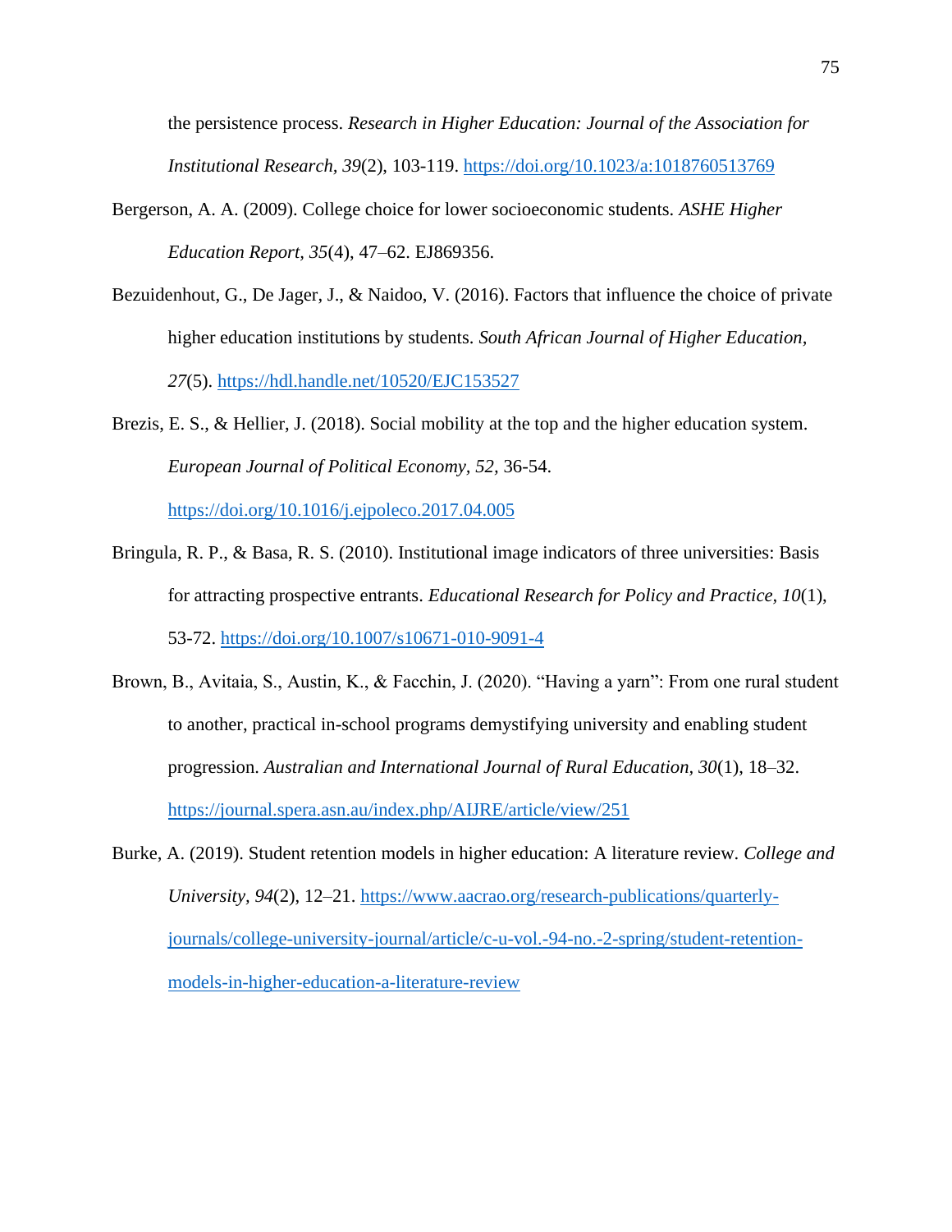the persistence process. *Research in Higher Education: Journal of the Association for Institutional Research*, *39*(2), 103-119. https://doi.org/10.1023/a:1018760513769

Bergerson, A. A. (2009). College choice for lower socioeconomic students. *ASHE Higher Education Report*, *35*(4), 47–62. EJ869356.

Bezuidenhout, G., De Jager, J., & Naidoo, V. (2016). Factors that influence the choice of private higher education institutions by students. *South African Journal of Higher Education*, *27*(5). https://hdl.handle.net/10520/EJC153527

Brezis, E. S., & Hellier, J. (2018). Social mobility at the top and the higher education system. *European Journal of Political Economy*, *52,* 36-54. https://doi.org/10.1016/j.ejpoleco.2017.04.005

Bringula, R. P., & Basa, R. S. (2010). Institutional image indicators of three universities: Basis for attracting prospective entrants. *Educational Research for Policy and Practice, 10*(1), 53-72. https://doi.org/10.1007/s10671-010-9091-4

Brown, B., Avitaia, S., Austin, K., & Facchin, J. (2020). "Having a yarn": From one rural student to another, practical in-school programs demystifying university and enabling student progression. *Australian and International Journal of Rural Education*, *30*(1), 18–32. https://journal.spera.asn.au/index.php/AIJRE/article/view/251

Burke, A. (2019). Student retention models in higher education: A literature review. *College and University*, *94*(2), 12–21. https://www.aacrao.org/research-publications/quarterly-journals/college-university-journal/article/c-u-vol.-94-no.-2-spring/student-retention-models-in-higher-education-a-literature-review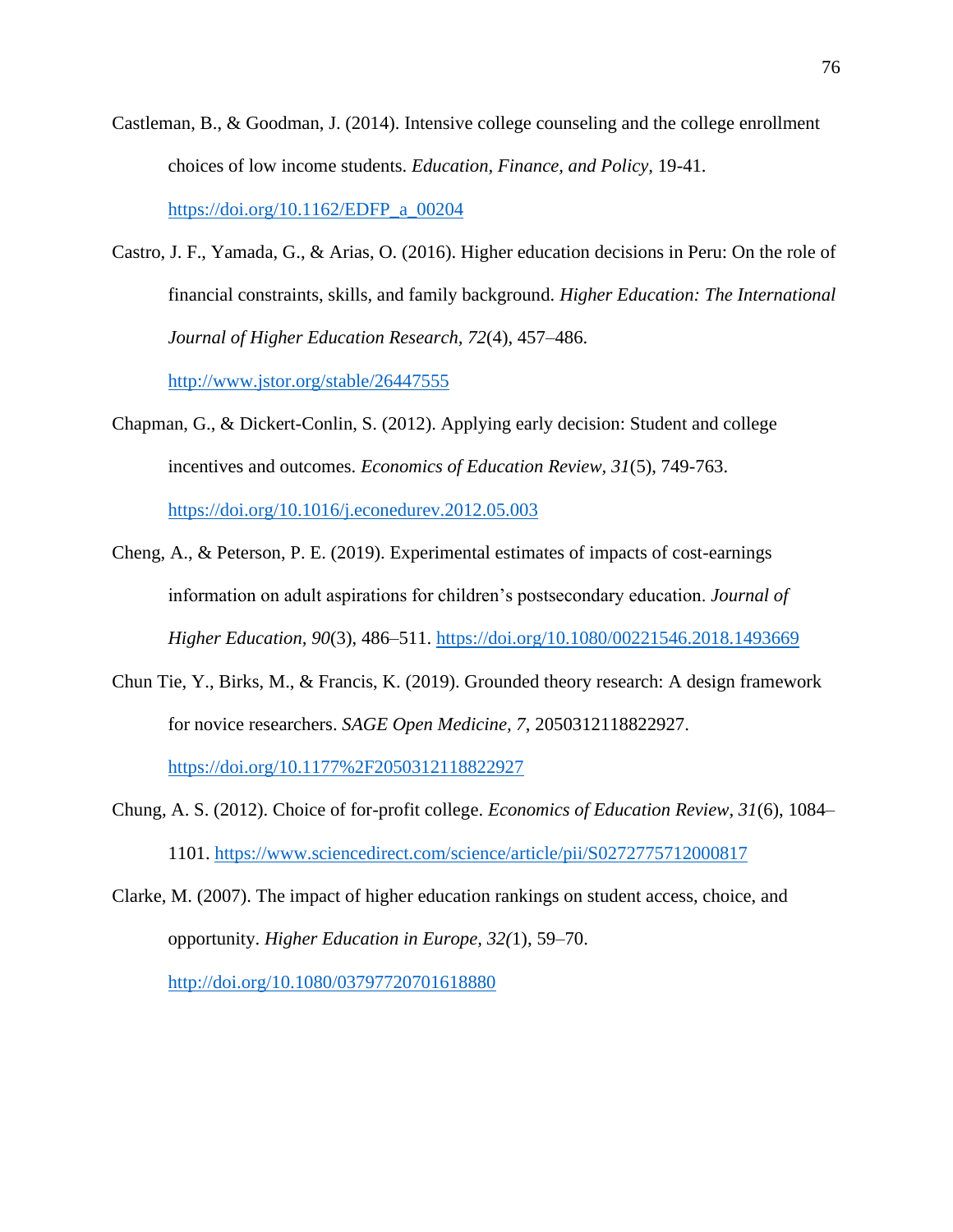Castleman, B., & Goodman, J. (2014). Intensive college counseling and the college enrollment choices of low income students. *Education, Finance, and Policy*, 19-41. https://doi.org/10.1162/EDFP_a_00204

Castro, J. F., Yamada, G., & Arias, O. (2016). Higher education decisions in Peru: On the role of financial constraints, skills, and family background. *Higher Education: The International Journal of Higher Education Research, 72*(4), 457–486. http://www.jstor.org/stable/26447555

Chapman, G., & Dickert-Conlin, S. (2012). Applying early decision: Student and college incentives and outcomes. *Economics of Education Review, 31*(5), 749-763. https://doi.org/10.1016/j.econedurev.2012.05.003

Cheng, A., & Peterson, P. E. (2019). Experimental estimates of impacts of cost-earnings information on adult aspirations for children's postsecondary education. *Journal of Higher Education, 90*(3), 486–511. https://doi.org/10.1080/00221546.2018.1493669

Chun Tie, Y., Birks, M., & Francis, K. (2019). Grounded theory research: A design framework for novice researchers. *SAGE Open Medicine, 7*, 2050312118822927. https://doi.org/10.1177%2F2050312118822927

Chung, A. S. (2012). Choice of for-profit college. *Economics of Education Review, 31*(6), 1084–1101. https://www.sciencedirect.com/science/article/pii/S0272775712000817

Clarke, M. (2007). The impact of higher education rankings on student access, choice, and opportunity. *Higher Education in Europe, 32(*1), 59–70. http://doi.org/10.1080/03797720701618880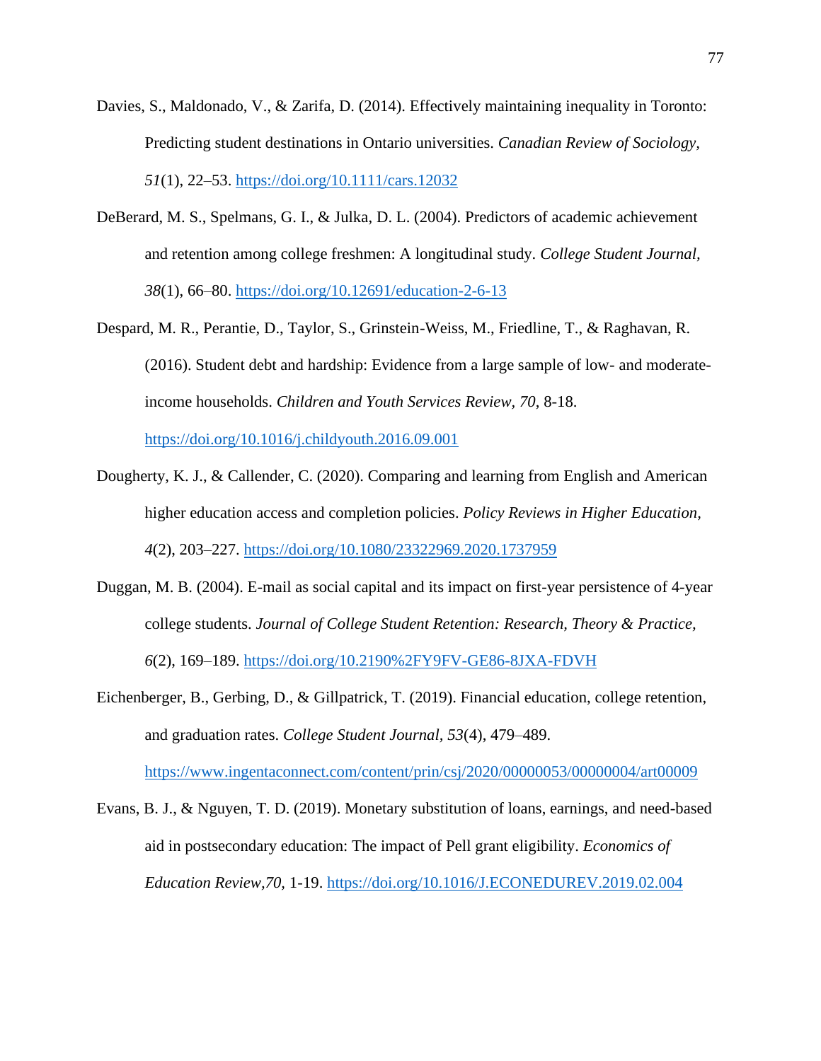Davies, S., Maldonado, V., & Zarifa, D. (2014). Effectively maintaining inequality in Toronto: Predicting student destinations in Ontario universities. *Canadian Review of Sociology, 51*(1), 22–53. https://doi.org/10.1111/cars.12032

DeBerard, M. S., Spelmans, G. I., & Julka, D. L. (2004). Predictors of academic achievement and retention among college freshmen: A longitudinal study. *College Student Journal, 38*(1), 66–80. https://doi.org/10.12691/education-2-6-13

Despard, M. R., Perantie, D., Taylor, S., Grinstein-Weiss, M., Friedline, T., & Raghavan, R. (2016). Student debt and hardship: Evidence from a large sample of low- and moderate-income households. *Children and Youth Services Review, 70*, 8-18. https://doi.org/10.1016/j.childyouth.2016.09.001

Dougherty, K. J., & Callender, C. (2020). Comparing and learning from English and American higher education access and completion policies. *Policy Reviews in Higher Education, 4*(2), 203–227. https://doi.org/10.1080/23322969.2020.1737959

Duggan, M. B. (2004). E-mail as social capital and its impact on first-year persistence of 4-year college students. *Journal of College Student Retention: Research, Theory & Practice, 6*(2), 169–189. https://doi.org/10.2190%2FY9FV-GE86-8JXA-FDVH

Eichenberger, B., Gerbing, D., & Gillpatrick, T. (2019). Financial education, college retention, and graduation rates. *College Student Journal, 53*(4), 479–489. https://www.ingentaconnect.com/content/prin/csj/2020/00000053/00000004/art00009

Evans, B. J., & Nguyen, T. D. (2019). Monetary substitution of loans, earnings, and need-based aid in postsecondary education: The impact of Pell grant eligibility. *Economics of Education Review,70,* 1-19. https://doi.org/10.1016/J.ECONEDUREV.2019.02.004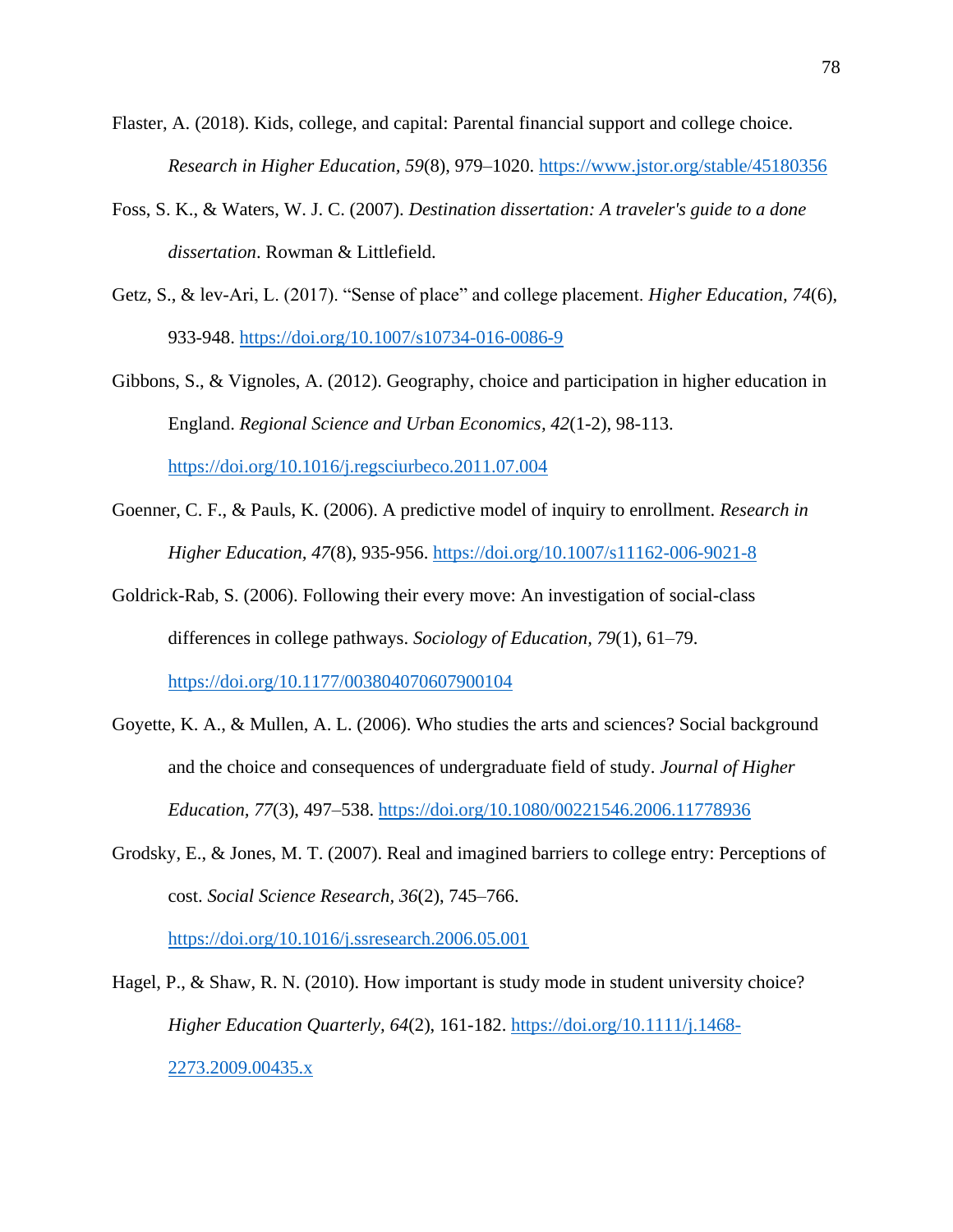Flaster, A. (2018). Kids, college, and capital: Parental financial support and college choice. *Research in Higher Education, 59*(8), 979–1020. https://www.jstor.org/stable/45180356

Foss, S. K., & Waters, W. J. C. (2007). *Destination dissertation: A traveler's guide to a done dissertation*. Rowman & Littlefield.

Getz, S., & lev-Ari, L. (2017). "Sense of place" and college placement. *Higher Education, 74*(6), 933-948. https://doi.org/10.1007/s10734-016-0086-9

Gibbons, S., & Vignoles, A. (2012). Geography, choice and participation in higher education in England. *Regional Science and Urban Economics, 42*(1-2), 98-113. https://doi.org/10.1016/j.regsciurbeco.2011.07.004

Goenner, C. F., & Pauls, K. (2006). A predictive model of inquiry to enrollment. *Research in Higher Education, 47*(8), 935-956. https://doi.org/10.1007/s11162-006-9021-8

Goldrick-Rab, S. (2006). Following their every move: An investigation of social-class differences in college pathways. *Sociology of Education, 79*(1), 61–79. https://doi.org/10.1177/003804070607900104

Goyette, K. A., & Mullen, A. L. (2006). Who studies the arts and sciences? Social background and the choice and consequences of undergraduate field of study. *Journal of Higher Education, 77*(3), 497–538. https://doi.org/10.1080/00221546.2006.11778936

Grodsky, E., & Jones, M. T. (2007). Real and imagined barriers to college entry: Perceptions of cost. *Social Science Research, 36*(2), 745–766. https://doi.org/10.1016/j.ssresearch.2006.05.001

Hagel, P., & Shaw, R. N. (2010). How important is study mode in student university choice? *Higher Education Quarterly, 64*(2), 161-182. https://doi.org/10.1111/j.1468-2273.2009.00435.x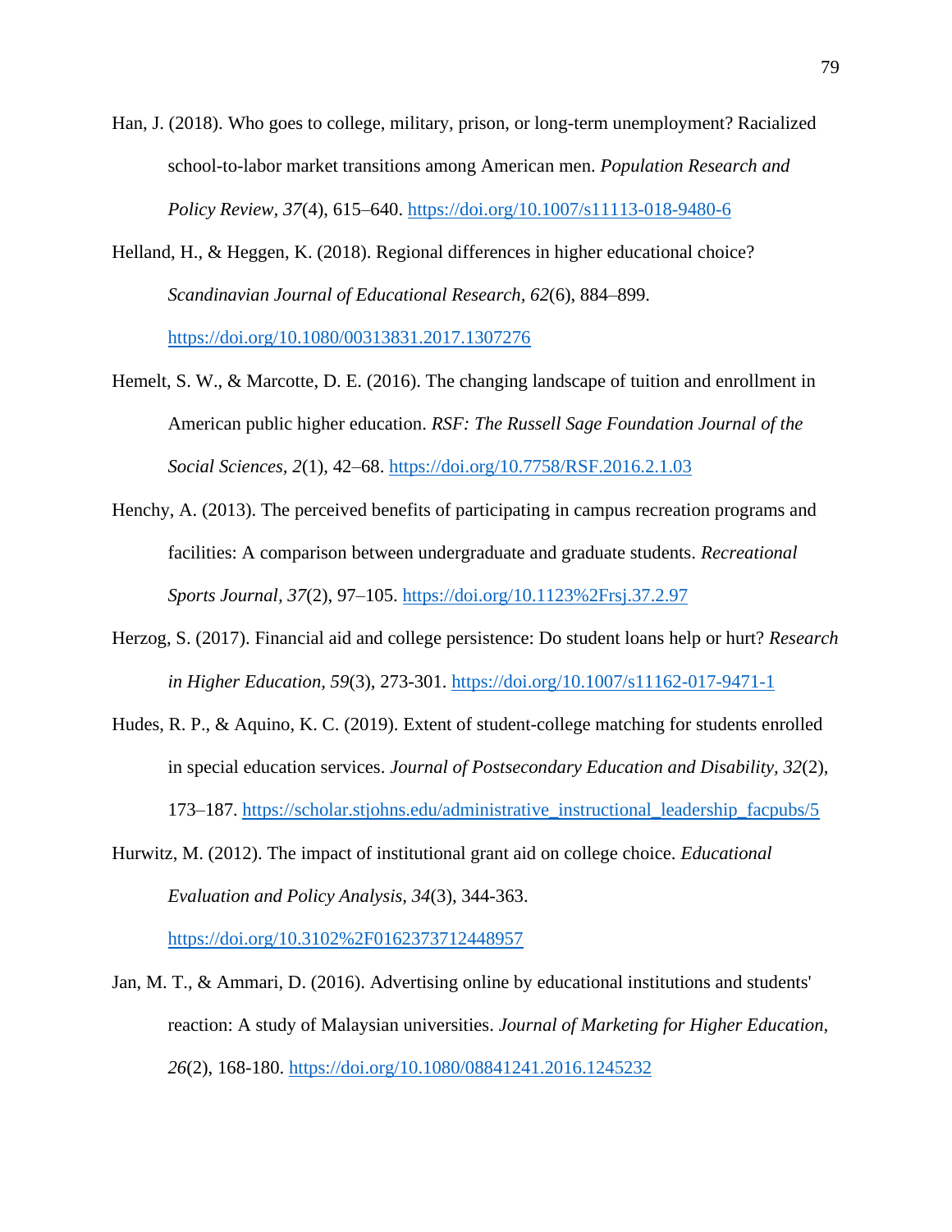Han, J. (2018). Who goes to college, military, prison, or long-term unemployment? Racialized school-to-labor market transitions among American men. *Population Research and Policy Review*, *37*(4), 615–640. https://doi.org/10.1007/s11113-018-9480-6

Helland, H., & Heggen, K. (2018). Regional differences in higher educational choice? *Scandinavian Journal of Educational Research, 62*(6), 884–899. https://doi.org/10.1080/00313831.2017.1307276

Hemelt, S. W., & Marcotte, D. E. (2016). The changing landscape of tuition and enrollment in American public higher education. *RSF: The Russell Sage Foundation Journal of the Social Sciences*, *2*(1), 42–68. https://doi.org/10.7758/RSF.2016.2.1.03

Henchy, A. (2013). The perceived benefits of participating in campus recreation programs and facilities: A comparison between undergraduate and graduate students. *Recreational Sports Journal*, *37*(2), 97–105. https://doi.org/10.1123%2Frsj.37.2.97

Herzog, S. (2017). Financial aid and college persistence: Do student loans help or hurt? *Research in Higher Education*, *59*(3), 273-301. https://doi.org/10.1007/s11162-017-9471-1

Hudes, R. P., & Aquino, K. C. (2019). Extent of student-college matching for students enrolled in special education services. *Journal of Postsecondary Education and Disability, 32*(2), 173–187. https://scholar.stjohns.edu/administrative_instructional_leadership_facpubs/5

Hurwitz, M. (2012). The impact of institutional grant aid on college choice. *Educational Evaluation and Policy Analysis, 34*(3), 344-363. https://doi.org/10.3102%2F0162373712448957

Jan, M. T., & Ammari, D. (2016). Advertising online by educational institutions and students' reaction: A study of Malaysian universities. *Journal of Marketing for Higher Education, 26*(2), 168-180. https://doi.org/10.1080/08841241.2016.1245232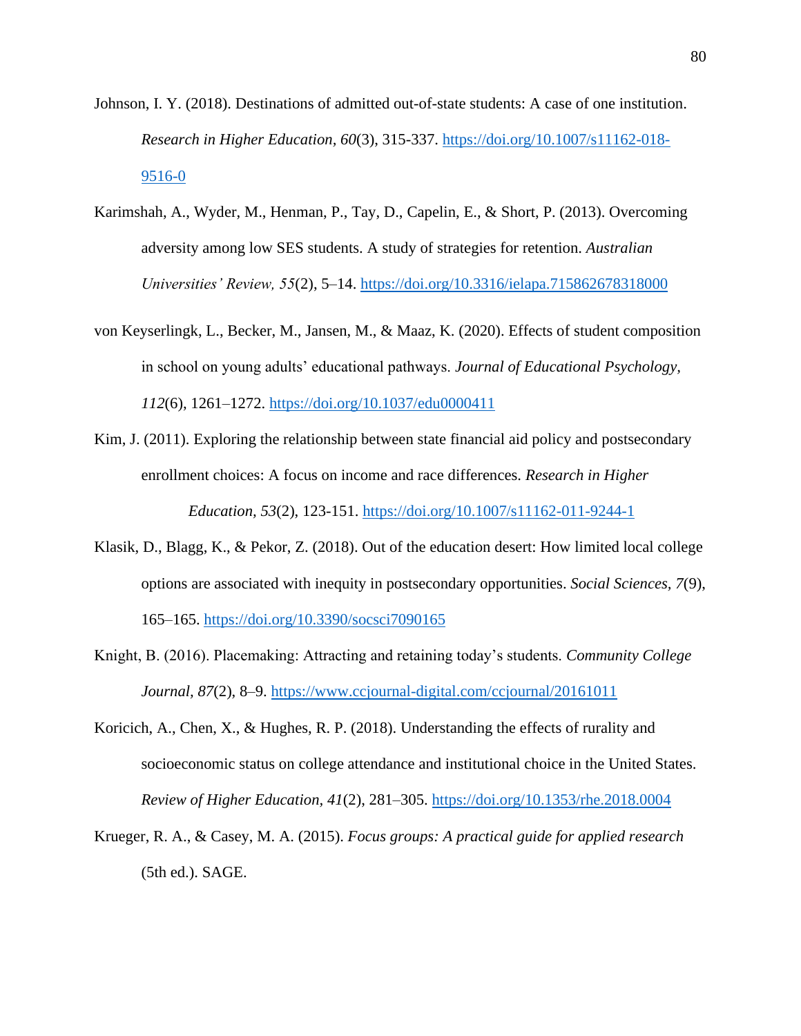Johnson, I. Y. (2018). Destinations of admitted out-of-state students: A case of one institution. *Research in Higher Education, 60*(3), 315-337. https://doi.org/10.1007/s11162-018-9516-0

Karimshah, A., Wyder, M., Henman, P., Tay, D., Capelin, E., & Short, P. (2013). Overcoming adversity among low SES students. A study of strategies for retention. *Australian Universities' Review, 55*(2), 5–14. https://doi.org/10.3316/ielapa.715862678318000

von Keyserlingk, L., Becker, M., Jansen, M., & Maaz, K. (2020). Effects of student composition in school on young adults' educational pathways. *Journal of Educational Psychology, 112*(6), 1261–1272. https://doi.org/10.1037/edu0000411

Kim, J. (2011). Exploring the relationship between state financial aid policy and postsecondary enrollment choices: A focus on income and race differences. *Research in Higher Education, 53*(2), 123-151. https://doi.org/10.1007/s11162-011-9244-1

Klasik, D., Blagg, K., & Pekor, Z. (2018). Out of the education desert: How limited local college options are associated with inequity in postsecondary opportunities. *Social Sciences, 7*(9), 165–165. https://doi.org/10.3390/socsci7090165

Knight, B. (2016). Placemaking: Attracting and retaining today's students. *Community College Journal, 87*(2), 8–9. https://www.ccjournal-digital.com/ccjournal/20161011

Koricich, A., Chen, X., & Hughes, R. P. (2018). Understanding the effects of rurality and socioeconomic status on college attendance and institutional choice in the United States. *Review of Higher Education, 41*(2), 281–305. https://doi.org/10.1353/rhe.2018.0004

Krueger, R. A., & Casey, M. A. (2015). *Focus groups: A practical guide for applied research* (5th ed.). SAGE.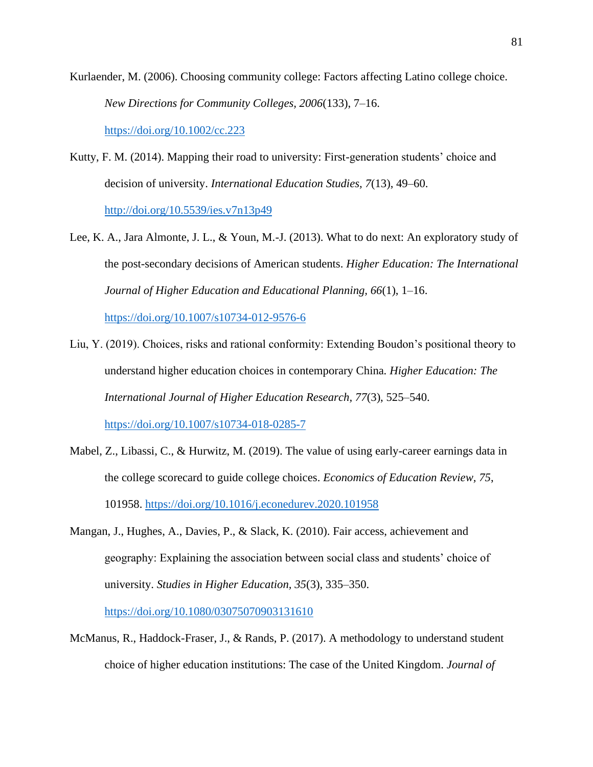Kurlaender, M. (2006). Choosing community college: Factors affecting Latino college choice. *New Directions for Community Colleges, 2006*(133), 7–16. https://doi.org/10.1002/cc.223

Kutty, F. M. (2014). Mapping their road to university: First-generation students' choice and decision of university. *International Education Studies, 7*(13), 49–60. http://doi.org/10.5539/ies.v7n13p49

Lee, K. A., Jara Almonte, J. L., & Youn, M.-J. (2013). What to do next: An exploratory study of the post-secondary decisions of American students. *Higher Education: The International Journal of Higher Education and Educational Planning, 66*(1), 1–16. https://doi.org/10.1007/s10734-012-9576-6

Liu, Y. (2019). Choices, risks and rational conformity: Extending Boudon's positional theory to understand higher education choices in contemporary China. *Higher Education: The International Journal of Higher Education Research, 77*(3), 525–540. https://doi.org/10.1007/s10734-018-0285-7

Mabel, Z., Libassi, C., & Hurwitz, M. (2019). The value of using early-career earnings data in the college scorecard to guide college choices. *Economics of Education Review, 75*, 101958. https://doi.org/10.1016/j.econedurev.2020.101958

Mangan, J., Hughes, A., Davies, P., & Slack, K. (2010). Fair access, achievement and geography: Explaining the association between social class and students' choice of university. *Studies in Higher Education, 35*(3), 335–350. https://doi.org/10.1080/03075070903131610

McManus, R., Haddock-Fraser, J., & Rands, P. (2017). A methodology to understand student choice of higher education institutions: The case of the United Kingdom. *Journal of*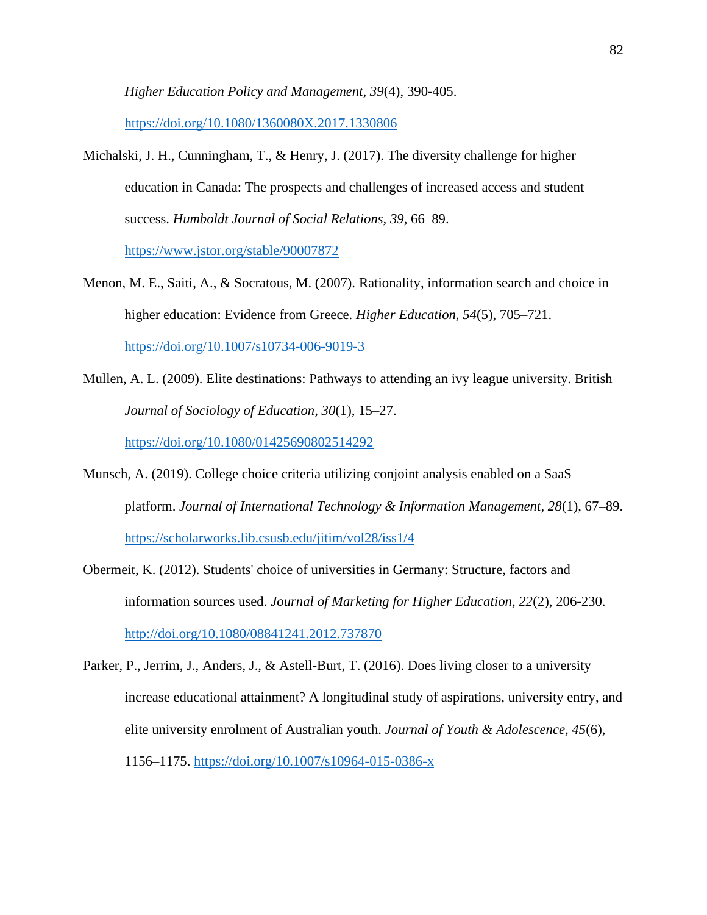*Higher Education Policy and Management*, *39*(4), 390-405. https://doi.org/10.1080/1360080X.2017.1330806

Michalski, J. H., Cunningham, T., & Henry, J. (2017). The diversity challenge for higher education in Canada: The prospects and challenges of increased access and student success. *Humboldt Journal of Social Relations*, *39*, 66–89. https://www.jstor.org/stable/90007872

Menon, M. E., Saiti, A., & Socratous, M. (2007). Rationality, information search and choice in higher education: Evidence from Greece. *Higher Education*, *54*(5), 705–721. https://doi.org/10.1007/s10734-006-9019-3

Mullen, A. L. (2009). Elite destinations: Pathways to attending an ivy league university. British *Journal of Sociology of Education*, *30*(1), 15–27. https://doi.org/10.1080/01425690802514292

Munsch, A. (2019). College choice criteria utilizing conjoint analysis enabled on a SaaS platform. *Journal of International Technology & Information Management*, *28*(1), 67–89. https://scholarworks.lib.csusb.edu/jitim/vol28/iss1/4

Obermeit, K. (2012). Students' choice of universities in Germany: Structure, factors and information sources used. *Journal of Marketing for Higher Education*, *22*(2), 206-230. http://doi.org/10.1080/08841241.2012.737870

Parker, P., Jerrim, J., Anders, J., & Astell-Burt, T. (2016). Does living closer to a university increase educational attainment? A longitudinal study of aspirations, university entry, and elite university enrolment of Australian youth. *Journal of Youth & Adolescence*, *45*(6), 1156–1175. https://doi.org/10.1007/s10964-015-0386-x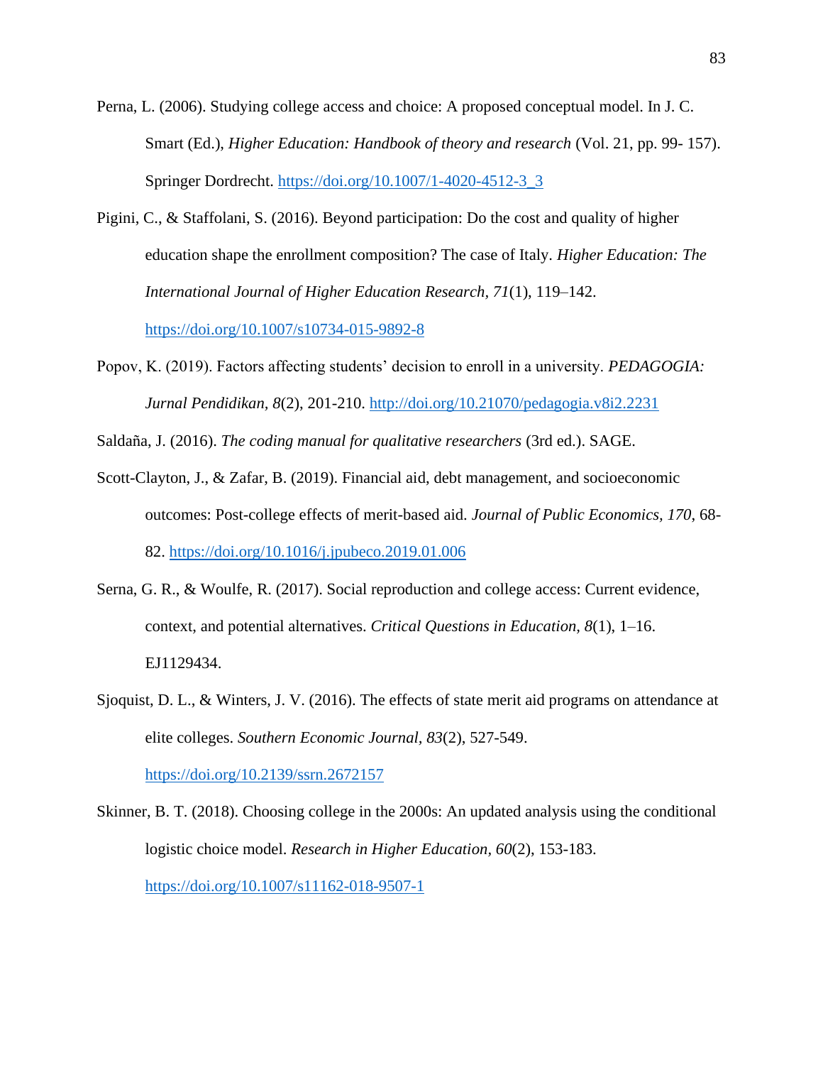Perna, L. (2006). Studying college access and choice: A proposed conceptual model. In J. C. Smart (Ed.), *Higher Education: Handbook of theory and research* (Vol. 21, pp. 99- 157). Springer Dordrecht. https://doi.org/10.1007/1-4020-4512-3_3

Pigini, C., & Staffolani, S. (2016). Beyond participation: Do the cost and quality of higher education shape the enrollment composition? The case of Italy. *Higher Education: The International Journal of Higher Education Research, 71*(1), 119–142. https://doi.org/10.1007/s10734-015-9892-8

Popov, K. (2019). Factors affecting students' decision to enroll in a university. *PEDAGOGIA: Jurnal Pendidikan, 8*(2), 201-210. http://doi.org/10.21070/pedagogia.v8i2.2231

Saldaña, J. (2016). *The coding manual for qualitative researchers* (3rd ed.). SAGE.

Scott-Clayton, J., & Zafar, B. (2019). Financial aid, debt management, and socioeconomic outcomes: Post-college effects of merit-based aid. *Journal of Public Economics, 170*, 68-82. https://doi.org/10.1016/j.jpubeco.2019.01.006

Serna, G. R., & Woulfe, R. (2017). Social reproduction and college access: Current evidence, context, and potential alternatives. *Critical Questions in Education, 8*(1), 1–16. EJ1129434.

Sjoquist, D. L., & Winters, J. V. (2016). The effects of state merit aid programs on attendance at elite colleges. *Southern Economic Journal, 83*(2), 527-549. https://doi.org/10.2139/ssrn.2672157

Skinner, B. T. (2018). Choosing college in the 2000s: An updated analysis using the conditional logistic choice model. *Research in Higher Education, 60*(2), 153-183. https://doi.org/10.1007/s11162-018-9507-1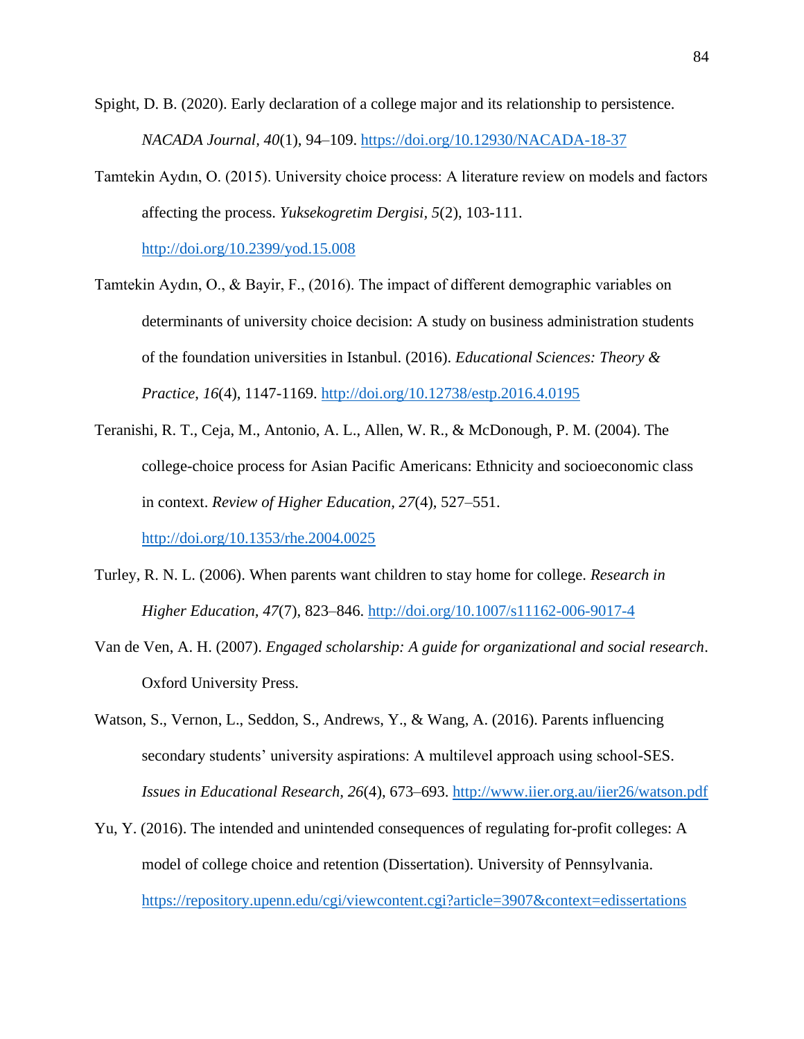Spight, D. B. (2020). Early declaration of a college major and its relationship to persistence. *NACADA Journal*, *40*(1), 94–109. https://doi.org/10.12930/NACADA-18-37

Tamtekin Aydın, O. (2015). University choice process: A literature review on models and factors affecting the process. *Yuksekogretim Dergisi, 5*(2), 103-111. http://doi.org/10.2399/yod.15.008

Tamtekin Aydın, O., & Bayir, F., (2016). The impact of different demographic variables on determinants of university choice decision: A study on business administration students of the foundation universities in Istanbul. (2016). *Educational Sciences: Theory & Practice, 16*(4), 1147-1169. http://doi.org/10.12738/estp.2016.4.0195

Teranishi, R. T., Ceja, M., Antonio, A. L., Allen, W. R., & McDonough, P. M. (2004). The college-choice process for Asian Pacific Americans: Ethnicity and socioeconomic class in context. *Review of Higher Education, 27*(4), 527–551. http://doi.org/10.1353/rhe.2004.0025

Turley, R. N. L. (2006). When parents want children to stay home for college. *Research in Higher Education, 47*(7), 823–846. http://doi.org/10.1007/s11162-006-9017-4

Van de Ven, A. H. (2007). *Engaged scholarship: A guide for organizational and social research*. Oxford University Press.

Watson, S., Vernon, L., Seddon, S., Andrews, Y., & Wang, A. (2016). Parents influencing secondary students' university aspirations: A multilevel approach using school-SES. *Issues in Educational Research, 26*(4), 673–693. http://www.iier.org.au/iier26/watson.pdf

Yu, Y. (2016). The intended and unintended consequences of regulating for-profit colleges: A model of college choice and retention (Dissertation). University of Pennsylvania. https://repository.upenn.edu/cgi/viewcontent.cgi?article=3907&context=edissertations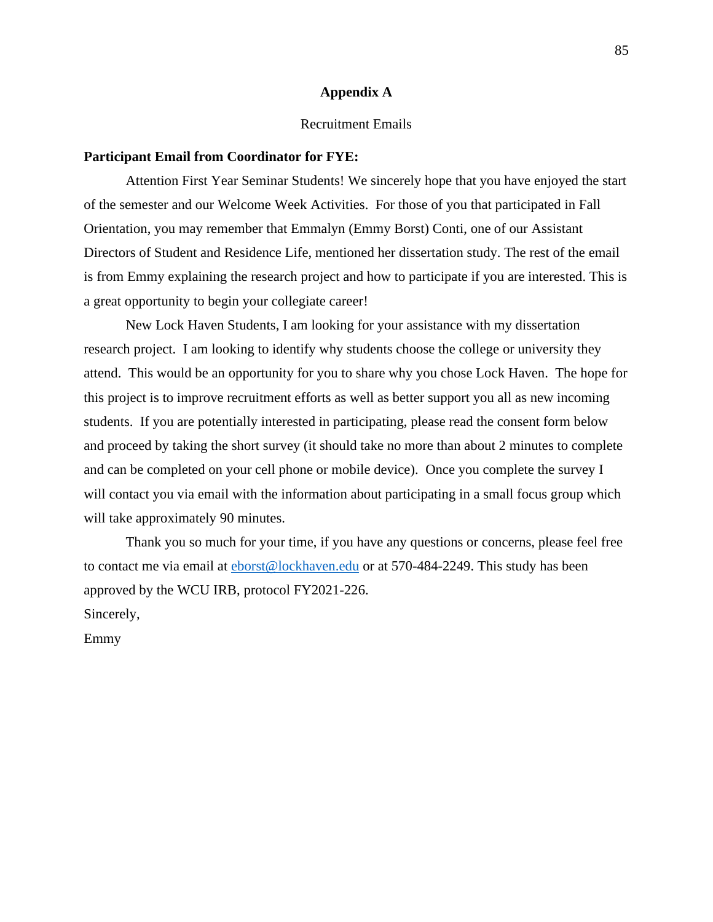# Appendix A

Recruitment Emails

**Participant Email from Coordinator for FYE:**

Attention First Year Seminar Students! We sincerely hope that you have enjoyed the start of the semester and our Welcome Week Activities. For those of you that participated in Fall Orientation, you may remember that Emmalyn (Emmy Borst) Conti, one of our Assistant Directors of Student and Residence Life, mentioned her dissertation study. The rest of the email is from Emmy explaining the research project and how to participate if you are interested. This is a great opportunity to begin your collegiate career!

New Lock Haven Students, I am looking for your assistance with my dissertation research project. I am looking to identify why students choose the college or university they attend. This would be an opportunity for you to share why you chose Lock Haven. The hope for this project is to improve recruitment efforts as well as better support you all as new incoming students. If you are potentially interested in participating, please read the consent form below and proceed by taking the short survey (it should take no more than about 2 minutes to complete and can be completed on your cell phone or mobile device). Once you complete the survey I will contact you via email with the information about participating in a small focus group which will take approximately 90 minutes.

Thank you so much for your time, if you have any questions or concerns, please feel free to contact me via email at eborst@lockhaven.edu or at 570-484-2249. This study has been approved by the WCU IRB, protocol FY2021-226.

Sincerely,

Emmy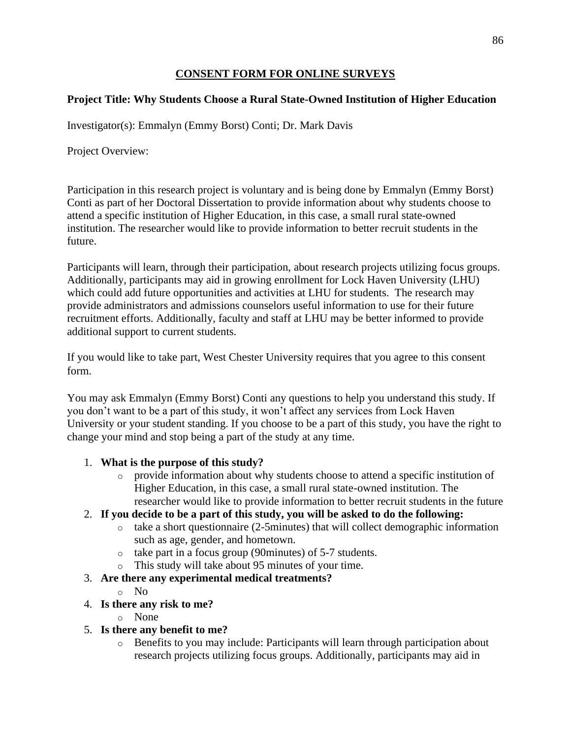## CONSENT FORM FOR ONLINE SURVEYS

**Project Title: Why Students Choose a Rural State-Owned Institution of Higher Education**

Investigator(s): Emmalyn (Emmy Borst) Conti; Dr. Mark Davis

Project Overview:

Participation in this research project is voluntary and is being done by Emmalyn (Emmy Borst) Conti as part of her Doctoral Dissertation to provide information about why students choose to attend a specific institution of Higher Education, in this case, a small rural state-owned institution. The researcher would like to provide information to better recruit students in the future.

Participants will learn, through their participation, about research projects utilizing focus groups. Additionally, participants may aid in growing enrollment for Lock Haven University (LHU) which could add future opportunities and activities at LHU for students. The research may provide administrators and admissions counselors useful information to use for their future recruitment efforts. Additionally, faculty and staff at LHU may be better informed to provide additional support to current students.

If you would like to take part, West Chester University requires that you agree to this consent form.

You may ask Emmalyn (Emmy Borst) Conti any questions to help you understand this study. If you don't want to be a part of this study, it won't affect any services from Lock Haven University or your student standing. If you choose to be a part of this study, you have the right to change your mind and stop being a part of the study at any time.

1. **What is the purpose of this study?**
   - provide information about why students choose to attend a specific institution of Higher Education, in this case, a small rural state-owned institution. The researcher would like to provide information to better recruit students in the future
2. **If you decide to be a part of this study, you will be asked to do the following:**
   - take a short questionnaire (2-5minutes) that will collect demographic information such as age, gender, and hometown.
   - take part in a focus group (90minutes) of 5-7 students.
   - This study will take about 95 minutes of your time.
3. **Are there any experimental medical treatments?**
   - No
4. **Is there any risk to me?**
   - None
5. **Is there any benefit to me?**
   - Benefits to you may include: Participants will learn through participation about research projects utilizing focus groups. Additionally, participants may aid in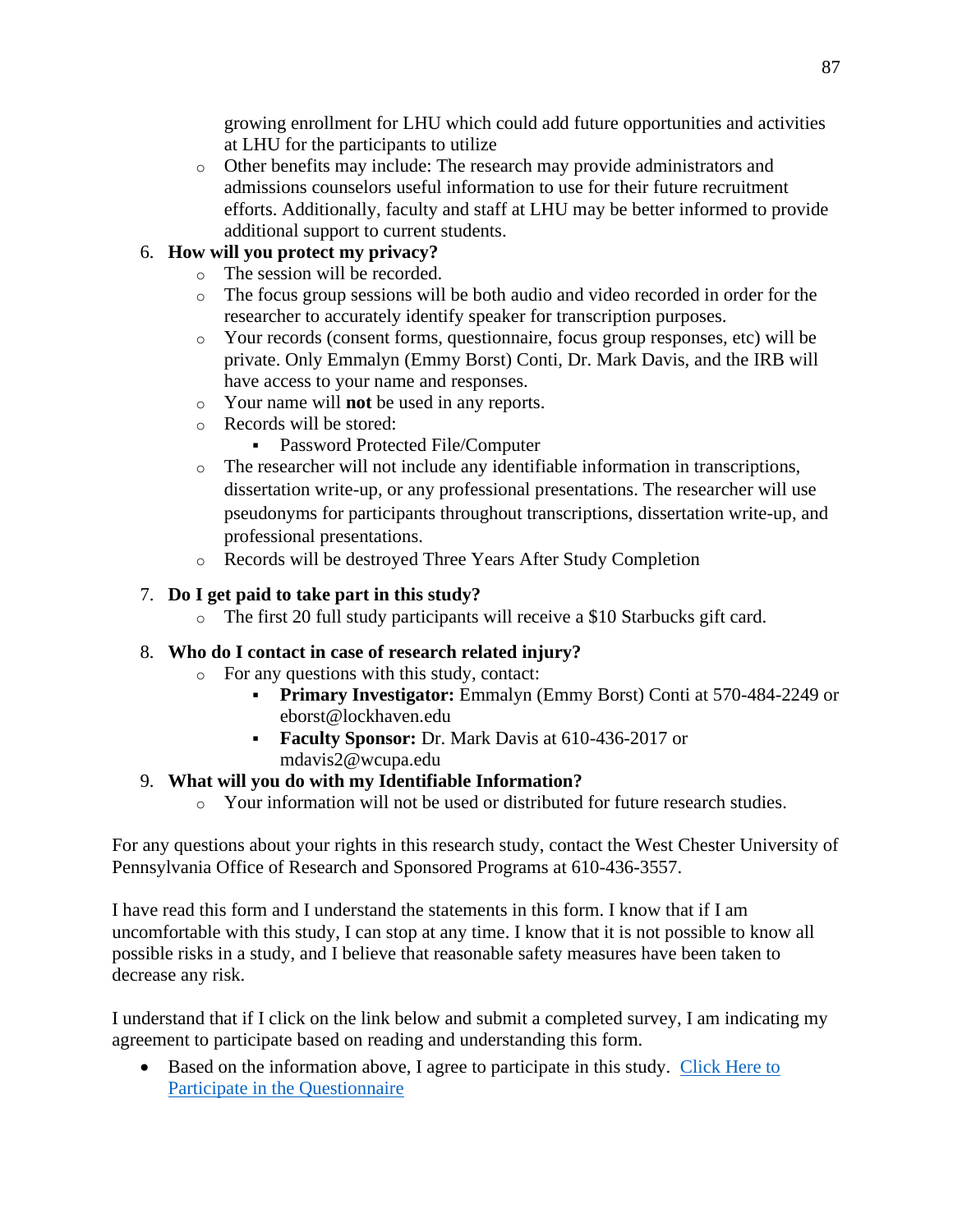growing enrollment for LHU which could add future opportunities and activities at LHU for the participants to utilize
    - Other benefits may include: The research may provide administrators and admissions counselors useful information to use for their future recruitment efforts. Additionally, faculty and staff at LHU may be better informed to provide additional support to current students.

6. **How will you protect my privacy?**
    - The session will be recorded.
    - The focus group sessions will be both audio and video recorded in order for the researcher to accurately identify speaker for transcription purposes.
    - Your records (consent forms, questionnaire, focus group responses, etc) will be private. Only Emmalyn (Emmy Borst) Conti, Dr. Mark Davis, and the IRB will have access to your name and responses.
    - Your name will **not** be used in any reports.
    - Records will be stored:
        - Password Protected File/Computer
    - The researcher will not include any identifiable information in transcriptions, dissertation write-up, or any professional presentations. The researcher will use pseudonyms for participants throughout transcriptions, dissertation write-up, and professional presentations.
    - Records will be destroyed Three Years After Study Completion

7. **Do I get paid to take part in this study?**
    - The first 20 full study participants will receive a $10 Starbucks gift card.

8. **Who do I contact in case of research related injury?**
    - For any questions with this study, contact:
        - **Primary Investigator:** Emmalyn (Emmy Borst) Conti at 570-484-2249 or eborst@lockhaven.edu
        - **Faculty Sponsor:** Dr. Mark Davis at 610-436-2017 or mdavis2@wcupa.edu

9. **What will you do with my Identifiable Information?**
    - Your information will not be used or distributed for future research studies.

For any questions about your rights in this research study, contact the West Chester University of Pennsylvania Office of Research and Sponsored Programs at 610-436-3557.

I have read this form and I understand the statements in this form. I know that if I am uncomfortable with this study, I can stop at any time. I know that it is not possible to know all possible risks in a study, and I believe that reasonable safety measures have been taken to decrease any risk.

I understand that if I click on the link below and submit a completed survey, I am indicating my agreement to participate based on reading and understanding this form.

- Based on the information above, I agree to participate in this study. Click Here to Participate in the Questionnaire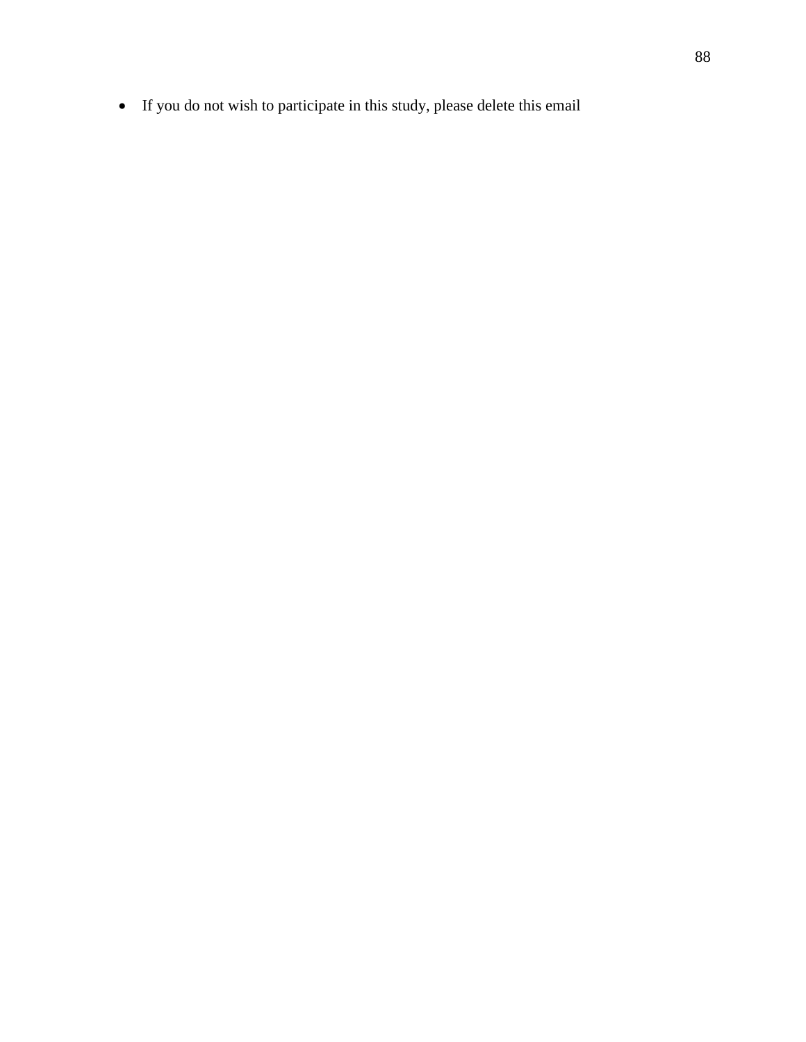- If you do not wish to participate in this study, please delete this email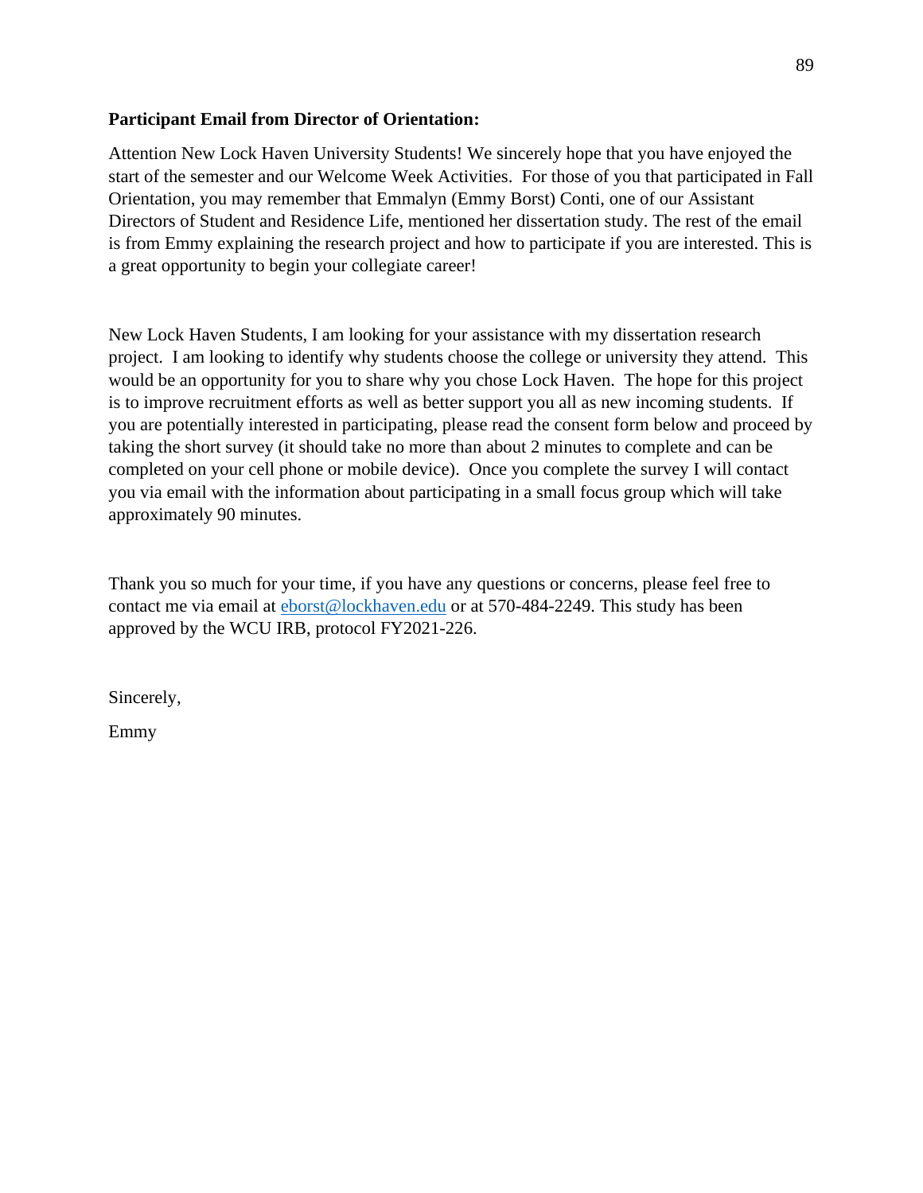**Participant Email from Director of Orientation:**

Attention New Lock Haven University Students! We sincerely hope that you have enjoyed the start of the semester and our Welcome Week Activities. For those of you that participated in Fall Orientation, you may remember that Emmalyn (Emmy Borst) Conti, one of our Assistant Directors of Student and Residence Life, mentioned her dissertation study. The rest of the email is from Emmy explaining the research project and how to participate if you are interested. This is a great opportunity to begin your collegiate career!

New Lock Haven Students, I am looking for your assistance with my dissertation research project. I am looking to identify why students choose the college or university they attend. This would be an opportunity for you to share why you chose Lock Haven. The hope for this project is to improve recruitment efforts as well as better support you all as new incoming students. If you are potentially interested in participating, please read the consent form below and proceed by taking the short survey (it should take no more than about 2 minutes to complete and can be completed on your cell phone or mobile device). Once you complete the survey I will contact you via email with the information about participating in a small focus group which will take approximately 90 minutes.

Thank you so much for your time, if you have any questions or concerns, please feel free to contact me via email at eborst@lockhaven.edu or at 570-484-2249. This study has been approved by the WCU IRB, protocol FY2021-226.

Sincerely,

Emmy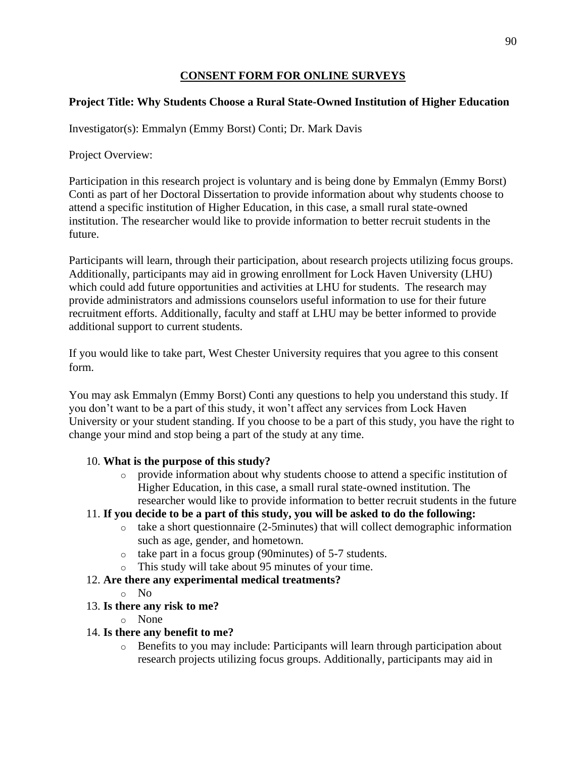## CONSENT FORM FOR ONLINE SURVEYS

**Project Title: Why Students Choose a Rural State-Owned Institution of Higher Education**

Investigator(s): Emmalyn (Emmy Borst) Conti; Dr. Mark Davis

Project Overview:

Participation in this research project is voluntary and is being done by Emmalyn (Emmy Borst) Conti as part of her Doctoral Dissertation to provide information about why students choose to attend a specific institution of Higher Education, in this case, a small rural state-owned institution. The researcher would like to provide information to better recruit students in the future.

Participants will learn, through their participation, about research projects utilizing focus groups. Additionally, participants may aid in growing enrollment for Lock Haven University (LHU) which could add future opportunities and activities at LHU for students. The research may provide administrators and admissions counselors useful information to use for their future recruitment efforts. Additionally, faculty and staff at LHU may be better informed to provide additional support to current students.

If you would like to take part, West Chester University requires that you agree to this consent form.

You may ask Emmalyn (Emmy Borst) Conti any questions to help you understand this study. If you don't want to be a part of this study, it won't affect any services from Lock Haven University or your student standing. If you choose to be a part of this study, you have the right to change your mind and stop being a part of the study at any time.

10. **What is the purpose of this study?**
    - provide information about why students choose to attend a specific institution of Higher Education, in this case, a small rural state-owned institution. The researcher would like to provide information to better recruit students in the future
11. **If you decide to be a part of this study, you will be asked to do the following:**
    - take a short questionnaire (2-5minutes) that will collect demographic information such as age, gender, and hometown.
    - take part in a focus group (90minutes) of 5-7 students.
    - This study will take about 95 minutes of your time.
12. **Are there any experimental medical treatments?**
    - No
13. **Is there any risk to me?**
    - None
14. **Is there any benefit to me?**
    - Benefits to you may include: Participants will learn through participation about research projects utilizing focus groups. Additionally, participants may aid in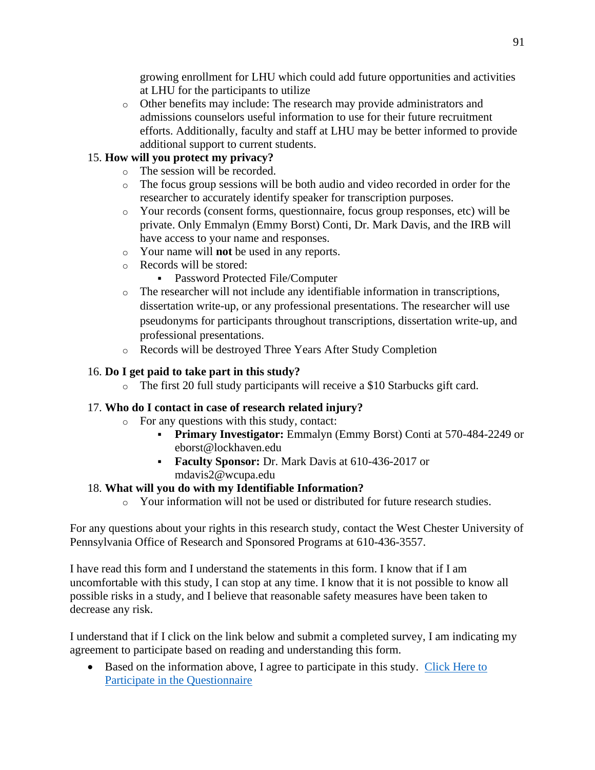growing enrollment for LHU which could add future opportunities and activities at LHU for the participants to utilize

- Other benefits may include: The research may provide administrators and admissions counselors useful information to use for their future recruitment efforts. Additionally, faculty and staff at LHU may be better informed to provide additional support to current students.

15. **How will you protect my privacy?**
    - The session will be recorded.
    - The focus group sessions will be both audio and video recorded in order for the researcher to accurately identify speaker for transcription purposes.
    - Your records (consent forms, questionnaire, focus group responses, etc) will be private. Only Emmalyn (Emmy Borst) Conti, Dr. Mark Davis, and the IRB will have access to your name and responses.
    - Your name will **not** be used in any reports.
    - Records will be stored:
        - Password Protected File/Computer
    - The researcher will not include any identifiable information in transcriptions, dissertation write-up, or any professional presentations. The researcher will use pseudonyms for participants throughout transcriptions, dissertation write-up, and professional presentations.
    - Records will be destroyed Three Years After Study Completion

16. **Do I get paid to take part in this study?**
    - The first 20 full study participants will receive a $10 Starbucks gift card.

17. **Who do I contact in case of research related injury?**
    - For any questions with this study, contact:
        - **Primary Investigator:** Emmalyn (Emmy Borst) Conti at 570-484-2249 or eborst@lockhaven.edu
        - **Faculty Sponsor:** Dr. Mark Davis at 610-436-2017 or mdavis2@wcupa.edu

18. **What will you do with my Identifiable Information?**
    - Your information will not be used or distributed for future research studies.

For any questions about your rights in this research study, contact the West Chester University of Pennsylvania Office of Research and Sponsored Programs at 610-436-3557.

I have read this form and I understand the statements in this form. I know that if I am uncomfortable with this study, I can stop at any time. I know that it is not possible to know all possible risks in a study, and I believe that reasonable safety measures have been taken to decrease any risk.

I understand that if I click on the link below and submit a completed survey, I am indicating my agreement to participate based on reading and understanding this form.

- Based on the information above, I agree to participate in this study. Click Here to Participate in the Questionnaire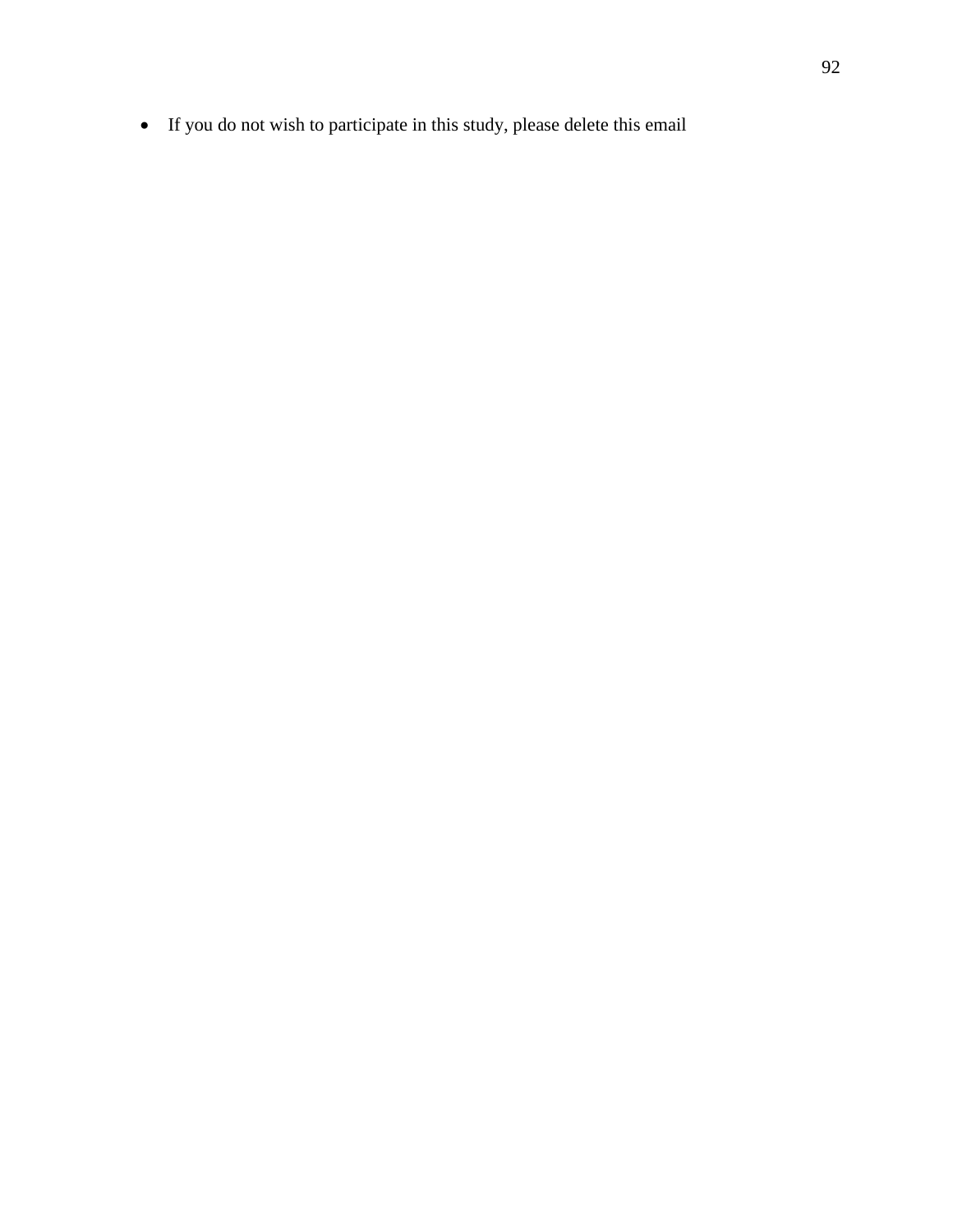- If you do not wish to participate in this study, please delete this email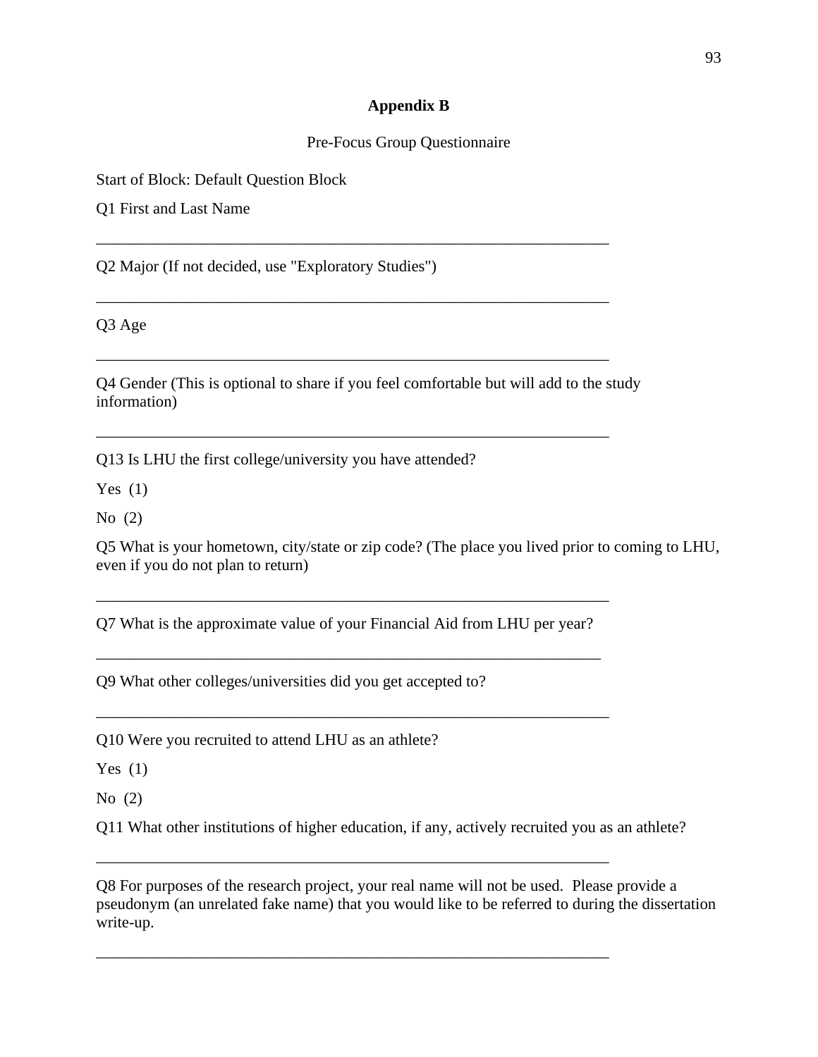# Appendix B

Pre-Focus Group Questionnaire

Start of Block: Default Question Block

Q1 First and Last Name

________________________________________________________________

Q2 Major (If not decided, use "Exploratory Studies")

________________________________________________________________

Q3 Age

________________________________________________________________

Q4 Gender (This is optional to share if you feel comfortable but will add to the study information)

________________________________________________________________

Q13 Is LHU the first college/university you have attended?

Yes (1)

No (2)

Q5 What is your hometown, city/state or zip code? (The place you lived prior to coming to LHU, even if you do not plan to return)

________________________________________________________________

Q7 What is the approximate value of your Financial Aid from LHU per year?

________________________________________________________________

Q9 What other colleges/universities did you get accepted to?

________________________________________________________________

Q10 Were you recruited to attend LHU as an athlete?

Yes (1)

No (2)

Q11 What other institutions of higher education, if any, actively recruited you as an athlete?

________________________________________________________________

Q8 For purposes of the research project, your real name will not be used. Please provide a pseudonym (an unrelated fake name) that you would like to be referred to during the dissertation write-up.

________________________________________________________________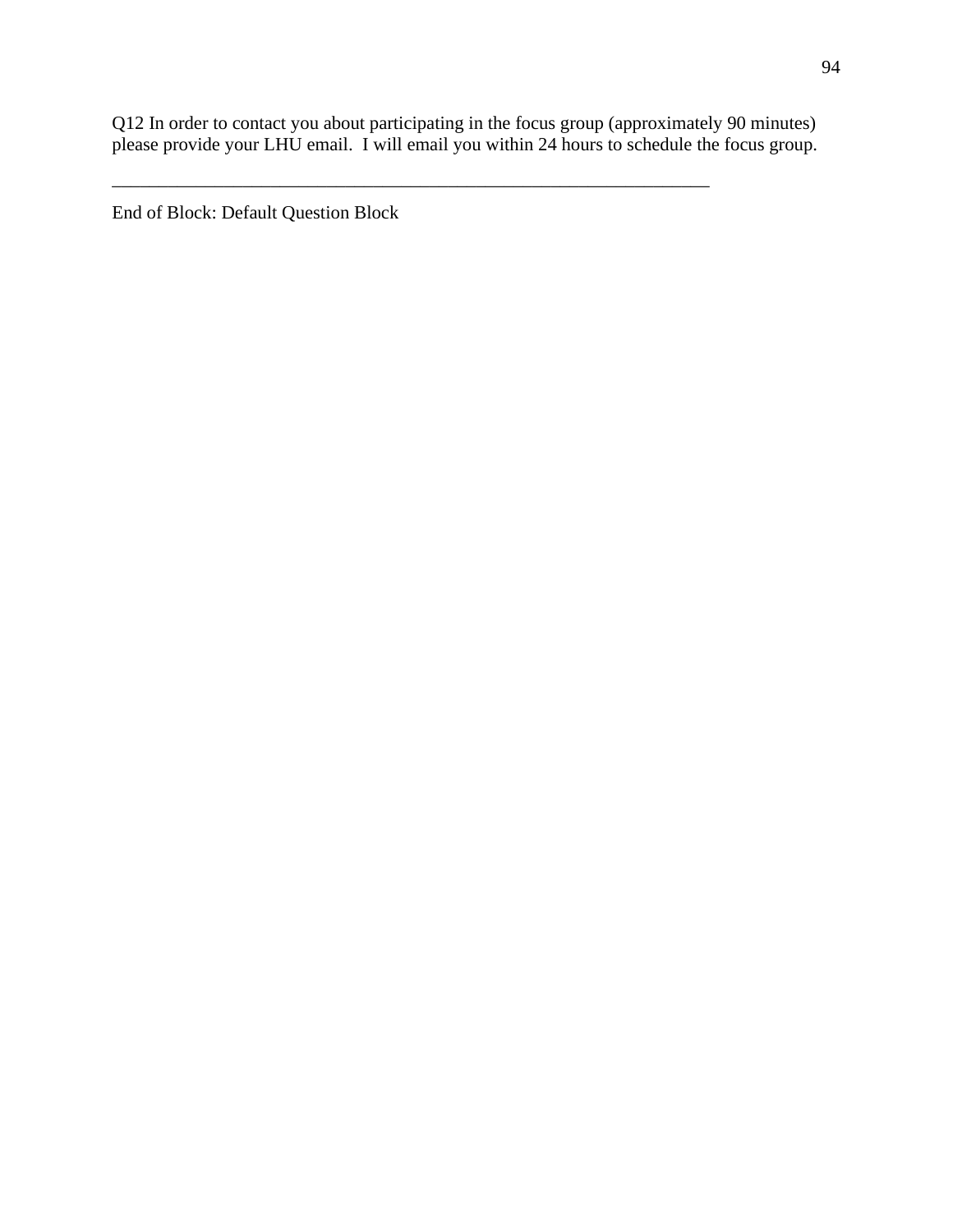Q12 In order to contact you about participating in the focus group (approximately 90 minutes) please provide your LHU email.  I will email you within 24 hours to schedule the focus group.

________________________________________________________________

End of Block: Default Question Block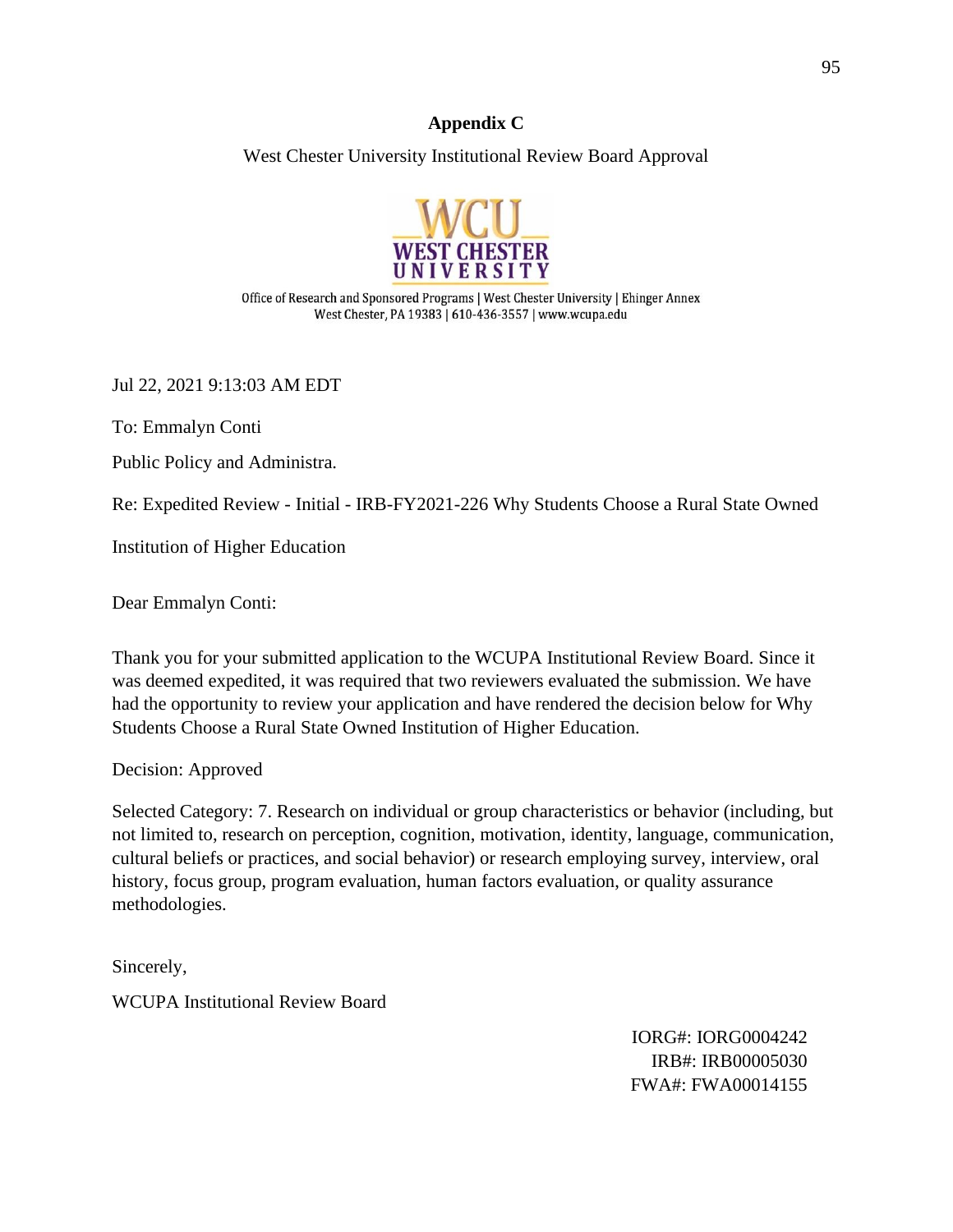## Appendix C

West Chester University Institutional Review Board Approval

WCU
WEST CHESTER
UNIVERSITY

Office of Research and Sponsored Programs | West Chester University | Ehinger Annex
West Chester, PA 19383 | 610-436-3557 | www.wcupa.edu

Jul 22, 2021 9:13:03 AM EDT

To: Emmalyn Conti

Public Policy and Administra.

Re: Expedited Review - Initial - IRB-FY2021-226 Why Students Choose a Rural State Owned Institution of Higher Education

Dear Emmalyn Conti:

Thank you for your submitted application to the WCUPA Institutional Review Board. Since it was deemed expedited, it was required that two reviewers evaluated the submission. We have had the opportunity to review your application and have rendered the decision below for Why Students Choose a Rural State Owned Institution of Higher Education.

Decision: Approved

Selected Category: 7. Research on individual or group characteristics or behavior (including, but not limited to, research on perception, cognition, motivation, identity, language, communication, cultural beliefs or practices, and social behavior) or research employing survey, interview, oral history, focus group, program evaluation, human factors evaluation, or quality assurance methodologies.

Sincerely,

WCUPA Institutional Review Board

IORG#: IORG0004242
IRB#: IRB00005030
FWA#: FWA00014155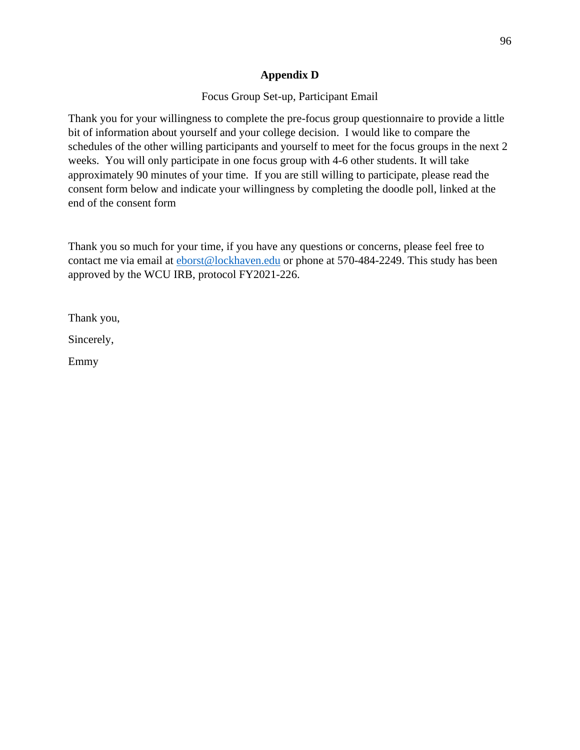# Appendix D

Focus Group Set-up, Participant Email

Thank you for your willingness to complete the pre-focus group questionnaire to provide a little bit of information about yourself and your college decision. I would like to compare the schedules of the other willing participants and yourself to meet for the focus groups in the next 2 weeks. You will only participate in one focus group with 4-6 other students. It will take approximately 90 minutes of your time. If you are still willing to participate, please read the consent form below and indicate your willingness by completing the doodle poll, linked at the end of the consent form

Thank you so much for your time, if you have any questions or concerns, please feel free to contact me via email at eborst@lockhaven.edu or phone at 570-484-2249. This study has been approved by the WCU IRB, protocol FY2021-226.

Thank you,

Sincerely,

Emmy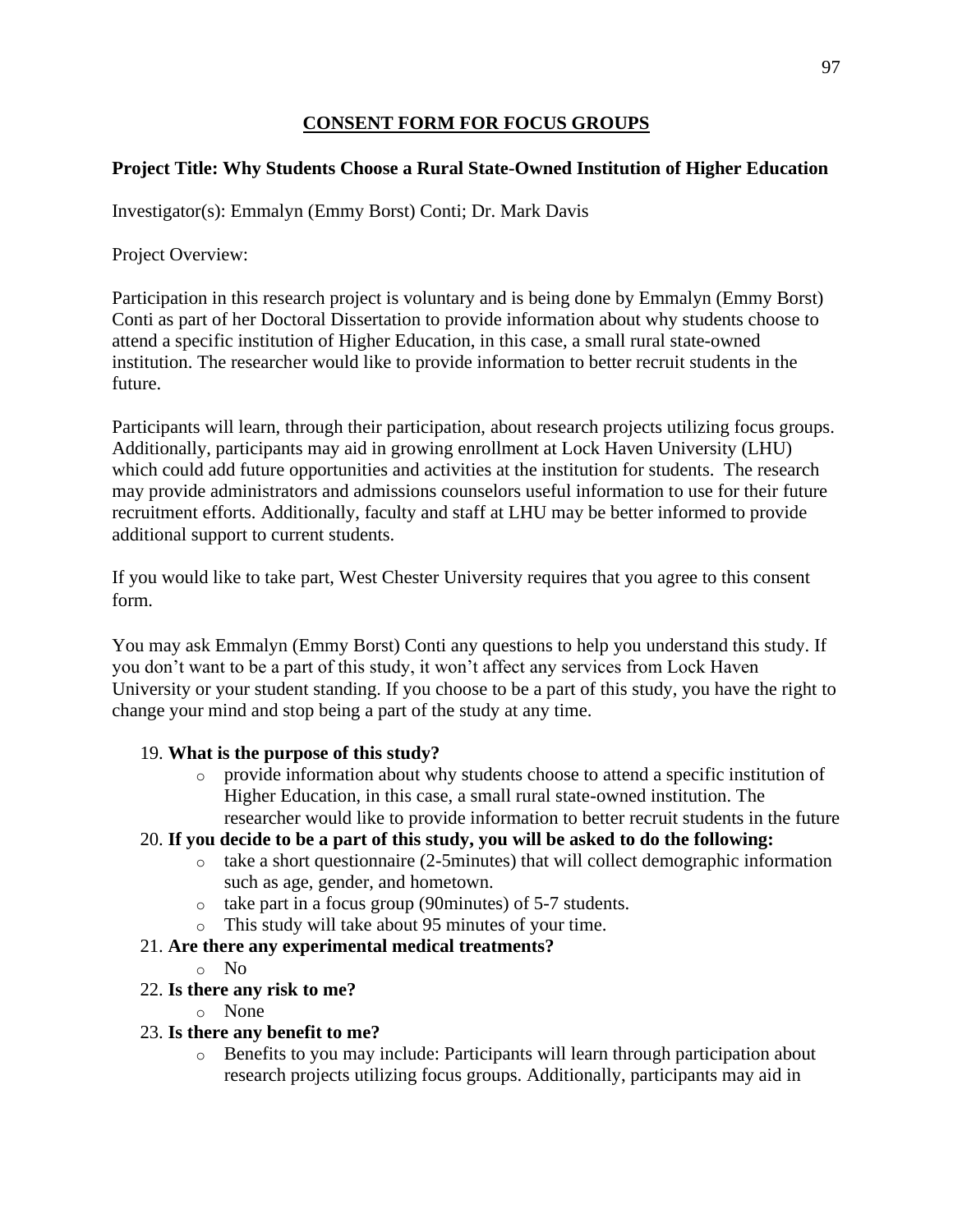## CONSENT FORM FOR FOCUS GROUPS

**Project Title: Why Students Choose a Rural State-Owned Institution of Higher Education**

Investigator(s): Emmalyn (Emmy Borst) Conti; Dr. Mark Davis

Project Overview:

Participation in this research project is voluntary and is being done by Emmalyn (Emmy Borst) Conti as part of her Doctoral Dissertation to provide information about why students choose to attend a specific institution of Higher Education, in this case, a small rural state-owned institution. The researcher would like to provide information to better recruit students in the future.

Participants will learn, through their participation, about research projects utilizing focus groups. Additionally, participants may aid in growing enrollment at Lock Haven University (LHU) which could add future opportunities and activities at the institution for students. The research may provide administrators and admissions counselors useful information to use for their future recruitment efforts. Additionally, faculty and staff at LHU may be better informed to provide additional support to current students.

If you would like to take part, West Chester University requires that you agree to this consent form.

You may ask Emmalyn (Emmy Borst) Conti any questions to help you understand this study. If you don't want to be a part of this study, it won't affect any services from Lock Haven University or your student standing. If you choose to be a part of this study, you have the right to change your mind and stop being a part of the study at any time.

19. **What is the purpose of this study?**
    - provide information about why students choose to attend a specific institution of Higher Education, in this case, a small rural state-owned institution. The researcher would like to provide information to better recruit students in the future
20. **If you decide to be a part of this study, you will be asked to do the following:**
    - take a short questionnaire (2-5minutes) that will collect demographic information such as age, gender, and hometown.
    - take part in a focus group (90minutes) of 5-7 students.
    - This study will take about 95 minutes of your time.
21. **Are there any experimental medical treatments?**
    - No
22. **Is there any risk to me?**
    - None
23. **Is there any benefit to me?**
    - Benefits to you may include: Participants will learn through participation about research projects utilizing focus groups. Additionally, participants may aid in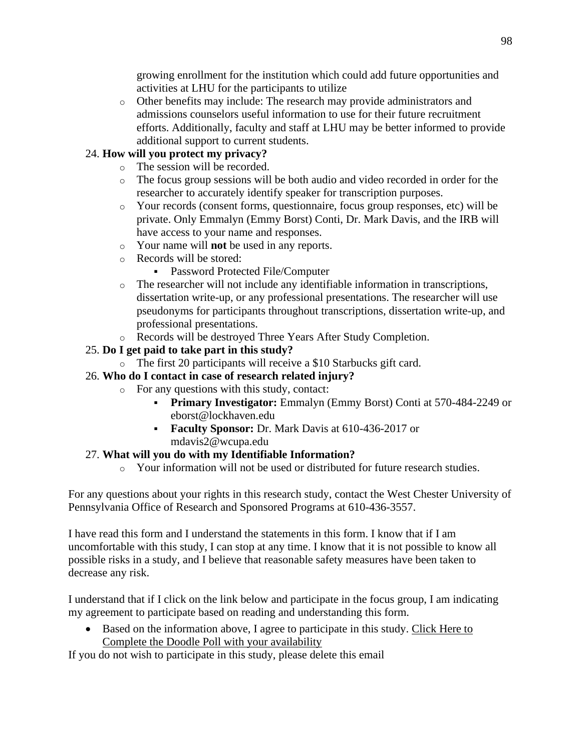growing enrollment for the institution which could add future opportunities and activities at LHU for the participants to utilize

- Other benefits may include: The research may provide administrators and admissions counselors useful information to use for their future recruitment efforts. Additionally, faculty and staff at LHU may be better informed to provide additional support to current students.

24. **How will you protect my privacy?**
    - The session will be recorded.
    - The focus group sessions will be both audio and video recorded in order for the researcher to accurately identify speaker for transcription purposes.
    - Your records (consent forms, questionnaire, focus group responses, etc) will be private. Only Emmalyn (Emmy Borst) Conti, Dr. Mark Davis, and the IRB will have access to your name and responses.
    - Your name will **not** be used in any reports.
    - Records will be stored:
        - Password Protected File/Computer
    - The researcher will not include any identifiable information in transcriptions, dissertation write-up, or any professional presentations. The researcher will use pseudonyms for participants throughout transcriptions, dissertation write-up, and professional presentations.
    - Records will be destroyed Three Years After Study Completion.
25. **Do I get paid to take part in this study?**
    - The first 20 participants will receive a $10 Starbucks gift card.
26. **Who do I contact in case of research related injury?**
    - For any questions with this study, contact:
        - **Primary Investigator:** Emmalyn (Emmy Borst) Conti at 570-484-2249 or eborst@lockhaven.edu
        - **Faculty Sponsor:** Dr. Mark Davis at 610-436-2017 or mdavis2@wcupa.edu
27. **What will you do with my Identifiable Information?**
    - Your information will not be used or distributed for future research studies.

For any questions about your rights in this research study, contact the West Chester University of Pennsylvania Office of Research and Sponsored Programs at 610-436-3557.

I have read this form and I understand the statements in this form. I know that if I am uncomfortable with this study, I can stop at any time. I know that it is not possible to know all possible risks in a study, and I believe that reasonable safety measures have been taken to decrease any risk.

I understand that if I click on the link below and participate in the focus group, I am indicating my agreement to participate based on reading and understanding this form.

- Based on the information above, I agree to participate in this study. Click Here to Complete the Doodle Poll with your availability

If you do not wish to participate in this study, please delete this email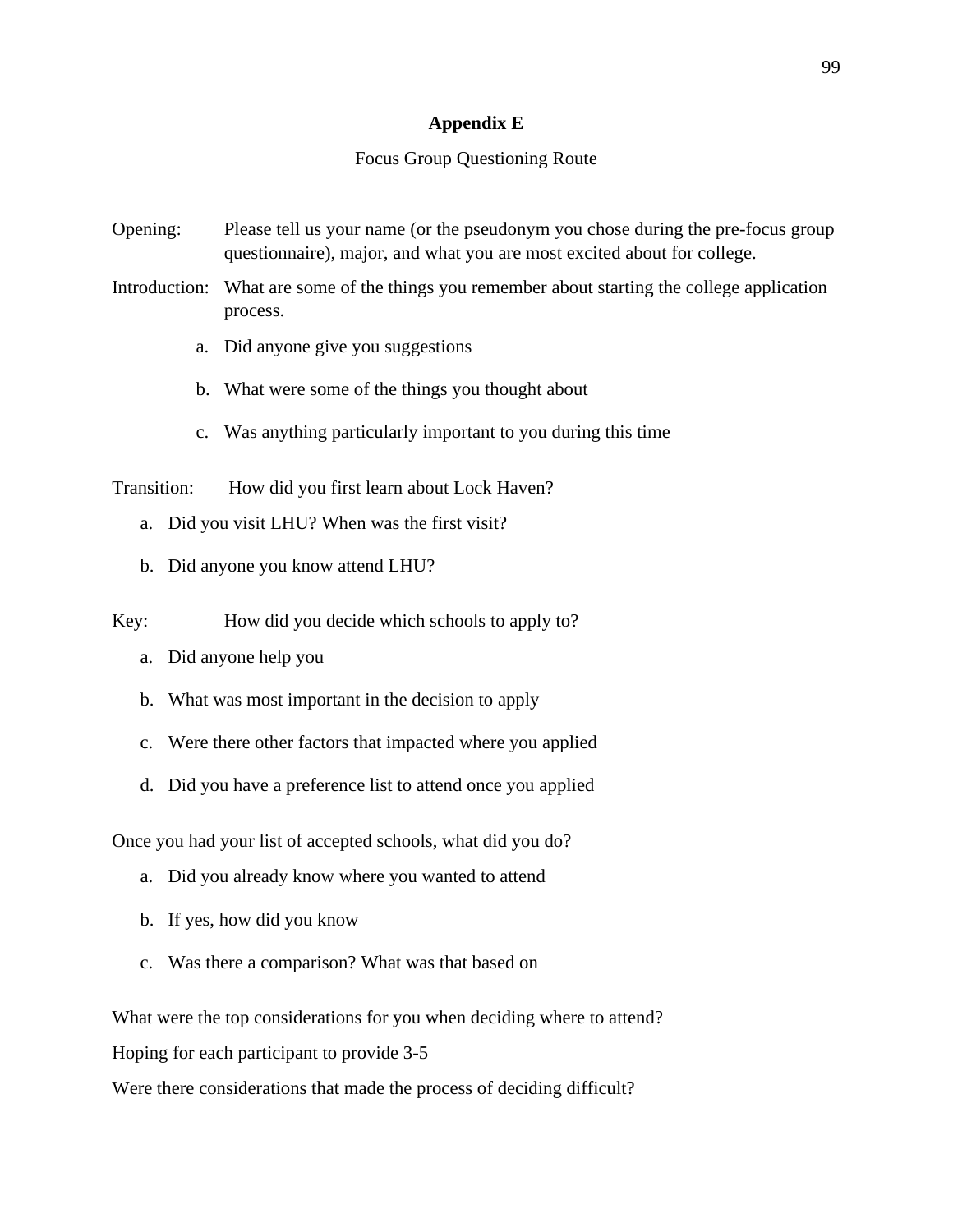## Appendix E

Focus Group Questioning Route

Opening: Please tell us your name (or the pseudonym you chose during the pre-focus group questionnaire), major, and what you are most excited about for college.

Introduction: What are some of the things you remember about starting the college application process.

a. Did anyone give you suggestions
b. What were some of the things you thought about
c. Was anything particularly important to you during this time

Transition: How did you first learn about Lock Haven?

a. Did you visit LHU? When was the first visit?
b. Did anyone you know attend LHU?

Key: How did you decide which schools to apply to?

a. Did anyone help you
b. What was most important in the decision to apply
c. Were there other factors that impacted where you applied
d. Did you have a preference list to attend once you applied

Once you had your list of accepted schools, what did you do?

a. Did you already know where you wanted to attend
b. If yes, how did you know
c. Was there a comparison? What was that based on

What were the top considerations for you when deciding where to attend?

Hoping for each participant to provide 3-5

Were there considerations that made the process of deciding difficult?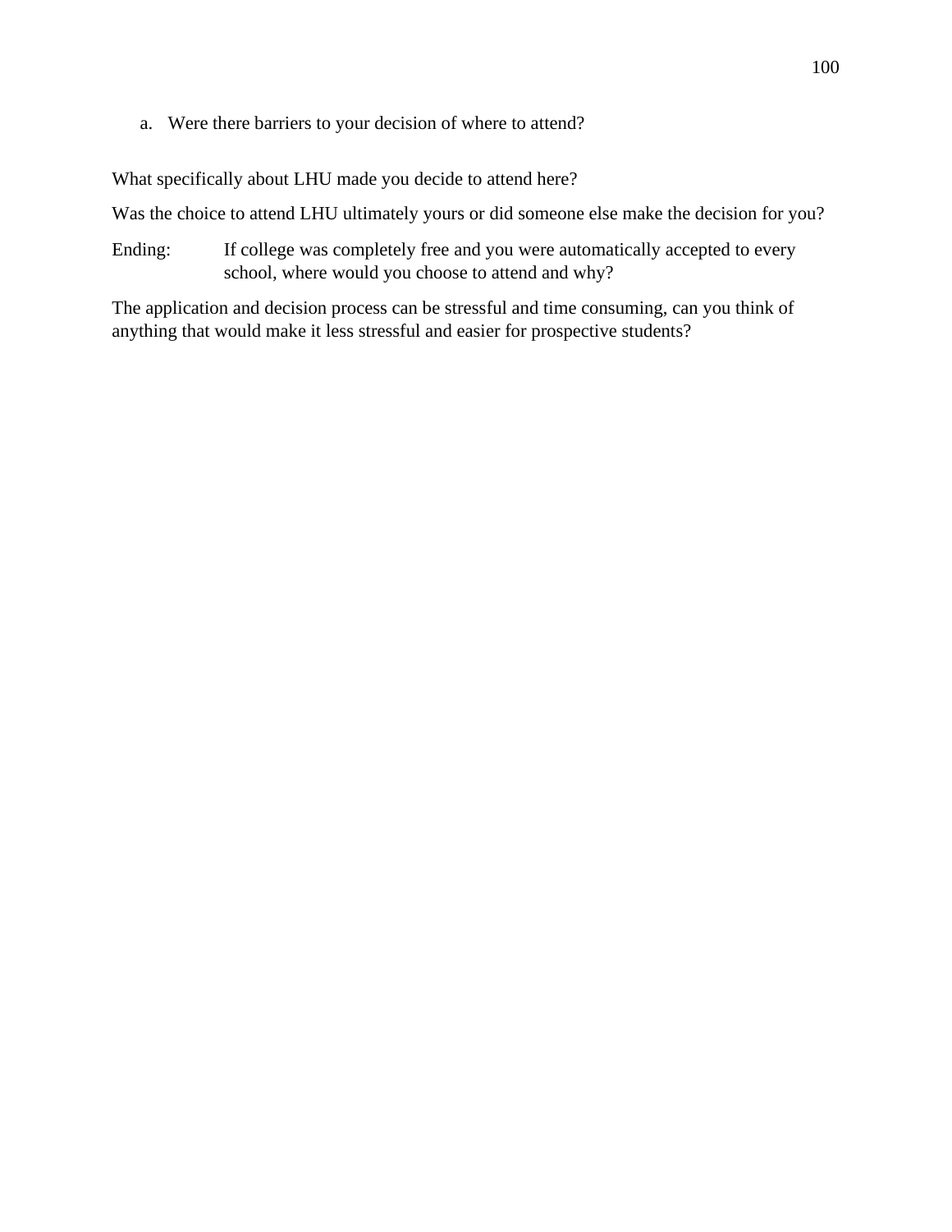a. Were there barriers to your decision of where to attend?

What specifically about LHU made you decide to attend here?

Was the choice to attend LHU ultimately yours or did someone else make the decision for you?

Ending: If college was completely free and you were automatically accepted to every school, where would you choose to attend and why?

The application and decision process can be stressful and time consuming, can you think of anything that would make it less stressful and easier for prospective students?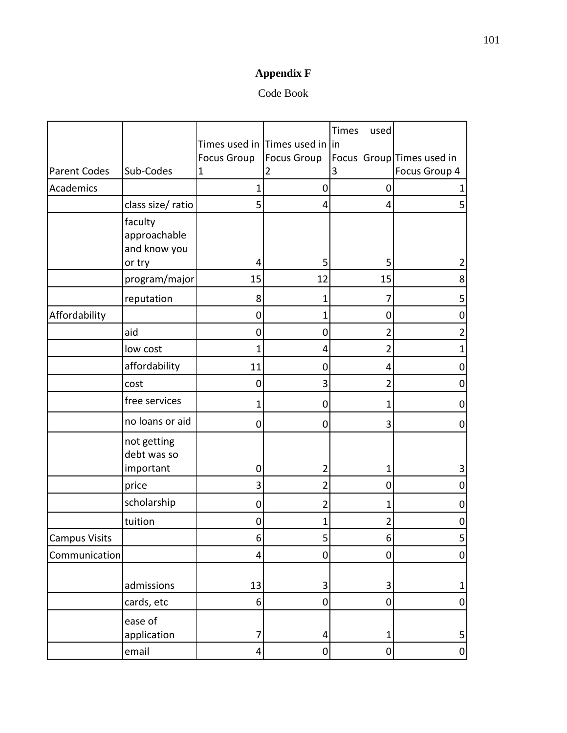**Appendix F**

Code Book

| Parent Codes | Sub-Codes | Times used in Focus Group 1 | Times used in Focus Group 2 | Times used in Focus Group 3 | Times used in Focus Group 4 |
|---|---|---|---|---|---|
| Academics | | 1 | 0 | 0 | 1 |
| | class size/ ratio | 5 | 4 | 4 | 5 |
| | faculty approachable and know you or try | 4 | 5 | 5 | 2 |
| | program/major | 15 | 12 | 15 | 8 |
| | reputation | 8 | 1 | 7 | 5 |
| Affordability | | 0 | 1 | 0 | 0 |
| | aid | 0 | 0 | 2 | 2 |
| | low cost | 1 | 4 | 2 | 1 |
| | affordability | 11 | 0 | 4 | 0 |
| | cost | 0 | 3 | 2 | 0 |
| | free services | 1 | 0 | 1 | 0 |
| | no loans or aid | 0 | 0 | 3 | 0 |
| | not getting debt was so important | 0 | 2 | 1 | 3 |
| | price | 3 | 2 | 0 | 0 |
| | scholarship | 0 | 2 | 1 | 0 |
| | tuition | 0 | 1 | 2 | 0 |
| Campus Visits | | 6 | 5 | 6 | 5 |
| Communication | | 4 | 0 | 0 | 0 |
| | admissions | 13 | 3 | 3 | 1 |
| | cards, etc | 6 | 0 | 0 | 0 |
| | ease of application | 7 | 4 | 1 | 5 |
| | email | 4 | 0 | 0 | 0 |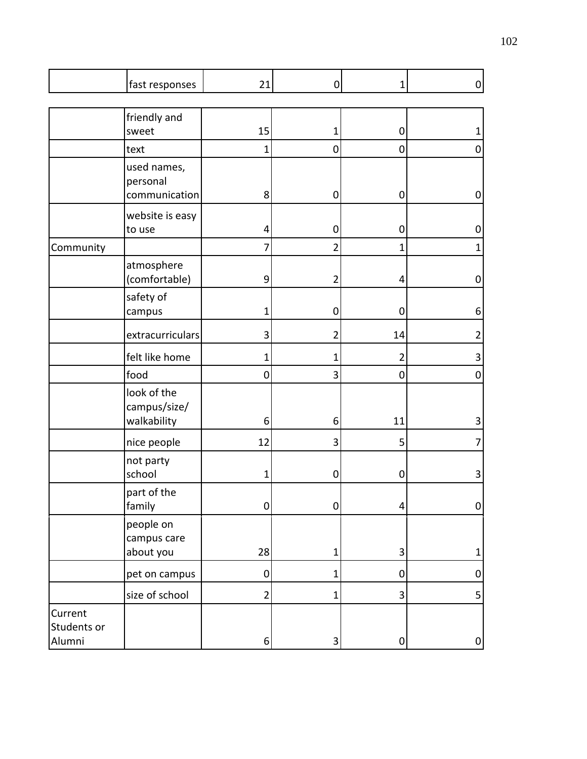| | | | | | |
|---|---|---|---|---|---|
| | fast responses | 21 | 0 | 1 | 0 |
| | friendly and sweet | 15 | 1 | 0 | 1 |
| | text | 1 | 0 | 0 | 0 |
| | used names, personal communication | 8 | 0 | 0 | 0 |
| | website is easy to use | 4 | 0 | 0 | 0 |
| Community | | 7 | 2 | 1 | 1 |
| | atmosphere (comfortable) | 9 | 2 | 4 | 0 |
| | safety of campus | 1 | 0 | 0 | 6 |
| | extracurriculars | 3 | 2 | 14 | 2 |
| | felt like home | 1 | 1 | 2 | 3 |
| | food | 0 | 3 | 0 | 0 |
| | look of the campus/size/ walkability | 6 | 6 | 11 | 3 |
| | nice people | 12 | 3 | 5 | 7 |
| | not party school | 1 | 0 | 0 | 3 |
| | part of the family | 0 | 0 | 4 | 0 |
| | people on campus care about you | 28 | 1 | 3 | 1 |
| | pet on campus | 0 | 1 | 0 | 0 |
| | size of school | 2 | 1 | 3 | 5 |
| Current Students or Alumni | | 6 | 3 | 0 | 0 |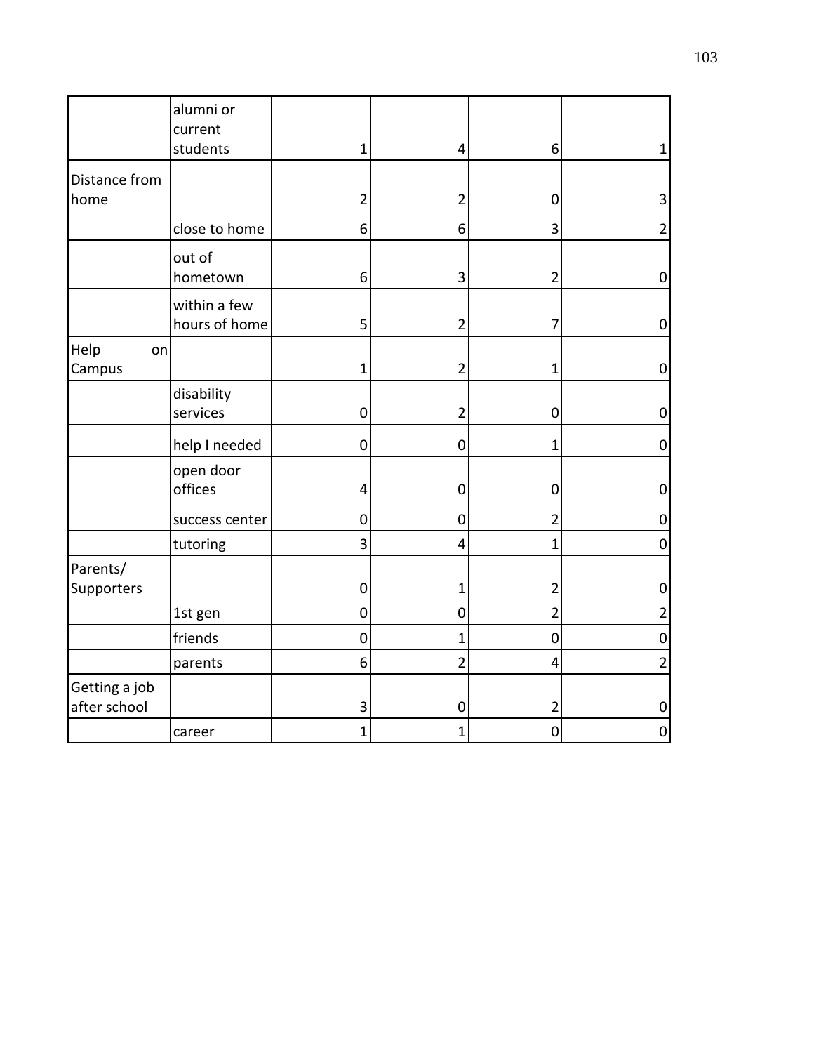| | | | | | |
|---|---|---|---|---|---|
| | alumni or current students | 1 | 4 | 6 | 1 |
| Distance from home | | 2 | 2 | 0 | 3 |
| | close to home | 6 | 6 | 3 | 2 |
| | out of hometown | 6 | 3 | 2 | 0 |
| | within a few hours of home | 5 | 2 | 7 | 0 |
| Help on Campus | | 1 | 2 | 1 | 0 |
| | disability services | 0 | 2 | 0 | 0 |
| | help I needed | 0 | 0 | 1 | 0 |
| | open door offices | 4 | 0 | 0 | 0 |
| | success center | 0 | 0 | 2 | 0 |
| | tutoring | 3 | 4 | 1 | 0 |
| Parents/ Supporters | | 0 | 1 | 2 | 0 |
| | 1st gen | 0 | 0 | 2 | 2 |
| | friends | 0 | 1 | 0 | 0 |
| | parents | 6 | 2 | 4 | 2 |
| Getting a job after school | | 3 | 0 | 2 | 0 |
| | career | 1 | 1 | 0 | 0 |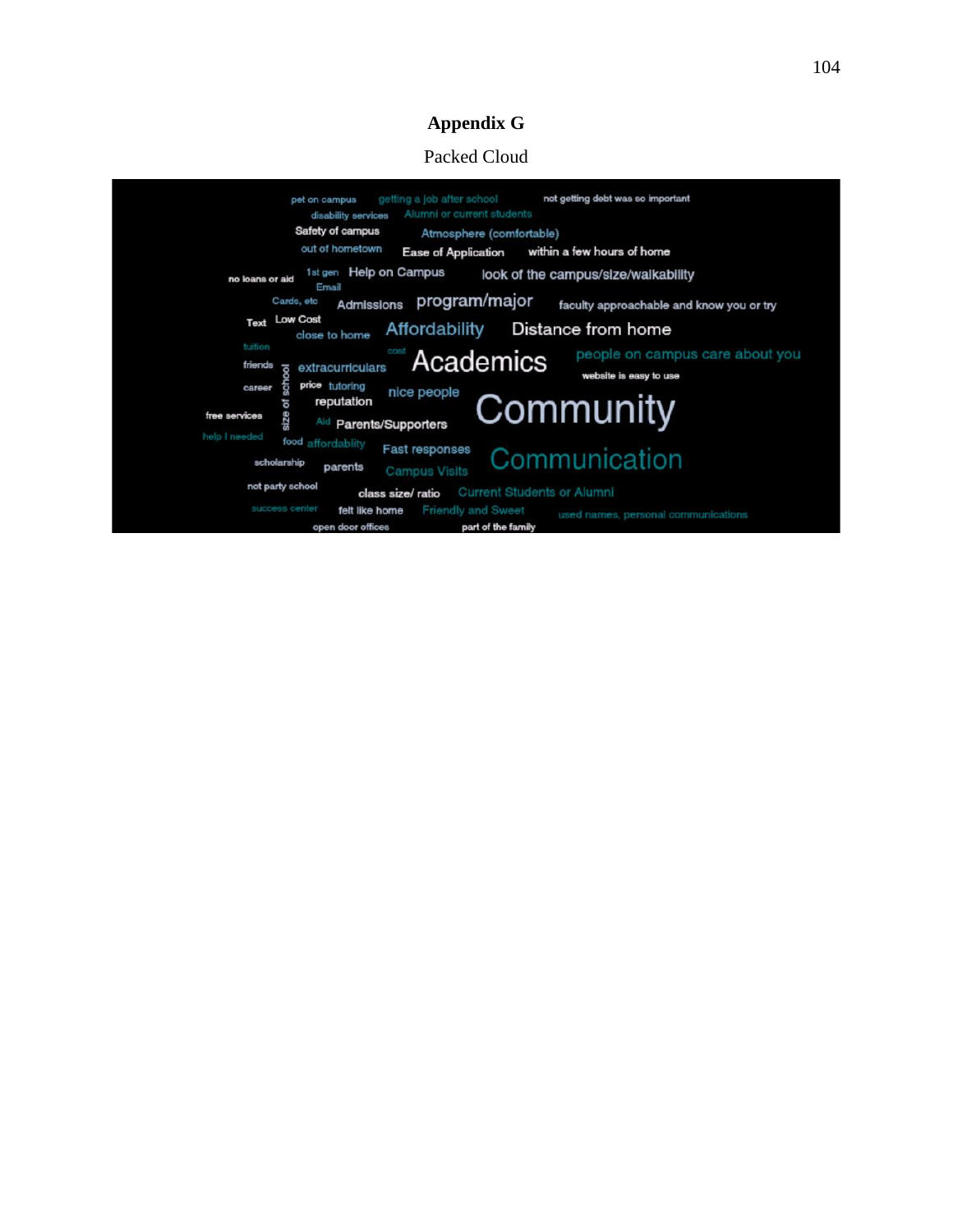# Appendix G

Packed Cloud

pet on campus
getting a job after school
not getting debt was so important
disability services
Alumni or current students
Safety of campus
Atmosphere (comfortable)
out of hometown
Ease of Application
within a few hours of home
no loans or aid
1st gen
Help on Campus
look of the campus/size/walkability
Email
Cards, etc
Admissions
program/major
faculty approachable and know you or try
Text
Low Cost
close to home
Affordability
Distance from home
tuition
cost
Academics
people on campus care about you
friends
size of school
extracurriculars
website is easy to use
career
price
tutoring
nice people
reputation
Community
free services
Aid
Parents/Supporters
help I needed
food
affordablity
Fast responses
Communication
scholarship
parents
Campus Visits
not party school
class size/ ratio
Current Students or Alumni
success center
felt like home
Friendly and Sweet
used names, personal communications
open door offices
part of the family